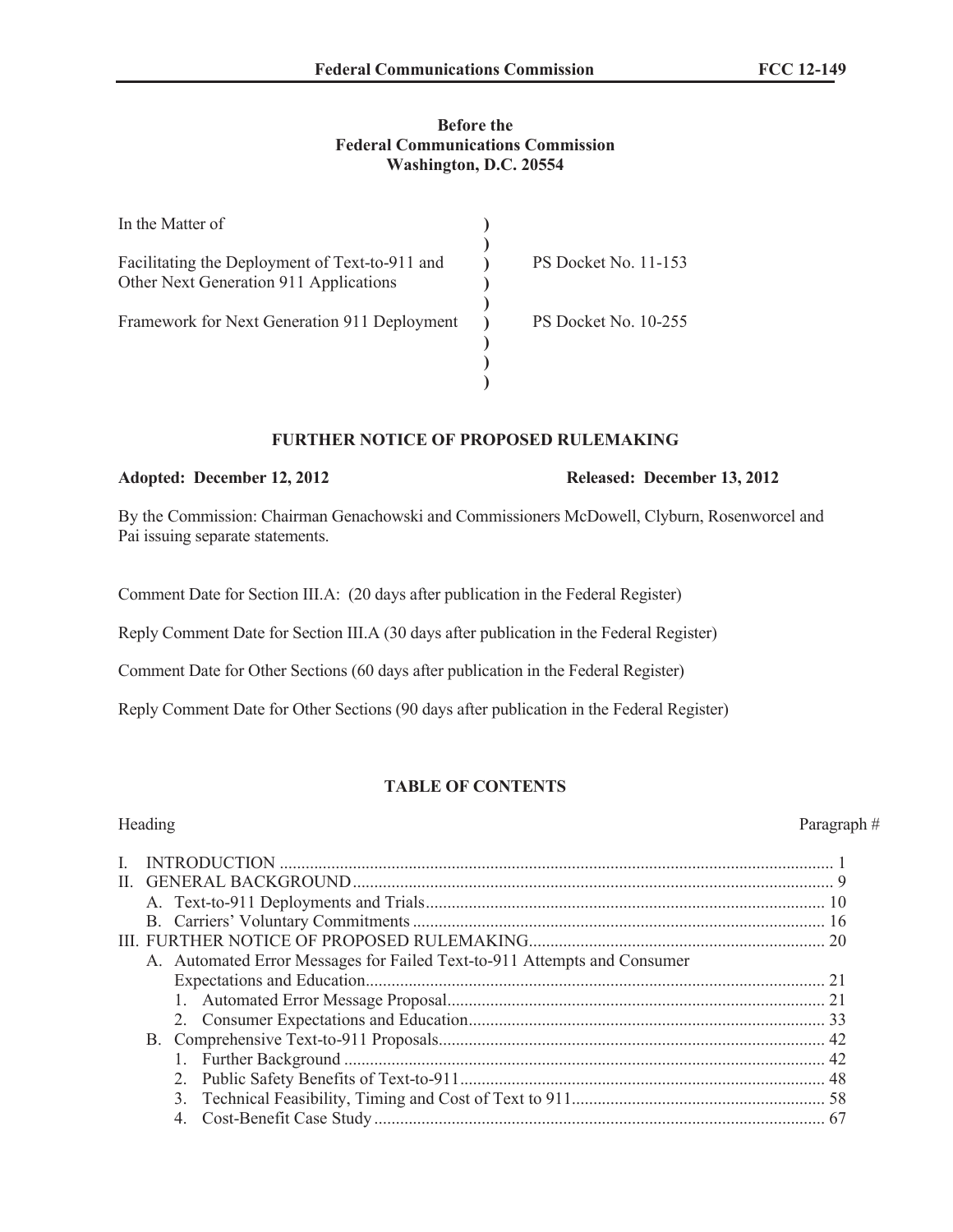**Before the**
**Federal Communications Commission**
**Washington, D.C. 20554**

| | | |
|---|---|---|
| In the Matter of | ) | |
| | ) | |
| Facilitating the Deployment of Text-to-911 and Other Next Generation 911 Applications | ) | PS Docket No. 11-153 |
| | ) | |
| Framework for Next Generation 911 Deployment | ) | PS Docket No. 10-255 |
| | ) | |
| | ) | |
| | ) | |

## FURTHER NOTICE OF PROPOSED RULEMAKING

**Adopted: December 12, 2012** **Released: December 13, 2012**

By the Commission: Chairman Genachowski and Commissioners McDowell, Clyburn, Rosenworcel and Pai issuing separate statements.

Comment Date for Section III.A: (20 days after publication in the Federal Register)

Reply Comment Date for Section III.A (30 days after publication in the Federal Register)

Comment Date for Other Sections (60 days after publication in the Federal Register)

Reply Comment Date for Other Sections (90 days after publication in the Federal Register)

## TABLE OF CONTENTS

| Heading | Paragraph # |
|---|---|
| I. INTRODUCTION | 1 |
| II. GENERAL BACKGROUND | 9 |
| A. Text-to-911 Deployments and Trials | 10 |
| B. Carriers' Voluntary Commitments | 16 |
| III. FURTHER NOTICE OF PROPOSED RULEMAKING | 20 |
| A. Automated Error Messages for Failed Text-to-911 Attempts and Consumer Expectations and Education | 21 |
| 1. Automated Error Message Proposal | 21 |
| 2. Consumer Expectations and Education | 33 |
| B. Comprehensive Text-to-911 Proposals | 42 |
| 1. Further Background | 42 |
| 2. Public Safety Benefits of Text-to-911 | 48 |
| 3. Technical Feasibility, Timing and Cost of Text to 911 | 58 |
| 4. Cost-Benefit Case Study | 67 |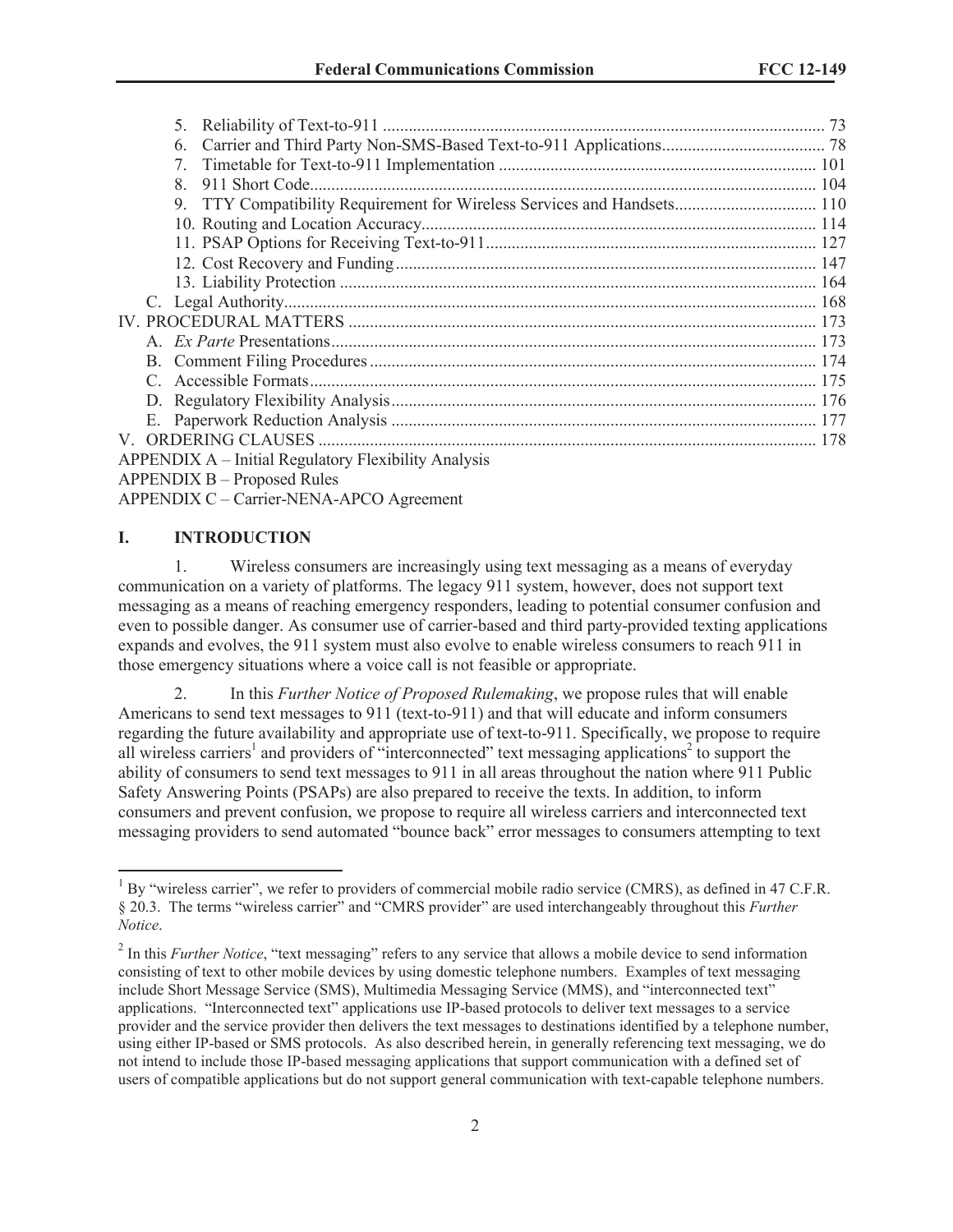5. Reliability of Text-to-911 ... 73
6. Carrier and Third Party Non-SMS-Based Text-to-911 Applications ... 78
7. Timetable for Text-to-911 Implementation ... 101
8. 911 Short Code ... 104
9. TTY Compatibility Requirement for Wireless Services and Handsets ... 110
10. Routing and Location Accuracy ... 114
11. PSAP Options for Receiving Text-to-911 ... 127
12. Cost Recovery and Funding ... 147
13. Liability Protection ... 164

C. Legal Authority ... 168

IV. PROCEDURAL MATTERS ... 173

A. *Ex Parte* Presentations ... 173
B. Comment Filing Procedures ... 174
C. Accessible Formats ... 175
D. Regulatory Flexibility Analysis ... 176
E. Paperwork Reduction Analysis ... 177

V. ORDERING CLAUSES ... 178

APPENDIX A – Initial Regulatory Flexibility Analysis

APPENDIX B – Proposed Rules

APPENDIX C – Carrier-NENA-APCO Agreement

## I. INTRODUCTION

1. Wireless consumers are increasingly using text messaging as a means of everyday communication on a variety of platforms. The legacy 911 system, however, does not support text messaging as a means of reaching emergency responders, leading to potential consumer confusion and even to possible danger. As consumer use of carrier-based and third party-provided texting applications expands and evolves, the 911 system must also evolve to enable wireless consumers to reach 911 in those emergency situations where a voice call is not feasible or appropriate.

2. In this *Further Notice of Proposed Rulemaking*, we propose rules that will enable Americans to send text messages to 911 (text-to-911) and that will educate and inform consumers regarding the future availability and appropriate use of text-to-911. Specifically, we propose to require all wireless carriers[1] and providers of "interconnected" text messaging applications[2] to support the ability of consumers to send text messages to 911 in all areas throughout the nation where 911 Public Safety Answering Points (PSAPs) are also prepared to receive the texts. In addition, to inform consumers and prevent confusion, we propose to require all wireless carriers and interconnected text messaging providers to send automated "bounce back" error messages to consumers attempting to text

---

[1] By "wireless carrier", we refer to providers of commercial mobile radio service (CMRS), as defined in 47 C.F.R. § 20.3. The terms "wireless carrier" and "CMRS provider" are used interchangeably throughout this *Further Notice*.

[2] In this *Further Notice*, "text messaging" refers to any service that allows a mobile device to send information consisting of text to other mobile devices by using domestic telephone numbers. Examples of text messaging include Short Message Service (SMS), Multimedia Messaging Service (MMS), and "interconnected text" applications. "Interconnected text" applications use IP-based protocols to deliver text messages to a service provider and the service provider then delivers the text messages to destinations identified by a telephone number, using either IP-based or SMS protocols. As also described herein, in generally referencing text messaging, we do not intend to include those IP-based messaging applications that support communication with a defined set of users of compatible applications but do not support general communication with text-capable telephone numbers.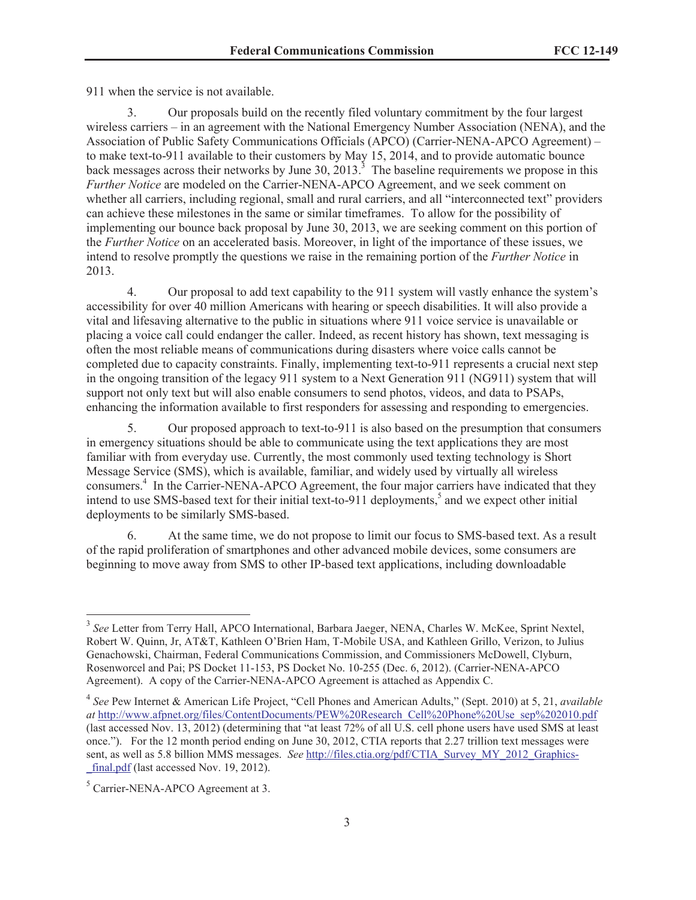911 when the service is not available.

3. Our proposals build on the recently filed voluntary commitment by the four largest wireless carriers – in an agreement with the National Emergency Number Association (NENA), and the Association of Public Safety Communications Officials (APCO) (Carrier-NENA-APCO Agreement) – to make text-to-911 available to their customers by May 15, 2014, and to provide automatic bounce back messages across their networks by June 30, 2013.[3] The baseline requirements we propose in this *Further Notice* are modeled on the Carrier-NENA-APCO Agreement, and we seek comment on whether all carriers, including regional, small and rural carriers, and all "interconnected text" providers can achieve these milestones in the same or similar timeframes. To allow for the possibility of implementing our bounce back proposal by June 30, 2013, we are seeking comment on this portion of the *Further Notice* on an accelerated basis. Moreover, in light of the importance of these issues, we intend to resolve promptly the questions we raise in the remaining portion of the *Further Notice* in 2013.

4. Our proposal to add text capability to the 911 system will vastly enhance the system's accessibility for over 40 million Americans with hearing or speech disabilities. It will also provide a vital and lifesaving alternative to the public in situations where 911 voice service is unavailable or placing a voice call could endanger the caller. Indeed, as recent history has shown, text messaging is often the most reliable means of communications during disasters where voice calls cannot be completed due to capacity constraints. Finally, implementing text-to-911 represents a crucial next step in the ongoing transition of the legacy 911 system to a Next Generation 911 (NG911) system that will support not only text but will also enable consumers to send photos, videos, and data to PSAPs, enhancing the information available to first responders for assessing and responding to emergencies.

5. Our proposed approach to text-to-911 is also based on the presumption that consumers in emergency situations should be able to communicate using the text applications they are most familiar with from everyday use. Currently, the most commonly used texting technology is Short Message Service (SMS), which is available, familiar, and widely used by virtually all wireless consumers.[4] In the Carrier-NENA-APCO Agreement, the four major carriers have indicated that they intend to use SMS-based text for their initial text-to-911 deployments,[5] and we expect other initial deployments to be similarly SMS-based.

6. At the same time, we do not propose to limit our focus to SMS-based text. As a result of the rapid proliferation of smartphones and other advanced mobile devices, some consumers are beginning to move away from SMS to other IP-based text applications, including downloadable

---

[3] *See* Letter from Terry Hall, APCO International, Barbara Jaeger, NENA, Charles W. McKee, Sprint Nextel, Robert W. Quinn, Jr, AT&T, Kathleen O'Brien Ham, T-Mobile USA, and Kathleen Grillo, Verizon, to Julius Genachowski, Chairman, Federal Communications Commission, and Commissioners McDowell, Clyburn, Rosenworcel and Pai; PS Docket 11-153, PS Docket No. 10-255 (Dec. 6, 2012). (Carrier-NENA-APCO Agreement). A copy of the Carrier-NENA-APCO Agreement is attached as Appendix C.

[4] *See* Pew Internet & American Life Project, "Cell Phones and American Adults," (Sept. 2010) at 5, 21, *available at* http://www.afpnet.org/files/ContentDocuments/PEW%20Research_Cell%20Phone%20Use_sep%202010.pdf (last accessed Nov. 13, 2012) (determining that "at least 72% of all U.S. cell phone users have used SMS at least once."). For the 12 month period ending on June 30, 2012, CTIA reports that 2.27 trillion text messages were sent, as well as 5.8 billion MMS messages. *See* http://files.ctia.org/pdf/CTIA_Survey_MY_2012_Graphics-_final.pdf (last accessed Nov. 19, 2012).

[5] Carrier-NENA-APCO Agreement at 3.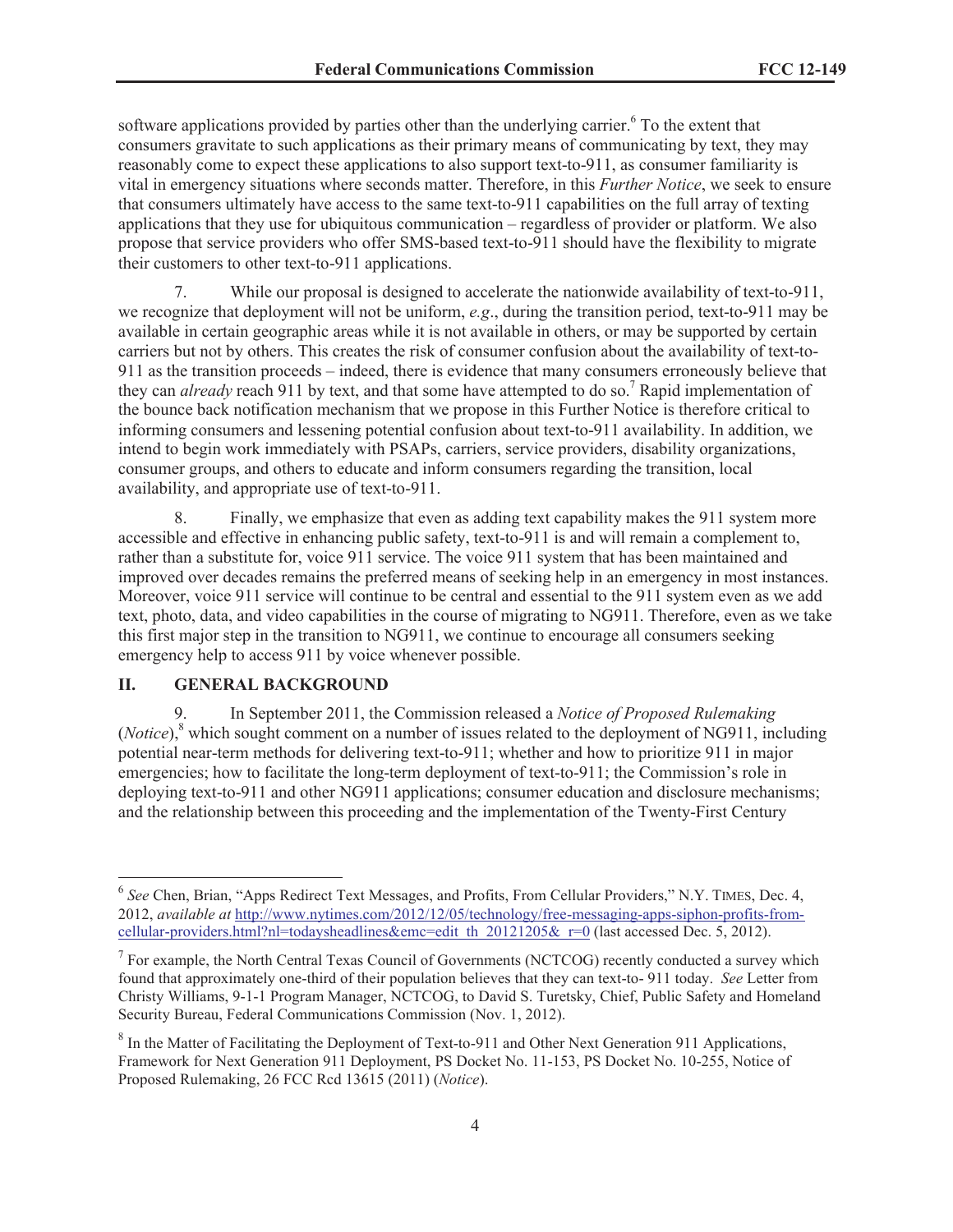software applications provided by parties other than the underlying carrier.[6] To the extent that consumers gravitate to such applications as their primary means of communicating by text, they may reasonably come to expect these applications to also support text-to-911, as consumer familiarity is vital in emergency situations where seconds matter. Therefore, in this *Further Notice*, we seek to ensure that consumers ultimately have access to the same text-to-911 capabilities on the full array of texting applications that they use for ubiquitous communication – regardless of provider or platform. We also propose that service providers who offer SMS-based text-to-911 should have the flexibility to migrate their customers to other text-to-911 applications.

7. While our proposal is designed to accelerate the nationwide availability of text-to-911, we recognize that deployment will not be uniform, *e.g*., during the transition period, text-to-911 may be available in certain geographic areas while it is not available in others, or may be supported by certain carriers but not by others. This creates the risk of consumer confusion about the availability of text-to-911 as the transition proceeds – indeed, there is evidence that many consumers erroneously believe that they can *already* reach 911 by text, and that some have attempted to do so.[7] Rapid implementation of the bounce back notification mechanism that we propose in this Further Notice is therefore critical to informing consumers and lessening potential confusion about text-to-911 availability. In addition, we intend to begin work immediately with PSAPs, carriers, service providers, disability organizations, consumer groups, and others to educate and inform consumers regarding the transition, local availability, and appropriate use of text-to-911.

8. Finally, we emphasize that even as adding text capability makes the 911 system more accessible and effective in enhancing public safety, text-to-911 is and will remain a complement to, rather than a substitute for, voice 911 service. The voice 911 system that has been maintained and improved over decades remains the preferred means of seeking help in an emergency in most instances. Moreover, voice 911 service will continue to be central and essential to the 911 system even as we add text, photo, data, and video capabilities in the course of migrating to NG911. Therefore, even as we take this first major step in the transition to NG911, we continue to encourage all consumers seeking emergency help to access 911 by voice whenever possible.

## II. GENERAL BACKGROUND

9. In September 2011, the Commission released a *Notice of Proposed Rulemaking* (*Notice*),[8] which sought comment on a number of issues related to the deployment of NG911, including potential near-term methods for delivering text-to-911; whether and how to prioritize 911 in major emergencies; how to facilitate the long-term deployment of text-to-911; the Commission's role in deploying text-to-911 and other NG911 applications; consumer education and disclosure mechanisms; and the relationship between this proceeding and the implementation of the Twenty-First Century

---

[6] *See* Chen, Brian, "Apps Redirect Text Messages, and Profits, From Cellular Providers," N.Y. TIMES, Dec. 4, 2012, *available at* http://www.nytimes.com/2012/12/05/technology/free-messaging-apps-siphon-profits-from-cellular-providers.html?nl=todaysheadlines&emc=edit_th_20121205&_r=0 (last accessed Dec. 5, 2012).

[7] For example, the North Central Texas Council of Governments (NCTCOG) recently conducted a survey which found that approximately one-third of their population believes that they can text-to- 911 today. *See* Letter from Christy Williams, 9-1-1 Program Manager, NCTCOG, to David S. Turetsky, Chief, Public Safety and Homeland Security Bureau, Federal Communications Commission (Nov. 1, 2012).

[8] In the Matter of Facilitating the Deployment of Text-to-911 and Other Next Generation 911 Applications, Framework for Next Generation 911 Deployment, PS Docket No. 11-153, PS Docket No. 10-255, Notice of Proposed Rulemaking, 26 FCC Rcd 13615 (2011) (*Notice*).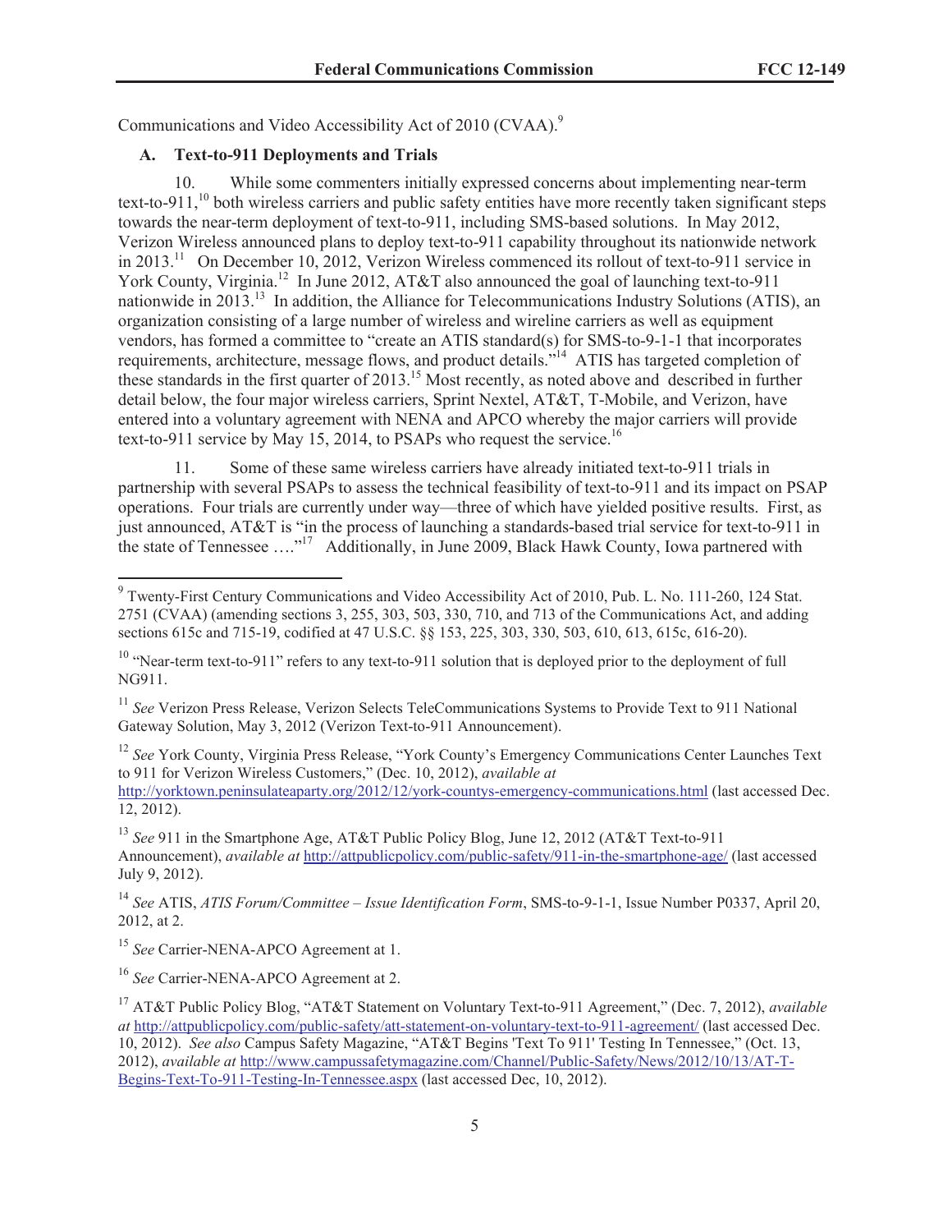Communications and Video Accessibility Act of 2010 (CVAA).[9]

### A. Text-to-911 Deployments and Trials

10. While some commenters initially expressed concerns about implementing near-term text-to-911,[10] both wireless carriers and public safety entities have more recently taken significant steps towards the near-term deployment of text-to-911, including SMS-based solutions. In May 2012, Verizon Wireless announced plans to deploy text-to-911 capability throughout its nationwide network in 2013.[11] On December 10, 2012, Verizon Wireless commenced its rollout of text-to-911 service in York County, Virginia.[12] In June 2012, AT&T also announced the goal of launching text-to-911 nationwide in 2013.[13] In addition, the Alliance for Telecommunications Industry Solutions (ATIS), an organization consisting of a large number of wireless and wireline carriers as well as equipment vendors, has formed a committee to "create an ATIS standard(s) for SMS-to-9-1-1 that incorporates requirements, architecture, message flows, and product details."[14] ATIS has targeted completion of these standards in the first quarter of 2013.[15] Most recently, as noted above and described in further detail below, the four major wireless carriers, Sprint Nextel, AT&T, T-Mobile, and Verizon, have entered into a voluntary agreement with NENA and APCO whereby the major carriers will provide text-to-911 service by May 15, 2014, to PSAPs who request the service.[16]

11. Some of these same wireless carriers have already initiated text-to-911 trials in partnership with several PSAPs to assess the technical feasibility of text-to-911 and its impact on PSAP operations. Four trials are currently under way—three of which have yielded positive results. First, as just announced, AT&T is "in the process of launching a standards-based trial service for text-to-911 in the state of Tennessee …."[17] Additionally, in June 2009, Black Hawk County, Iowa partnered with

---

[9] Twenty-First Century Communications and Video Accessibility Act of 2010, Pub. L. No. 111-260, 124 Stat. 2751 (CVAA) (amending sections 3, 255, 303, 503, 330, 710, and 713 of the Communications Act, and adding sections 615c and 715-19, codified at 47 U.S.C. §§ 153, 225, 303, 330, 503, 610, 613, 615c, 616-20).

[10] "Near-term text-to-911" refers to any text-to-911 solution that is deployed prior to the deployment of full NG911.

[11] *See* Verizon Press Release, Verizon Selects TeleCommunications Systems to Provide Text to 911 National Gateway Solution, May 3, 2012 (Verizon Text-to-911 Announcement).

[12] *See* York County, Virginia Press Release, "York County's Emergency Communications Center Launches Text to 911 for Verizon Wireless Customers," (Dec. 10, 2012), *available at* http://yorktown.peninsulateaparty.org/2012/12/york-countys-emergency-communications.html (last accessed Dec. 12, 2012).

[13] *See* 911 in the Smartphone Age, AT&T Public Policy Blog, June 12, 2012 (AT&T Text-to-911 Announcement), *available at* http://attpublicpolicy.com/public-safety/911-in-the-smartphone-age/ (last accessed July 9, 2012).

[14] *See* ATIS, *ATIS Forum/Committee – Issue Identification Form*, SMS-to-9-1-1, Issue Number P0337, April 20, 2012, at 2.

[15] *See* Carrier-NENA-APCO Agreement at 1.

[16] *See* Carrier-NENA-APCO Agreement at 2.

[17] AT&T Public Policy Blog, "AT&T Statement on Voluntary Text-to-911 Agreement," (Dec. 7, 2012), *available at* http://attpublicpolicy.com/public-safety/att-statement-on-voluntary-text-to-911-agreement/ (last accessed Dec. 10, 2012). *See also* Campus Safety Magazine, "AT&T Begins 'Text To 911' Testing In Tennessee," (Oct. 13, 2012), *available at* http://www.campussafetymagazine.com/Channel/Public-Safety/News/2012/10/13/AT-T-Begins-Text-To-911-Testing-In-Tennessee.aspx (last accessed Dec, 10, 2012).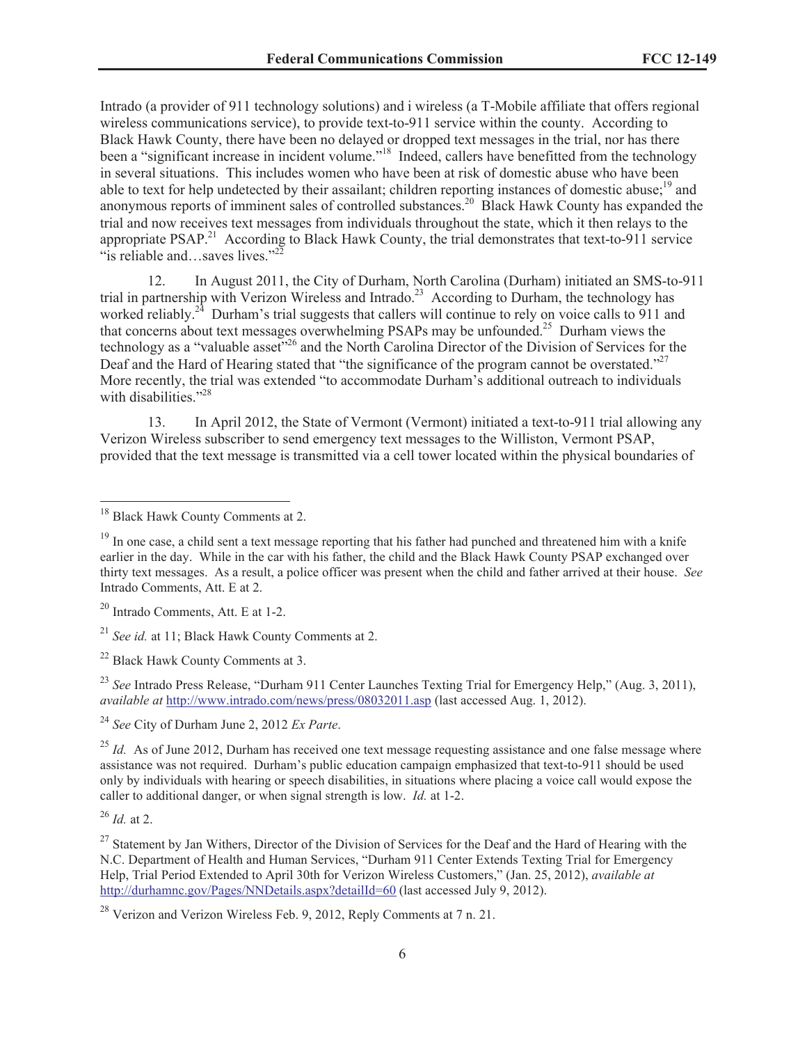Intrado (a provider of 911 technology solutions) and i wireless (a T-Mobile affiliate that offers regional wireless communications service), to provide text-to-911 service within the county. According to Black Hawk County, there have been no delayed or dropped text messages in the trial, nor has there been a "significant increase in incident volume."[18] Indeed, callers have benefitted from the technology in several situations. This includes women who have been at risk of domestic abuse who have been able to text for help undetected by their assailant; children reporting instances of domestic abuse;[19] and anonymous reports of imminent sales of controlled substances.[20] Black Hawk County has expanded the trial and now receives text messages from individuals throughout the state, which it then relays to the appropriate PSAP.[21] According to Black Hawk County, the trial demonstrates that text-to-911 service "is reliable and…saves lives."[22]

12. In August 2011, the City of Durham, North Carolina (Durham) initiated an SMS-to-911 trial in partnership with Verizon Wireless and Intrado.[23] According to Durham, the technology has worked reliably.[24] Durham's trial suggests that callers will continue to rely on voice calls to 911 and that concerns about text messages overwhelming PSAPs may be unfounded.[25] Durham views the technology as a "valuable asset"[26] and the North Carolina Director of the Division of Services for the Deaf and the Hard of Hearing stated that "the significance of the program cannot be overstated."[27] More recently, the trial was extended "to accommodate Durham's additional outreach to individuals with disabilities."[28]

13. In April 2012, the State of Vermont (Vermont) initiated a text-to-911 trial allowing any Verizon Wireless subscriber to send emergency text messages to the Williston, Vermont PSAP, provided that the text message is transmitted via a cell tower located within the physical boundaries of

---

[18] Black Hawk County Comments at 2.

[19] In one case, a child sent a text message reporting that his father had punched and threatened him with a knife earlier in the day. While in the car with his father, the child and the Black Hawk County PSAP exchanged over thirty text messages. As a result, a police officer was present when the child and father arrived at their house. *See* Intrado Comments, Att. E at 2.

[20] Intrado Comments, Att. E at 1-2.

[21] *See id.* at 11; Black Hawk County Comments at 2.

[22] Black Hawk County Comments at 3.

[23] *See* Intrado Press Release, "Durham 911 Center Launches Texting Trial for Emergency Help," (Aug. 3, 2011), *available at* http://www.intrado.com/news/press/08032011.asp (last accessed Aug. 1, 2012).

[24] *See* City of Durham June 2, 2012 *Ex Parte*.

[25] *Id.* As of June 2012, Durham has received one text message requesting assistance and one false message where assistance was not required. Durham's public education campaign emphasized that text-to-911 should be used only by individuals with hearing or speech disabilities, in situations where placing a voice call would expose the caller to additional danger, or when signal strength is low. *Id.* at 1-2.

[26] *Id.* at 2.

[27] Statement by Jan Withers, Director of the Division of Services for the Deaf and the Hard of Hearing with the N.C. Department of Health and Human Services, "Durham 911 Center Extends Texting Trial for Emergency Help, Trial Period Extended to April 30th for Verizon Wireless Customers," (Jan. 25, 2012), *available at* http://durhamnc.gov/Pages/NNDetails.aspx?detailId=60 (last accessed July 9, 2012).

[28] Verizon and Verizon Wireless Feb. 9, 2012, Reply Comments at 7 n. 21.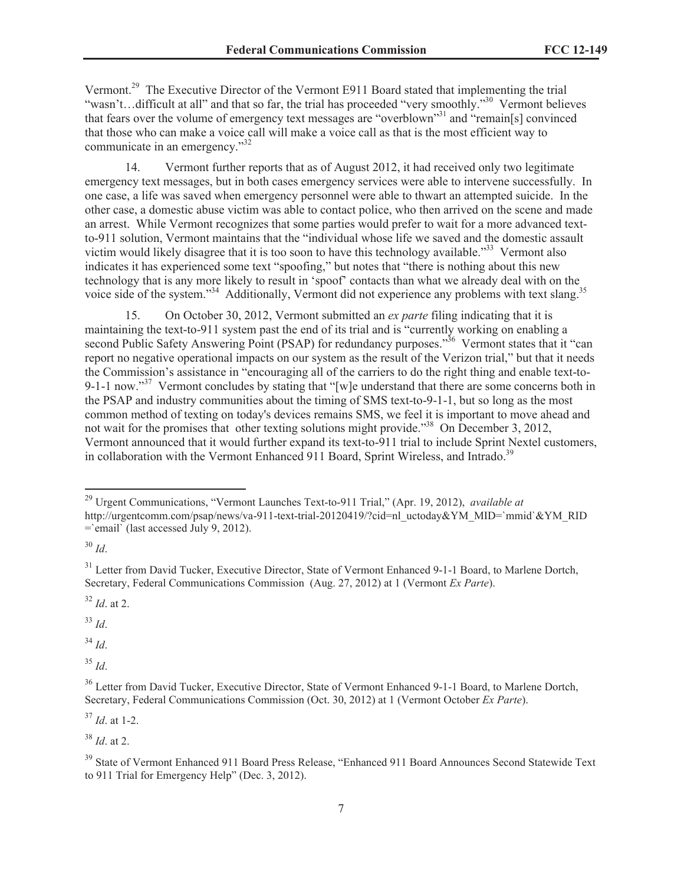Vermont.[29] The Executive Director of the Vermont E911 Board stated that implementing the trial "wasn't…difficult at all" and that so far, the trial has proceeded "very smoothly."[30] Vermont believes that fears over the volume of emergency text messages are "overblown"[31] and "remain[s] convinced that those who can make a voice call will make a voice call as that is the most efficient way to communicate in an emergency."[32]

14. Vermont further reports that as of August 2012, it had received only two legitimate emergency text messages, but in both cases emergency services were able to intervene successfully. In one case, a life was saved when emergency personnel were able to thwart an attempted suicide. In the other case, a domestic abuse victim was able to contact police, who then arrived on the scene and made an arrest. While Vermont recognizes that some parties would prefer to wait for a more advanced text-to-911 solution, Vermont maintains that the "individual whose life we saved and the domestic assault victim would likely disagree that it is too soon to have this technology available."[33] Vermont also indicates it has experienced some text "spoofing," but notes that "there is nothing about this new technology that is any more likely to result in 'spoof' contacts than what we already deal with on the voice side of the system."[34] Additionally, Vermont did not experience any problems with text slang.[35]

15. On October 30, 2012, Vermont submitted an *ex parte* filing indicating that it is maintaining the text-to-911 system past the end of its trial and is "currently working on enabling a second Public Safety Answering Point (PSAP) for redundancy purposes."[36] Vermont states that it "can report no negative operational impacts on our system as the result of the Verizon trial," but that it needs the Commission's assistance in "encouraging all of the carriers to do the right thing and enable text-to-9-1-1 now."[37] Vermont concludes by stating that "[w]e understand that there are some concerns both in the PSAP and industry communities about the timing of SMS text-to-9-1-1, but so long as the most common method of texting on today's devices remains SMS, we feel it is important to move ahead and not wait for the promises that other texting solutions might provide."[38] On December 3, 2012, Vermont announced that it would further expand its text-to-911 trial to include Sprint Nextel customers, in collaboration with the Vermont Enhanced 911 Board, Sprint Wireless, and Intrado.[39]

---

[29] Urgent Communications, "Vermont Launches Text-to-911 Trial," (Apr. 19, 2012), *available at* http://urgentcomm.com/psap/news/va-911-text-trial-20120419/?cid=nl_uctoday&YM_MID=`mmid`&YM_RID=`email` (last accessed July 9, 2012).

[30] *Id*.

[31] Letter from David Tucker, Executive Director, State of Vermont Enhanced 9-1-1 Board, to Marlene Dortch, Secretary, Federal Communications Commission (Aug. 27, 2012) at 1 (Vermont *Ex Parte*).

[32] *Id*. at 2.

[33] *Id*.

[34] *Id*.

[35] *Id*.

[36] Letter from David Tucker, Executive Director, State of Vermont Enhanced 9-1-1 Board, to Marlene Dortch, Secretary, Federal Communications Commission (Oct. 30, 2012) at 1 (Vermont October *Ex Parte*).

[37] *Id*. at 1-2.

[38] *Id*. at 2.

[39] State of Vermont Enhanced 911 Board Press Release, "Enhanced 911 Board Announces Second Statewide Text to 911 Trial for Emergency Help" (Dec. 3, 2012).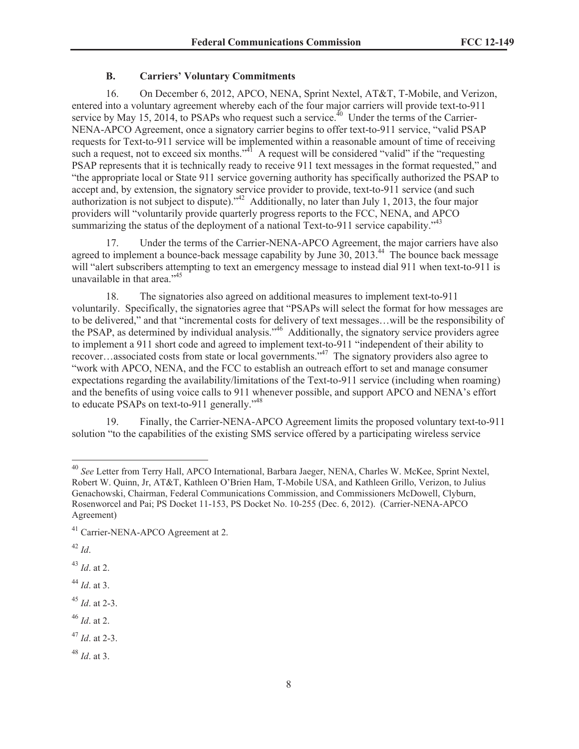### B. Carriers' Voluntary Commitments

16. On December 6, 2012, APCO, NENA, Sprint Nextel, AT&T, T-Mobile, and Verizon, entered into a voluntary agreement whereby each of the four major carriers will provide text-to-911 service by May 15, 2014, to PSAPs who request such a service.[40] Under the terms of the Carrier-NENA-APCO Agreement, once a signatory carrier begins to offer text-to-911 service, "valid PSAP requests for Text-to-911 service will be implemented within a reasonable amount of time of receiving such a request, not to exceed six months."[41] A request will be considered "valid" if the "requesting PSAP represents that it is technically ready to receive 911 text messages in the format requested," and "the appropriate local or State 911 service governing authority has specifically authorized the PSAP to accept and, by extension, the signatory service provider to provide, text-to-911 service (and such authorization is not subject to dispute)."[42] Additionally, no later than July 1, 2013, the four major providers will "voluntarily provide quarterly progress reports to the FCC, NENA, and APCO summarizing the status of the deployment of a national Text-to-911 service capability."[43]

17. Under the terms of the Carrier-NENA-APCO Agreement, the major carriers have also agreed to implement a bounce-back message capability by June 30, 2013.[44] The bounce back message will "alert subscribers attempting to text an emergency message to instead dial 911 when text-to-911 is unavailable in that area."[45]

18. The signatories also agreed on additional measures to implement text-to-911 voluntarily. Specifically, the signatories agree that "PSAPs will select the format for how messages are to be delivered," and that "incremental costs for delivery of text messages…will be the responsibility of the PSAP, as determined by individual analysis."[46] Additionally, the signatory service providers agree to implement a 911 short code and agreed to implement text-to-911 "independent of their ability to recover…associated costs from state or local governments."[47] The signatory providers also agree to "work with APCO, NENA, and the FCC to establish an outreach effort to set and manage consumer expectations regarding the availability/limitations of the Text-to-911 service (including when roaming) and the benefits of using voice calls to 911 whenever possible, and support APCO and NENA's effort to educate PSAPs on text-to-911 generally."[48]

19. Finally, the Carrier-NENA-APCO Agreement limits the proposed voluntary text-to-911 solution "to the capabilities of the existing SMS service offered by a participating wireless service

---

[40] *See* Letter from Terry Hall, APCO International, Barbara Jaeger, NENA, Charles W. McKee, Sprint Nextel, Robert W. Quinn, Jr, AT&T, Kathleen O'Brien Ham, T-Mobile USA, and Kathleen Grillo, Verizon, to Julius Genachowski, Chairman, Federal Communications Commission, and Commissioners McDowell, Clyburn, Rosenworcel and Pai; PS Docket 11-153, PS Docket No. 10-255 (Dec. 6, 2012). (Carrier-NENA-APCO Agreement)

[41] Carrier-NENA-APCO Agreement at 2.

[42] *Id*.

[43] *Id*. at 2.

[44] *Id*. at 3.

[45] *Id*. at 2-3.

[46] *Id*. at 2.

[47] *Id*. at 2-3.

[48] *Id*. at 3.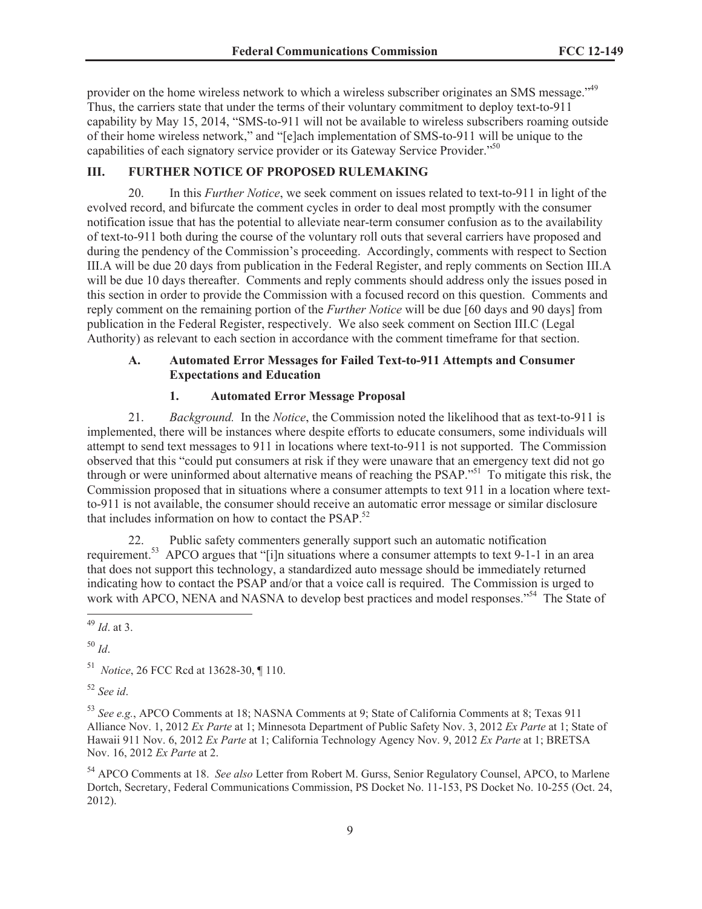provider on the home wireless network to which a wireless subscriber originates an SMS message."[49] Thus, the carriers state that under the terms of their voluntary commitment to deploy text-to-911 capability by May 15, 2014, "SMS-to-911 will not be available to wireless subscribers roaming outside of their home wireless network," and "[e]ach implementation of SMS-to-911 will be unique to the capabilities of each signatory service provider or its Gateway Service Provider."[50]

## III. FURTHER NOTICE OF PROPOSED RULEMAKING

20. In this *Further Notice*, we seek comment on issues related to text-to-911 in light of the evolved record, and bifurcate the comment cycles in order to deal most promptly with the consumer notification issue that has the potential to alleviate near-term consumer confusion as to the availability of text-to-911 both during the course of the voluntary roll outs that several carriers have proposed and during the pendency of the Commission's proceeding. Accordingly, comments with respect to Section III.A will be due 20 days from publication in the Federal Register, and reply comments on Section III.A will be due 10 days thereafter. Comments and reply comments should address only the issues posed in this section in order to provide the Commission with a focused record on this question. Comments and reply comment on the remaining portion of the *Further Notice* will be due [60 days and 90 days] from publication in the Federal Register, respectively. We also seek comment on Section III.C (Legal Authority) as relevant to each section in accordance with the comment timeframe for that section.

### A. Automated Error Messages for Failed Text-to-911 Attempts and Consumer Expectations and Education

#### 1. Automated Error Message Proposal

21. *Background.* In the *Notice*, the Commission noted the likelihood that as text-to-911 is implemented, there will be instances where despite efforts to educate consumers, some individuals will attempt to send text messages to 911 in locations where text-to-911 is not supported. The Commission observed that this "could put consumers at risk if they were unaware that an emergency text did not go through or were uninformed about alternative means of reaching the PSAP."[51] To mitigate this risk, the Commission proposed that in situations where a consumer attempts to text 911 in a location where text-to-911 is not available, the consumer should receive an automatic error message or similar disclosure that includes information on how to contact the PSAP.[52]

22. Public safety commenters generally support such an automatic notification requirement.[53] APCO argues that "[i]n situations where a consumer attempts to text 9-1-1 in an area that does not support this technology, a standardized auto message should be immediately returned indicating how to contact the PSAP and/or that a voice call is required. The Commission is urged to work with APCO, NENA and NASNA to develop best practices and model responses."[54] The State of

---

[49] *Id*. at 3.

[50] *Id*.

[51] *Notice*, 26 FCC Rcd at 13628-30, ¶ 110.

[52] *See id*.

[53] *See e.g.*, APCO Comments at 18; NASNA Comments at 9; State of California Comments at 8; Texas 911 Alliance Nov. 1, 2012 *Ex Parte* at 1; Minnesota Department of Public Safety Nov. 3, 2012 *Ex Parte* at 1; State of Hawaii 911 Nov. 6, 2012 *Ex Parte* at 1; California Technology Agency Nov. 9, 2012 *Ex Parte* at 1; BRETSA Nov. 16, 2012 *Ex Parte* at 2.

[54] APCO Comments at 18. *See also* Letter from Robert M. Gurss, Senior Regulatory Counsel, APCO, to Marlene Dortch, Secretary, Federal Communications Commission, PS Docket No. 11-153, PS Docket No. 10-255 (Oct. 24, 2012).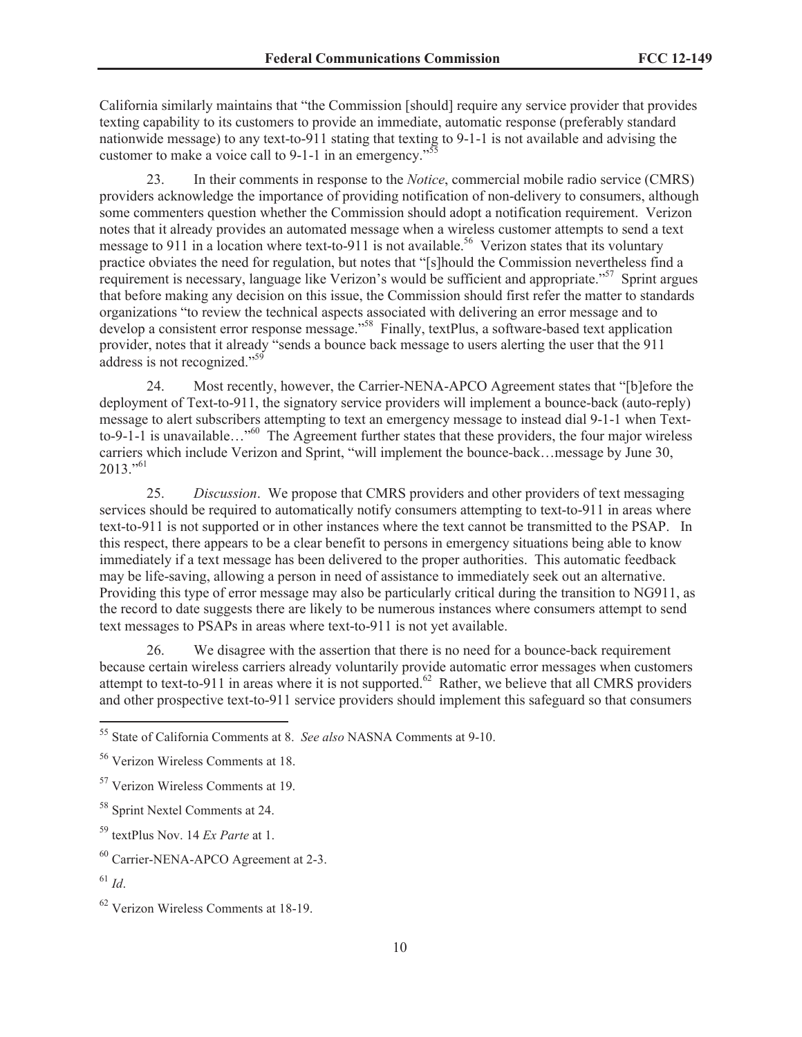California similarly maintains that "the Commission [should] require any service provider that provides texting capability to its customers to provide an immediate, automatic response (preferably standard nationwide message) to any text-to-911 stating that texting to 9-1-1 is not available and advising the customer to make a voice call to 9-1-1 in an emergency."[55]

23. In their comments in response to the *Notice*, commercial mobile radio service (CMRS) providers acknowledge the importance of providing notification of non-delivery to consumers, although some commenters question whether the Commission should adopt a notification requirement. Verizon notes that it already provides an automated message when a wireless customer attempts to send a text message to 911 in a location where text-to-911 is not available.[56] Verizon states that its voluntary practice obviates the need for regulation, but notes that "[s]hould the Commission nevertheless find a requirement is necessary, language like Verizon's would be sufficient and appropriate."[57] Sprint argues that before making any decision on this issue, the Commission should first refer the matter to standards organizations "to review the technical aspects associated with delivering an error message and to develop a consistent error response message."[58] Finally, textPlus, a software-based text application provider, notes that it already "sends a bounce back message to users alerting the user that the 911 address is not recognized."[59]

24. Most recently, however, the Carrier-NENA-APCO Agreement states that "[b]efore the deployment of Text-to-911, the signatory service providers will implement a bounce-back (auto-reply) message to alert subscribers attempting to text an emergency message to instead dial 9-1-1 when Text-to-9-1-1 is unavailable…"[60] The Agreement further states that these providers, the four major wireless carriers which include Verizon and Sprint, "will implement the bounce-back…message by June 30, 2013."[61]

25. *Discussion*. We propose that CMRS providers and other providers of text messaging services should be required to automatically notify consumers attempting to text-to-911 in areas where text-to-911 is not supported or in other instances where the text cannot be transmitted to the PSAP. In this respect, there appears to be a clear benefit to persons in emergency situations being able to know immediately if a text message has been delivered to the proper authorities. This automatic feedback may be life-saving, allowing a person in need of assistance to immediately seek out an alternative. Providing this type of error message may also be particularly critical during the transition to NG911, as the record to date suggests there are likely to be numerous instances where consumers attempt to send text messages to PSAPs in areas where text-to-911 is not yet available.

26. We disagree with the assertion that there is no need for a bounce-back requirement because certain wireless carriers already voluntarily provide automatic error messages when customers attempt to text-to-911 in areas where it is not supported.[62] Rather, we believe that all CMRS providers and other prospective text-to-911 service providers should implement this safeguard so that consumers

---

[55] State of California Comments at 8. *See also* NASNA Comments at 9-10.

[56] Verizon Wireless Comments at 18.

[57] Verizon Wireless Comments at 19.

[58] Sprint Nextel Comments at 24.

[59] textPlus Nov. 14 *Ex Parte* at 1.

[60] Carrier-NENA-APCO Agreement at 2-3.

[61] *Id*.

[62] Verizon Wireless Comments at 18-19.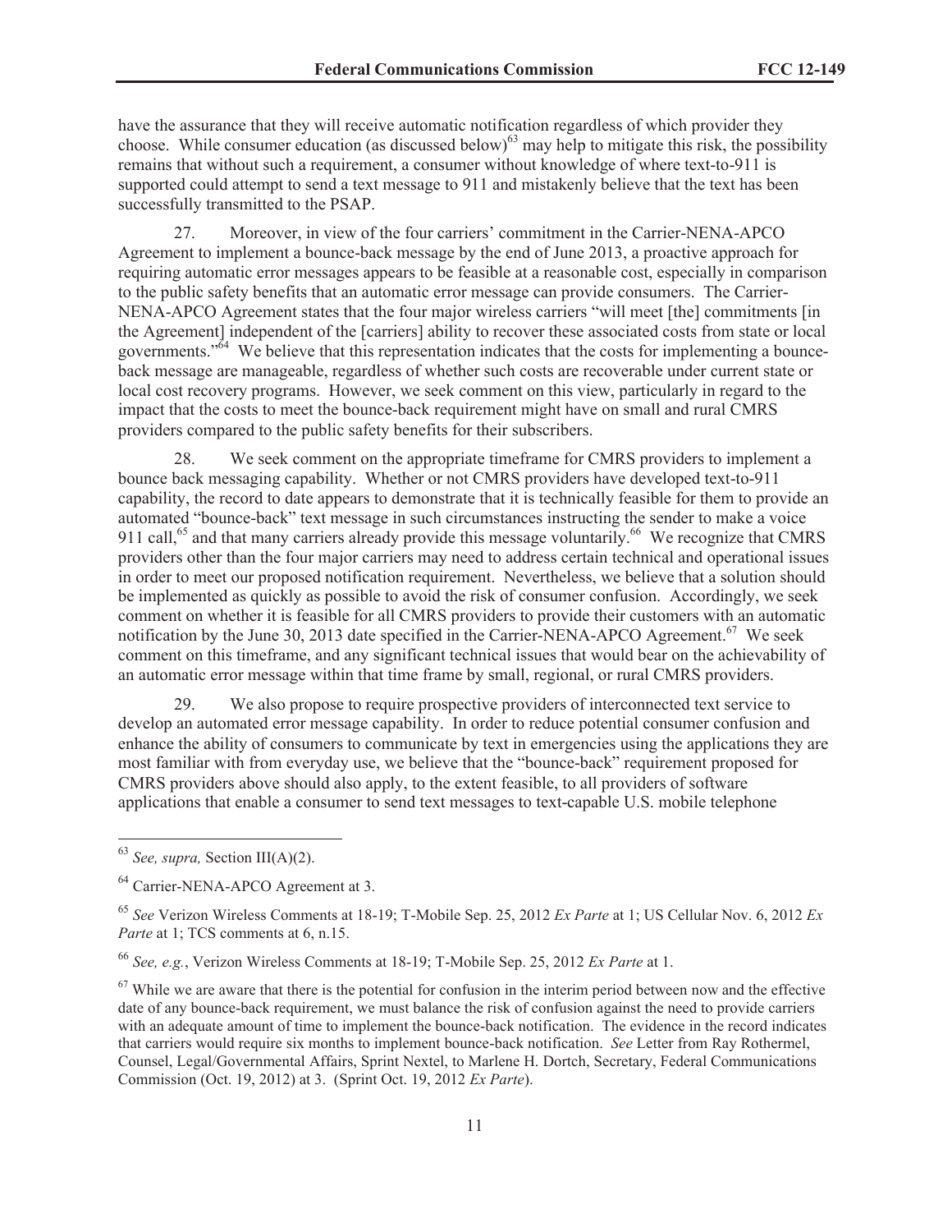have the assurance that they will receive automatic notification regardless of which provider they choose. While consumer education (as discussed below)[63] may help to mitigate this risk, the possibility remains that without such a requirement, a consumer without knowledge of where text-to-911 is supported could attempt to send a text message to 911 and mistakenly believe that the text has been successfully transmitted to the PSAP.

27. Moreover, in view of the four carriers' commitment in the Carrier-NENA-APCO Agreement to implement a bounce-back message by the end of June 2013, a proactive approach for requiring automatic error messages appears to be feasible at a reasonable cost, especially in comparison to the public safety benefits that an automatic error message can provide consumers. The Carrier-NENA-APCO Agreement states that the four major wireless carriers "will meet [the] commitments [in the Agreement] independent of the [carriers] ability to recover these associated costs from state or local governments."[64] We believe that this representation indicates that the costs for implementing a bounce-back message are manageable, regardless of whether such costs are recoverable under current state or local cost recovery programs. However, we seek comment on this view, particularly in regard to the impact that the costs to meet the bounce-back requirement might have on small and rural CMRS providers compared to the public safety benefits for their subscribers.

28. We seek comment on the appropriate timeframe for CMRS providers to implement a bounce back messaging capability. Whether or not CMRS providers have developed text-to-911 capability, the record to date appears to demonstrate that it is technically feasible for them to provide an automated "bounce-back" text message in such circumstances instructing the sender to make a voice 911 call,[65] and that many carriers already provide this message voluntarily.[66] We recognize that CMRS providers other than the four major carriers may need to address certain technical and operational issues in order to meet our proposed notification requirement. Nevertheless, we believe that a solution should be implemented as quickly as possible to avoid the risk of consumer confusion. Accordingly, we seek comment on whether it is feasible for all CMRS providers to provide their customers with an automatic notification by the June 30, 2013 date specified in the Carrier-NENA-APCO Agreement.[67] We seek comment on this timeframe, and any significant technical issues that would bear on the achievability of an automatic error message within that time frame by small, regional, or rural CMRS providers.

29. We also propose to require prospective providers of interconnected text service to develop an automated error message capability. In order to reduce potential consumer confusion and enhance the ability of consumers to communicate by text in emergencies using the applications they are most familiar with from everyday use, we believe that the "bounce-back" requirement proposed for CMRS providers above should also apply, to the extent feasible, to all providers of software applications that enable a consumer to send text messages to text-capable U.S. mobile telephone

---

[63] *See, supra,* Section III(A)(2).

[64] Carrier-NENA-APCO Agreement at 3.

[65] *See* Verizon Wireless Comments at 18-19; T-Mobile Sep. 25, 2012 *Ex Parte* at 1; US Cellular Nov. 6, 2012 *Ex Parte* at 1; TCS comments at 6, n.15.

[66] *See, e.g.*, Verizon Wireless Comments at 18-19; T-Mobile Sep. 25, 2012 *Ex Parte* at 1.

[67] While we are aware that there is the potential for confusion in the interim period between now and the effective date of any bounce-back requirement, we must balance the risk of confusion against the need to provide carriers with an adequate amount of time to implement the bounce-back notification. The evidence in the record indicates that carriers would require six months to implement bounce-back notification. *See* Letter from Ray Rothermel, Counsel, Legal/Governmental Affairs, Sprint Nextel, to Marlene H. Dortch, Secretary, Federal Communications Commission (Oct. 19, 2012) at 3. (Sprint Oct. 19, 2012 *Ex Parte*).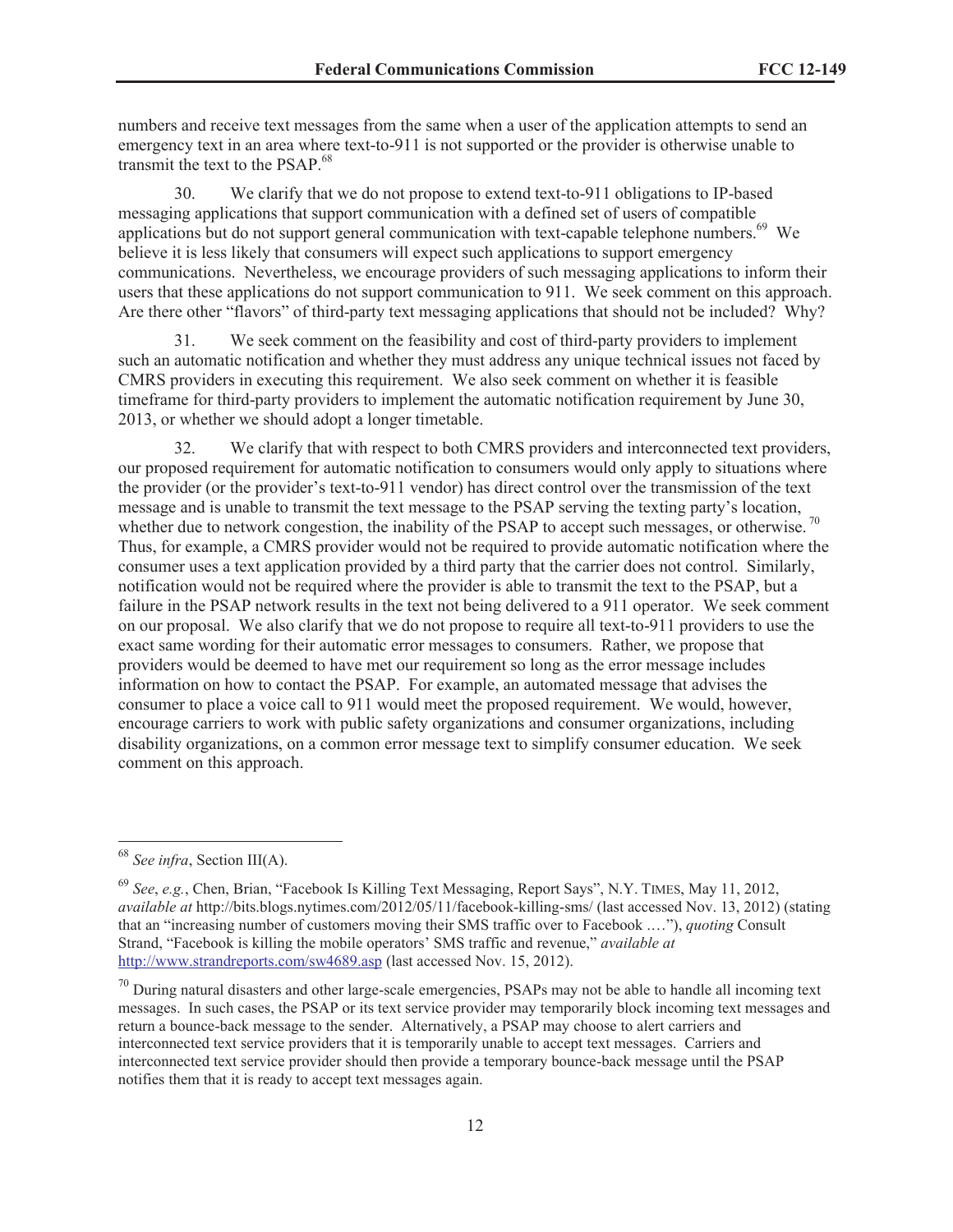numbers and receive text messages from the same when a user of the application attempts to send an emergency text in an area where text-to-911 is not supported or the provider is otherwise unable to transmit the text to the PSAP.[68]

30. We clarify that we do not propose to extend text-to-911 obligations to IP-based messaging applications that support communication with a defined set of users of compatible applications but do not support general communication with text-capable telephone numbers.[69] We believe it is less likely that consumers will expect such applications to support emergency communications. Nevertheless, we encourage providers of such messaging applications to inform their users that these applications do not support communication to 911. We seek comment on this approach. Are there other "flavors" of third-party text messaging applications that should not be included? Why?

31. We seek comment on the feasibility and cost of third-party providers to implement such an automatic notification and whether they must address any unique technical issues not faced by CMRS providers in executing this requirement. We also seek comment on whether it is feasible timeframe for third-party providers to implement the automatic notification requirement by June 30, 2013, or whether we should adopt a longer timetable.

32. We clarify that with respect to both CMRS providers and interconnected text providers, our proposed requirement for automatic notification to consumers would only apply to situations where the provider (or the provider's text-to-911 vendor) has direct control over the transmission of the text message and is unable to transmit the text message to the PSAP serving the texting party's location, whether due to network congestion, the inability of the PSAP to accept such messages, or otherwise.[70] Thus, for example, a CMRS provider would not be required to provide automatic notification where the consumer uses a text application provided by a third party that the carrier does not control. Similarly, notification would not be required where the provider is able to transmit the text to the PSAP, but a failure in the PSAP network results in the text not being delivered to a 911 operator. We seek comment on our proposal. We also clarify that we do not propose to require all text-to-911 providers to use the exact same wording for their automatic error messages to consumers. Rather, we propose that providers would be deemed to have met our requirement so long as the error message includes information on how to contact the PSAP. For example, an automated message that advises the consumer to place a voice call to 911 would meet the proposed requirement. We would, however, encourage carriers to work with public safety organizations and consumer organizations, including disability organizations, on a common error message text to simplify consumer education. We seek comment on this approach.

---

[68] *See infra*, Section III(A).

[69] *See*, *e.g.*, Chen, Brian, "Facebook Is Killing Text Messaging, Report Says", N.Y. TIMES, May 11, 2012, *available at* http://bits.blogs.nytimes.com/2012/05/11/facebook-killing-sms/ (last accessed Nov. 13, 2012) (stating that an "increasing number of customers moving their SMS traffic over to Facebook .…"), *quoting* Consult Strand, "Facebook is killing the mobile operators' SMS traffic and revenue," *available at* http://www.strandreports.com/sw4689.asp (last accessed Nov. 15, 2012).

[70] During natural disasters and other large-scale emergencies, PSAPs may not be able to handle all incoming text messages. In such cases, the PSAP or its text service provider may temporarily block incoming text messages and return a bounce-back message to the sender. Alternatively, a PSAP may choose to alert carriers and interconnected text service providers that it is temporarily unable to accept text messages. Carriers and interconnected text service provider should then provide a temporary bounce-back message until the PSAP notifies them that it is ready to accept text messages again.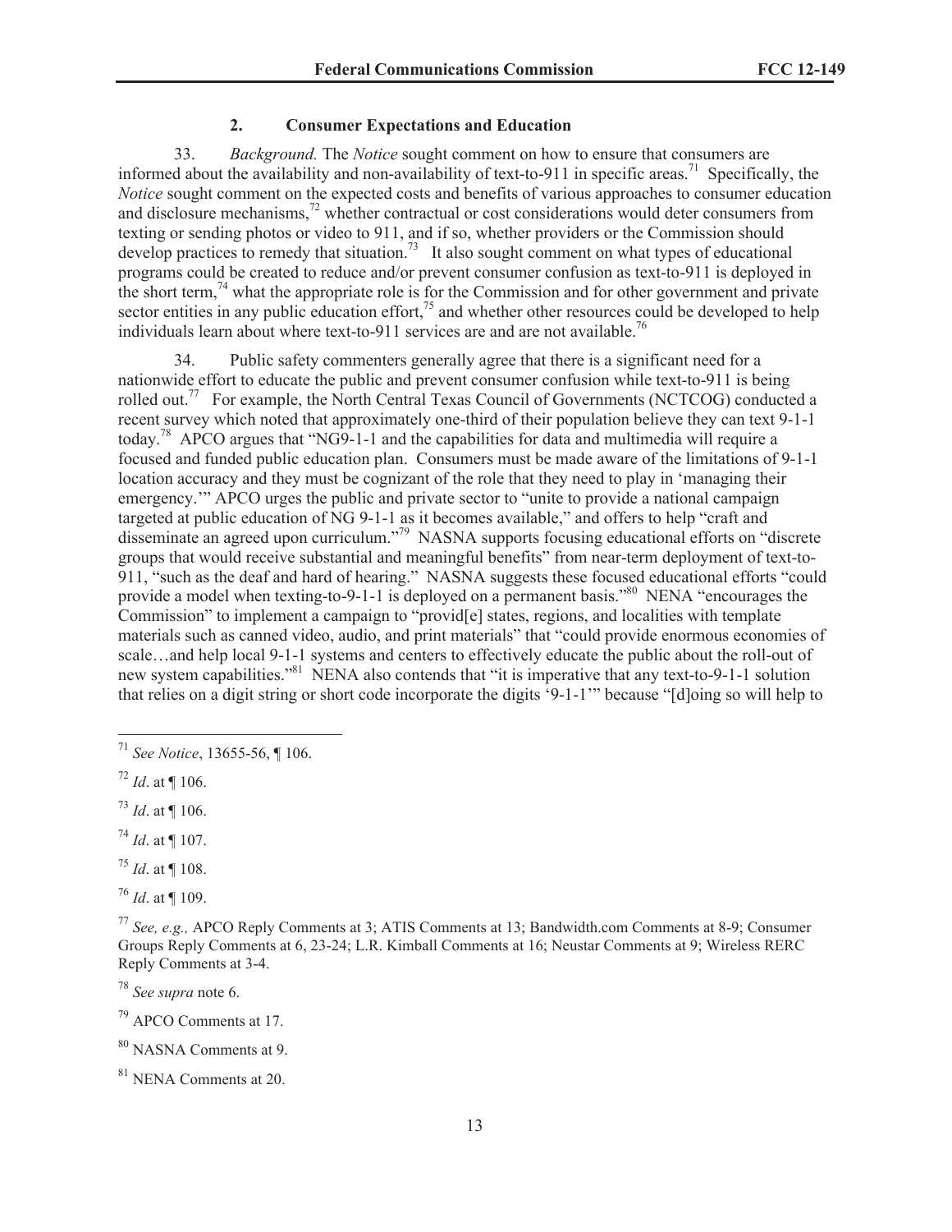### 2. Consumer Expectations and Education

33. *Background.* The *Notice* sought comment on how to ensure that consumers are informed about the availability and non-availability of text-to-911 in specific areas.[71] Specifically, the *Notice* sought comment on the expected costs and benefits of various approaches to consumer education and disclosure mechanisms,[72] whether contractual or cost considerations would deter consumers from texting or sending photos or video to 911, and if so, whether providers or the Commission should develop practices to remedy that situation.[73] It also sought comment on what types of educational programs could be created to reduce and/or prevent consumer confusion as text-to-911 is deployed in the short term,[74] what the appropriate role is for the Commission and for other government and private sector entities in any public education effort,[75] and whether other resources could be developed to help individuals learn about where text-to-911 services are and are not available.[76]

34. Public safety commenters generally agree that there is a significant need for a nationwide effort to educate the public and prevent consumer confusion while text-to-911 is being rolled out.[77] For example, the North Central Texas Council of Governments (NCTCOG) conducted a recent survey which noted that approximately one-third of their population believe they can text 9-1-1 today.[78] APCO argues that "NG9-1-1 and the capabilities for data and multimedia will require a focused and funded public education plan. Consumers must be made aware of the limitations of 9-1-1 location accuracy and they must be cognizant of the role that they need to play in 'managing their emergency.'" APCO urges the public and private sector to "unite to provide a national campaign targeted at public education of NG 9-1-1 as it becomes available," and offers to help "craft and disseminate an agreed upon curriculum."[79] NASNA supports focusing educational efforts on "discrete groups that would receive substantial and meaningful benefits" from near-term deployment of text-to-911, "such as the deaf and hard of hearing." NASNA suggests these focused educational efforts "could provide a model when texting-to-9-1-1 is deployed on a permanent basis."[80] NENA "encourages the Commission" to implement a campaign to "provid[e] states, regions, and localities with template materials such as canned video, audio, and print materials" that "could provide enormous economies of scale…and help local 9-1-1 systems and centers to effectively educate the public about the roll-out of new system capabilities."[81] NENA also contends that "it is imperative that any text-to-9-1-1 solution that relies on a digit string or short code incorporate the digits '9-1-1'" because "[d]oing so will help to

---

[71] *See Notice*, 13655-56, ¶ 106.

[72] *Id*. at ¶ 106.

[73] *Id*. at ¶ 106.

[74] *Id*. at ¶ 107.

[75] *Id*. at ¶ 108.

[76] *Id*. at ¶ 109.

[77] *See, e.g.,* APCO Reply Comments at 3; ATIS Comments at 13; Bandwidth.com Comments at 8-9; Consumer Groups Reply Comments at 6, 23-24; L.R. Kimball Comments at 16; Neustar Comments at 9; Wireless RERC Reply Comments at 3-4.

[78] *See supra* note 6.

[79] APCO Comments at 17.

[80] NASNA Comments at 9.

[81] NENA Comments at 20.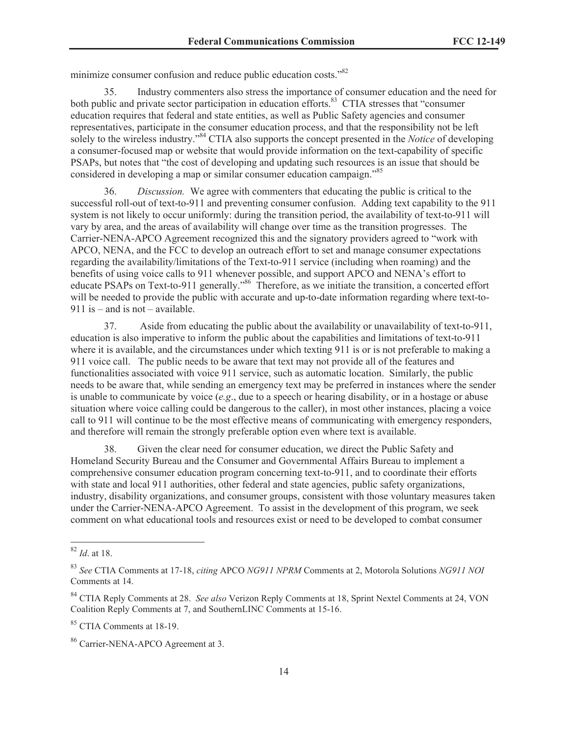minimize consumer confusion and reduce public education costs."[82]

35. Industry commenters also stress the importance of consumer education and the need for both public and private sector participation in education efforts.[83] CTIA stresses that "consumer education requires that federal and state entities, as well as Public Safety agencies and consumer representatives, participate in the consumer education process, and that the responsibility not be left solely to the wireless industry."[84] CTIA also supports the concept presented in the *Notice* of developing a consumer-focused map or website that would provide information on the text-capability of specific PSAPs, but notes that "the cost of developing and updating such resources is an issue that should be considered in developing a map or similar consumer education campaign."[85]

36. *Discussion.* We agree with commenters that educating the public is critical to the successful roll-out of text-to-911 and preventing consumer confusion. Adding text capability to the 911 system is not likely to occur uniformly: during the transition period, the availability of text-to-911 will vary by area, and the areas of availability will change over time as the transition progresses. The Carrier-NENA-APCO Agreement recognized this and the signatory providers agreed to "work with APCO, NENA, and the FCC to develop an outreach effort to set and manage consumer expectations regarding the availability/limitations of the Text-to-911 service (including when roaming) and the benefits of using voice calls to 911 whenever possible, and support APCO and NENA's effort to educate PSAPs on Text-to-911 generally."[86] Therefore, as we initiate the transition, a concerted effort will be needed to provide the public with accurate and up-to-date information regarding where text-to-911 is – and is not – available.

37. Aside from educating the public about the availability or unavailability of text-to-911, education is also imperative to inform the public about the capabilities and limitations of text-to-911 where it is available, and the circumstances under which texting 911 is or is not preferable to making a 911 voice call. The public needs to be aware that text may not provide all of the features and functionalities associated with voice 911 service, such as automatic location. Similarly, the public needs to be aware that, while sending an emergency text may be preferred in instances where the sender is unable to communicate by voice (*e.g*., due to a speech or hearing disability, or in a hostage or abuse situation where voice calling could be dangerous to the caller), in most other instances, placing a voice call to 911 will continue to be the most effective means of communicating with emergency responders, and therefore will remain the strongly preferable option even where text is available.

38. Given the clear need for consumer education, we direct the Public Safety and Homeland Security Bureau and the Consumer and Governmental Affairs Bureau to implement a comprehensive consumer education program concerning text-to-911, and to coordinate their efforts with state and local 911 authorities, other federal and state agencies, public safety organizations, industry, disability organizations, and consumer groups, consistent with those voluntary measures taken under the Carrier-NENA-APCO Agreement. To assist in the development of this program, we seek comment on what educational tools and resources exist or need to be developed to combat consumer

---

[82] *Id*. at 18.

[83] *See* CTIA Comments at 17-18, *citing* APCO *NG911 NPRM* Comments at 2, Motorola Solutions *NG911 NOI* Comments at 14.

[84] CTIA Reply Comments at 28. *See also* Verizon Reply Comments at 18, Sprint Nextel Comments at 24, VON Coalition Reply Comments at 7, and SouthernLINC Comments at 15-16.

[85] CTIA Comments at 18-19.

[86] Carrier-NENA-APCO Agreement at 3.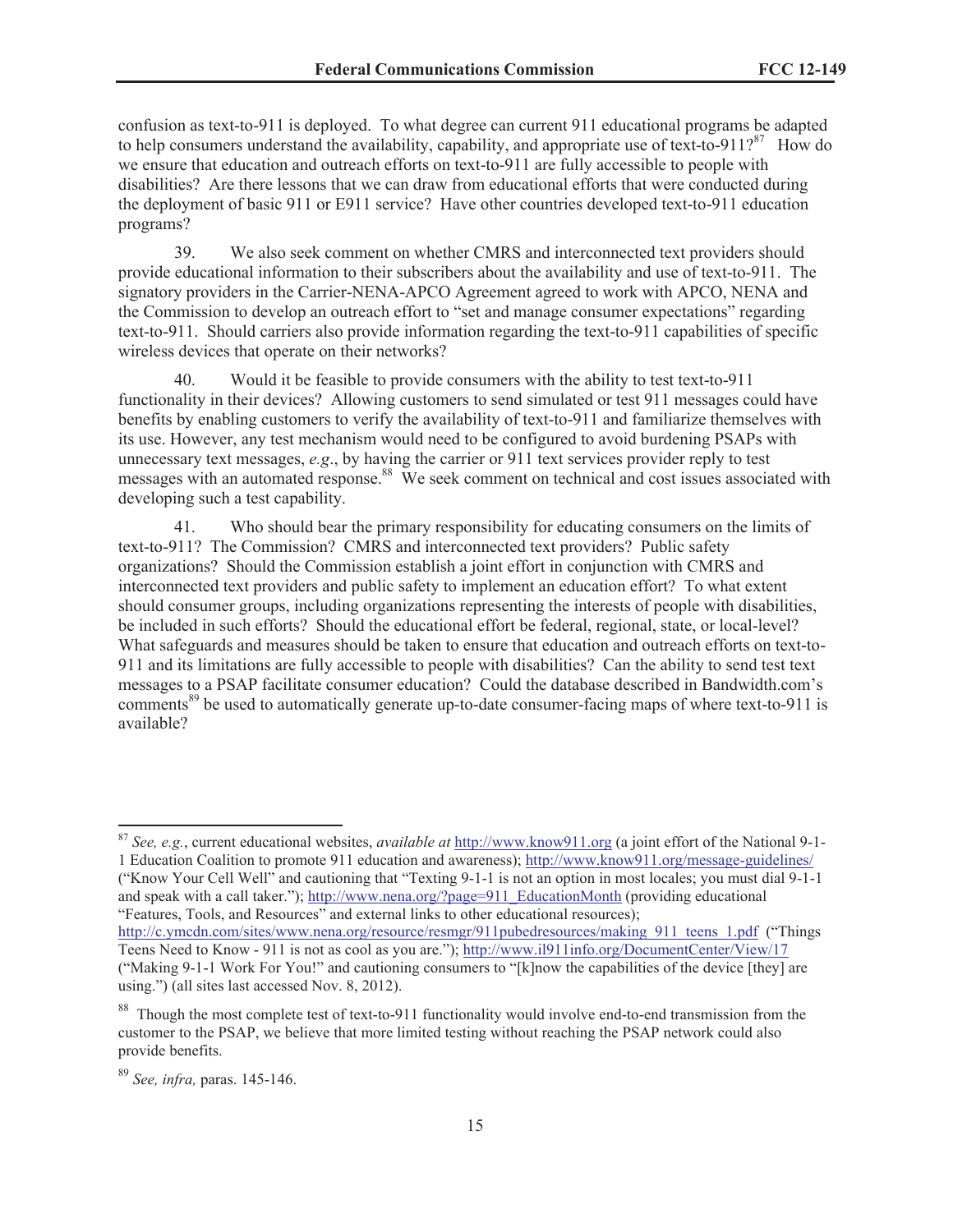confusion as text-to-911 is deployed. To what degree can current 911 educational programs be adapted to help consumers understand the availability, capability, and appropriate use of text-to-911?[87] How do we ensure that education and outreach efforts on text-to-911 are fully accessible to people with disabilities? Are there lessons that we can draw from educational efforts that were conducted during the deployment of basic 911 or E911 service? Have other countries developed text-to-911 education programs?

39. We also seek comment on whether CMRS and interconnected text providers should provide educational information to their subscribers about the availability and use of text-to-911. The signatory providers in the Carrier-NENA-APCO Agreement agreed to work with APCO, NENA and the Commission to develop an outreach effort to "set and manage consumer expectations" regarding text-to-911. Should carriers also provide information regarding the text-to-911 capabilities of specific wireless devices that operate on their networks?

40. Would it be feasible to provide consumers with the ability to test text-to-911 functionality in their devices? Allowing customers to send simulated or test 911 messages could have benefits by enabling customers to verify the availability of text-to-911 and familiarize themselves with its use. However, any test mechanism would need to be configured to avoid burdening PSAPs with unnecessary text messages, *e.g*., by having the carrier or 911 text services provider reply to test messages with an automated response.[88] We seek comment on technical and cost issues associated with developing such a test capability.

41. Who should bear the primary responsibility for educating consumers on the limits of text-to-911? The Commission? CMRS and interconnected text providers? Public safety organizations? Should the Commission establish a joint effort in conjunction with CMRS and interconnected text providers and public safety to implement an education effort? To what extent should consumer groups, including organizations representing the interests of people with disabilities, be included in such efforts? Should the educational effort be federal, regional, state, or local-level? What safeguards and measures should be taken to ensure that education and outreach efforts on text-to-911 and its limitations are fully accessible to people with disabilities? Can the ability to send test text messages to a PSAP facilitate consumer education? Could the database described in Bandwidth.com's comments[89] be used to automatically generate up-to-date consumer-facing maps of where text-to-911 is available?

---

[87] *See, e.g.*, current educational websites, *available at* http://www.know911.org (a joint effort of the National 9-1-1 Education Coalition to promote 911 education and awareness); http://www.know911.org/message-guidelines/ ("Know Your Cell Well" and cautioning that "Texting 9-1-1 is not an option in most locales; you must dial 9-1-1 and speak with a call taker."); http://www.nena.org/?page=911_EducationMonth (providing educational "Features, Tools, and Resources" and external links to other educational resources); http://c.ymcdn.com/sites/www.nena.org/resource/resmgr/911pubedresources/making_911_teens_1.pdf ("Things Teens Need to Know - 911 is not as cool as you are."); http://www.il911info.org/DocumentCenter/View/17 ("Making 9-1-1 Work For You!" and cautioning consumers to "[k]now the capabilities of the device [they] are using.") (all sites last accessed Nov. 8, 2012).

[88] Though the most complete test of text-to-911 functionality would involve end-to-end transmission from the customer to the PSAP, we believe that more limited testing without reaching the PSAP network could also provide benefits.

[89] *See, infra,* paras. 145-146.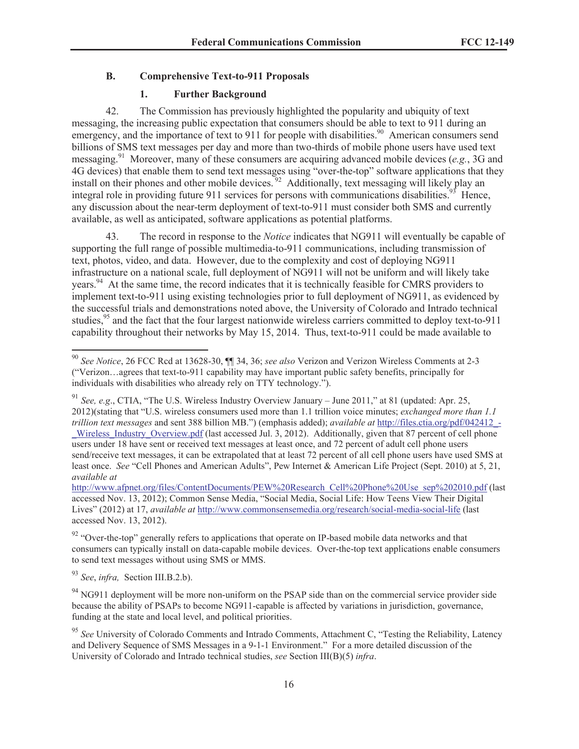### B. Comprehensive Text-to-911 Proposals

#### 1. Further Background

42. The Commission has previously highlighted the popularity and ubiquity of text messaging, the increasing public expectation that consumers should be able to text to 911 during an emergency, and the importance of text to 911 for people with disabilities.[90] American consumers send billions of SMS text messages per day and more than two-thirds of mobile phone users have used text messaging.[91] Moreover, many of these consumers are acquiring advanced mobile devices (*e.g.*, 3G and 4G devices) that enable them to send text messages using "over-the-top" software applications that they install on their phones and other mobile devices.[92] Additionally, text messaging will likely play an integral role in providing future 911 services for persons with communications disabilities.[93] Hence, any discussion about the near-term deployment of text-to-911 must consider both SMS and currently available, as well as anticipated, software applications as potential platforms.

43. The record in response to the *Notice* indicates that NG911 will eventually be capable of supporting the full range of possible multimedia-to-911 communications, including transmission of text, photos, video, and data. However, due to the complexity and cost of deploying NG911 infrastructure on a national scale, full deployment of NG911 will not be uniform and will likely take years.[94] At the same time, the record indicates that it is technically feasible for CMRS providers to implement text-to-911 using existing technologies prior to full deployment of NG911, as evidenced by the successful trials and demonstrations noted above, the University of Colorado and Intrado technical studies,[95] and the fact that the four largest nationwide wireless carriers committed to deploy text-to-911 capability throughout their networks by May 15, 2014. Thus, text-to-911 could be made available to

---

[90] *See Notice*, 26 FCC Rcd at 13628-30, ¶¶ 34, 36; *see also* Verizon and Verizon Wireless Comments at 2-3 ("Verizon…agrees that text-to-911 capability may have important public safety benefits, principally for individuals with disabilities who already rely on TTY technology.").

[91] *See, e.g*., CTIA, "The U.S. Wireless Industry Overview January – June 2011," at 81 (updated: Apr. 25, 2012)(stating that "U.S. wireless consumers used more than 1.1 trillion voice minutes; *exchanged more than 1.1 trillion text messages* and sent 388 billion MB.") (emphasis added); *available at* http://files.ctia.org/pdf/042412_-_Wireless_Industry_Overview.pdf (last accessed Jul. 3, 2012). Additionally, given that 87 percent of cell phone users under 18 have sent or received text messages at least once, and 72 percent of adult cell phone users send/receive text messages, it can be extrapolated that at least 72 percent of all cell phone users have used SMS at least once. *See* "Cell Phones and American Adults", Pew Internet & American Life Project (Sept. 2010) at 5, 21, *available at* http://www.afpnet.org/files/ContentDocuments/PEW%20Research_Cell%20Phone%20Use_sep%202010.pdf (last accessed Nov. 13, 2012); Common Sense Media, "Social Media, Social Life: How Teens View Their Digital Lives" (2012) at 17, *available at* http://www.commonsensemedia.org/research/social-media-social-life (last accessed Nov. 13, 2012).

[92] "Over-the-top" generally refers to applications that operate on IP-based mobile data networks and that consumers can typically install on data-capable mobile devices. Over-the-top text applications enable consumers to send text messages without using SMS or MMS.

[93] *See*, *infra,* Section III.B.2.b).

[94] NG911 deployment will be more non-uniform on the PSAP side than on the commercial service provider side because the ability of PSAPs to become NG911-capable is affected by variations in jurisdiction, governance, funding at the state and local level, and political priorities.

[95] *See* University of Colorado Comments and Intrado Comments, Attachment C, "Testing the Reliability, Latency and Delivery Sequence of SMS Messages in a 9-1-1 Environment." For a more detailed discussion of the University of Colorado and Intrado technical studies, *see* Section III(B)(5) *infra*.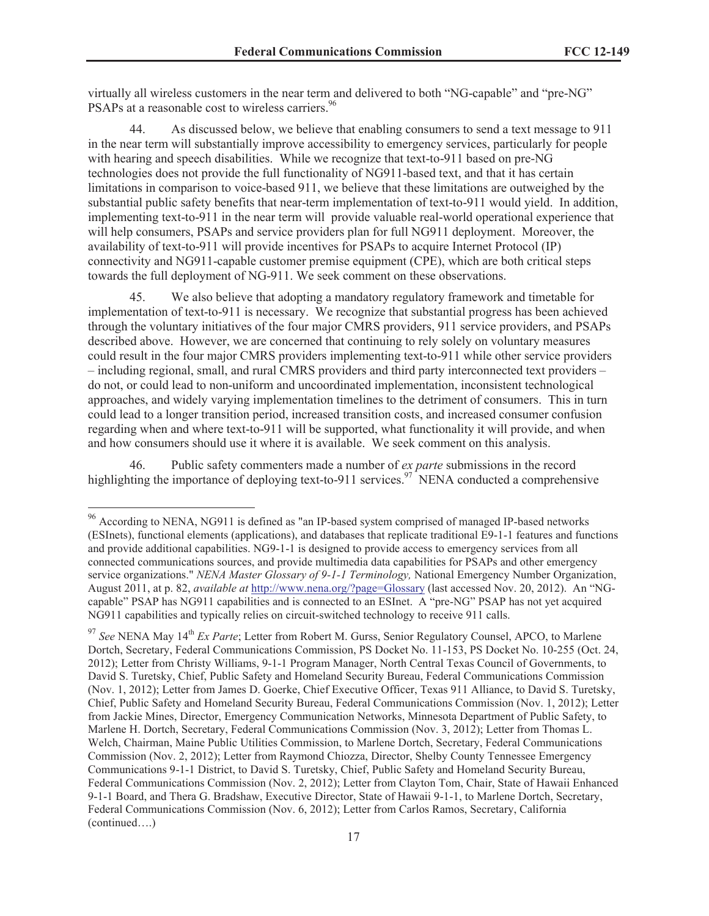virtually all wireless customers in the near term and delivered to both "NG-capable" and "pre-NG" PSAPs at a reasonable cost to wireless carriers.[96]

44. As discussed below, we believe that enabling consumers to send a text message to 911 in the near term will substantially improve accessibility to emergency services, particularly for people with hearing and speech disabilities. While we recognize that text-to-911 based on pre-NG technologies does not provide the full functionality of NG911-based text, and that it has certain limitations in comparison to voice-based 911, we believe that these limitations are outweighed by the substantial public safety benefits that near-term implementation of text-to-911 would yield. In addition, implementing text-to-911 in the near term will provide valuable real-world operational experience that will help consumers, PSAPs and service providers plan for full NG911 deployment. Moreover, the availability of text-to-911 will provide incentives for PSAPs to acquire Internet Protocol (IP) connectivity and NG911-capable customer premise equipment (CPE), which are both critical steps towards the full deployment of NG-911. We seek comment on these observations.

45. We also believe that adopting a mandatory regulatory framework and timetable for implementation of text-to-911 is necessary. We recognize that substantial progress has been achieved through the voluntary initiatives of the four major CMRS providers, 911 service providers, and PSAPs described above. However, we are concerned that continuing to rely solely on voluntary measures could result in the four major CMRS providers implementing text-to-911 while other service providers – including regional, small, and rural CMRS providers and third party interconnected text providers – do not, or could lead to non-uniform and uncoordinated implementation, inconsistent technological approaches, and widely varying implementation timelines to the detriment of consumers. This in turn could lead to a longer transition period, increased transition costs, and increased consumer confusion regarding when and where text-to-911 will be supported, what functionality it will provide, and when and how consumers should use it where it is available. We seek comment on this analysis.

46. Public safety commenters made a number of *ex parte* submissions in the record highlighting the importance of deploying text-to-911 services.[97] NENA conducted a comprehensive

---

[96] According to NENA, NG911 is defined as "an IP-based system comprised of managed IP-based networks (ESInets), functional elements (applications), and databases that replicate traditional E9-1-1 features and functions and provide additional capabilities. NG9-1-1 is designed to provide access to emergency services from all connected communications sources, and provide multimedia data capabilities for PSAPs and other emergency service organizations." *NENA Master Glossary of 9-1-1 Terminology,* National Emergency Number Organization, August 2011, at p. 82, *available at* http://www.nena.org/?page=Glossary (last accessed Nov. 20, 2012). An "NG-capable" PSAP has NG911 capabilities and is connected to an ESInet. A "pre-NG" PSAP has not yet acquired NG911 capabilities and typically relies on circuit-switched technology to receive 911 calls.

[97] *See* NENA May 14th *Ex Parte*; Letter from Robert M. Gurss, Senior Regulatory Counsel, APCO, to Marlene Dortch, Secretary, Federal Communications Commission, PS Docket No. 11-153, PS Docket No. 10-255 (Oct. 24, 2012); Letter from Christy Williams, 9-1-1 Program Manager, North Central Texas Council of Governments, to David S. Turetsky, Chief, Public Safety and Homeland Security Bureau, Federal Communications Commission (Nov. 1, 2012); Letter from James D. Goerke, Chief Executive Officer, Texas 911 Alliance, to David S. Turetsky, Chief, Public Safety and Homeland Security Bureau, Federal Communications Commission (Nov. 1, 2012); Letter from Jackie Mines, Director, Emergency Communication Networks, Minnesota Department of Public Safety, to Marlene H. Dortch, Secretary, Federal Communications Commission (Nov. 3, 2012); Letter from Thomas L. Welch, Chairman, Maine Public Utilities Commission, to Marlene Dortch, Secretary, Federal Communications Commission (Nov. 2, 2012); Letter from Raymond Chiozza, Director, Shelby County Tennessee Emergency Communications 9-1-1 District, to David S. Turetsky, Chief, Public Safety and Homeland Security Bureau, Federal Communications Commission (Nov. 2, 2012); Letter from Clayton Tom, Chair, State of Hawaii Enhanced 9-1-1 Board, and Thera G. Bradshaw, Executive Director, State of Hawaii 9-1-1, to Marlene Dortch, Secretary, Federal Communications Commission (Nov. 6, 2012); Letter from Carlos Ramos, Secretary, California (continued….)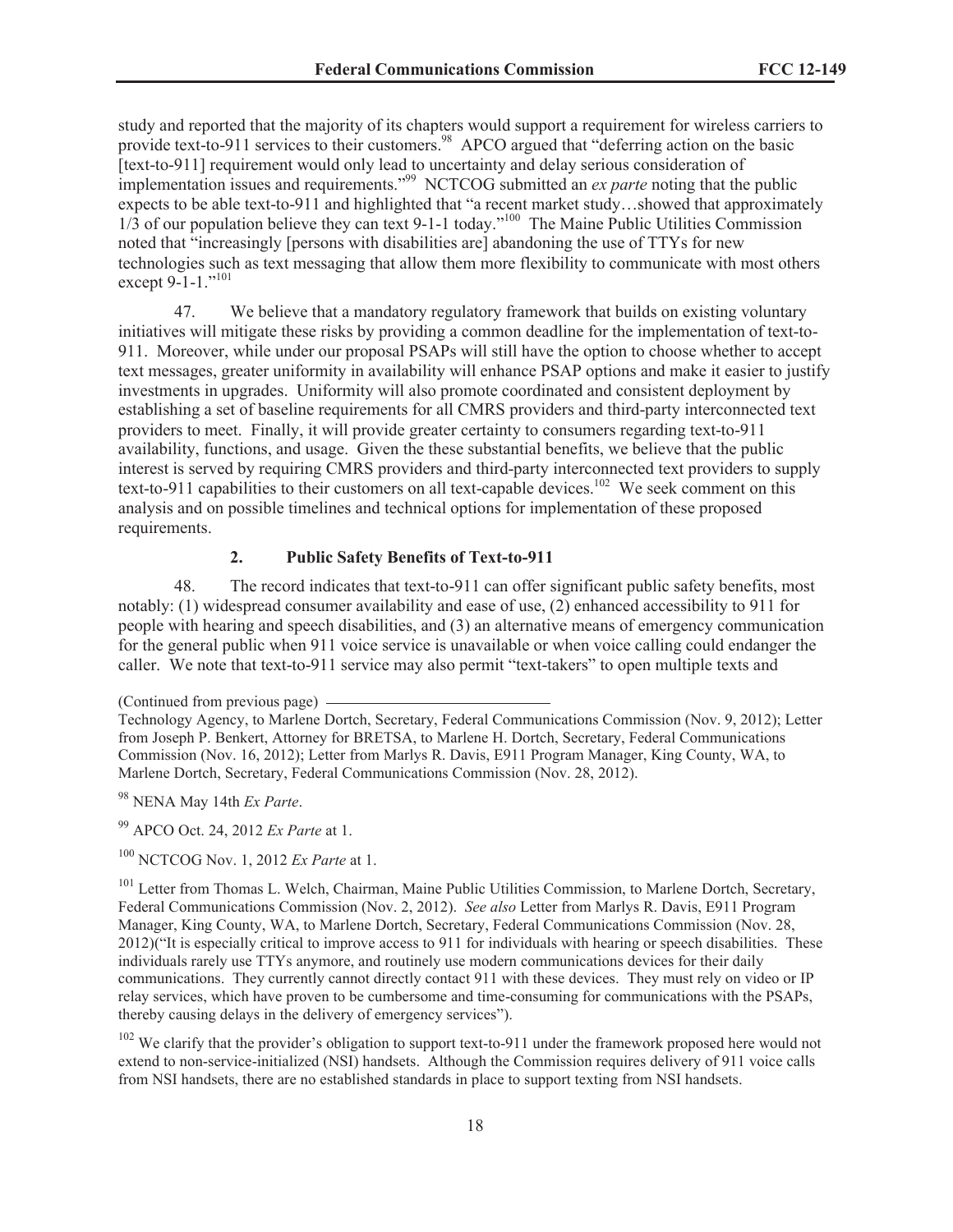study and reported that the majority of its chapters would support a requirement for wireless carriers to provide text-to-911 services to their customers.[98] APCO argued that "deferring action on the basic [text-to-911] requirement would only lead to uncertainty and delay serious consideration of implementation issues and requirements."[99] NCTCOG submitted an *ex parte* noting that the public expects to be able text-to-911 and highlighted that "a recent market study…showed that approximately 1/3 of our population believe they can text 9-1-1 today."[100] The Maine Public Utilities Commission noted that "increasingly [persons with disabilities are] abandoning the use of TTYs for new technologies such as text messaging that allow them more flexibility to communicate with most others except 9-1-1."[101]

47. We believe that a mandatory regulatory framework that builds on existing voluntary initiatives will mitigate these risks by providing a common deadline for the implementation of text-to-911. Moreover, while under our proposal PSAPs will still have the option to choose whether to accept text messages, greater uniformity in availability will enhance PSAP options and make it easier to justify investments in upgrades. Uniformity will also promote coordinated and consistent deployment by establishing a set of baseline requirements for all CMRS providers and third-party interconnected text providers to meet. Finally, it will provide greater certainty to consumers regarding text-to-911 availability, functions, and usage. Given the these substantial benefits, we believe that the public interest is served by requiring CMRS providers and third-party interconnected text providers to supply text-to-911 capabilities to their customers on all text-capable devices.[102] We seek comment on this analysis and on possible timelines and technical options for implementation of these proposed requirements.

### 2. Public Safety Benefits of Text-to-911

48. The record indicates that text-to-911 can offer significant public safety benefits, most notably: (1) widespread consumer availability and ease of use, (2) enhanced accessibility to 911 for people with hearing and speech disabilities, and (3) an alternative means of emergency communication for the general public when 911 voice service is unavailable or when voice calling could endanger the caller. We note that text-to-911 service may also permit "text-takers" to open multiple texts and

(Continued from previous page)

Technology Agency, to Marlene Dortch, Secretary, Federal Communications Commission (Nov. 9, 2012); Letter from Joseph P. Benkert, Attorney for BRETSA, to Marlene H. Dortch, Secretary, Federal Communications Commission (Nov. 16, 2012); Letter from Marlys R. Davis, E911 Program Manager, King County, WA, to Marlene Dortch, Secretary, Federal Communications Commission (Nov. 28, 2012).

[98] NENA May 14th *Ex Parte*.

[99] APCO Oct. 24, 2012 *Ex Parte* at 1.

[100] NCTCOG Nov. 1, 2012 *Ex Parte* at 1.

[101] Letter from Thomas L. Welch, Chairman, Maine Public Utilities Commission, to Marlene Dortch, Secretary, Federal Communications Commission (Nov. 2, 2012). *See also* Letter from Marlys R. Davis, E911 Program Manager, King County, WA, to Marlene Dortch, Secretary, Federal Communications Commission (Nov. 28, 2012)("It is especially critical to improve access to 911 for individuals with hearing or speech disabilities. These individuals rarely use TTYs anymore, and routinely use modern communications devices for their daily communications. They currently cannot directly contact 911 with these devices. They must rely on video or IP relay services, which have proven to be cumbersome and time-consuming for communications with the PSAPs, thereby causing delays in the delivery of emergency services").

[102] We clarify that the provider's obligation to support text-to-911 under the framework proposed here would not extend to non-service-initialized (NSI) handsets. Although the Commission requires delivery of 911 voice calls from NSI handsets, there are no established standards in place to support texting from NSI handsets.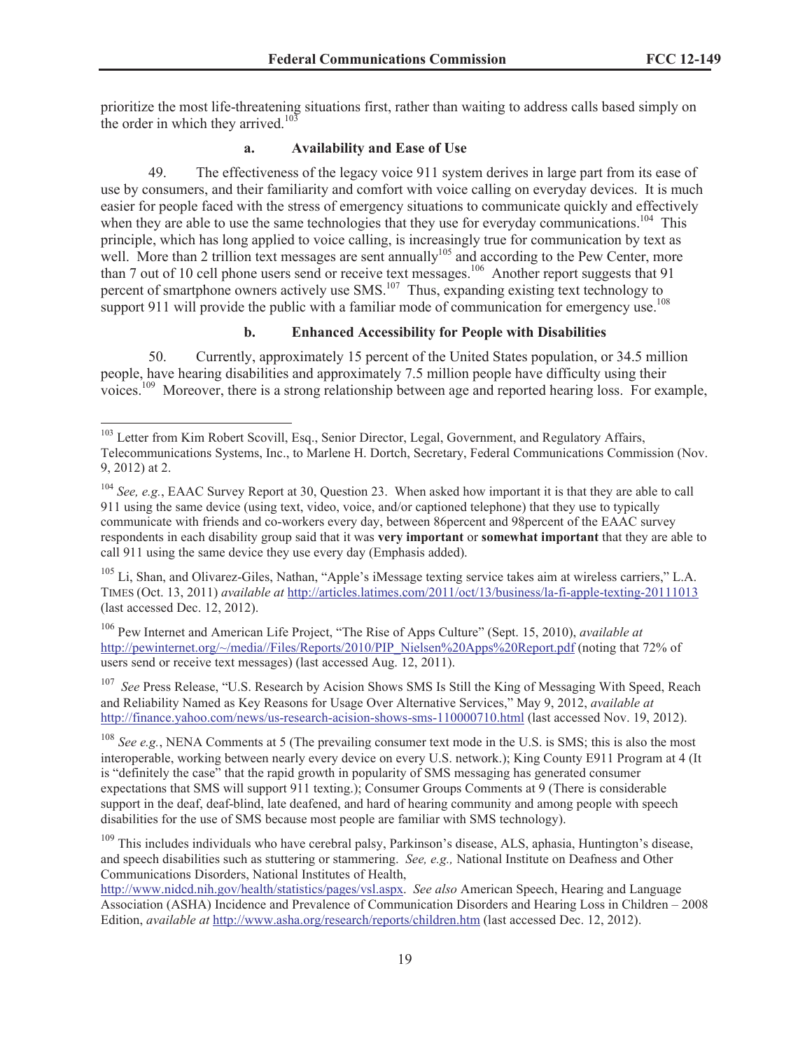prioritize the most life-threatening situations first, rather than waiting to address calls based simply on the order in which they arrived.[103]

#### a. Availability and Ease of Use

49. The effectiveness of the legacy voice 911 system derives in large part from its ease of use by consumers, and their familiarity and comfort with voice calling on everyday devices. It is much easier for people faced with the stress of emergency situations to communicate quickly and effectively when they are able to use the same technologies that they use for everyday communications.[104] This principle, which has long applied to voice calling, is increasingly true for communication by text as well. More than 2 trillion text messages are sent annually[105] and according to the Pew Center, more than 7 out of 10 cell phone users send or receive text messages.[106] Another report suggests that 91 percent of smartphone owners actively use SMS.[107] Thus, expanding existing text technology to support 911 will provide the public with a familiar mode of communication for emergency use.[108]

#### b. Enhanced Accessibility for People with Disabilities

50. Currently, approximately 15 percent of the United States population, or 34.5 million people, have hearing disabilities and approximately 7.5 million people have difficulty using their voices.[109] Moreover, there is a strong relationship between age and reported hearing loss. For example,

---

[103] Letter from Kim Robert Scovill, Esq., Senior Director, Legal, Government, and Regulatory Affairs, Telecommunications Systems, Inc., to Marlene H. Dortch, Secretary, Federal Communications Commission (Nov. 9, 2012) at 2.

[104] *See, e.g.*, EAAC Survey Report at 30, Question 23. When asked how important it is that they are able to call 911 using the same device (using text, video, voice, and/or captioned telephone) that they use to typically communicate with friends and co-workers every day, between 86percent and 98percent of the EAAC survey respondents in each disability group said that it was **very important** or **somewhat important** that they are able to call 911 using the same device they use every day (Emphasis added).

[105] Li, Shan, and Olivarez-Giles, Nathan, "Apple's iMessage texting service takes aim at wireless carriers," L.A. TIMES (Oct. 13, 2011) *available at* http://articles.latimes.com/2011/oct/13/business/la-fi-apple-texting-20111013 (last accessed Dec. 12, 2012).

[106] Pew Internet and American Life Project, "The Rise of Apps Culture" (Sept. 15, 2010), *available at* http://pewinternet.org/~/media//Files/Reports/2010/PIP_Nielsen%20Apps%20Report.pdf (noting that 72% of users send or receive text messages) (last accessed Aug. 12, 2011).

[107] *See* Press Release, "U.S. Research by Acision Shows SMS Is Still the King of Messaging With Speed, Reach and Reliability Named as Key Reasons for Usage Over Alternative Services," May 9, 2012, *available at* http://finance.yahoo.com/news/us-research-acision-shows-sms-110000710.html (last accessed Nov. 19, 2012).

[108] *See e.g.*, NENA Comments at 5 (The prevailing consumer text mode in the U.S. is SMS; this is also the most interoperable, working between nearly every device on every U.S. network.); King County E911 Program at 4 (It is "definitely the case" that the rapid growth in popularity of SMS messaging has generated consumer expectations that SMS will support 911 texting.); Consumer Groups Comments at 9 (There is considerable support in the deaf, deaf-blind, late deafened, and hard of hearing community and among people with speech disabilities for the use of SMS because most people are familiar with SMS technology).

[109] This includes individuals who have cerebral palsy, Parkinson's disease, ALS, aphasia, Huntington's disease, and speech disabilities such as stuttering or stammering. *See, e.g.,* National Institute on Deafness and Other Communications Disorders, National Institutes of Health, http://www.nidcd.nih.gov/health/statistics/pages/vsl.aspx. *See also* American Speech, Hearing and Language Association (ASHA) Incidence and Prevalence of Communication Disorders and Hearing Loss in Children – 2008 Edition, *available at* http://www.asha.org/research/reports/children.htm (last accessed Dec. 12, 2012).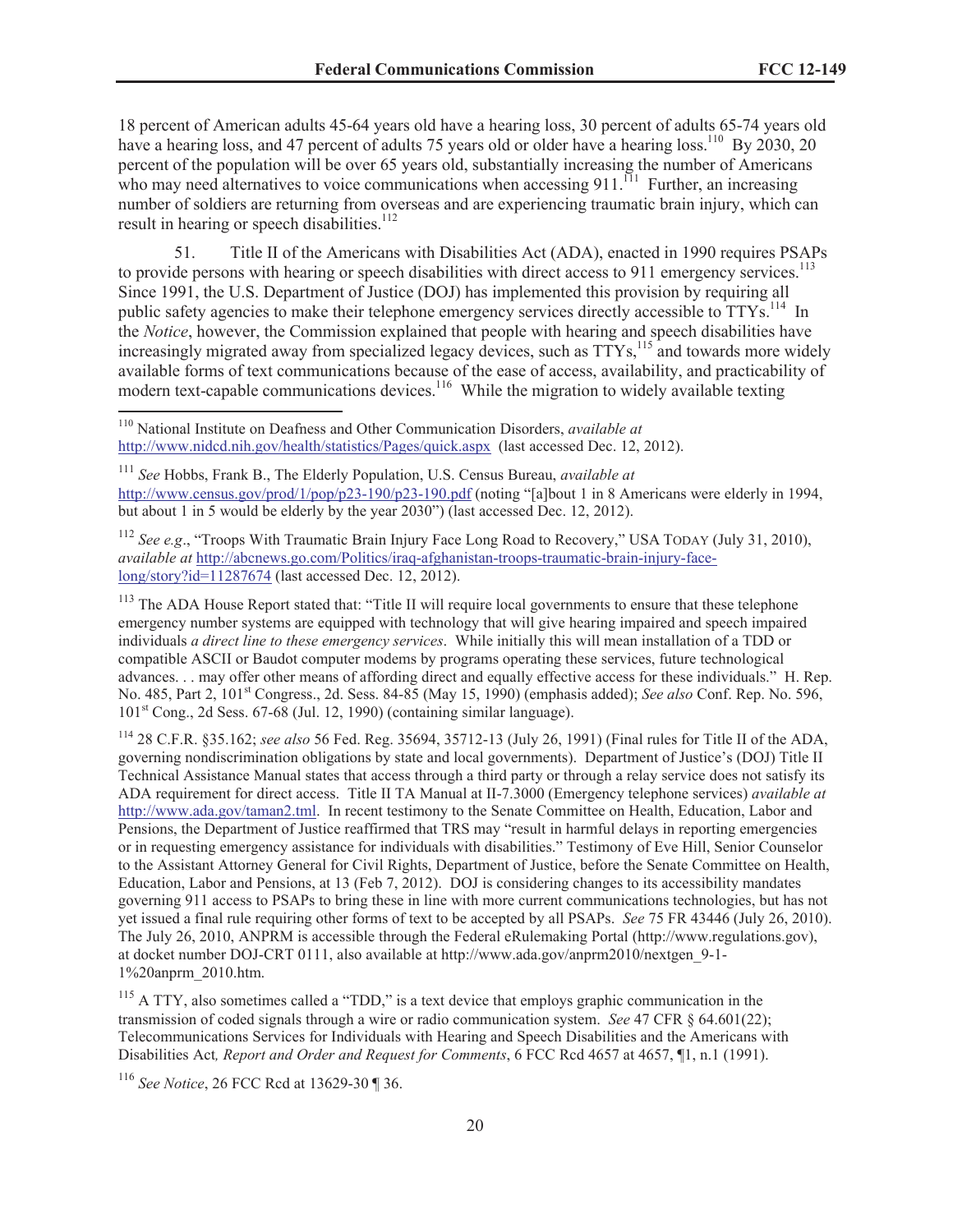18 percent of American adults 45-64 years old have a hearing loss, 30 percent of adults 65-74 years old have a hearing loss, and 47 percent of adults 75 years old or older have a hearing loss.[110] By 2030, 20 percent of the population will be over 65 years old, substantially increasing the number of Americans who may need alternatives to voice communications when accessing 911.[111] Further, an increasing number of soldiers are returning from overseas and are experiencing traumatic brain injury, which can result in hearing or speech disabilities.[112]

51. Title II of the Americans with Disabilities Act (ADA), enacted in 1990 requires PSAPs to provide persons with hearing or speech disabilities with direct access to 911 emergency services.[113] Since 1991, the U.S. Department of Justice (DOJ) has implemented this provision by requiring all public safety agencies to make their telephone emergency services directly accessible to TTYs.[114] In the *Notice*, however, the Commission explained that people with hearing and speech disabilities have increasingly migrated away from specialized legacy devices, such as TTYs,[115] and towards more widely available forms of text communications because of the ease of access, availability, and practicability of modern text-capable communications devices.[116] While the migration to widely available texting

---

[110] National Institute on Deafness and Other Communication Disorders, *available at* http://www.nidcd.nih.gov/health/statistics/Pages/quick.aspx (last accessed Dec. 12, 2012).

[111] *See* Hobbs, Frank B., The Elderly Population, U.S. Census Bureau, *available at* http://www.census.gov/prod/1/pop/p23-190/p23-190.pdf (noting "[a]bout 1 in 8 Americans were elderly in 1994, but about 1 in 5 would be elderly by the year 2030") (last accessed Dec. 12, 2012).

[112] *See e.g*., "Troops With Traumatic Brain Injury Face Long Road to Recovery," USA TODAY (July 31, 2010), *available at* http://abcnews.go.com/Politics/iraq-afghanistan-troops-traumatic-brain-injury-face-long/story?id=11287674 (last accessed Dec. 12, 2012).

[113] The ADA House Report stated that: "Title II will require local governments to ensure that these telephone emergency number systems are equipped with technology that will give hearing impaired and speech impaired individuals *a direct line to these emergency services*. While initially this will mean installation of a TDD or compatible ASCII or Baudot computer modems by programs operating these services, future technological advances. . . may offer other means of affording direct and equally effective access for these individuals." H. Rep. No. 485, Part 2, 101st Congress., 2d. Sess. 84-85 (May 15, 1990) (emphasis added); *See also* Conf. Rep. No. 596, 101st Cong., 2d Sess. 67-68 (Jul. 12, 1990) (containing similar language).

[114] 28 C.F.R. §35.162; *see also* 56 Fed. Reg. 35694, 35712-13 (July 26, 1991) (Final rules for Title II of the ADA, governing nondiscrimination obligations by state and local governments). Department of Justice's (DOJ) Title II Technical Assistance Manual states that access through a third party or through a relay service does not satisfy its ADA requirement for direct access. Title II TA Manual at II-7.3000 (Emergency telephone services) *available at* http://www.ada.gov/taman2.tml. In recent testimony to the Senate Committee on Health, Education, Labor and Pensions, the Department of Justice reaffirmed that TRS may "result in harmful delays in reporting emergencies or in requesting emergency assistance for individuals with disabilities." Testimony of Eve Hill, Senior Counselor to the Assistant Attorney General for Civil Rights, Department of Justice, before the Senate Committee on Health, Education, Labor and Pensions, at 13 (Feb 7, 2012). DOJ is considering changes to its accessibility mandates governing 911 access to PSAPs to bring these in line with more current communications technologies, but has not yet issued a final rule requiring other forms of text to be accepted by all PSAPs. *See* 75 FR 43446 (July 26, 2010). The July 26, 2010, ANPRM is accessible through the Federal eRulemaking Portal (http://www.regulations.gov), at docket number DOJ-CRT 0111, also available at http://www.ada.gov/anprm2010/nextgen_9-1-1%20anprm_2010.htm.

[115] A TTY, also sometimes called a "TDD," is a text device that employs graphic communication in the transmission of coded signals through a wire or radio communication system. *See* 47 CFR § 64.601(22); Telecommunications Services for Individuals with Hearing and Speech Disabilities and the Americans with Disabilities Act*, Report and Order and Request for Comments*, 6 FCC Rcd 4657 at 4657, ¶1, n.1 (1991).

[116] *See Notice*, 26 FCC Rcd at 13629-30 ¶ 36.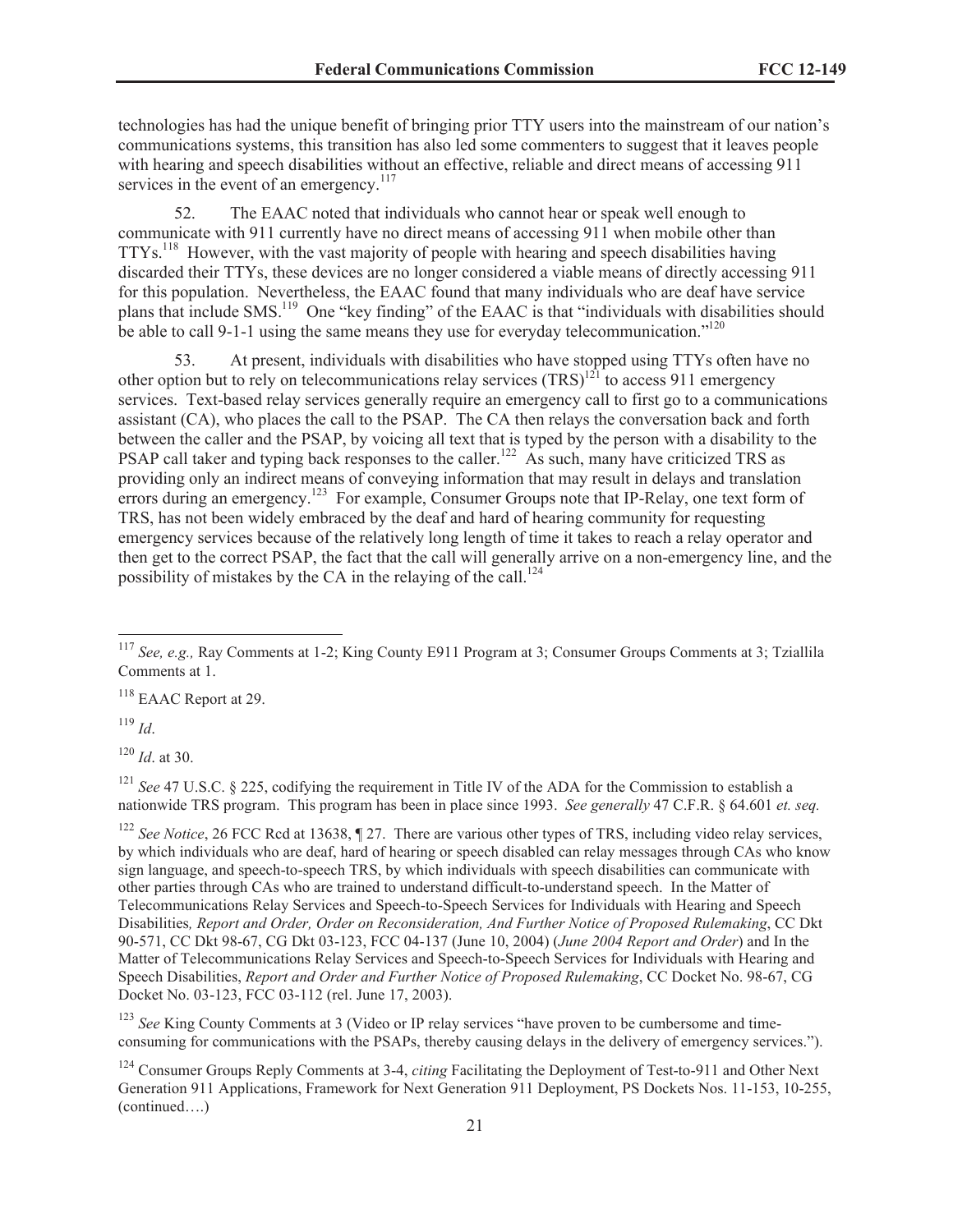technologies has had the unique benefit of bringing prior TTY users into the mainstream of our nation's communications systems, this transition has also led some commenters to suggest that it leaves people with hearing and speech disabilities without an effective, reliable and direct means of accessing 911 services in the event of an emergency.[117]

52. The EAAC noted that individuals who cannot hear or speak well enough to communicate with 911 currently have no direct means of accessing 911 when mobile other than TTYs.[118] However, with the vast majority of people with hearing and speech disabilities having discarded their TTYs, these devices are no longer considered a viable means of directly accessing 911 for this population. Nevertheless, the EAAC found that many individuals who are deaf have service plans that include SMS.[119] One "key finding" of the EAAC is that "individuals with disabilities should be able to call 9-1-1 using the same means they use for everyday telecommunication."[120]

53. At present, individuals with disabilities who have stopped using TTYs often have no other option but to rely on telecommunications relay services (TRS)[121] to access 911 emergency services. Text-based relay services generally require an emergency call to first go to a communications assistant (CA), who places the call to the PSAP. The CA then relays the conversation back and forth between the caller and the PSAP, by voicing all text that is typed by the person with a disability to the PSAP call taker and typing back responses to the caller.[122] As such, many have criticized TRS as providing only an indirect means of conveying information that may result in delays and translation errors during an emergency.[123] For example, Consumer Groups note that IP-Relay, one text form of TRS, has not been widely embraced by the deaf and hard of hearing community for requesting emergency services because of the relatively long length of time it takes to reach a relay operator and then get to the correct PSAP, the fact that the call will generally arrive on a non-emergency line, and the possibility of mistakes by the CA in the relaying of the call.[124]

---

[117] *See, e.g.,* Ray Comments at 1-2; King County E911 Program at 3; Consumer Groups Comments at 3; Tziallila Comments at 1.

[118] EAAC Report at 29.

[119] *Id*.

[120] *Id*. at 30.

[121] *See* 47 U.S.C. § 225, codifying the requirement in Title IV of the ADA for the Commission to establish a nationwide TRS program. This program has been in place since 1993. *See generally* 47 C.F.R. § 64.601 *et. seq.*

[122] *See Notice*, 26 FCC Rcd at 13638, ¶ 27. There are various other types of TRS, including video relay services, by which individuals who are deaf, hard of hearing or speech disabled can relay messages through CAs who know sign language, and speech-to-speech TRS, by which individuals with speech disabilities can communicate with other parties through CAs who are trained to understand difficult-to-understand speech. In the Matter of Telecommunications Relay Services and Speech-to-Speech Services for Individuals with Hearing and Speech Disabilities*, Report and Order, Order on Reconsideration, And Further Notice of Proposed Rulemaking*, CC Dkt 90-571, CC Dkt 98-67, CG Dkt 03-123, FCC 04-137 (June 10, 2004) (*June 2004 Report and Order*) and In the Matter of Telecommunications Relay Services and Speech-to-Speech Services for Individuals with Hearing and Speech Disabilities, *Report and Order and Further Notice of Proposed Rulemaking*, CC Docket No. 98-67, CG Docket No. 03-123, FCC 03-112 (rel. June 17, 2003).

[123] *See* King County Comments at 3 (Video or IP relay services "have proven to be cumbersome and time-consuming for communications with the PSAPs, thereby causing delays in the delivery of emergency services.").

[124] Consumer Groups Reply Comments at 3-4, *citing* Facilitating the Deployment of Test-to-911 and Other Next Generation 911 Applications, Framework for Next Generation 911 Deployment, PS Dockets Nos. 11-153, 10-255, (continued….)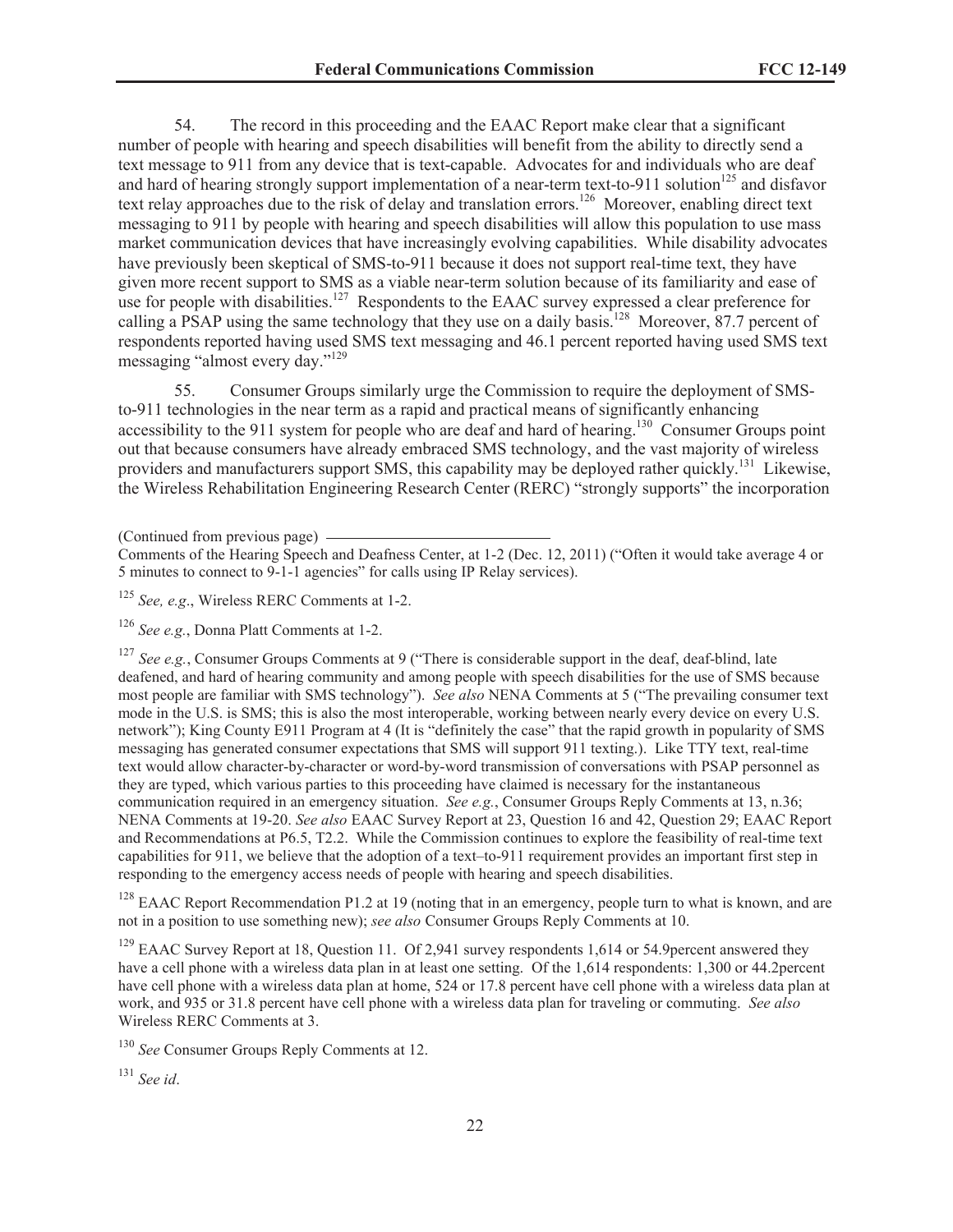54. The record in this proceeding and the EAAC Report make clear that a significant number of people with hearing and speech disabilities will benefit from the ability to directly send a text message to 911 from any device that is text-capable. Advocates for and individuals who are deaf and hard of hearing strongly support implementation of a near-term text-to-911 solution[125] and disfavor text relay approaches due to the risk of delay and translation errors.[126] Moreover, enabling direct text messaging to 911 by people with hearing and speech disabilities will allow this population to use mass market communication devices that have increasingly evolving capabilities. While disability advocates have previously been skeptical of SMS-to-911 because it does not support real-time text, they have given more recent support to SMS as a viable near-term solution because of its familiarity and ease of use for people with disabilities.[127] Respondents to the EAAC survey expressed a clear preference for calling a PSAP using the same technology that they use on a daily basis.[128] Moreover, 87.7 percent of respondents reported having used SMS text messaging and 46.1 percent reported having used SMS text messaging "almost every day."[129]

55. Consumer Groups similarly urge the Commission to require the deployment of SMS-to-911 technologies in the near term as a rapid and practical means of significantly enhancing accessibility to the 911 system for people who are deaf and hard of hearing.[130] Consumer Groups point out that because consumers have already embraced SMS technology, and the vast majority of wireless providers and manufacturers support SMS, this capability may be deployed rather quickly.[131] Likewise, the Wireless Rehabilitation Engineering Research Center (RERC) "strongly supports" the incorporation

(Continued from previous page)

Comments of the Hearing Speech and Deafness Center, at 1-2 (Dec. 12, 2011) ("Often it would take average 4 or 5 minutes to connect to 9-1-1 agencies" for calls using IP Relay services).

[125] *See, e.g*., Wireless RERC Comments at 1-2.

[126] *See e.g.*, Donna Platt Comments at 1-2.

[127] *See e.g.*, Consumer Groups Comments at 9 ("There is considerable support in the deaf, deaf-blind, late deafened, and hard of hearing community and among people with speech disabilities for the use of SMS because most people are familiar with SMS technology"). *See also* NENA Comments at 5 ("The prevailing consumer text mode in the U.S. is SMS; this is also the most interoperable, working between nearly every device on every U.S. network"); King County E911 Program at 4 (It is "definitely the case" that the rapid growth in popularity of SMS messaging has generated consumer expectations that SMS will support 911 texting.). Like TTY text, real-time text would allow character-by-character or word-by-word transmission of conversations with PSAP personnel as they are typed, which various parties to this proceeding have claimed is necessary for the instantaneous communication required in an emergency situation. *See e.g.*, Consumer Groups Reply Comments at 13, n.36; NENA Comments at 19-20. *See also* EAAC Survey Report at 23, Question 16 and 42, Question 29; EAAC Report and Recommendations at P6.5, T2.2. While the Commission continues to explore the feasibility of real-time text capabilities for 911, we believe that the adoption of a text–to-911 requirement provides an important first step in responding to the emergency access needs of people with hearing and speech disabilities.

[128] EAAC Report Recommendation P1.2 at 19 (noting that in an emergency, people turn to what is known, and are not in a position to use something new); *see also* Consumer Groups Reply Comments at 10.

[129] EAAC Survey Report at 18, Question 11. Of 2,941 survey respondents 1,614 or 54.9percent answered they have a cell phone with a wireless data plan in at least one setting. Of the 1,614 respondents: 1,300 or 44.2percent have cell phone with a wireless data plan at home, 524 or 17.8 percent have cell phone with a wireless data plan at work, and 935 or 31.8 percent have cell phone with a wireless data plan for traveling or commuting. *See also* Wireless RERC Comments at 3.

[130] *See* Consumer Groups Reply Comments at 12.

[131] *See id*.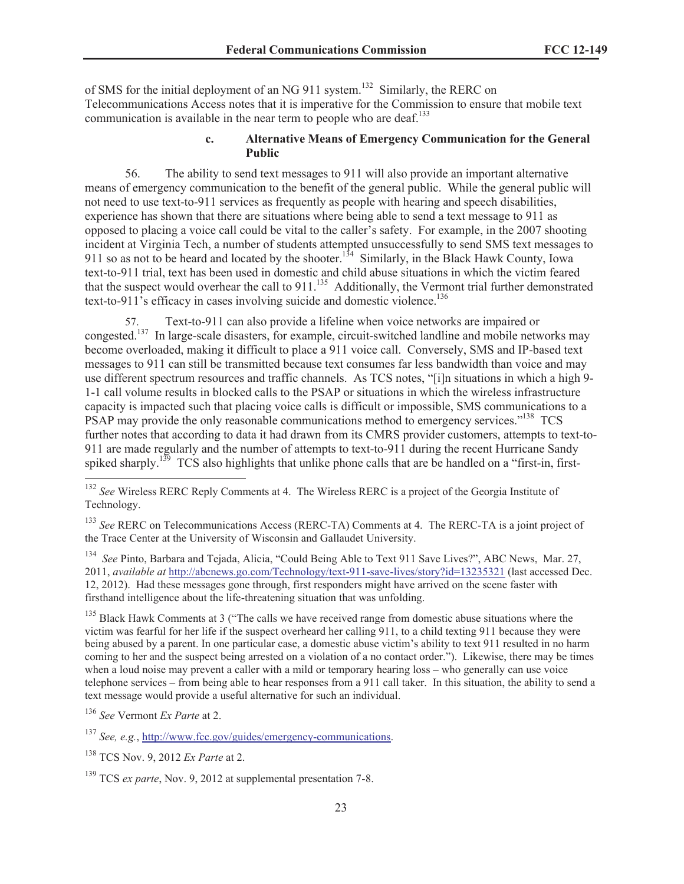of SMS for the initial deployment of an NG 911 system.[132] Similarly, the RERC on Telecommunications Access notes that it is imperative for the Commission to ensure that mobile text communication is available in the near term to people who are deaf.[133]

#### c. Alternative Means of Emergency Communication for the General Public

56. The ability to send text messages to 911 will also provide an important alternative means of emergency communication to the benefit of the general public. While the general public will not need to use text-to-911 services as frequently as people with hearing and speech disabilities, experience has shown that there are situations where being able to send a text message to 911 as opposed to placing a voice call could be vital to the caller's safety. For example, in the 2007 shooting incident at Virginia Tech, a number of students attempted unsuccessfully to send SMS text messages to 911 so as not to be heard and located by the shooter.[134] Similarly, in the Black Hawk County, Iowa text-to-911 trial, text has been used in domestic and child abuse situations in which the victim feared that the suspect would overhear the call to 911.[135] Additionally, the Vermont trial further demonstrated text-to-911's efficacy in cases involving suicide and domestic violence.[136]

57. Text-to-911 can also provide a lifeline when voice networks are impaired or congested.[137] In large-scale disasters, for example, circuit-switched landline and mobile networks may become overloaded, making it difficult to place a 911 voice call. Conversely, SMS and IP-based text messages to 911 can still be transmitted because text consumes far less bandwidth than voice and may use different spectrum resources and traffic channels. As TCS notes, "[i]n situations in which a high 9-1-1 call volume results in blocked calls to the PSAP or situations in which the wireless infrastructure capacity is impacted such that placing voice calls is difficult or impossible, SMS communications to a PSAP may provide the only reasonable communications method to emergency services."[138] TCS further notes that according to data it had drawn from its CMRS provider customers, attempts to text-to-911 are made regularly and the number of attempts to text-to-911 during the recent Hurricane Sandy spiked sharply.[139] TCS also highlights that unlike phone calls that are be handled on a "first-in, first-

---

[132] *See* Wireless RERC Reply Comments at 4. The Wireless RERC is a project of the Georgia Institute of Technology.

[133] *See* RERC on Telecommunications Access (RERC-TA) Comments at 4. The RERC-TA is a joint project of the Trace Center at the University of Wisconsin and Gallaudet University.

[134] *See* Pinto, Barbara and Tejada, Alicia, "Could Being Able to Text 911 Save Lives?", ABC News, Mar. 27, 2011, *available at* http://abcnews.go.com/Technology/text-911-save-lives/story?id=13235321 (last accessed Dec. 12, 2012). Had these messages gone through, first responders might have arrived on the scene faster with firsthand intelligence about the life-threatening situation that was unfolding.

[135] Black Hawk Comments at 3 ("The calls we have received range from domestic abuse situations where the victim was fearful for her life if the suspect overheard her calling 911, to a child texting 911 because they were being abused by a parent. In one particular case, a domestic abuse victim's ability to text 911 resulted in no harm coming to her and the suspect being arrested on a violation of a no contact order."). Likewise, there may be times when a loud noise may prevent a caller with a mild or temporary hearing loss – who generally can use voice telephone services – from being able to hear responses from a 911 call taker. In this situation, the ability to send a text message would provide a useful alternative for such an individual.

[136] *See* Vermont *Ex Parte* at 2.

[137] *See, e.g.*, http://www.fcc.gov/guides/emergency-communications.

[138] TCS Nov. 9, 2012 *Ex Parte* at 2.

[139] TCS *ex parte*, Nov. 9, 2012 at supplemental presentation 7-8.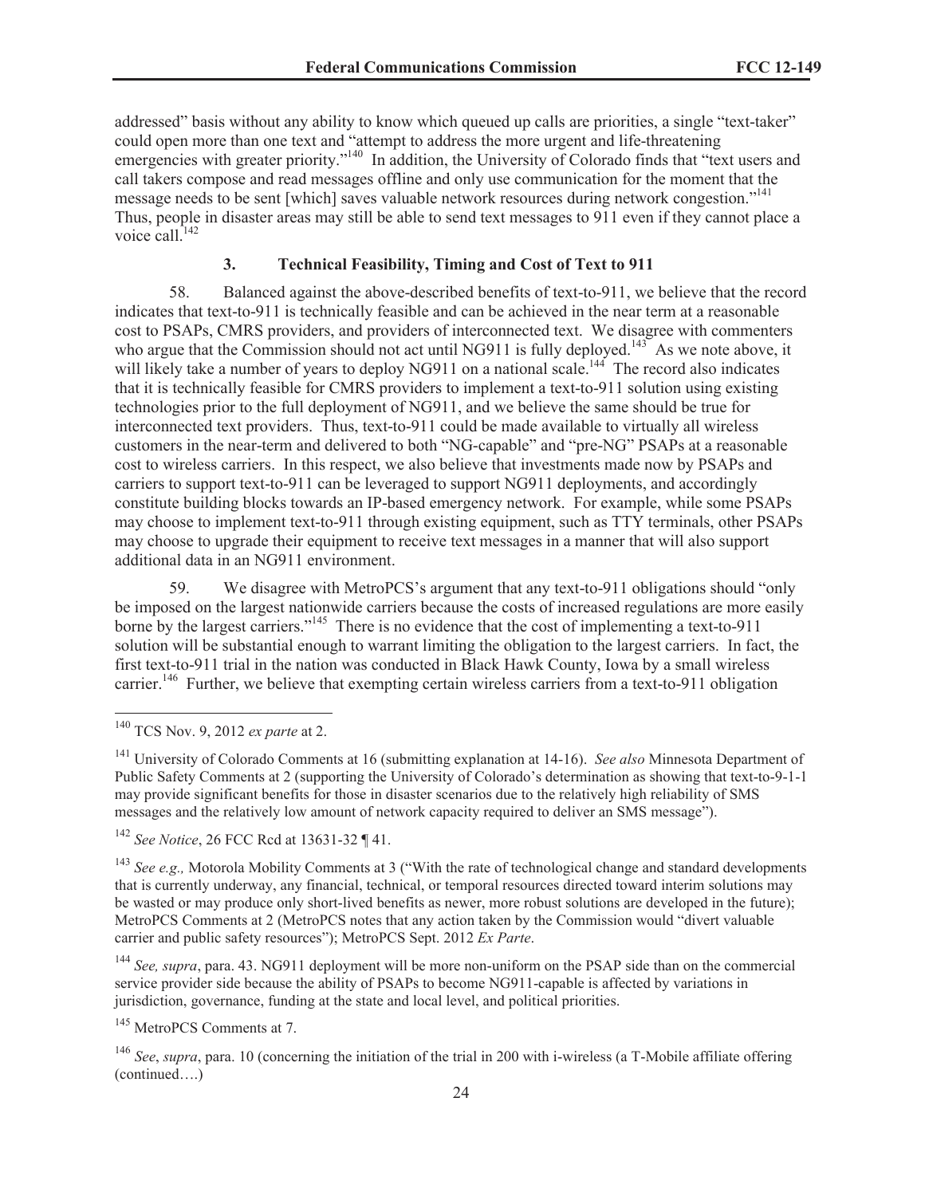addressed" basis without any ability to know which queued up calls are priorities, a single "text-taker" could open more than one text and "attempt to address the more urgent and life-threatening emergencies with greater priority."[140] In addition, the University of Colorado finds that "text users and call takers compose and read messages offline and only use communication for the moment that the message needs to be sent [which] saves valuable network resources during network congestion."[141] Thus, people in disaster areas may still be able to send text messages to 911 even if they cannot place a voice call.[142]

### 3. Technical Feasibility, Timing and Cost of Text to 911

58. Balanced against the above-described benefits of text-to-911, we believe that the record indicates that text-to-911 is technically feasible and can be achieved in the near term at a reasonable cost to PSAPs, CMRS providers, and providers of interconnected text. We disagree with commenters who argue that the Commission should not act until NG911 is fully deployed.[143] As we note above, it will likely take a number of years to deploy NG911 on a national scale.[144] The record also indicates that it is technically feasible for CMRS providers to implement a text-to-911 solution using existing technologies prior to the full deployment of NG911, and we believe the same should be true for interconnected text providers. Thus, text-to-911 could be made available to virtually all wireless customers in the near-term and delivered to both "NG-capable" and "pre-NG" PSAPs at a reasonable cost to wireless carriers. In this respect, we also believe that investments made now by PSAPs and carriers to support text-to-911 can be leveraged to support NG911 deployments, and accordingly constitute building blocks towards an IP-based emergency network. For example, while some PSAPs may choose to implement text-to-911 through existing equipment, such as TTY terminals, other PSAPs may choose to upgrade their equipment to receive text messages in a manner that will also support additional data in an NG911 environment.

59. We disagree with MetroPCS's argument that any text-to-911 obligations should "only be imposed on the largest nationwide carriers because the costs of increased regulations are more easily borne by the largest carriers."[145] There is no evidence that the cost of implementing a text-to-911 solution will be substantial enough to warrant limiting the obligation to the largest carriers. In fact, the first text-to-911 trial in the nation was conducted in Black Hawk County, Iowa by a small wireless carrier.[146] Further, we believe that exempting certain wireless carriers from a text-to-911 obligation

---

[140] TCS Nov. 9, 2012 *ex parte* at 2.

[141] University of Colorado Comments at 16 (submitting explanation at 14-16). *See also* Minnesota Department of Public Safety Comments at 2 (supporting the University of Colorado's determination as showing that text-to-9-1-1 may provide significant benefits for those in disaster scenarios due to the relatively high reliability of SMS messages and the relatively low amount of network capacity required to deliver an SMS message").

[142] *See Notice*, 26 FCC Rcd at 13631-32 ¶ 41.

[143] *See e.g.,* Motorola Mobility Comments at 3 ("With the rate of technological change and standard developments that is currently underway, any financial, technical, or temporal resources directed toward interim solutions may be wasted or may produce only short-lived benefits as newer, more robust solutions are developed in the future); MetroPCS Comments at 2 (MetroPCS notes that any action taken by the Commission would "divert valuable carrier and public safety resources"); MetroPCS Sept. 2012 *Ex Parte*.

[144] *See, supra*, para. 43. NG911 deployment will be more non-uniform on the PSAP side than on the commercial service provider side because the ability of PSAPs to become NG911-capable is affected by variations in jurisdiction, governance, funding at the state and local level, and political priorities.

[145] MetroPCS Comments at 7.

[146] *See*, *supra*, para. 10 (concerning the initiation of the trial in 200 with i-wireless (a T-Mobile affiliate offering (continued….)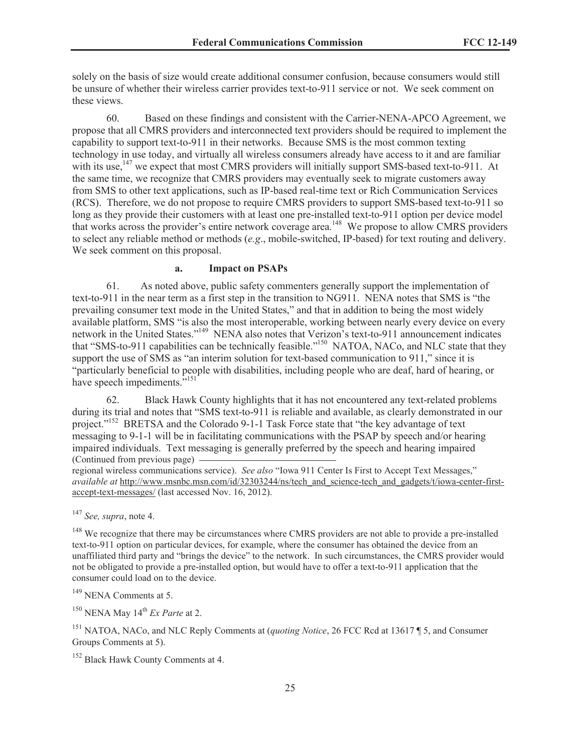solely on the basis of size would create additional consumer confusion, because consumers would still be unsure of whether their wireless carrier provides text-to-911 service or not. We seek comment on these views.

60. Based on these findings and consistent with the Carrier-NENA-APCO Agreement, we propose that all CMRS providers and interconnected text providers should be required to implement the capability to support text-to-911 in their networks. Because SMS is the most common texting technology in use today, and virtually all wireless consumers already have access to it and are familiar with its use,[147] we expect that most CMRS providers will initially support SMS-based text-to-911. At the same time, we recognize that CMRS providers may eventually seek to migrate customers away from SMS to other text applications, such as IP-based real-time text or Rich Communication Services (RCS). Therefore, we do not propose to require CMRS providers to support SMS-based text-to-911 so long as they provide their customers with at least one pre-installed text-to-911 option per device model that works across the provider's entire network coverage area.[148] We propose to allow CMRS providers to select any reliable method or methods (*e.g*., mobile-switched, IP-based) for text routing and delivery. We seek comment on this proposal.

### a. Impact on PSAPs

61. As noted above, public safety commenters generally support the implementation of text-to-911 in the near term as a first step in the transition to NG911. NENA notes that SMS is "the prevailing consumer text mode in the United States," and that in addition to being the most widely available platform, SMS "is also the most interoperable, working between nearly every device on every network in the United States."[149] NENA also notes that Verizon's text-to-911 announcement indicates that "SMS-to-911 capabilities can be technically feasible."[150] NATOA, NACo, and NLC state that they support the use of SMS as "an interim solution for text-based communication to 911," since it is "particularly beneficial to people with disabilities, including people who are deaf, hard of hearing, or have speech impediments."[151]

62. Black Hawk County highlights that it has not encountered any text-related problems during its trial and notes that "SMS text-to-911 is reliable and available, as clearly demonstrated in our project."[152] BRETSA and the Colorado 9-1-1 Task Force state that "the key advantage of text messaging to 9-1-1 will be in facilitating communications with the PSAP by speech and/or hearing impaired individuals. Text messaging is generally preferred by the speech and hearing impaired

(Continued from previous page)

regional wireless communications service). *See also* "Iowa 911 Center Is First to Accept Text Messages," *available at* http://www.msnbc.msn.com/id/32303244/ns/tech_and_science-tech_and_gadgets/t/iowa-center-first-accept-text-messages/ (last accessed Nov. 16, 2012).

[147] *See, supra*, note 4.

[148] We recognize that there may be circumstances where CMRS providers are not able to provide a pre-installed text-to-911 option on particular devices, for example, where the consumer has obtained the device from an unaffiliated third party and "brings the device" to the network. In such circumstances, the CMRS provider would not be obligated to provide a pre-installed option, but would have to offer a text-to-911 application that the consumer could load on to the device.

[149] NENA Comments at 5.

[150] NENA May 14th *Ex Parte* at 2.

[151] NATOA, NACo, and NLC Reply Comments at (*quoting Notice*, 26 FCC Rcd at 13617 ¶ 5, and Consumer Groups Comments at 5).

[152] Black Hawk County Comments at 4.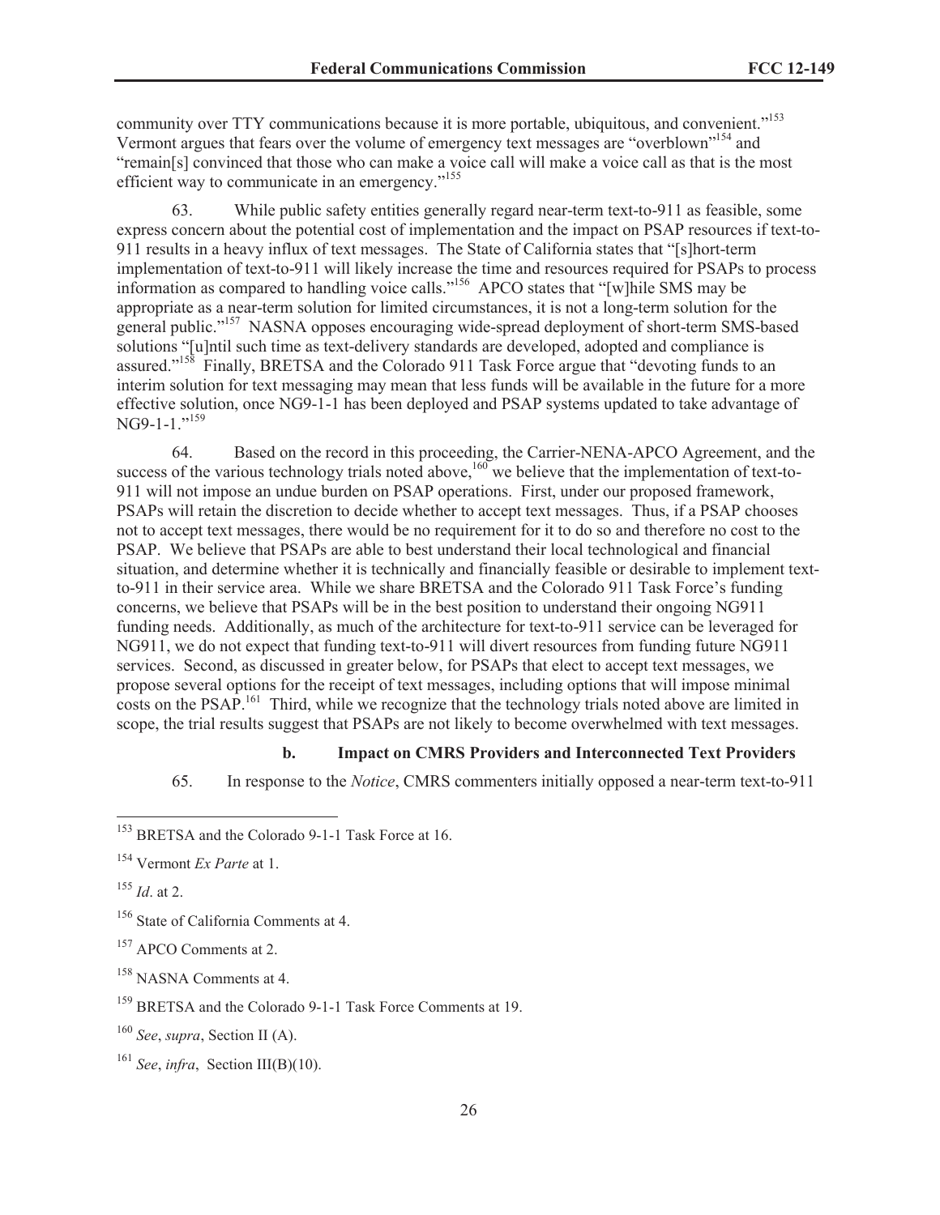community over TTY communications because it is more portable, ubiquitous, and convenient."[153] Vermont argues that fears over the volume of emergency text messages are "overblown"[154] and "remain[s] convinced that those who can make a voice call will make a voice call as that is the most efficient way to communicate in an emergency."[155]

63. While public safety entities generally regard near-term text-to-911 as feasible, some express concern about the potential cost of implementation and the impact on PSAP resources if text-to-911 results in a heavy influx of text messages. The State of California states that "[s]hort-term implementation of text-to-911 will likely increase the time and resources required for PSAPs to process information as compared to handling voice calls."[156] APCO states that "[w]hile SMS may be appropriate as a near-term solution for limited circumstances, it is not a long-term solution for the general public."[157] NASNA opposes encouraging wide-spread deployment of short-term SMS-based solutions "[u]ntil such time as text-delivery standards are developed, adopted and compliance is assured."[158] Finally, BRETSA and the Colorado 911 Task Force argue that "devoting funds to an interim solution for text messaging may mean that less funds will be available in the future for a more effective solution, once NG9-1-1 has been deployed and PSAP systems updated to take advantage of NG9-1-1."[159]

64. Based on the record in this proceeding, the Carrier-NENA-APCO Agreement, and the success of the various technology trials noted above,[160] we believe that the implementation of text-to-911 will not impose an undue burden on PSAP operations. First, under our proposed framework, PSAPs will retain the discretion to decide whether to accept text messages. Thus, if a PSAP chooses not to accept text messages, there would be no requirement for it to do so and therefore no cost to the PSAP. We believe that PSAPs are able to best understand their local technological and financial situation, and determine whether it is technically and financially feasible or desirable to implement text-to-911 in their service area. While we share BRETSA and the Colorado 911 Task Force's funding concerns, we believe that PSAPs will be in the best position to understand their ongoing NG911 funding needs. Additionally, as much of the architecture for text-to-911 service can be leveraged for NG911, we do not expect that funding text-to-911 will divert resources from funding future NG911 services. Second, as discussed in greater below, for PSAPs that elect to accept text messages, we propose several options for the receipt of text messages, including options that will impose minimal costs on the PSAP.[161] Third, while we recognize that the technology trials noted above are limited in scope, the trial results suggest that PSAPs are not likely to become overwhelmed with text messages.

#### b. Impact on CMRS Providers and Interconnected Text Providers

65. In response to the *Notice*, CMRS commenters initially opposed a near-term text-to-911

---

[153] BRETSA and the Colorado 9-1-1 Task Force at 16.

[154] Vermont *Ex Parte* at 1.

[155] *Id*. at 2.

[156] State of California Comments at 4.

[157] APCO Comments at 2.

[158] NASNA Comments at 4.

[159] BRETSA and the Colorado 9-1-1 Task Force Comments at 19.

[160] *See*, *supra*, Section II (A).

[161] *See*, *infra*, Section III(B)(10).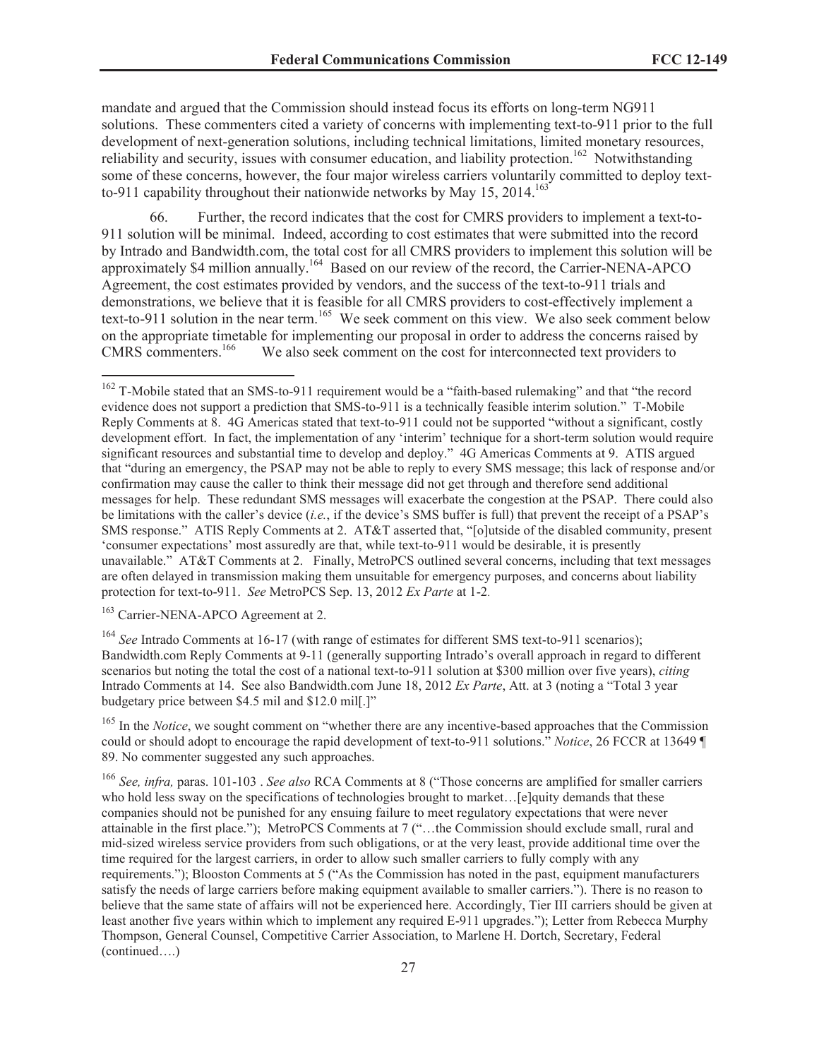mandate and argued that the Commission should instead focus its efforts on long-term NG911 solutions. These commenters cited a variety of concerns with implementing text-to-911 prior to the full development of next-generation solutions, including technical limitations, limited monetary resources, reliability and security, issues with consumer education, and liability protection.[162] Notwithstanding some of these concerns, however, the four major wireless carriers voluntarily committed to deploy text-to-911 capability throughout their nationwide networks by May 15, 2014.[163]

66. Further, the record indicates that the cost for CMRS providers to implement a text-to-911 solution will be minimal. Indeed, according to cost estimates that were submitted into the record by Intrado and Bandwidth.com, the total cost for all CMRS providers to implement this solution will be approximately $4 million annually.[164] Based on our review of the record, the Carrier-NENA-APCO Agreement, the cost estimates provided by vendors, and the success of the text-to-911 trials and demonstrations, we believe that it is feasible for all CMRS providers to cost-effectively implement a text-to-911 solution in the near term.[165] We seek comment on this view. We also seek comment below on the appropriate timetable for implementing our proposal in order to address the concerns raised by CMRS commenters.[166] We also seek comment on the cost for interconnected text providers to

---

[162] T-Mobile stated that an SMS-to-911 requirement would be a "faith-based rulemaking" and that "the record evidence does not support a prediction that SMS-to-911 is a technically feasible interim solution." T-Mobile Reply Comments at 8. 4G Americas stated that text-to-911 could not be supported "without a significant, costly development effort. In fact, the implementation of any 'interim' technique for a short-term solution would require significant resources and substantial time to develop and deploy." 4G Americas Comments at 9. ATIS argued that "during an emergency, the PSAP may not be able to reply to every SMS message; this lack of response and/or confirmation may cause the caller to think their message did not get through and therefore send additional messages for help. These redundant SMS messages will exacerbate the congestion at the PSAP. There could also be limitations with the caller's device (*i.e.*, if the device's SMS buffer is full) that prevent the receipt of a PSAP's SMS response." ATIS Reply Comments at 2. AT&T asserted that, "[o]utside of the disabled community, present 'consumer expectations' most assuredly are that, while text-to-911 would be desirable, it is presently unavailable." AT&T Comments at 2. Finally, MetroPCS outlined several concerns, including that text messages are often delayed in transmission making them unsuitable for emergency purposes, and concerns about liability protection for text-to-911. *See* MetroPCS Sep. 13, 2012 *Ex Parte* at 1-2.

[163] Carrier-NENA-APCO Agreement at 2.

[164] *See* Intrado Comments at 16-17 (with range of estimates for different SMS text-to-911 scenarios); Bandwidth.com Reply Comments at 9-11 (generally supporting Intrado's overall approach in regard to different scenarios but noting the total the cost of a national text-to-911 solution at $300 million over five years), *citing* Intrado Comments at 14. See also Bandwidth.com June 18, 2012 *Ex Parte*, Att. at 3 (noting a "Total 3 year budgetary price between $4.5 mil and $12.0 mil[.]"

[165] In the *Notice*, we sought comment on "whether there are any incentive-based approaches that the Commission could or should adopt to encourage the rapid development of text-to-911 solutions." *Notice*, 26 FCCR at 13649 ¶ 89. No commenter suggested any such approaches.

[166] *See, infra,* paras. 101-103 . *See also* RCA Comments at 8 ("Those concerns are amplified for smaller carriers who hold less sway on the specifications of technologies brought to market…[e]quity demands that these companies should not be punished for any ensuing failure to meet regulatory expectations that were never attainable in the first place."); MetroPCS Comments at 7 ("…the Commission should exclude small, rural and mid-sized wireless service providers from such obligations, or at the very least, provide additional time over the time required for the largest carriers, in order to allow such smaller carriers to fully comply with any requirements."); Blooston Comments at 5 ("As the Commission has noted in the past, equipment manufacturers satisfy the needs of large carriers before making equipment available to smaller carriers."). There is no reason to believe that the same state of affairs will not be experienced here. Accordingly, Tier III carriers should be given at least another five years within which to implement any required E-911 upgrades."); Letter from Rebecca Murphy Thompson, General Counsel, Competitive Carrier Association, to Marlene H. Dortch, Secretary, Federal (continued….)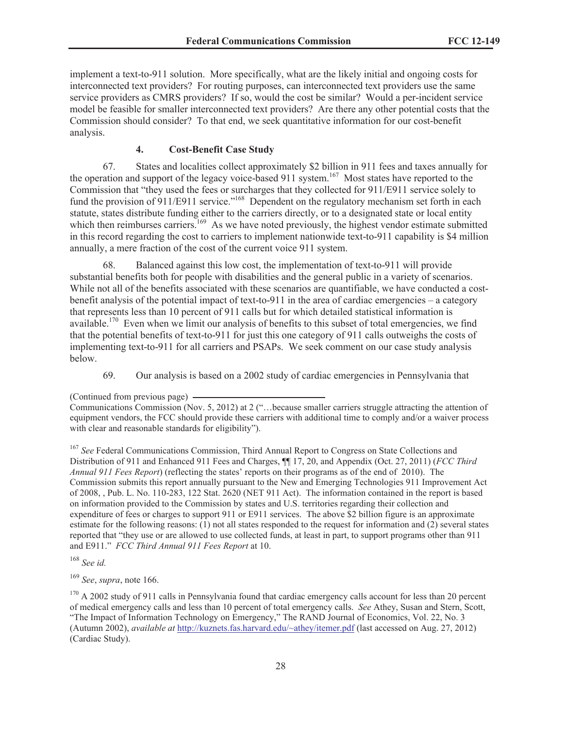implement a text-to-911 solution. More specifically, what are the likely initial and ongoing costs for interconnected text providers? For routing purposes, can interconnected text providers use the same service providers as CMRS providers? If so, would the cost be similar? Would a per-incident service model be feasible for smaller interconnected text providers? Are there any other potential costs that the Commission should consider? To that end, we seek quantitative information for our cost-benefit analysis.

#### 4. Cost-Benefit Case Study

67. States and localities collect approximately $2 billion in 911 fees and taxes annually for the operation and support of the legacy voice-based 911 system.[167] Most states have reported to the Commission that "they used the fees or surcharges that they collected for 911/E911 service solely to fund the provision of 911/E911 service."[168] Dependent on the regulatory mechanism set forth in each statute, states distribute funding either to the carriers directly, or to a designated state or local entity which then reimburses carriers.[169] As we have noted previously, the highest vendor estimate submitted in this record regarding the cost to carriers to implement nationwide text-to-911 capability is $4 million annually, a mere fraction of the cost of the current voice 911 system.

68. Balanced against this low cost, the implementation of text-to-911 will provide substantial benefits both for people with disabilities and the general public in a variety of scenarios. While not all of the benefits associated with these scenarios are quantifiable, we have conducted a cost-benefit analysis of the potential impact of text-to-911 in the area of cardiac emergencies – a category that represents less than 10 percent of 911 calls but for which detailed statistical information is available.[170] Even when we limit our analysis of benefits to this subset of total emergencies, we find that the potential benefits of text-to-911 for just this one category of 911 calls outweighs the costs of implementing text-to-911 for all carriers and PSAPs. We seek comment on our case study analysis below.

69. Our analysis is based on a 2002 study of cardiac emergencies in Pennsylvania that

(Continued from previous page)
Communications Commission (Nov. 5, 2012) at 2 ("…because smaller carriers struggle attracting the attention of equipment vendors, the FCC should provide these carriers with additional time to comply and/or a waiver process with clear and reasonable standards for eligibility").

[167] *See* Federal Communications Commission, Third Annual Report to Congress on State Collections and Distribution of 911 and Enhanced 911 Fees and Charges, ¶¶ 17, 20, and Appendix (Oct. 27, 2011) (*FCC Third Annual 911 Fees Report*) (reflecting the states' reports on their programs as of the end of 2010). The Commission submits this report annually pursuant to the New and Emerging Technologies 911 Improvement Act of 2008, , Pub. L. No. 110-283, 122 Stat. 2620 (NET 911 Act). The information contained in the report is based on information provided to the Commission by states and U.S. territories regarding their collection and expenditure of fees or charges to support 911 or E911 services. The above $2 billion figure is an approximate estimate for the following reasons: (1) not all states responded to the request for information and (2) several states reported that "they use or are allowed to use collected funds, at least in part, to support programs other than 911 and E911." *FCC Third Annual 911 Fees Report* at 10.

[168] *See id.*

[169] *See*, *supra*, note 166.

[170] A 2002 study of 911 calls in Pennsylvania found that cardiac emergency calls account for less than 20 percent of medical emergency calls and less than 10 percent of total emergency calls. *See* Athey, Susan and Stern, Scott, "The Impact of Information Technology on Emergency," The RAND Journal of Economics, Vol. 22, No. 3 (Autumn 2002), *available at* http://kuznets.fas.harvard.edu/~athey/itemer.pdf (last accessed on Aug. 27, 2012) (Cardiac Study).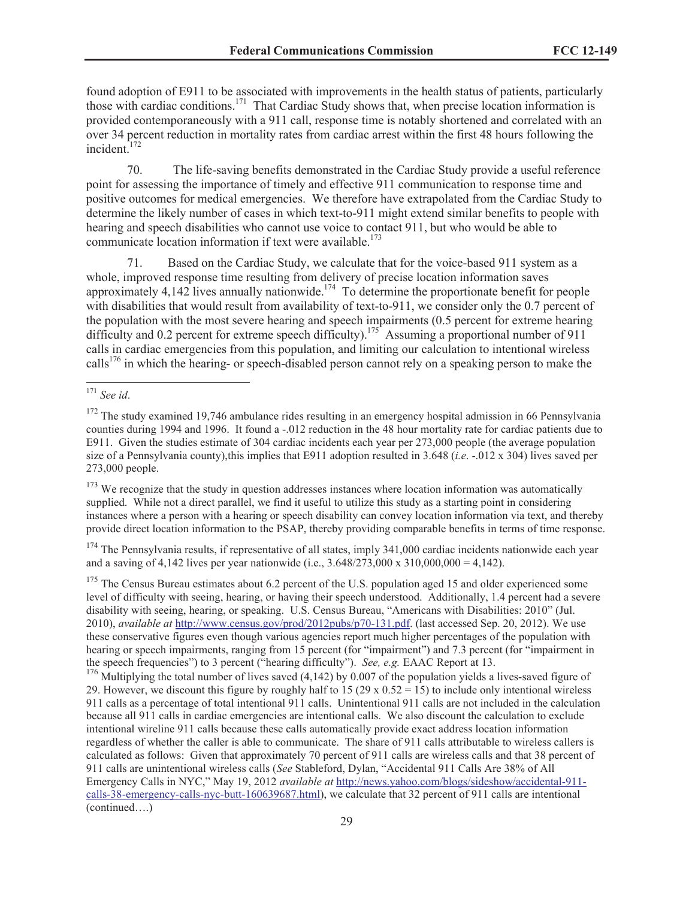found adoption of E911 to be associated with improvements in the health status of patients, particularly those with cardiac conditions.[171] That Cardiac Study shows that, when precise location information is provided contemporaneously with a 911 call, response time is notably shortened and correlated with an over 34 percent reduction in mortality rates from cardiac arrest within the first 48 hours following the incident.[172]

70. The life-saving benefits demonstrated in the Cardiac Study provide a useful reference point for assessing the importance of timely and effective 911 communication to response time and positive outcomes for medical emergencies. We therefore have extrapolated from the Cardiac Study to determine the likely number of cases in which text-to-911 might extend similar benefits to people with hearing and speech disabilities who cannot use voice to contact 911, but who would be able to communicate location information if text were available.[173]

71. Based on the Cardiac Study, we calculate that for the voice-based 911 system as a whole, improved response time resulting from delivery of precise location information saves approximately 4,142 lives annually nationwide.[174] To determine the proportionate benefit for people with disabilities that would result from availability of text-to-911, we consider only the 0.7 percent of the population with the most severe hearing and speech impairments (0.5 percent for extreme hearing difficulty and 0.2 percent for extreme speech difficulty).[175] Assuming a proportional number of 911 calls in cardiac emergencies from this population, and limiting our calculation to intentional wireless calls[176] in which the hearing- or speech-disabled person cannot rely on a speaking person to make the

---

[171] *See id*.

[172] The study examined 19,746 ambulance rides resulting in an emergency hospital admission in 66 Pennsylvania counties during 1994 and 1996. It found a -.012 reduction in the 48 hour mortality rate for cardiac patients due to E911. Given the studies estimate of 304 cardiac incidents each year per 273,000 people (the average population size of a Pennsylvania county),this implies that E911 adoption resulted in 3.648 (*i.e*. -.012 x 304) lives saved per 273,000 people.

[173] We recognize that the study in question addresses instances where location information was automatically supplied. While not a direct parallel, we find it useful to utilize this study as a starting point in considering instances where a person with a hearing or speech disability can convey location information via text, and thereby provide direct location information to the PSAP, thereby providing comparable benefits in terms of time response.

[174] The Pennsylvania results, if representative of all states, imply 341,000 cardiac incidents nationwide each year and a saving of 4,142 lives per year nationwide (i.e., 3.648/273,000 x 310,000,000 = 4,142).

[175] The Census Bureau estimates about 6.2 percent of the U.S. population aged 15 and older experienced some level of difficulty with seeing, hearing, or having their speech understood. Additionally, 1.4 percent had a severe disability with seeing, hearing, or speaking. U.S. Census Bureau, "Americans with Disabilities: 2010" (Jul. 2010), *available at* http://www.census.gov/prod/2012pubs/p70-131.pdf. (last accessed Sep. 20, 2012). We use these conservative figures even though various agencies report much higher percentages of the population with hearing or speech impairments, ranging from 15 percent (for "impairment") and 7.3 percent (for "impairment in the speech frequencies") to 3 percent ("hearing difficulty"). *See, e.g.* EAAC Report at 13.

[176] Multiplying the total number of lives saved (4,142) by 0.007 of the population yields a lives-saved figure of 29. However, we discount this figure by roughly half to 15 (29 x 0.52 = 15) to include only intentional wireless 911 calls as a percentage of total intentional 911 calls. Unintentional 911 calls are not included in the calculation because all 911 calls in cardiac emergencies are intentional calls. We also discount the calculation to exclude intentional wireline 911 calls because these calls automatically provide exact address location information regardless of whether the caller is able to communicate. The share of 911 calls attributable to wireless callers is calculated as follows: Given that approximately 70 percent of 911 calls are wireless calls and that 38 percent of 911 calls are unintentional wireless calls (*See* Stableford, Dylan, "Accidental 911 Calls Are 38% of All Emergency Calls in NYC," May 19, 2012 *available at* http://news.yahoo.com/blogs/sideshow/accidental-911-calls-38-emergency-calls-nyc-butt-160639687.html), we calculate that 32 percent of 911 calls are intentional (continued….)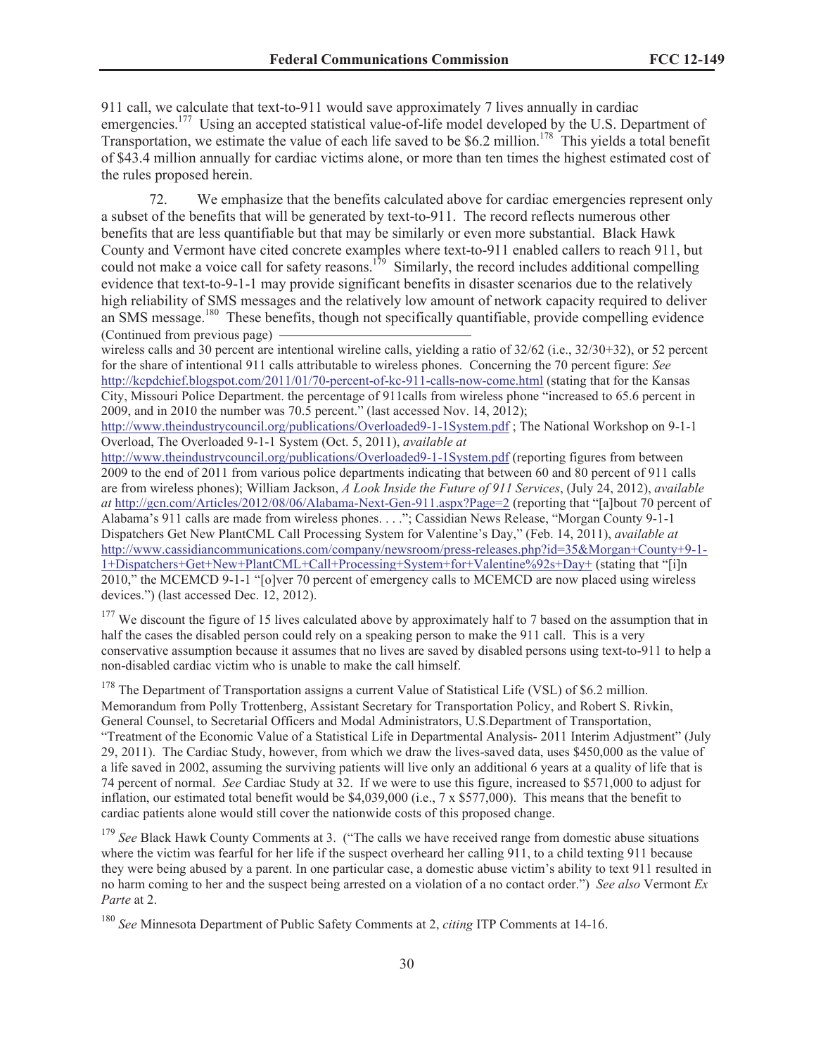911 call, we calculate that text-to-911 would save approximately 7 lives annually in cardiac emergencies.[177] Using an accepted statistical value-of-life model developed by the U.S. Department of Transportation, we estimate the value of each life saved to be $6.2 million.[178] This yields a total benefit of $43.4 million annually for cardiac victims alone, or more than ten times the highest estimated cost of the rules proposed herein.

72. We emphasize that the benefits calculated above for cardiac emergencies represent only a subset of the benefits that will be generated by text-to-911. The record reflects numerous other benefits that are less quantifiable but that may be similarly or even more substantial. Black Hawk County and Vermont have cited concrete examples where text-to-911 enabled callers to reach 911, but could not make a voice call for safety reasons.[179] Similarly, the record includes additional compelling evidence that text-to-9-1-1 may provide significant benefits in disaster scenarios due to the relatively high reliability of SMS messages and the relatively low amount of network capacity required to deliver an SMS message.[180] These benefits, though not specifically quantifiable, provide compelling evidence

(Continued from previous page)

wireless calls and 30 percent are intentional wireline calls, yielding a ratio of 32/62 (i.e., 32/30+32), or 52 percent for the share of intentional 911 calls attributable to wireless phones. Concerning the 70 percent figure: *See* http://kcpdchief.blogspot.com/2011/01/70-percent-of-kc-911-calls-now-come.html (stating that for the Kansas City, Missouri Police Department. the percentage of 911calls from wireless phone "increased to 65.6 percent in 2009, and in 2010 the number was 70.5 percent." (last accessed Nov. 14, 2012); http://www.theindustrycouncil.org/publications/Overloaded9-1-1System.pdf ; The National Workshop on 9-1-1 Overload, The Overloaded 9-1-1 System (Oct. 5, 2011), *available at* http://www.theindustrycouncil.org/publications/Overloaded9-1-1System.pdf (reporting figures from between 2009 to the end of 2011 from various police departments indicating that between 60 and 80 percent of 911 calls are from wireless phones); William Jackson, *A Look Inside the Future of 911 Services*, (July 24, 2012), *available at* http://gcn.com/Articles/2012/08/06/Alabama-Next-Gen-911.aspx?Page=2 (reporting that "[a]bout 70 percent of Alabama's 911 calls are made from wireless phones. . . ."; Cassidian News Release, "Morgan County 9-1-1 Dispatchers Get New PlantCML Call Processing System for Valentine's Day," (Feb. 14, 2011), *available at* http://www.cassidiancommunications.com/company/newsroom/press-releases.php?id=35&Morgan+County+9-1-1+Dispatchers+Get+New+PlantCML+Call+Processing+System+for+Valentine%92s+Day+ (stating that "[i]n 2010," the MCEMCD 9-1-1 "[o]ver 70 percent of emergency calls to MCEMCD are now placed using wireless devices.") (last accessed Dec. 12, 2012).

[177] We discount the figure of 15 lives calculated above by approximately half to 7 based on the assumption that in half the cases the disabled person could rely on a speaking person to make the 911 call. This is a very conservative assumption because it assumes that no lives are saved by disabled persons using text-to-911 to help a non-disabled cardiac victim who is unable to make the call himself.

[178] The Department of Transportation assigns a current Value of Statistical Life (VSL) of $6.2 million. Memorandum from Polly Trottenberg, Assistant Secretary for Transportation Policy, and Robert S. Rivkin, General Counsel, to Secretarial Officers and Modal Administrators, U.S.Department of Transportation, "Treatment of the Economic Value of a Statistical Life in Departmental Analysis- 2011 Interim Adjustment" (July 29, 2011). The Cardiac Study, however, from which we draw the lives-saved data, uses $450,000 as the value of a life saved in 2002, assuming the surviving patients will live only an additional 6 years at a quality of life that is 74 percent of normal. *See* Cardiac Study at 32. If we were to use this figure, increased to $571,000 to adjust for inflation, our estimated total benefit would be $4,039,000 (i.e., 7 x $577,000). This means that the benefit to cardiac patients alone would still cover the nationwide costs of this proposed change.

[179] *See* Black Hawk County Comments at 3. ("The calls we have received range from domestic abuse situations where the victim was fearful for her life if the suspect overheard her calling 911, to a child texting 911 because they were being abused by a parent. In one particular case, a domestic abuse victim's ability to text 911 resulted in no harm coming to her and the suspect being arrested on a violation of a no contact order.") *See also* Vermont *Ex Parte* at 2.

[180] *See* Minnesota Department of Public Safety Comments at 2, *citing* ITP Comments at 14-16.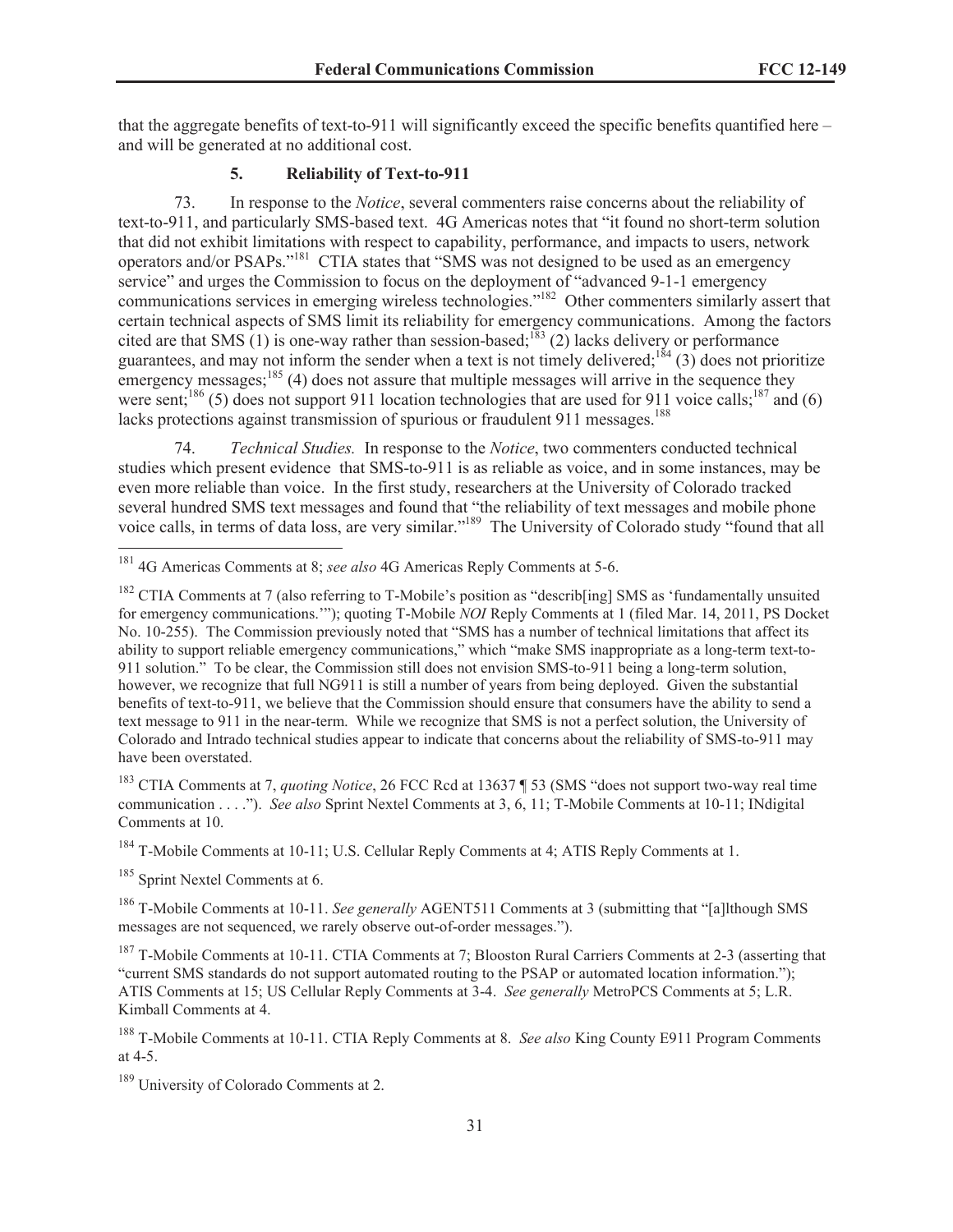that the aggregate benefits of text-to-911 will significantly exceed the specific benefits quantified here – and will be generated at no additional cost.

### 5. Reliability of Text-to-911

73. In response to the *Notice*, several commenters raise concerns about the reliability of text-to-911, and particularly SMS-based text. 4G Americas notes that "it found no short-term solution that did not exhibit limitations with respect to capability, performance, and impacts to users, network operators and/or PSAPs."[181] CTIA states that "SMS was not designed to be used as an emergency service" and urges the Commission to focus on the deployment of "advanced 9-1-1 emergency communications services in emerging wireless technologies."[182] Other commenters similarly assert that certain technical aspects of SMS limit its reliability for emergency communications. Among the factors cited are that SMS (1) is one-way rather than session-based;[183] (2) lacks delivery or performance guarantees, and may not inform the sender when a text is not timely delivered;[184] (3) does not prioritize emergency messages;[185] (4) does not assure that multiple messages will arrive in the sequence they were sent;[186] (5) does not support 911 location technologies that are used for 911 voice calls;[187] and (6) lacks protections against transmission of spurious or fraudulent 911 messages.[188]

74. *Technical Studies.* In response to the *Notice*, two commenters conducted technical studies which present evidence that SMS-to-911 is as reliable as voice, and in some instances, may be even more reliable than voice. In the first study, researchers at the University of Colorado tracked several hundred SMS text messages and found that "the reliability of text messages and mobile phone voice calls, in terms of data loss, are very similar."[189] The University of Colorado study "found that all

---

[181] 4G Americas Comments at 8; *see also* 4G Americas Reply Comments at 5-6.

[182] CTIA Comments at 7 (also referring to T-Mobile's position as "describ[ing] SMS as 'fundamentally unsuited for emergency communications.'"); quoting T-Mobile *NOI* Reply Comments at 1 (filed Mar. 14, 2011, PS Docket No. 10-255). The Commission previously noted that "SMS has a number of technical limitations that affect its ability to support reliable emergency communications," which "make SMS inappropriate as a long-term text-to-911 solution." To be clear, the Commission still does not envision SMS-to-911 being a long-term solution, however, we recognize that full NG911 is still a number of years from being deployed. Given the substantial benefits of text-to-911, we believe that the Commission should ensure that consumers have the ability to send a text message to 911 in the near-term. While we recognize that SMS is not a perfect solution, the University of Colorado and Intrado technical studies appear to indicate that concerns about the reliability of SMS-to-911 may have been overstated.

[183] CTIA Comments at 7, *quoting Notice*, 26 FCC Rcd at 13637 ¶ 53 (SMS "does not support two-way real time communication . . . ."). *See also* Sprint Nextel Comments at 3, 6, 11; T-Mobile Comments at 10-11; INdigital Comments at 10.

[184] T-Mobile Comments at 10-11; U.S. Cellular Reply Comments at 4; ATIS Reply Comments at 1.

[185] Sprint Nextel Comments at 6.

[186] T-Mobile Comments at 10-11. *See generally* AGENT511 Comments at 3 (submitting that "[a]lthough SMS messages are not sequenced, we rarely observe out-of-order messages.").

[187] T-Mobile Comments at 10-11. CTIA Comments at 7; Blooston Rural Carriers Comments at 2-3 (asserting that "current SMS standards do not support automated routing to the PSAP or automated location information."); ATIS Comments at 15; US Cellular Reply Comments at 3-4. *See generally* MetroPCS Comments at 5; L.R. Kimball Comments at 4.

[188] T-Mobile Comments at 10-11. CTIA Reply Comments at 8. *See also* King County E911 Program Comments at 4-5.

[189] University of Colorado Comments at 2.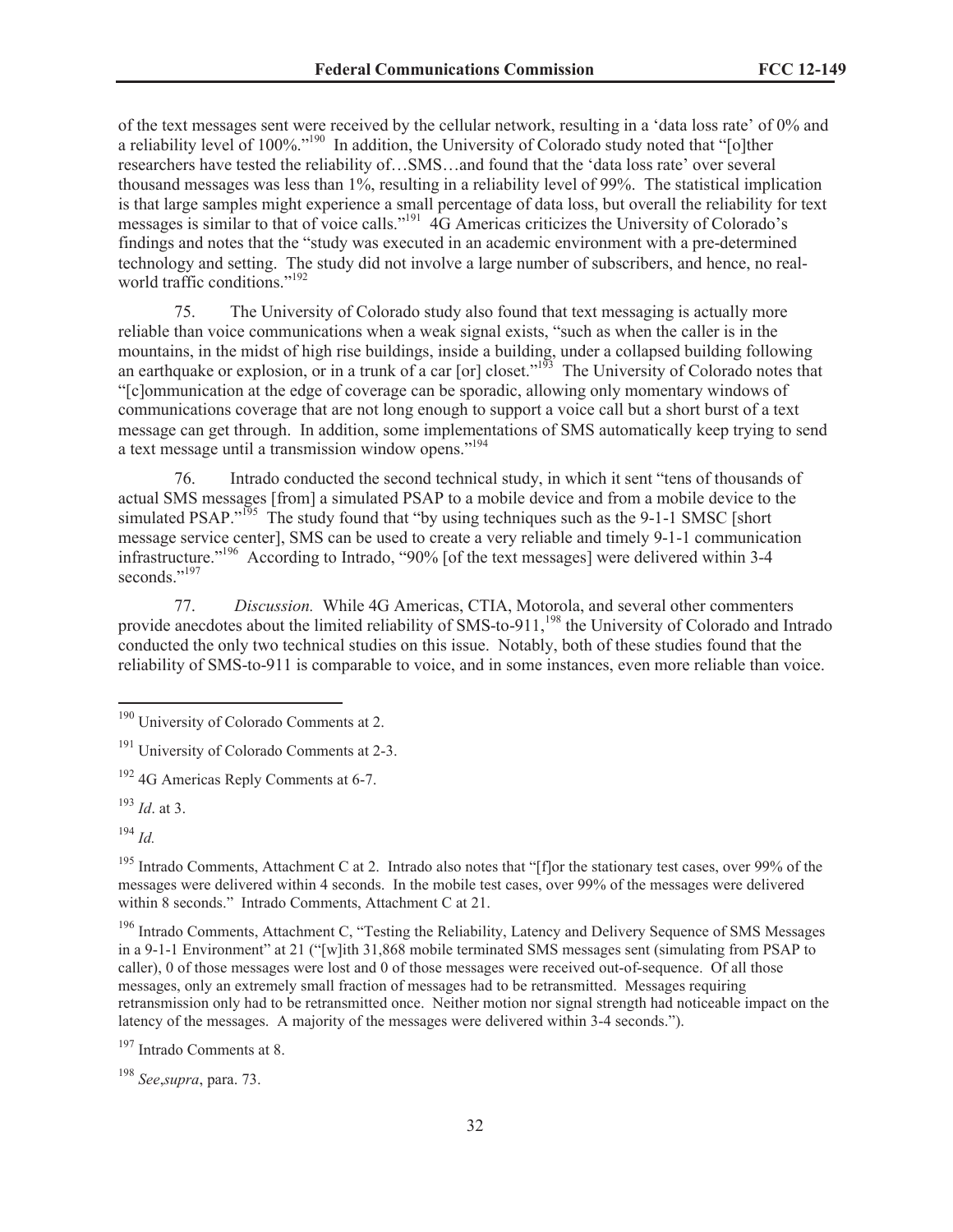of the text messages sent were received by the cellular network, resulting in a 'data loss rate' of 0% and a reliability level of 100%."[190] In addition, the University of Colorado study noted that "[o]ther researchers have tested the reliability of…SMS…and found that the 'data loss rate' over several thousand messages was less than 1%, resulting in a reliability level of 99%. The statistical implication is that large samples might experience a small percentage of data loss, but overall the reliability for text messages is similar to that of voice calls."[191] 4G Americas criticizes the University of Colorado's findings and notes that the "study was executed in an academic environment with a pre-determined technology and setting. The study did not involve a large number of subscribers, and hence, no real-world traffic conditions."[192]

75. The University of Colorado study also found that text messaging is actually more reliable than voice communications when a weak signal exists, "such as when the caller is in the mountains, in the midst of high rise buildings, inside a building, under a collapsed building following an earthquake or explosion, or in a trunk of a car [or] closet."[193] The University of Colorado notes that "[c]ommunication at the edge of coverage can be sporadic, allowing only momentary windows of communications coverage that are not long enough to support a voice call but a short burst of a text message can get through. In addition, some implementations of SMS automatically keep trying to send a text message until a transmission window opens."[194]

76. Intrado conducted the second technical study, in which it sent "tens of thousands of actual SMS messages [from] a simulated PSAP to a mobile device and from a mobile device to the simulated PSAP."[195] The study found that "by using techniques such as the 9-1-1 SMSC [short message service center], SMS can be used to create a very reliable and timely 9-1-1 communication infrastructure."[196] According to Intrado, "90% [of the text messages] were delivered within 3-4 seconds."[197]

77. *Discussion.* While 4G Americas, CTIA, Motorola, and several other commenters provide anecdotes about the limited reliability of SMS-to-911,[198] the University of Colorado and Intrado conducted the only two technical studies on this issue. Notably, both of these studies found that the reliability of SMS-to-911 is comparable to voice, and in some instances, even more reliable than voice.

---

[190] University of Colorado Comments at 2.

[191] University of Colorado Comments at 2-3.

[192] 4G Americas Reply Comments at 6-7.

[193] *Id*. at 3.

[194] *Id.*

[195] Intrado Comments, Attachment C at 2. Intrado also notes that "[f]or the stationary test cases, over 99% of the messages were delivered within 4 seconds. In the mobile test cases, over 99% of the messages were delivered within 8 seconds." Intrado Comments, Attachment C at 21.

[196] Intrado Comments, Attachment C, "Testing the Reliability, Latency and Delivery Sequence of SMS Messages in a 9-1-1 Environment" at 21 ("[w]ith 31,868 mobile terminated SMS messages sent (simulating from PSAP to caller), 0 of those messages were lost and 0 of those messages were received out-of-sequence. Of all those messages, only an extremely small fraction of messages had to be retransmitted. Messages requiring retransmission only had to be retransmitted once. Neither motion nor signal strength had noticeable impact on the latency of the messages. A majority of the messages were delivered within 3-4 seconds.").

[197] Intrado Comments at 8.

[198] *See*,*supra*, para. 73.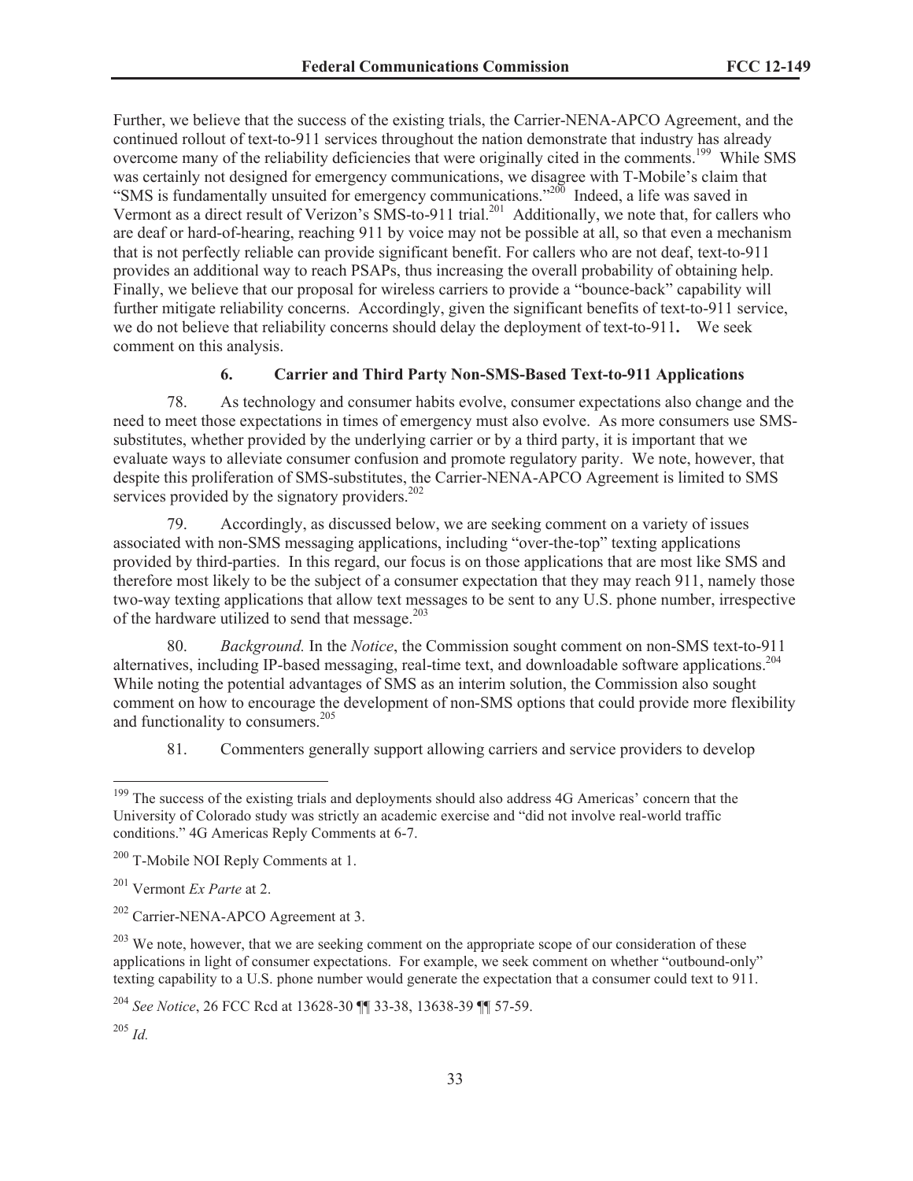Further, we believe that the success of the existing trials, the Carrier-NENA-APCO Agreement, and the continued rollout of text-to-911 services throughout the nation demonstrate that industry has already overcome many of the reliability deficiencies that were originally cited in the comments.[199] While SMS was certainly not designed for emergency communications, we disagree with T-Mobile's claim that "SMS is fundamentally unsuited for emergency communications."[200] Indeed, a life was saved in Vermont as a direct result of Verizon's SMS-to-911 trial.[201] Additionally, we note that, for callers who are deaf or hard-of-hearing, reaching 911 by voice may not be possible at all, so that even a mechanism that is not perfectly reliable can provide significant benefit. For callers who are not deaf, text-to-911 provides an additional way to reach PSAPs, thus increasing the overall probability of obtaining help. Finally, we believe that our proposal for wireless carriers to provide a "bounce-back" capability will further mitigate reliability concerns. Accordingly, given the significant benefits of text-to-911 service, we do not believe that reliability concerns should delay the deployment of text-to-911**.** We seek comment on this analysis.

### 6. Carrier and Third Party Non-SMS-Based Text-to-911 Applications

78. As technology and consumer habits evolve, consumer expectations also change and the need to meet those expectations in times of emergency must also evolve. As more consumers use SMS-substitutes, whether provided by the underlying carrier or by a third party, it is important that we evaluate ways to alleviate consumer confusion and promote regulatory parity. We note, however, that despite this proliferation of SMS-substitutes, the Carrier-NENA-APCO Agreement is limited to SMS services provided by the signatory providers.[202]

79. Accordingly, as discussed below, we are seeking comment on a variety of issues associated with non-SMS messaging applications, including "over-the-top" texting applications provided by third-parties. In this regard, our focus is on those applications that are most like SMS and therefore most likely to be the subject of a consumer expectation that they may reach 911, namely those two-way texting applications that allow text messages to be sent to any U.S. phone number, irrespective of the hardware utilized to send that message.[203]

80. *Background.* In the *Notice*, the Commission sought comment on non-SMS text-to-911 alternatives, including IP-based messaging, real-time text, and downloadable software applications.[204] While noting the potential advantages of SMS as an interim solution, the Commission also sought comment on how to encourage the development of non-SMS options that could provide more flexibility and functionality to consumers.[205]

81. Commenters generally support allowing carriers and service providers to develop

---

[199] The success of the existing trials and deployments should also address 4G Americas' concern that the University of Colorado study was strictly an academic exercise and "did not involve real-world traffic conditions." 4G Americas Reply Comments at 6-7.

[200] T-Mobile NOI Reply Comments at 1.

[201] Vermont *Ex Parte* at 2.

[202] Carrier-NENA-APCO Agreement at 3.

[203] We note, however, that we are seeking comment on the appropriate scope of our consideration of these applications in light of consumer expectations. For example, we seek comment on whether "outbound-only" texting capability to a U.S. phone number would generate the expectation that a consumer could text to 911.

[204] *See Notice*, 26 FCC Rcd at 13628-30 ¶¶ 33-38, 13638-39 ¶¶ 57-59.

[205] *Id.*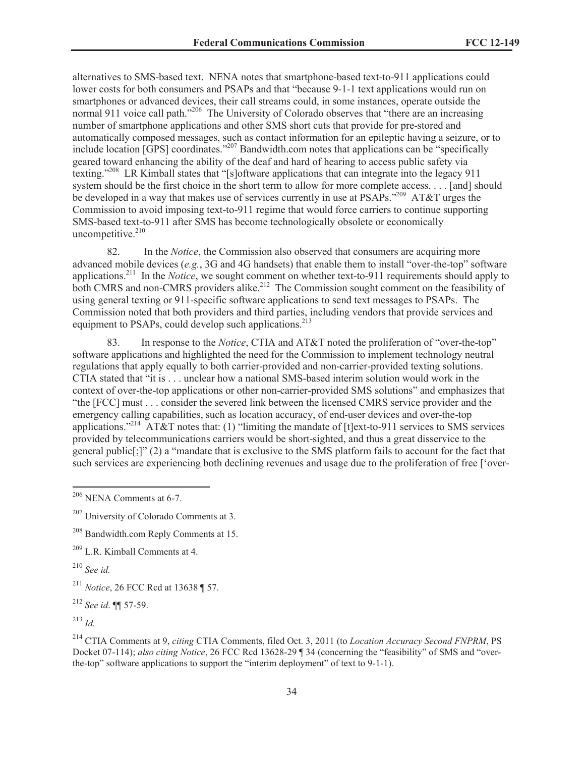alternatives to SMS-based text. NENA notes that smartphone-based text-to-911 applications could lower costs for both consumers and PSAPs and that "because 9-1-1 text applications would run on smartphones or advanced devices, their call streams could, in some instances, operate outside the normal 911 voice call path."[206] The University of Colorado observes that "there are an increasing number of smartphone applications and other SMS short cuts that provide for pre-stored and automatically composed messages, such as contact information for an epileptic having a seizure, or to include location [GPS] coordinates."[207] Bandwidth.com notes that applications can be "specifically geared toward enhancing the ability of the deaf and hard of hearing to access public safety via texting."[208] LR Kimball states that "[s]oftware applications that can integrate into the legacy 911 system should be the first choice in the short term to allow for more complete access. . . . [and] should be developed in a way that makes use of services currently in use at PSAPs."[209] AT&T urges the Commission to avoid imposing text-to-911 regime that would force carriers to continue supporting SMS-based text-to-911 after SMS has become technologically obsolete or economically uncompetitive.[210]

82. In the *Notice*, the Commission also observed that consumers are acquiring more advanced mobile devices (*e.g.*, 3G and 4G handsets) that enable them to install "over-the-top" software applications.[211] In the *Notice*, we sought comment on whether text-to-911 requirements should apply to both CMRS and non-CMRS providers alike.[212] The Commission sought comment on the feasibility of using general texting or 911-specific software applications to send text messages to PSAPs. The Commission noted that both providers and third parties, including vendors that provide services and equipment to PSAPs, could develop such applications.[213]

83. In response to the *Notice*, CTIA and AT&T noted the proliferation of "over-the-top" software applications and highlighted the need for the Commission to implement technology neutral regulations that apply equally to both carrier-provided and non-carrier-provided texting solutions. CTIA stated that "it is . . . unclear how a national SMS-based interim solution would work in the context of over-the-top applications or other non-carrier-provided SMS solutions" and emphasizes that "the [FCC] must . . . consider the severed link between the licensed CMRS service provider and the emergency calling capabilities, such as location accuracy, of end-user devices and over-the-top applications."[214] AT&T notes that: (1) "limiting the mandate of [t]ext-to-911 services to SMS services provided by telecommunications carriers would be short-sighted, and thus a great disservice to the general public[;]" (2) a "mandate that is exclusive to the SMS platform fails to account for the fact that such services are experiencing both declining revenues and usage due to the proliferation of free ['over-

---

[206] NENA Comments at 6-7.

[207] University of Colorado Comments at 3.

[208] Bandwidth.com Reply Comments at 15.

[209] L.R. Kimball Comments at 4.

[210] *See id.*

[211] *Notice*, 26 FCC Rcd at 13638 ¶ 57.

[212] *See id*. ¶¶ 57-59.

[213] *Id.*

[214] CTIA Comments at 9, *citing* CTIA Comments, filed Oct. 3, 2011 (to *Location Accuracy Second FNPRM*, PS Docket 07-114); *also citing Notice*, 26 FCC Rcd 13628-29 ¶ 34 (concerning the "feasibility" of SMS and "over-the-top" software applications to support the "interim deployment" of text to 9-1-1).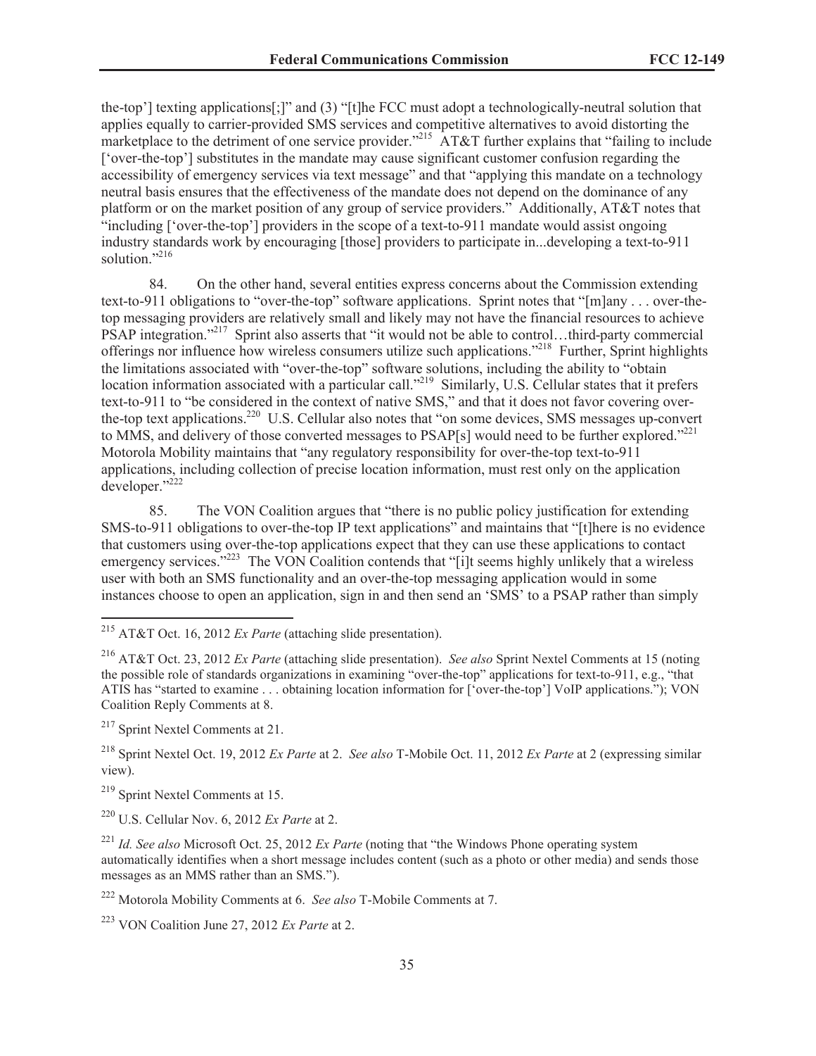the-top'] texting applications[;]" and (3) "[t]he FCC must adopt a technologically-neutral solution that applies equally to carrier-provided SMS services and competitive alternatives to avoid distorting the marketplace to the detriment of one service provider."[215] AT&T further explains that "failing to include ['over-the-top'] substitutes in the mandate may cause significant customer confusion regarding the accessibility of emergency services via text message" and that "applying this mandate on a technology neutral basis ensures that the effectiveness of the mandate does not depend on the dominance of any platform or on the market position of any group of service providers." Additionally, AT&T notes that "including ['over-the-top'] providers in the scope of a text-to-911 mandate would assist ongoing industry standards work by encouraging [those] providers to participate in...developing a text-to-911 solution."[216]

84. On the other hand, several entities express concerns about the Commission extending text-to-911 obligations to "over-the-top" software applications. Sprint notes that "[m]any . . . over-the-top messaging providers are relatively small and likely may not have the financial resources to achieve PSAP integration."[217] Sprint also asserts that "it would not be able to control…third-party commercial offerings nor influence how wireless consumers utilize such applications."[218] Further, Sprint highlights the limitations associated with "over-the-top" software solutions, including the ability to "obtain location information associated with a particular call."[219] Similarly, U.S. Cellular states that it prefers text-to-911 to "be considered in the context of native SMS," and that it does not favor covering over-the-top text applications.[220] U.S. Cellular also notes that "on some devices, SMS messages up-convert to MMS, and delivery of those converted messages to PSAP[s] would need to be further explored."[221] Motorola Mobility maintains that "any regulatory responsibility for over-the-top text-to-911 applications, including collection of precise location information, must rest only on the application developer."[222]

85. The VON Coalition argues that "there is no public policy justification for extending SMS-to-911 obligations to over-the-top IP text applications" and maintains that "[t]here is no evidence that customers using over-the-top applications expect that they can use these applications to contact emergency services."[223] The VON Coalition contends that "[i]t seems highly unlikely that a wireless user with both an SMS functionality and an over-the-top messaging application would in some instances choose to open an application, sign in and then send an 'SMS' to a PSAP rather than simply

---

[215] AT&T Oct. 16, 2012 *Ex Parte* (attaching slide presentation).

[216] AT&T Oct. 23, 2012 *Ex Parte* (attaching slide presentation). *See also* Sprint Nextel Comments at 15 (noting the possible role of standards organizations in examining "over-the-top" applications for text-to-911, e.g., "that ATIS has "started to examine . . . obtaining location information for ['over-the-top'] VoIP applications."); VON Coalition Reply Comments at 8.

[217] Sprint Nextel Comments at 21.

[218] Sprint Nextel Oct. 19, 2012 *Ex Parte* at 2. *See also* T-Mobile Oct. 11, 2012 *Ex Parte* at 2 (expressing similar view).

[219] Sprint Nextel Comments at 15.

[220] U.S. Cellular Nov. 6, 2012 *Ex Parte* at 2.

[221] *Id. See also* Microsoft Oct. 25, 2012 *Ex Parte* (noting that "the Windows Phone operating system automatically identifies when a short message includes content (such as a photo or other media) and sends those messages as an MMS rather than an SMS.").

[222] Motorola Mobility Comments at 6. *See also* T-Mobile Comments at 7.

[223] VON Coalition June 27, 2012 *Ex Parte* at 2.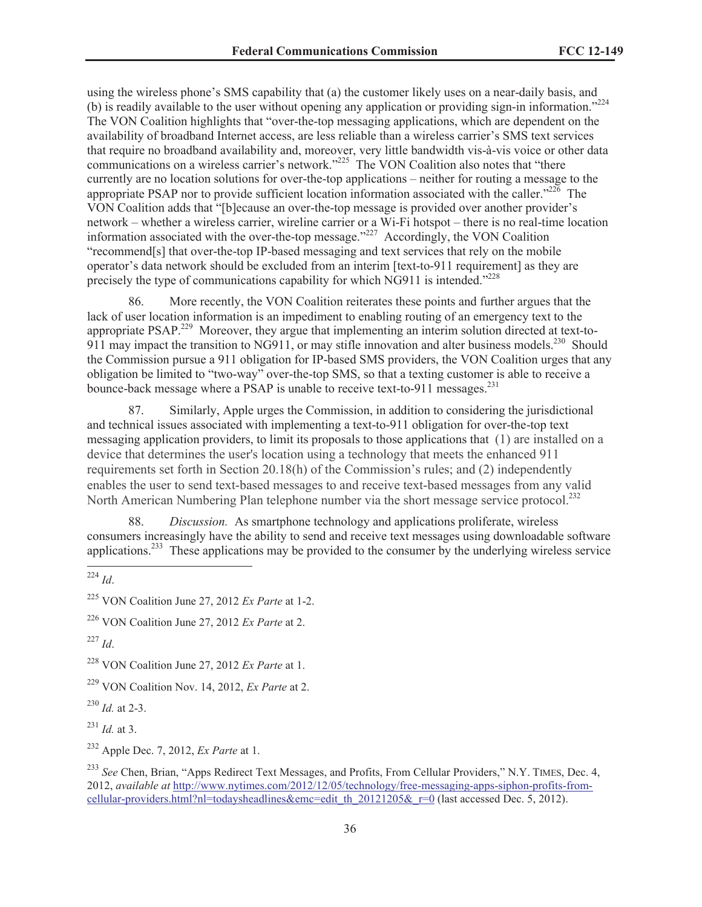using the wireless phone's SMS capability that (a) the customer likely uses on a near-daily basis, and (b) is readily available to the user without opening any application or providing sign-in information."[224] The VON Coalition highlights that "over-the-top messaging applications, which are dependent on the availability of broadband Internet access, are less reliable than a wireless carrier's SMS text services that require no broadband availability and, moreover, very little bandwidth vis-à-vis voice or other data communications on a wireless carrier's network."[225] The VON Coalition also notes that "there currently are no location solutions for over-the-top applications – neither for routing a message to the appropriate PSAP nor to provide sufficient location information associated with the caller."[226] The VON Coalition adds that "[b]ecause an over-the-top message is provided over another provider's network – whether a wireless carrier, wireline carrier or a Wi-Fi hotspot – there is no real-time location information associated with the over-the-top message."[227] Accordingly, the VON Coalition "recommend[s] that over-the-top IP-based messaging and text services that rely on the mobile operator's data network should be excluded from an interim [text-to-911 requirement] as they are precisely the type of communications capability for which NG911 is intended."[228]

86. More recently, the VON Coalition reiterates these points and further argues that the lack of user location information is an impediment to enabling routing of an emergency text to the appropriate PSAP.[229] Moreover, they argue that implementing an interim solution directed at text-to-911 may impact the transition to NG911, or may stifle innovation and alter business models.[230] Should the Commission pursue a 911 obligation for IP-based SMS providers, the VON Coalition urges that any obligation be limited to "two-way" over-the-top SMS, so that a texting customer is able to receive a bounce-back message where a PSAP is unable to receive text-to-911 messages.[231]

87. Similarly, Apple urges the Commission, in addition to considering the jurisdictional and technical issues associated with implementing a text-to-911 obligation for over-the-top text messaging application providers, to limit its proposals to those applications that (1) are installed on a device that determines the user's location using a technology that meets the enhanced 911 requirements set forth in Section 20.18(h) of the Commission's rules; and (2) independently enables the user to send text-based messages to and receive text-based messages from any valid North American Numbering Plan telephone number via the short message service protocol.[232]

88. *Discussion.* As smartphone technology and applications proliferate, wireless consumers increasingly have the ability to send and receive text messages using downloadable software applications.[233] These applications may be provided to the consumer by the underlying wireless service

---

[224] *Id*.

[225] VON Coalition June 27, 2012 *Ex Parte* at 1-2.

[226] VON Coalition June 27, 2012 *Ex Parte* at 2.

[227] *Id*.

[228] VON Coalition June 27, 2012 *Ex Parte* at 1.

[229] VON Coalition Nov. 14, 2012, *Ex Parte* at 2.

[230] *Id.* at 2-3.

[231] *Id.* at 3.

[232] Apple Dec. 7, 2012, *Ex Parte* at 1.

[233] *See* Chen, Brian, "Apps Redirect Text Messages, and Profits, From Cellular Providers," N.Y. TIMES, Dec. 4, 2012, *available at* http://www.nytimes.com/2012/12/05/technology/free-messaging-apps-siphon-profits-from-cellular-providers.html?nl=todaysheadlines&emc=edit_th_20121205&_r=0 (last accessed Dec. 5, 2012).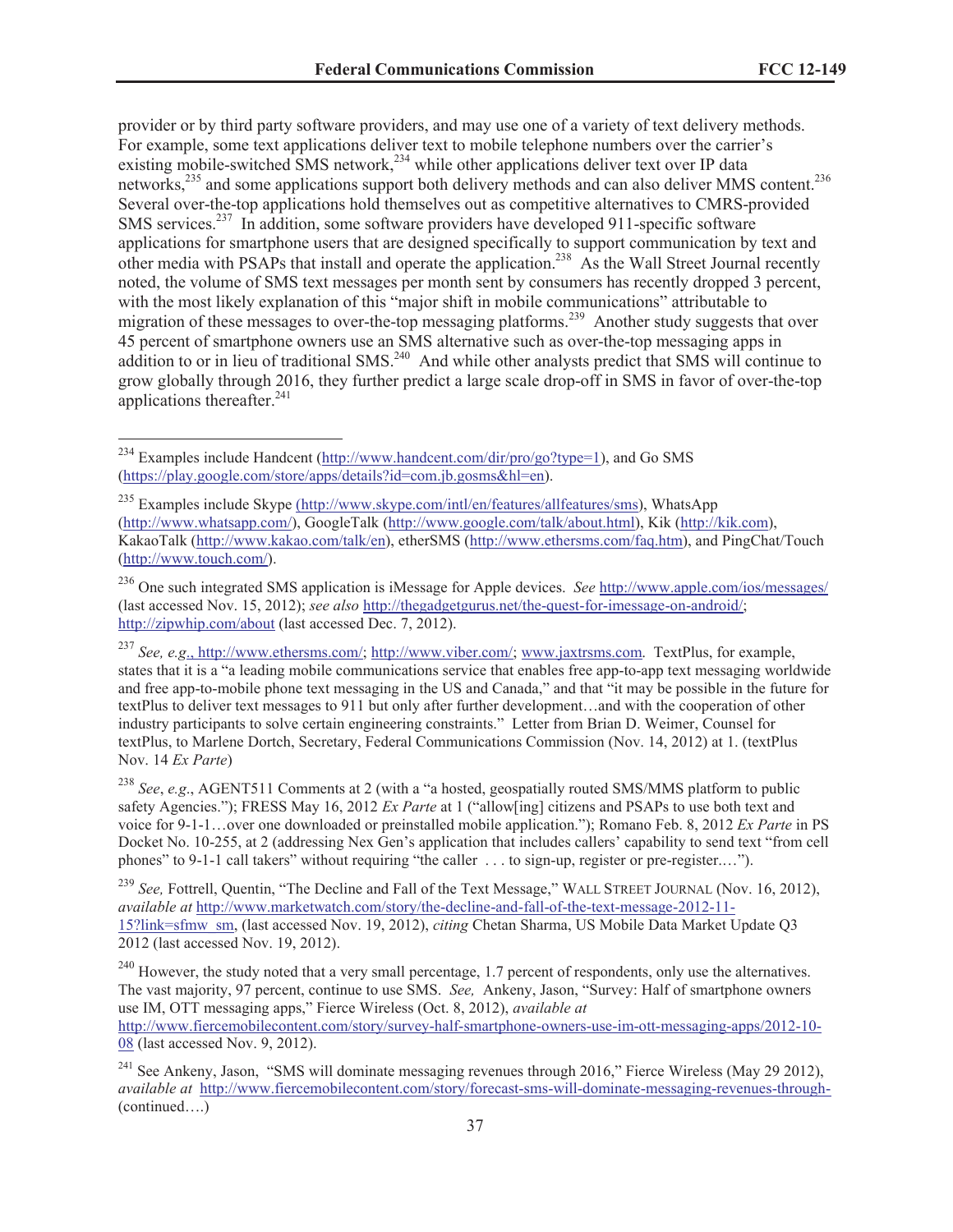provider or by third party software providers, and may use one of a variety of text delivery methods. For example, some text applications deliver text to mobile telephone numbers over the carrier's existing mobile-switched SMS network,[234] while other applications deliver text over IP data networks,[235] and some applications support both delivery methods and can also deliver MMS content.[236] Several over-the-top applications hold themselves out as competitive alternatives to CMRS-provided SMS services.[237] In addition, some software providers have developed 911-specific software applications for smartphone users that are designed specifically to support communication by text and other media with PSAPs that install and operate the application.[238] As the Wall Street Journal recently noted, the volume of SMS text messages per month sent by consumers has recently dropped 3 percent, with the most likely explanation of this "major shift in mobile communications" attributable to migration of these messages to over-the-top messaging platforms.[239] Another study suggests that over 45 percent of smartphone owners use an SMS alternative such as over-the-top messaging apps in addition to or in lieu of traditional SMS.[240] And while other analysts predict that SMS will continue to grow globally through 2016, they further predict a large scale drop-off in SMS in favor of over-the-top applications thereafter.[241]

---

[234] Examples include Handcent (http://www.handcent.com/dir/pro/go?type=1), and Go SMS (https://play.google.com/store/apps/details?id=com.jb.gosms&hl=en).

[235] Examples include Skype (http://www.skype.com/intl/en/features/allfeatures/sms), WhatsApp (http://www.whatsapp.com/), GoogleTalk (http://www.google.com/talk/about.html), Kik (http://kik.com), KakaoTalk (http://www.kakao.com/talk/en), etherSMS (http://www.ethersms.com/faq.htm), and PingChat/Touch (http://www.touch.com/).

[236] One such integrated SMS application is iMessage for Apple devices. *See* http://www.apple.com/ios/messages/ (last accessed Nov. 15, 2012); *see also* http://thegadgetgurus.net/the-quest-for-imessage-on-android/; http://zipwhip.com/about (last accessed Dec. 7, 2012).

[237] *See, e.g.*, http://www.ethersms.com/; http://www.viber.com/; www.jaxtrsms.com. TextPlus, for example, states that it is a "a leading mobile communications service that enables free app-to-app text messaging worldwide and free app-to-mobile phone text messaging in the US and Canada," and that "it may be possible in the future for textPlus to deliver text messages to 911 but only after further development…and with the cooperation of other industry participants to solve certain engineering constraints." Letter from Brian D. Weimer, Counsel for textPlus, to Marlene Dortch, Secretary, Federal Communications Commission (Nov. 14, 2012) at 1. (textPlus Nov. 14 *Ex Parte*)

[238] *See*, *e.g*., AGENT511 Comments at 2 (with a "a hosted, geospatially routed SMS/MMS platform to public safety Agencies."); FRESS May 16, 2012 *Ex Parte* at 1 ("allow[ing] citizens and PSAPs to use both text and voice for 9-1-1…over one downloaded or preinstalled mobile application."); Romano Feb. 8, 2012 *Ex Parte* in PS Docket No. 10-255, at 2 (addressing Nex Gen's application that includes callers' capability to send text "from cell phones" to 9-1-1 call takers" without requiring "the caller . . . to sign-up, register or pre-register.…").

[239] *See,* Fottrell, Quentin, "The Decline and Fall of the Text Message," WALL STREET JOURNAL (Nov. 16, 2012), *available at* http://www.marketwatch.com/story/the-decline-and-fall-of-the-text-message-2012-11-15?link=sfmw_sm, (last accessed Nov. 19, 2012), *citing* Chetan Sharma, US Mobile Data Market Update Q3 2012 (last accessed Nov. 19, 2012).

[240] However, the study noted that a very small percentage, 1.7 percent of respondents, only use the alternatives. The vast majority, 97 percent, continue to use SMS. *See,* Ankeny, Jason, "Survey: Half of smartphone owners use IM, OTT messaging apps," Fierce Wireless (Oct. 8, 2012), *available at* http://www.fiercemobilecontent.com/story/survey-half-smartphone-owners-use-im-ott-messaging-apps/2012-10-08 (last accessed Nov. 9, 2012).

[241] See Ankeny, Jason, "SMS will dominate messaging revenues through 2016," Fierce Wireless (May 29 2012), *available at* http://www.fiercemobilecontent.com/story/forecast-sms-will-dominate-messaging-revenues-through- (continued….)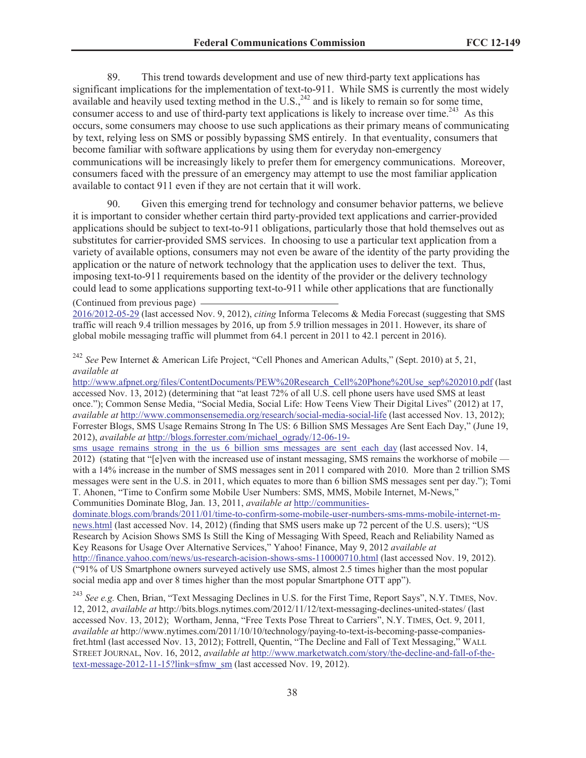89. This trend towards development and use of new third-party text applications has significant implications for the implementation of text-to-911. While SMS is currently the most widely available and heavily used texting method in the U.S.,[242] and is likely to remain so for some time, consumer access to and use of third-party text applications is likely to increase over time.[243] As this occurs, some consumers may choose to use such applications as their primary means of communicating by text, relying less on SMS or possibly bypassing SMS entirely. In that eventuality, consumers that become familiar with software applications by using them for everyday non-emergency communications will be increasingly likely to prefer them for emergency communications. Moreover, consumers faced with the pressure of an emergency may attempt to use the most familiar application available to contact 911 even if they are not certain that it will work.

90. Given this emerging trend for technology and consumer behavior patterns, we believe it is important to consider whether certain third party-provided text applications and carrier-provided applications should be subject to text-to-911 obligations, particularly those that hold themselves out as substitutes for carrier-provided SMS services. In choosing to use a particular text application from a variety of available options, consumers may not even be aware of the identity of the party providing the application or the nature of network technology that the application uses to deliver the text. Thus, imposing text-to-911 requirements based on the identity of the provider or the delivery technology could lead to some applications supporting text-to-911 while other applications that are functionally

(Continued from previous page)
2016/2012-05-29 (last accessed Nov. 9, 2012), *citing* Informa Telecoms & Media Forecast (suggesting that SMS traffic will reach 9.4 trillion messages by 2016, up from 5.9 trillion messages in 2011. However, its share of global mobile messaging traffic will plummet from 64.1 percent in 2011 to 42.1 percent in 2016).

[242] *See* Pew Internet & American Life Project, "Cell Phones and American Adults," (Sept. 2010) at 5, 21, *available at* http://www.afpnet.org/files/ContentDocuments/PEW%20Research_Cell%20Phone%20Use_sep%202010.pdf (last accessed Nov. 13, 2012) (determining that "at least 72% of all U.S. cell phone users have used SMS at least once."); Common Sense Media, "Social Media, Social Life: How Teens View Their Digital Lives" (2012) at 17, *available at* http://www.commonsensemedia.org/research/social-media-social-life (last accessed Nov. 13, 2012); Forrester Blogs, SMS Usage Remains Strong In The US: 6 Billion SMS Messages Are Sent Each Day," (June 19, 2012), *available at* http://blogs.forrester.com/michael_ogrady/12-06-19-sms_usage_remains_strong_in_the_us_6_billion_sms_messages_are_sent_each_day (last accessed Nov. 14, 2012) (stating that "[e]ven with the increased use of instant messaging, SMS remains the workhorse of mobile — with a 14% increase in the number of SMS messages sent in 2011 compared with 2010. More than 2 trillion SMS messages were sent in the U.S. in 2011, which equates to more than 6 billion SMS messages sent per day."); Tomi T. Ahonen, "Time to Confirm some Mobile User Numbers: SMS, MMS, Mobile Internet, M-News," Communities Dominate Blog, Jan. 13, 2011, *available at* http://communities-dominate.blogs.com/brands/2011/01/time-to-confirm-some-mobile-user-numbers-sms-mms-mobile-internet-m-news.html (last accessed Nov. 14, 2012) (finding that SMS users make up 72 percent of the U.S. users); "US Research by Acision Shows SMS Is Still the King of Messaging With Speed, Reach and Reliability Named as Key Reasons for Usage Over Alternative Services," Yahoo! Finance, May 9, 2012 *available at* http://finance.yahoo.com/news/us-research-acision-shows-sms-110000710.html (last accessed Nov. 19, 2012). ("91% of US Smartphone owners surveyed actively use SMS, almost 2.5 times higher than the most popular social media app and over 8 times higher than the most popular Smartphone OTT app").

[243] *See e.g.* Chen, Brian, "Text Messaging Declines in U.S. for the First Time, Report Says", N.Y. TIMES, Nov. 12, 2012, *available at* http://bits.blogs.nytimes.com/2012/11/12/text-messaging-declines-united-states/ (last accessed Nov. 13, 2012); Wortham, Jenna, "Free Texts Pose Threat to Carriers", N.Y. TIMES, Oct. 9, 2011, *available at* http://www.nytimes.com/2011/10/10/technology/paying-to-text-is-becoming-passe-companies-fret.html (last accessed Nov. 13, 2012); Fottrell, Quentin, "The Decline and Fall of Text Messaging," WALL STREET JOURNAL, Nov. 16, 2012, *available at* http://www.marketwatch.com/story/the-decline-and-fall-of-the-text-message-2012-11-15?link=sfmw_sm (last accessed Nov. 19, 2012).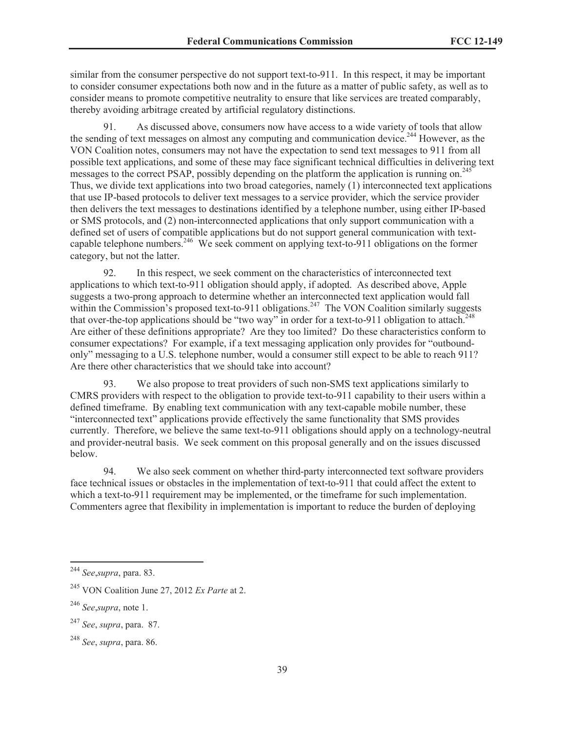similar from the consumer perspective do not support text-to-911. In this respect, it may be important to consider consumer expectations both now and in the future as a matter of public safety, as well as to consider means to promote competitive neutrality to ensure that like services are treated comparably, thereby avoiding arbitrage created by artificial regulatory distinctions.

91. As discussed above, consumers now have access to a wide variety of tools that allow the sending of text messages on almost any computing and communication device.[244] However, as the VON Coalition notes, consumers may not have the expectation to send text messages to 911 from all possible text applications, and some of these may face significant technical difficulties in delivering text messages to the correct PSAP, possibly depending on the platform the application is running on.[245] Thus, we divide text applications into two broad categories, namely (1) interconnected text applications that use IP-based protocols to deliver text messages to a service provider, which the service provider then delivers the text messages to destinations identified by a telephone number, using either IP-based or SMS protocols, and (2) non-interconnected applications that only support communication with a defined set of users of compatible applications but do not support general communication with text-capable telephone numbers.[246] We seek comment on applying text-to-911 obligations on the former category, but not the latter.

92. In this respect, we seek comment on the characteristics of interconnected text applications to which text-to-911 obligation should apply, if adopted. As described above, Apple suggests a two-prong approach to determine whether an interconnected text application would fall within the Commission's proposed text-to-911 obligations.[247] The VON Coalition similarly suggests that over-the-top applications should be "two way" in order for a text-to-911 obligation to attach.[248] Are either of these definitions appropriate? Are they too limited? Do these characteristics conform to consumer expectations? For example, if a text messaging application only provides for "outbound-only" messaging to a U.S. telephone number, would a consumer still expect to be able to reach 911? Are there other characteristics that we should take into account?

93. We also propose to treat providers of such non-SMS text applications similarly to CMRS providers with respect to the obligation to provide text-to-911 capability to their users within a defined timeframe. By enabling text communication with any text-capable mobile number, these "interconnected text" applications provide effectively the same functionality that SMS provides currently. Therefore, we believe the same text-to-911 obligations should apply on a technology-neutral and provider-neutral basis. We seek comment on this proposal generally and on the issues discussed below.

94. We also seek comment on whether third-party interconnected text software providers face technical issues or obstacles in the implementation of text-to-911 that could affect the extent to which a text-to-911 requirement may be implemented, or the timeframe for such implementation. Commenters agree that flexibility in implementation is important to reduce the burden of deploying

---

[244] *See*,*supra*, para. 83.

[245] VON Coalition June 27, 2012 *Ex Parte* at 2.

[246] *See*,*supra*, note 1.

[247] *See*, *supra*, para. 87.

[248] *See*, *supra*, para. 86.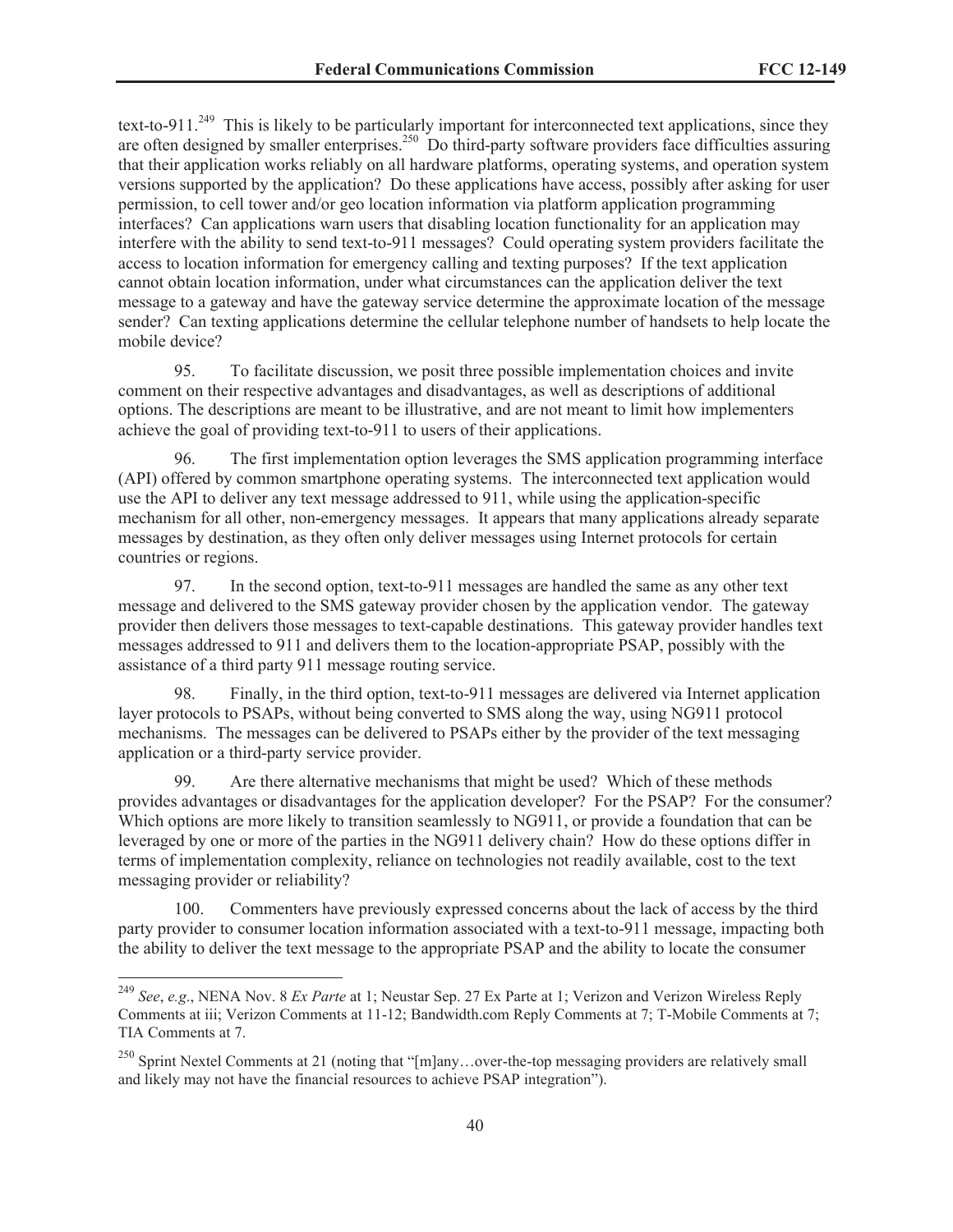text-to-911.[249] This is likely to be particularly important for interconnected text applications, since they are often designed by smaller enterprises.[250] Do third-party software providers face difficulties assuring that their application works reliably on all hardware platforms, operating systems, and operation system versions supported by the application? Do these applications have access, possibly after asking for user permission, to cell tower and/or geo location information via platform application programming interfaces? Can applications warn users that disabling location functionality for an application may interfere with the ability to send text-to-911 messages? Could operating system providers facilitate the access to location information for emergency calling and texting purposes? If the text application cannot obtain location information, under what circumstances can the application deliver the text message to a gateway and have the gateway service determine the approximate location of the message sender? Can texting applications determine the cellular telephone number of handsets to help locate the mobile device?

95. To facilitate discussion, we posit three possible implementation choices and invite comment on their respective advantages and disadvantages, as well as descriptions of additional options. The descriptions are meant to be illustrative, and are not meant to limit how implementers achieve the goal of providing text-to-911 to users of their applications.

96. The first implementation option leverages the SMS application programming interface (API) offered by common smartphone operating systems. The interconnected text application would use the API to deliver any text message addressed to 911, while using the application-specific mechanism for all other, non-emergency messages. It appears that many applications already separate messages by destination, as they often only deliver messages using Internet protocols for certain countries or regions.

97. In the second option, text-to-911 messages are handled the same as any other text message and delivered to the SMS gateway provider chosen by the application vendor. The gateway provider then delivers those messages to text-capable destinations. This gateway provider handles text messages addressed to 911 and delivers them to the location-appropriate PSAP, possibly with the assistance of a third party 911 message routing service.

98. Finally, in the third option, text-to-911 messages are delivered via Internet application layer protocols to PSAPs, without being converted to SMS along the way, using NG911 protocol mechanisms. The messages can be delivered to PSAPs either by the provider of the text messaging application or a third-party service provider.

99. Are there alternative mechanisms that might be used? Which of these methods provides advantages or disadvantages for the application developer? For the PSAP? For the consumer? Which options are more likely to transition seamlessly to NG911, or provide a foundation that can be leveraged by one or more of the parties in the NG911 delivery chain? How do these options differ in terms of implementation complexity, reliance on technologies not readily available, cost to the text messaging provider or reliability?

100. Commenters have previously expressed concerns about the lack of access by the third party provider to consumer location information associated with a text-to-911 message, impacting both the ability to deliver the text message to the appropriate PSAP and the ability to locate the consumer

---

[249] *See*, *e.g*., NENA Nov. 8 *Ex Parte* at 1; Neustar Sep. 27 Ex Parte at 1; Verizon and Verizon Wireless Reply Comments at iii; Verizon Comments at 11-12; Bandwidth.com Reply Comments at 7; T-Mobile Comments at 7; TIA Comments at 7.

[250] Sprint Nextel Comments at 21 (noting that "[m]any…over-the-top messaging providers are relatively small and likely may not have the financial resources to achieve PSAP integration").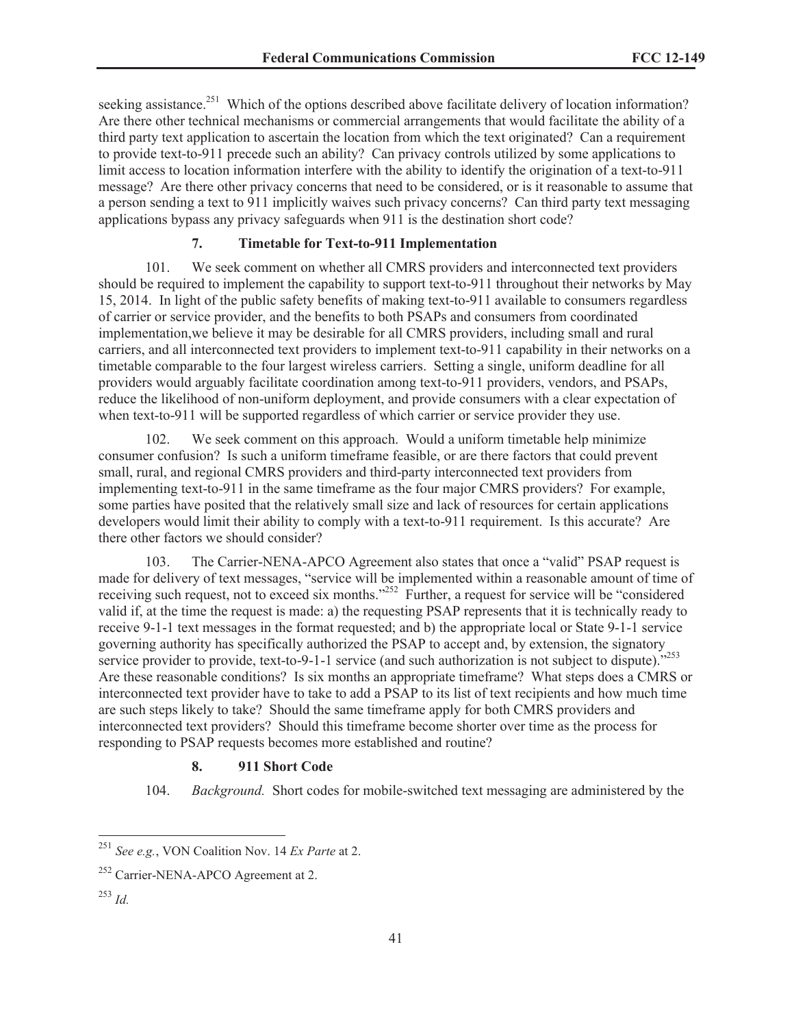seeking assistance.[251] Which of the options described above facilitate delivery of location information? Are there other technical mechanisms or commercial arrangements that would facilitate the ability of a third party text application to ascertain the location from which the text originated? Can a requirement to provide text-to-911 precede such an ability? Can privacy controls utilized by some applications to limit access to location information interfere with the ability to identify the origination of a text-to-911 message? Are there other privacy concerns that need to be considered, or is it reasonable to assume that a person sending a text to 911 implicitly waives such privacy concerns? Can third party text messaging applications bypass any privacy safeguards when 911 is the destination short code?

### 7. Timetable for Text-to-911 Implementation

101. We seek comment on whether all CMRS providers and interconnected text providers should be required to implement the capability to support text-to-911 throughout their networks by May 15, 2014. In light of the public safety benefits of making text-to-911 available to consumers regardless of carrier or service provider, and the benefits to both PSAPs and consumers from coordinated implementation,we believe it may be desirable for all CMRS providers, including small and rural carriers, and all interconnected text providers to implement text-to-911 capability in their networks on a timetable comparable to the four largest wireless carriers. Setting a single, uniform deadline for all providers would arguably facilitate coordination among text-to-911 providers, vendors, and PSAPs, reduce the likelihood of non-uniform deployment, and provide consumers with a clear expectation of when text-to-911 will be supported regardless of which carrier or service provider they use.

102. We seek comment on this approach. Would a uniform timetable help minimize consumer confusion? Is such a uniform timeframe feasible, or are there factors that could prevent small, rural, and regional CMRS providers and third-party interconnected text providers from implementing text-to-911 in the same timeframe as the four major CMRS providers? For example, some parties have posited that the relatively small size and lack of resources for certain applications developers would limit their ability to comply with a text-to-911 requirement. Is this accurate? Are there other factors we should consider?

103. The Carrier-NENA-APCO Agreement also states that once a "valid" PSAP request is made for delivery of text messages, "service will be implemented within a reasonable amount of time of receiving such request, not to exceed six months."[252] Further, a request for service will be "considered valid if, at the time the request is made: a) the requesting PSAP represents that it is technically ready to receive 9-1-1 text messages in the format requested; and b) the appropriate local or State 9-1-1 service governing authority has specifically authorized the PSAP to accept and, by extension, the signatory service provider to provide, text-to-9-1-1 service (and such authorization is not subject to dispute)."[253] Are these reasonable conditions? Is six months an appropriate timeframe? What steps does a CMRS or interconnected text provider have to take to add a PSAP to its list of text recipients and how much time are such steps likely to take? Should the same timeframe apply for both CMRS providers and interconnected text providers? Should this timeframe become shorter over time as the process for responding to PSAP requests becomes more established and routine?

### 8. 911 Short Code

104. *Background.* Short codes for mobile-switched text messaging are administered by the

---

[251] *See e.g.*, VON Coalition Nov. 14 *Ex Parte* at 2.

[252] Carrier-NENA-APCO Agreement at 2.

[253] *Id.*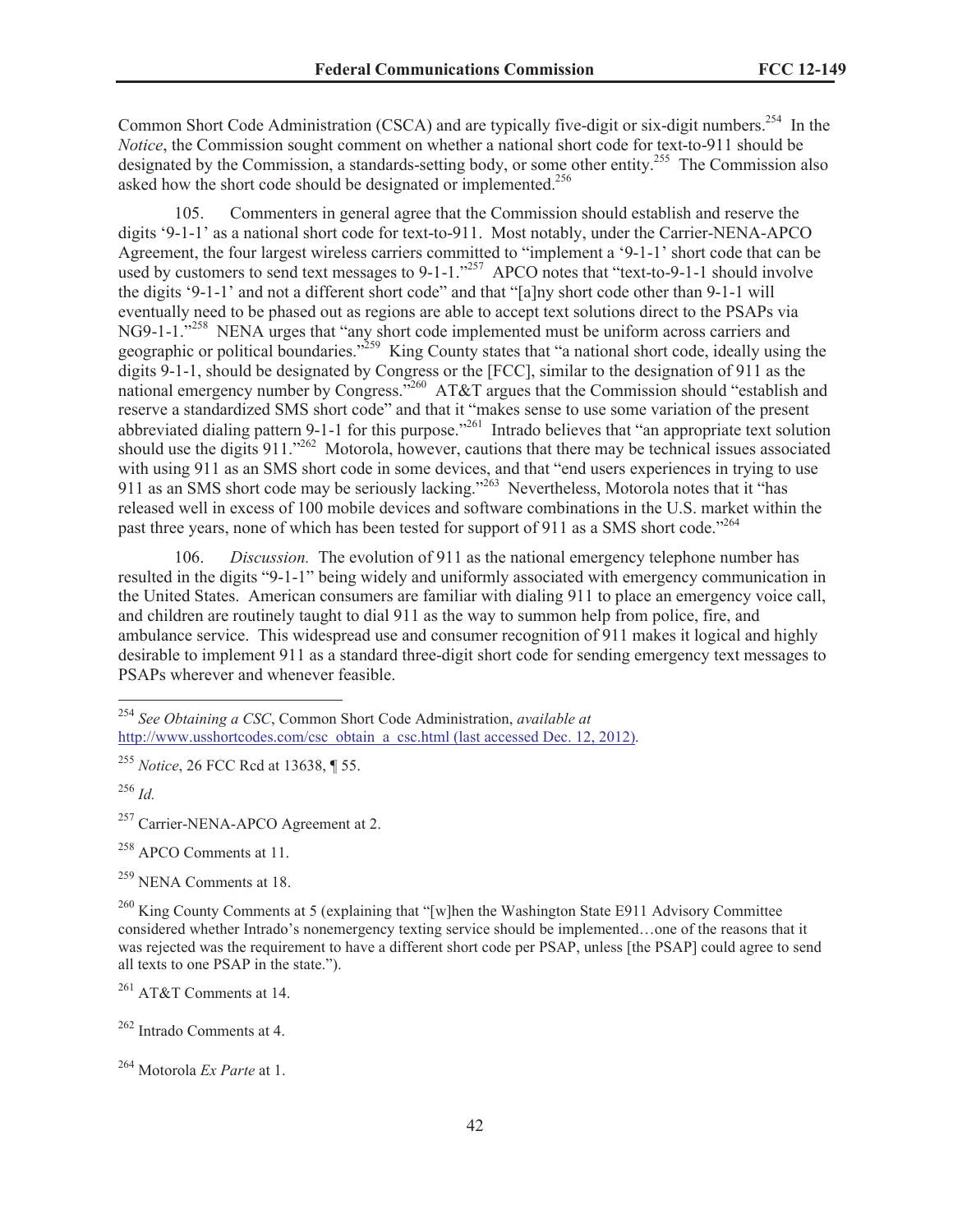Common Short Code Administration (CSCA) and are typically five-digit or six-digit numbers.[254] In the *Notice*, the Commission sought comment on whether a national short code for text-to-911 should be designated by the Commission, a standards-setting body, or some other entity.[255] The Commission also asked how the short code should be designated or implemented.[256]

105. Commenters in general agree that the Commission should establish and reserve the digits '9-1-1' as a national short code for text-to-911. Most notably, under the Carrier-NENA-APCO Agreement, the four largest wireless carriers committed to "implement a '9-1-1' short code that can be used by customers to send text messages to 9-1-1."[257] APCO notes that "text-to-9-1-1 should involve the digits '9-1-1' and not a different short code" and that "[a]ny short code other than 9-1-1 will eventually need to be phased out as regions are able to accept text solutions direct to the PSAPs via NG9-1-1."[258] NENA urges that "any short code implemented must be uniform across carriers and geographic or political boundaries."[259] King County states that "a national short code, ideally using the digits 9-1-1, should be designated by Congress or the [FCC], similar to the designation of 911 as the national emergency number by Congress."[260] AT&T argues that the Commission should "establish and reserve a standardized SMS short code" and that it "makes sense to use some variation of the present abbreviated dialing pattern 9-1-1 for this purpose."[261] Intrado believes that "an appropriate text solution should use the digits 911."[262] Motorola, however, cautions that there may be technical issues associated with using 911 as an SMS short code in some devices, and that "end users experiences in trying to use 911 as an SMS short code may be seriously lacking."[263] Nevertheless, Motorola notes that it "has released well in excess of 100 mobile devices and software combinations in the U.S. market within the past three years, none of which has been tested for support of 911 as a SMS short code."[264]

106. *Discussion.* The evolution of 911 as the national emergency telephone number has resulted in the digits "9-1-1" being widely and uniformly associated with emergency communication in the United States. American consumers are familiar with dialing 911 to place an emergency voice call, and children are routinely taught to dial 911 as the way to summon help from police, fire, and ambulance service. This widespread use and consumer recognition of 911 makes it logical and highly desirable to implement 911 as a standard three-digit short code for sending emergency text messages to PSAPs wherever and whenever feasible.

---

[254] *See Obtaining a CSC*, Common Short Code Administration, *available at* http://www.usshortcodes.com/csc_obtain_a_csc.html (last accessed Dec. 12, 2012).

[255] *Notice*, 26 FCC Rcd at 13638, ¶ 55.

[256] *Id.*

[257] Carrier-NENA-APCO Agreement at 2.

[258] APCO Comments at 11.

[259] NENA Comments at 18.

[260] King County Comments at 5 (explaining that "[w]hen the Washington State E911 Advisory Committee considered whether Intrado's nonemergency texting service should be implemented…one of the reasons that it was rejected was the requirement to have a different short code per PSAP, unless [the PSAP] could agree to send all texts to one PSAP in the state.").

[261] AT&T Comments at 14.

[262] Intrado Comments at 4.

[264] Motorola *Ex Parte* at 1.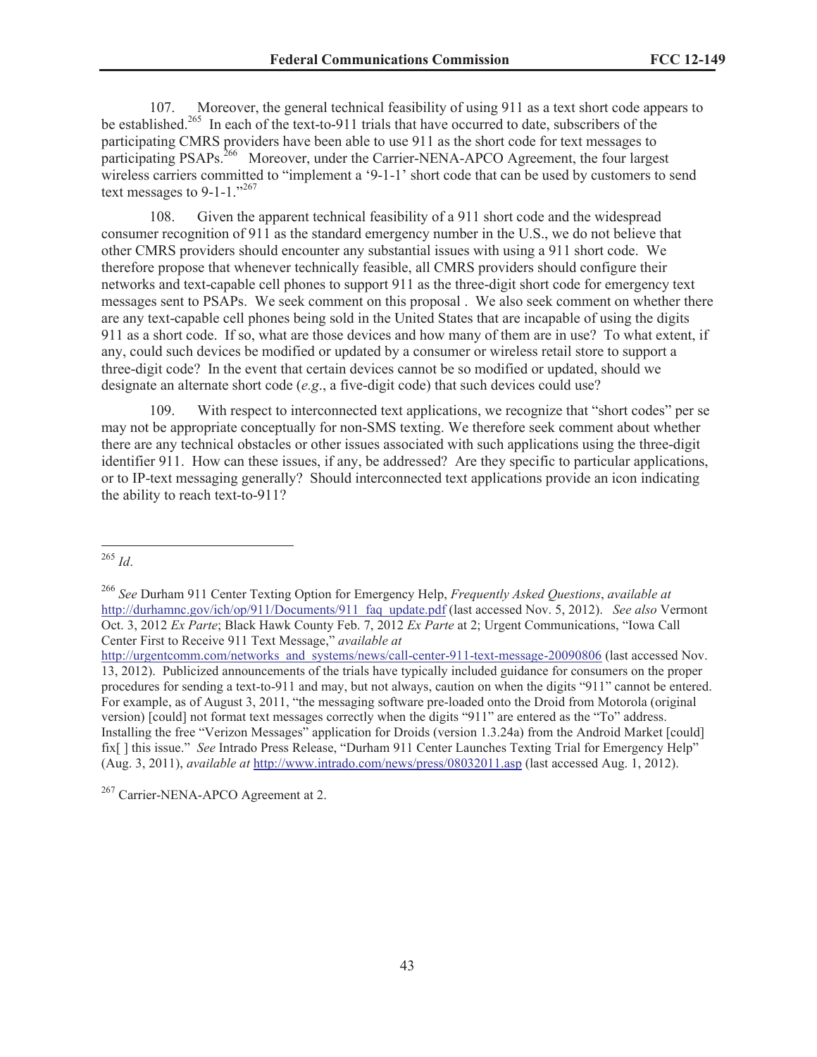107. Moreover, the general technical feasibility of using 911 as a text short code appears to be established.[265] In each of the text-to-911 trials that have occurred to date, subscribers of the participating CMRS providers have been able to use 911 as the short code for text messages to participating PSAPs.[266] Moreover, under the Carrier-NENA-APCO Agreement, the four largest wireless carriers committed to "implement a '9-1-1' short code that can be used by customers to send text messages to 9-1-1."[267]

108. Given the apparent technical feasibility of a 911 short code and the widespread consumer recognition of 911 as the standard emergency number in the U.S., we do not believe that other CMRS providers should encounter any substantial issues with using a 911 short code. We therefore propose that whenever technically feasible, all CMRS providers should configure their networks and text-capable cell phones to support 911 as the three-digit short code for emergency text messages sent to PSAPs. We seek comment on this proposal . We also seek comment on whether there are any text-capable cell phones being sold in the United States that are incapable of using the digits 911 as a short code. If so, what are those devices and how many of them are in use? To what extent, if any, could such devices be modified or updated by a consumer or wireless retail store to support a three-digit code? In the event that certain devices cannot be so modified or updated, should we designate an alternate short code (*e.g*., a five-digit code) that such devices could use?

109. With respect to interconnected text applications, we recognize that "short codes" per se may not be appropriate conceptually for non-SMS texting. We therefore seek comment about whether there are any technical obstacles or other issues associated with such applications using the three-digit identifier 911. How can these issues, if any, be addressed? Are they specific to particular applications, or to IP-text messaging generally? Should interconnected text applications provide an icon indicating the ability to reach text-to-911?

---

[265] *Id*.

[266] *See* Durham 911 Center Texting Option for Emergency Help, *Frequently Asked Questions*, *available at* http://durhamnc.gov/ich/op/911/Documents/911_faq_update.pdf (last accessed Nov. 5, 2012). *See also* Vermont Oct. 3, 2012 *Ex Parte*; Black Hawk County Feb. 7, 2012 *Ex Parte* at 2; Urgent Communications, "Iowa Call Center First to Receive 911 Text Message," *available at* http://urgentcomm.com/networks_and_systems/news/call-center-911-text-message-20090806 (last accessed Nov. 13, 2012). Publicized announcements of the trials have typically included guidance for consumers on the proper procedures for sending a text-to-911 and may, but not always, caution on when the digits "911" cannot be entered. For example, as of August 3, 2011, "the messaging software pre-loaded onto the Droid from Motorola (original version) [could] not format text messages correctly when the digits "911" are entered as the "To" address. Installing the free "Verizon Messages" application for Droids (version 1.3.24a) from the Android Market [could] fix[ ] this issue." *See* Intrado Press Release, "Durham 911 Center Launches Texting Trial for Emergency Help" (Aug. 3, 2011), *available at* http://www.intrado.com/news/press/08032011.asp (last accessed Aug. 1, 2012).

[267] Carrier-NENA-APCO Agreement at 2.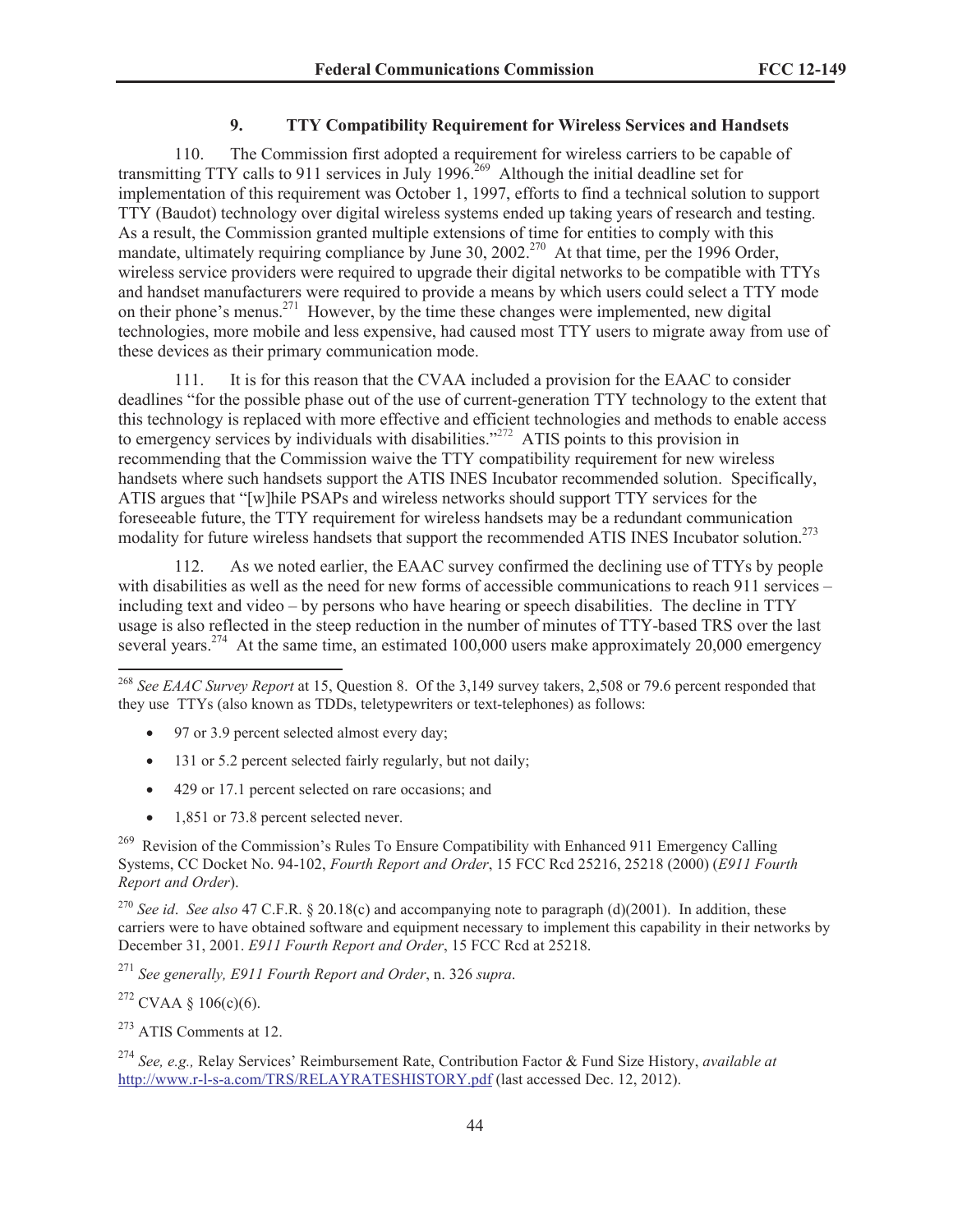### 9. TTY Compatibility Requirement for Wireless Services and Handsets

110. The Commission first adopted a requirement for wireless carriers to be capable of transmitting TTY calls to 911 services in July 1996.[269] Although the initial deadline set for implementation of this requirement was October 1, 1997, efforts to find a technical solution to support TTY (Baudot) technology over digital wireless systems ended up taking years of research and testing. As a result, the Commission granted multiple extensions of time for entities to comply with this mandate, ultimately requiring compliance by June 30, 2002.[270] At that time, per the 1996 Order, wireless service providers were required to upgrade their digital networks to be compatible with TTYs and handset manufacturers were required to provide a means by which users could select a TTY mode on their phone's menus.[271] However, by the time these changes were implemented, new digital technologies, more mobile and less expensive, had caused most TTY users to migrate away from use of these devices as their primary communication mode.

111. It is for this reason that the CVAA included a provision for the EAAC to consider deadlines "for the possible phase out of the use of current-generation TTY technology to the extent that this technology is replaced with more effective and efficient technologies and methods to enable access to emergency services by individuals with disabilities."[272] ATIS points to this provision in recommending that the Commission waive the TTY compatibility requirement for new wireless handsets where such handsets support the ATIS INES Incubator recommended solution. Specifically, ATIS argues that "[w]hile PSAPs and wireless networks should support TTY services for the foreseeable future, the TTY requirement for wireless handsets may be a redundant communication modality for future wireless handsets that support the recommended ATIS INES Incubator solution.[273]

112. As we noted earlier, the EAAC survey confirmed the declining use of TTYs by people with disabilities as well as the need for new forms of accessible communications to reach 911 services – including text and video – by persons who have hearing or speech disabilities. The decline in TTY usage is also reflected in the steep reduction in the number of minutes of TTY-based TRS over the last several years.[274] At the same time, an estimated 100,000 users make approximately 20,000 emergency

---

[268] *See EAAC Survey Report* at 15, Question 8. Of the 3,149 survey takers, 2,508 or 79.6 percent responded that they use TTYs (also known as TDDs, teletypewriters or text-telephones) as follows:

- 97 or 3.9 percent selected almost every day;
- 131 or 5.2 percent selected fairly regularly, but not daily;
- 429 or 17.1 percent selected on rare occasions; and
- 1,851 or 73.8 percent selected never.

[269] Revision of the Commission's Rules To Ensure Compatibility with Enhanced 911 Emergency Calling Systems, CC Docket No. 94-102, *Fourth Report and Order*, 15 FCC Rcd 25216, 25218 (2000) (*E911 Fourth Report and Order*).

[270] *See id*. *See also* 47 C.F.R. § 20.18(c) and accompanying note to paragraph (d)(2001). In addition, these carriers were to have obtained software and equipment necessary to implement this capability in their networks by December 31, 2001. *E911 Fourth Report and Order*, 15 FCC Rcd at 25218.

[271] *See generally, E911 Fourth Report and Order*, n. 326 *supra*.

[272] CVAA § 106(c)(6).

[273] ATIS Comments at 12.

[274] *See, e.g.,* Relay Services' Reimbursement Rate, Contribution Factor & Fund Size History, *available at* http://www.r-l-s-a.com/TRS/RELAYRATESHISTORY.pdf (last accessed Dec. 12, 2012).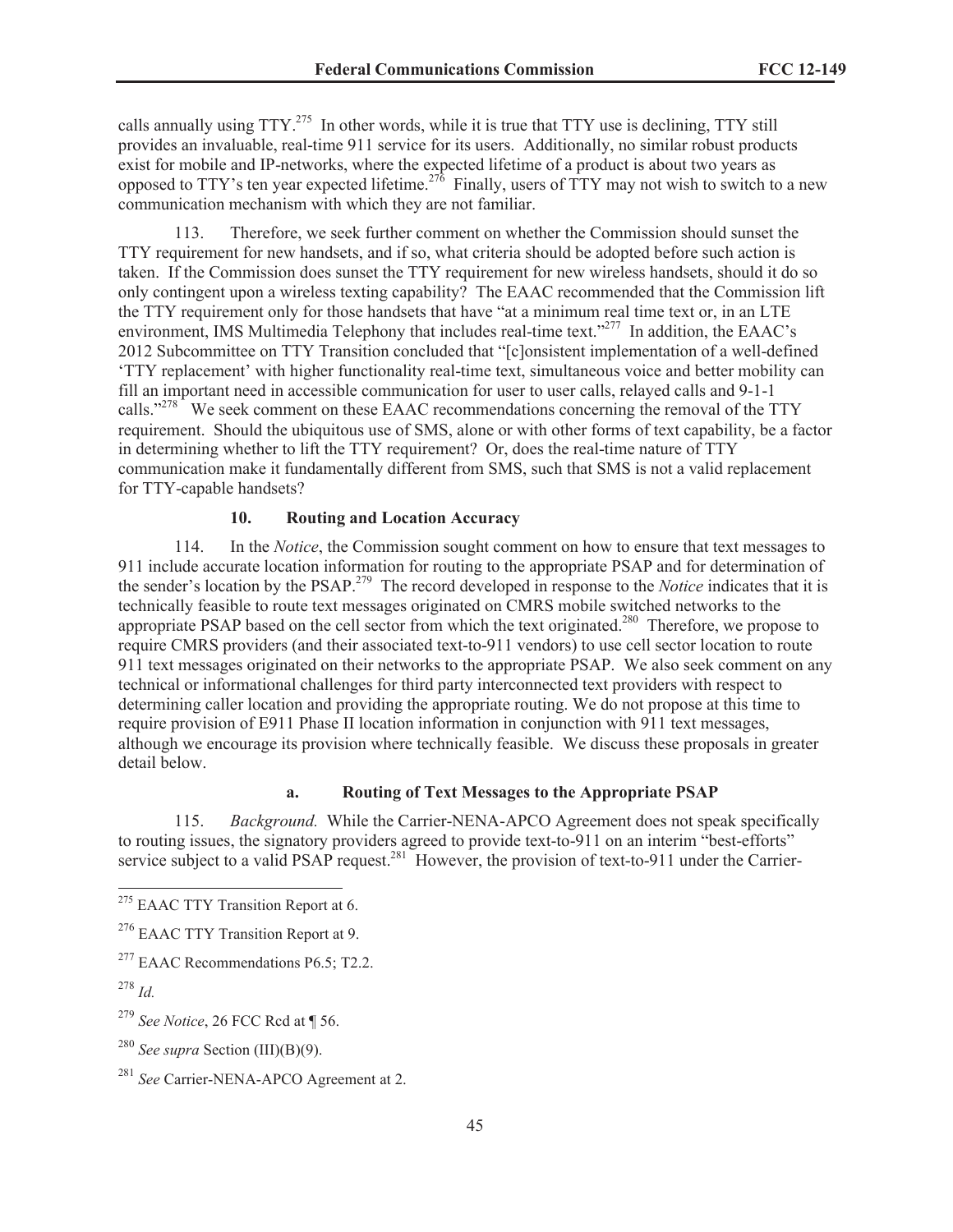calls annually using TTY.[275] In other words, while it is true that TTY use is declining, TTY still provides an invaluable, real-time 911 service for its users. Additionally, no similar robust products exist for mobile and IP-networks, where the expected lifetime of a product is about two years as opposed to TTY's ten year expected lifetime.[276] Finally, users of TTY may not wish to switch to a new communication mechanism with which they are not familiar.

113. Therefore, we seek further comment on whether the Commission should sunset the TTY requirement for new handsets, and if so, what criteria should be adopted before such action is taken. If the Commission does sunset the TTY requirement for new wireless handsets, should it do so only contingent upon a wireless texting capability? The EAAC recommended that the Commission lift the TTY requirement only for those handsets that have "at a minimum real time text or, in an LTE environment, IMS Multimedia Telephony that includes real-time text."[277] In addition, the EAAC's 2012 Subcommittee on TTY Transition concluded that "[c]onsistent implementation of a well-defined 'TTY replacement' with higher functionality real-time text, simultaneous voice and better mobility can fill an important need in accessible communication for user to user calls, relayed calls and 9-1-1 calls."[278] We seek comment on these EAAC recommendations concerning the removal of the TTY requirement. Should the ubiquitous use of SMS, alone or with other forms of text capability, be a factor in determining whether to lift the TTY requirement? Or, does the real-time nature of TTY communication make it fundamentally different from SMS, such that SMS is not a valid replacement for TTY-capable handsets?

### 10. Routing and Location Accuracy

114. In the *Notice*, the Commission sought comment on how to ensure that text messages to 911 include accurate location information for routing to the appropriate PSAP and for determination of the sender's location by the PSAP.[279] The record developed in response to the *Notice* indicates that it is technically feasible to route text messages originated on CMRS mobile switched networks to the appropriate PSAP based on the cell sector from which the text originated.[280] Therefore, we propose to require CMRS providers (and their associated text-to-911 vendors) to use cell sector location to route 911 text messages originated on their networks to the appropriate PSAP. We also seek comment on any technical or informational challenges for third party interconnected text providers with respect to determining caller location and providing the appropriate routing. We do not propose at this time to require provision of E911 Phase II location information in conjunction with 911 text messages, although we encourage its provision where technically feasible. We discuss these proposals in greater detail below.

#### a. Routing of Text Messages to the Appropriate PSAP

115. *Background.* While the Carrier-NENA-APCO Agreement does not speak specifically to routing issues, the signatory providers agreed to provide text-to-911 on an interim "best-efforts" service subject to a valid PSAP request.[281] However, the provision of text-to-911 under the Carrier-

---

[275] EAAC TTY Transition Report at 6.

[276] EAAC TTY Transition Report at 9.

[277] EAAC Recommendations P6.5; T2.2.

[278] *Id.*

[279] *See Notice*, 26 FCC Rcd at ¶ 56.

[280] *See supra* Section (III)(B)(9).

[281] *See* Carrier-NENA-APCO Agreement at 2.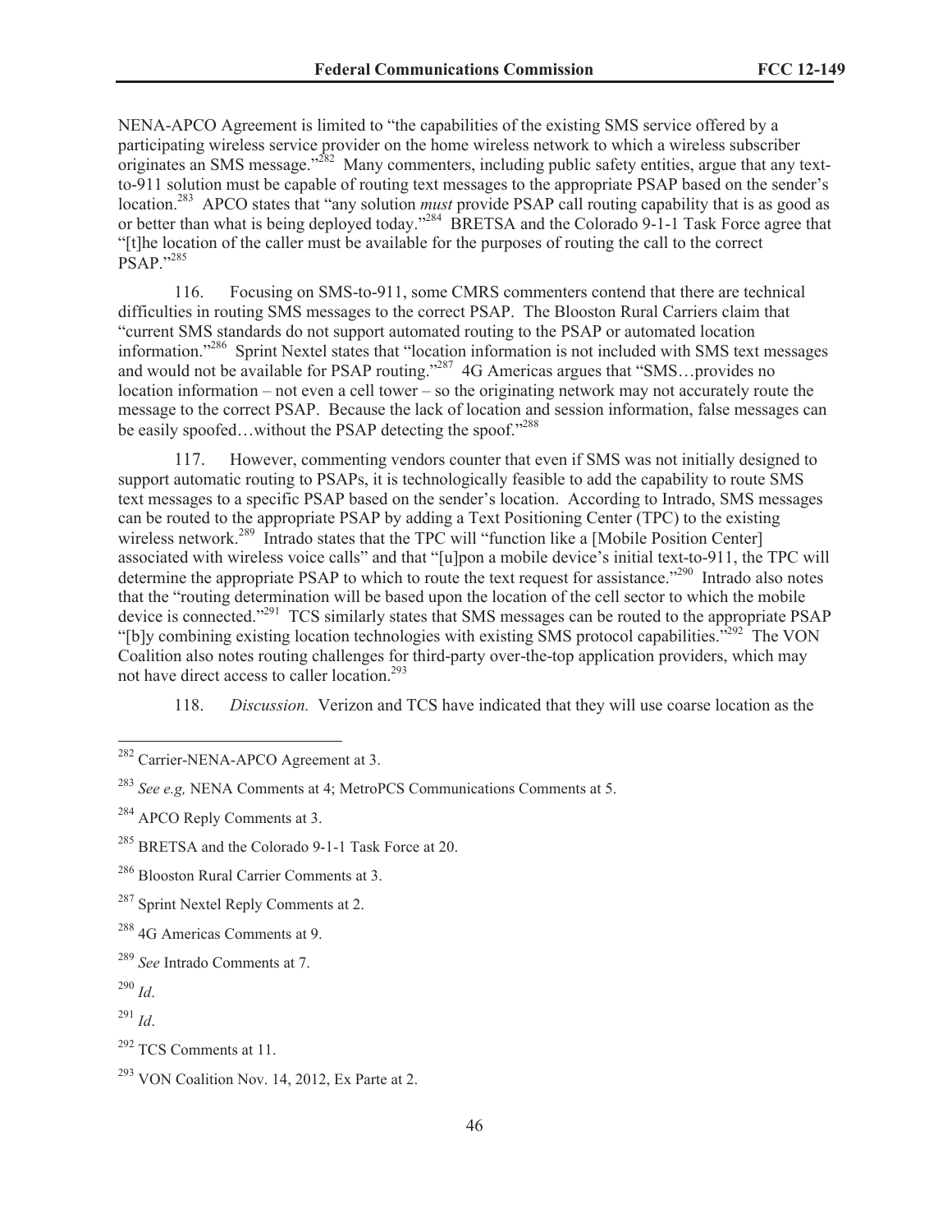NENA-APCO Agreement is limited to "the capabilities of the existing SMS service offered by a participating wireless service provider on the home wireless network to which a wireless subscriber originates an SMS message."[282] Many commenters, including public safety entities, argue that any text-to-911 solution must be capable of routing text messages to the appropriate PSAP based on the sender's location.[283] APCO states that "any solution *must* provide PSAP call routing capability that is as good as or better than what is being deployed today."[284] BRETSA and the Colorado 9-1-1 Task Force agree that "[t]he location of the caller must be available for the purposes of routing the call to the correct PSAP."[285]

116. Focusing on SMS-to-911, some CMRS commenters contend that there are technical difficulties in routing SMS messages to the correct PSAP. The Blooston Rural Carriers claim that "current SMS standards do not support automated routing to the PSAP or automated location information."[286] Sprint Nextel states that "location information is not included with SMS text messages and would not be available for PSAP routing."[287] 4G Americas argues that "SMS…provides no location information – not even a cell tower – so the originating network may not accurately route the message to the correct PSAP. Because the lack of location and session information, false messages can be easily spoofed…without the PSAP detecting the spoof."[288]

117. However, commenting vendors counter that even if SMS was not initially designed to support automatic routing to PSAPs, it is technologically feasible to add the capability to route SMS text messages to a specific PSAP based on the sender's location. According to Intrado, SMS messages can be routed to the appropriate PSAP by adding a Text Positioning Center (TPC) to the existing wireless network.[289] Intrado states that the TPC will "function like a [Mobile Position Center] associated with wireless voice calls" and that "[u]pon a mobile device's initial text-to-911, the TPC will determine the appropriate PSAP to which to route the text request for assistance."[290] Intrado also notes that the "routing determination will be based upon the location of the cell sector to which the mobile device is connected."[291] TCS similarly states that SMS messages can be routed to the appropriate PSAP "[b]y combining existing location technologies with existing SMS protocol capabilities."[292] The VON Coalition also notes routing challenges for third-party over-the-top application providers, which may not have direct access to caller location.[293]

118. *Discussion.* Verizon and TCS have indicated that they will use coarse location as the

---

[282] Carrier-NENA-APCO Agreement at 3.

[283] *See e.g,* NENA Comments at 4; MetroPCS Communications Comments at 5.

[284] APCO Reply Comments at 3.

[285] BRETSA and the Colorado 9-1-1 Task Force at 20.

[286] Blooston Rural Carrier Comments at 3.

[287] Sprint Nextel Reply Comments at 2.

[288] 4G Americas Comments at 9.

[289] *See* Intrado Comments at 7.

[290] *Id*.

[291] *Id*.

[292] TCS Comments at 11.

[293] VON Coalition Nov. 14, 2012, Ex Parte at 2.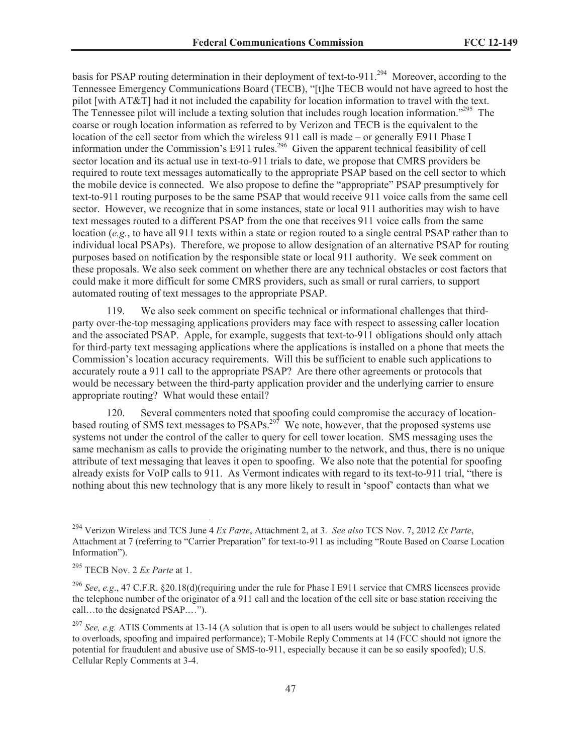basis for PSAP routing determination in their deployment of text-to-911.[294] Moreover, according to the Tennessee Emergency Communications Board (TECB), "[t]he TECB would not have agreed to host the pilot [with AT&T] had it not included the capability for location information to travel with the text. The Tennessee pilot will include a texting solution that includes rough location information."[295] The coarse or rough location information as referred to by Verizon and TECB is the equivalent to the location of the cell sector from which the wireless 911 call is made – or generally E911 Phase I information under the Commission's E911 rules.[296] Given the apparent technical feasibility of cell sector location and its actual use in text-to-911 trials to date, we propose that CMRS providers be required to route text messages automatically to the appropriate PSAP based on the cell sector to which the mobile device is connected. We also propose to define the "appropriate" PSAP presumptively for text-to-911 routing purposes to be the same PSAP that would receive 911 voice calls from the same cell sector. However, we recognize that in some instances, state or local 911 authorities may wish to have text messages routed to a different PSAP from the one that receives 911 voice calls from the same location (*e.g.*, to have all 911 texts within a state or region routed to a single central PSAP rather than to individual local PSAPs). Therefore, we propose to allow designation of an alternative PSAP for routing purposes based on notification by the responsible state or local 911 authority. We seek comment on these proposals. We also seek comment on whether there are any technical obstacles or cost factors that could make it more difficult for some CMRS providers, such as small or rural carriers, to support automated routing of text messages to the appropriate PSAP.

119. We also seek comment on specific technical or informational challenges that third-party over-the-top messaging applications providers may face with respect to assessing caller location and the associated PSAP. Apple, for example, suggests that text-to-911 obligations should only attach for third-party text messaging applications where the applications is installed on a phone that meets the Commission's location accuracy requirements. Will this be sufficient to enable such applications to accurately route a 911 call to the appropriate PSAP? Are there other agreements or protocols that would be necessary between the third-party application provider and the underlying carrier to ensure appropriate routing? What would these entail?

120. Several commenters noted that spoofing could compromise the accuracy of location-based routing of SMS text messages to PSAPs.[297] We note, however, that the proposed systems use systems not under the control of the caller to query for cell tower location. SMS messaging uses the same mechanism as calls to provide the originating number to the network, and thus, there is no unique attribute of text messaging that leaves it open to spoofing. We also note that the potential for spoofing already exists for VoIP calls to 911. As Vermont indicates with regard to its text-to-911 trial, "there is nothing about this new technology that is any more likely to result in 'spoof' contacts than what we

---

[294] Verizon Wireless and TCS June 4 *Ex Parte*, Attachment 2, at 3. *See also* TCS Nov. 7, 2012 *Ex Parte*, Attachment at 7 (referring to "Carrier Preparation" for text-to-911 as including "Route Based on Coarse Location Information").

[295] TECB Nov. 2 *Ex Parte* at 1.

[296] *See*, *e.g*., 47 C.F.R. §20.18(d)(requiring under the rule for Phase I E911 service that CMRS licensees provide the telephone number of the originator of a 911 call and the location of the cell site or base station receiving the call…to the designated PSAP.…").

[297] *See, e.g.* ATIS Comments at 13-14 (A solution that is open to all users would be subject to challenges related to overloads, spoofing and impaired performance); T-Mobile Reply Comments at 14 (FCC should not ignore the potential for fraudulent and abusive use of SMS-to-911, especially because it can be so easily spoofed); U.S. Cellular Reply Comments at 3-4.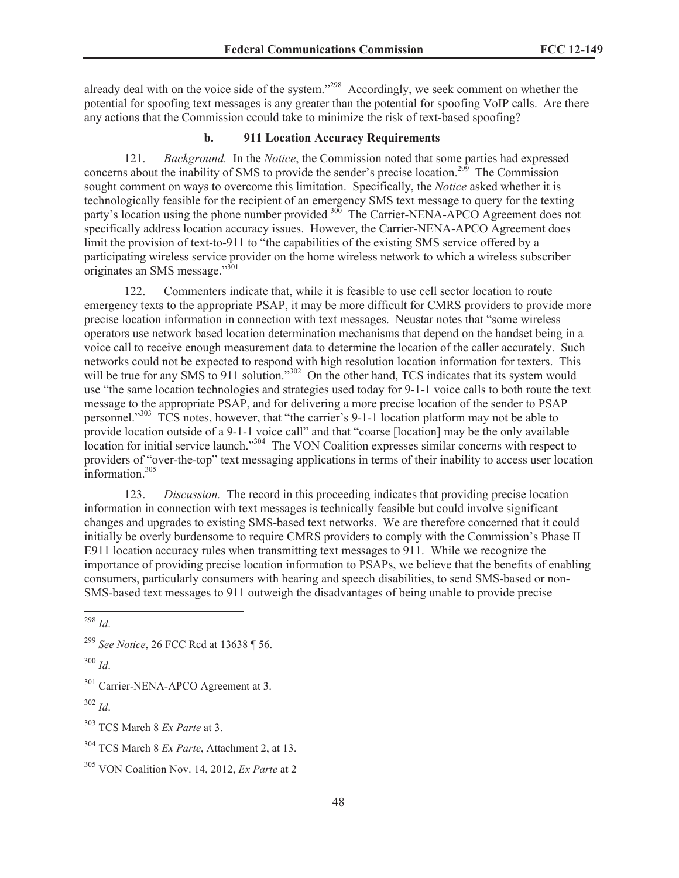already deal with on the voice side of the system."[298] Accordingly, we seek comment on whether the potential for spoofing text messages is any greater than the potential for spoofing VoIP calls. Are there any actions that the Commission ccould take to minimize the risk of text-based spoofing?

### b. 911 Location Accuracy Requirements

121. *Background.* In the *Notice*, the Commission noted that some parties had expressed concerns about the inability of SMS to provide the sender's precise location.[299] The Commission sought comment on ways to overcome this limitation. Specifically, the *Notice* asked whether it is technologically feasible for the recipient of an emergency SMS text message to query for the texting party's location using the phone number provided [300] The Carrier-NENA-APCO Agreement does not specifically address location accuracy issues. However, the Carrier-NENA-APCO Agreement does limit the provision of text-to-911 to "the capabilities of the existing SMS service offered by a participating wireless service provider on the home wireless network to which a wireless subscriber originates an SMS message."[301]

122. Commenters indicate that, while it is feasible to use cell sector location to route emergency texts to the appropriate PSAP, it may be more difficult for CMRS providers to provide more precise location information in connection with text messages. Neustar notes that "some wireless operators use network based location determination mechanisms that depend on the handset being in a voice call to receive enough measurement data to determine the location of the caller accurately. Such networks could not be expected to respond with high resolution location information for texters. This will be true for any SMS to 911 solution."[302] On the other hand, TCS indicates that its system would use "the same location technologies and strategies used today for 9-1-1 voice calls to both route the text message to the appropriate PSAP, and for delivering a more precise location of the sender to PSAP personnel."[303] TCS notes, however, that "the carrier's 9-1-1 location platform may not be able to provide location outside of a 9-1-1 voice call" and that "coarse [location] may be the only available location for initial service launch."[304] The VON Coalition expresses similar concerns with respect to providers of "over-the-top" text messaging applications in terms of their inability to access user location information.[305]

123. *Discussion.* The record in this proceeding indicates that providing precise location information in connection with text messages is technically feasible but could involve significant changes and upgrades to existing SMS-based text networks. We are therefore concerned that it could initially be overly burdensome to require CMRS providers to comply with the Commission's Phase II E911 location accuracy rules when transmitting text messages to 911. While we recognize the importance of providing precise location information to PSAPs, we believe that the benefits of enabling consumers, particularly consumers with hearing and speech disabilities, to send SMS-based or non-SMS-based text messages to 911 outweigh the disadvantages of being unable to provide precise

---

[298] *Id*.

[299] *See Notice*, 26 FCC Rcd at 13638 ¶ 56.

[300] *Id*.

[301] Carrier-NENA-APCO Agreement at 3.

[302] *Id*.

[303] TCS March 8 *Ex Parte* at 3.

[304] TCS March 8 *Ex Parte*, Attachment 2, at 13.

[305] VON Coalition Nov. 14, 2012, *Ex Parte* at 2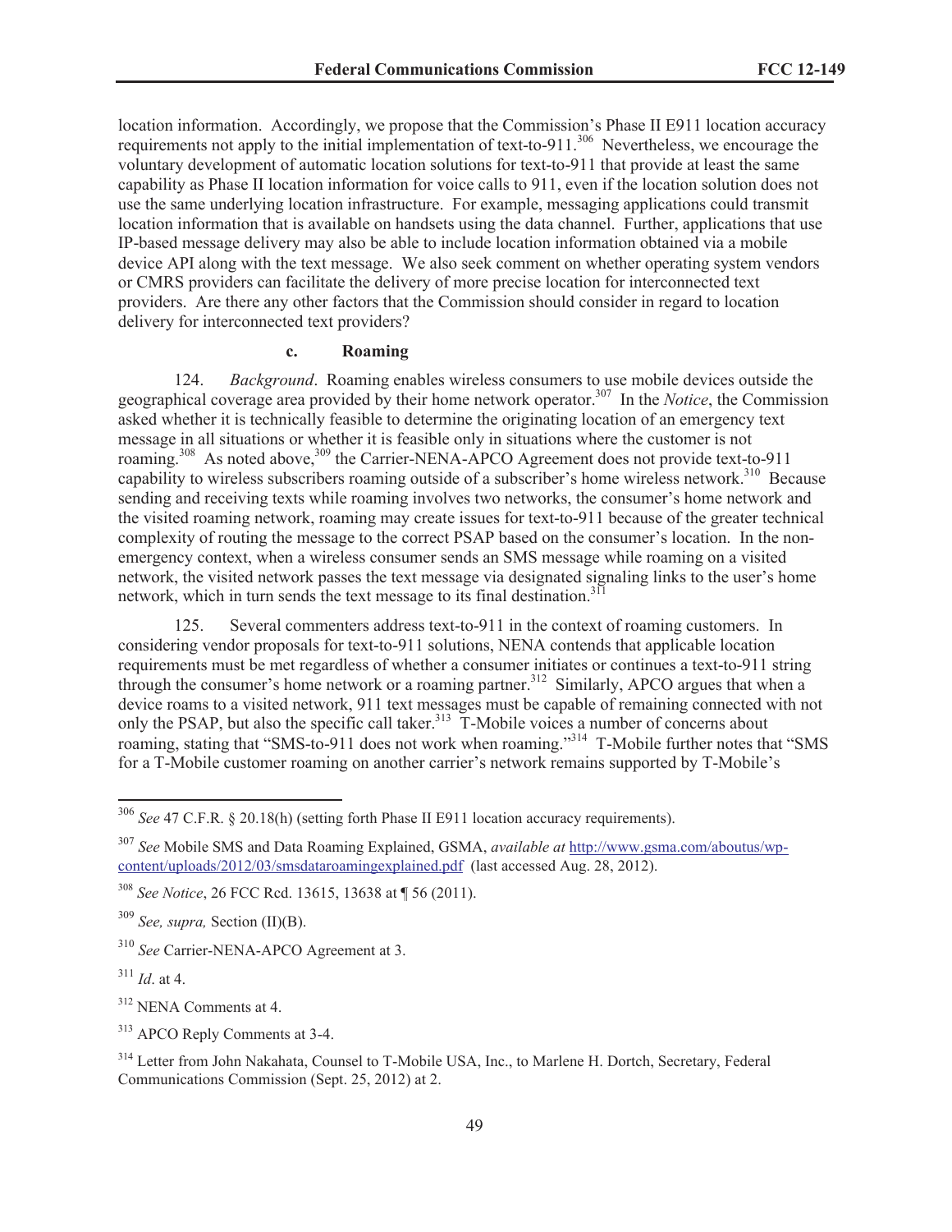location information. Accordingly, we propose that the Commission's Phase II E911 location accuracy requirements not apply to the initial implementation of text-to-911.[306] Nevertheless, we encourage the voluntary development of automatic location solutions for text-to-911 that provide at least the same capability as Phase II location information for voice calls to 911, even if the location solution does not use the same underlying location infrastructure. For example, messaging applications could transmit location information that is available on handsets using the data channel. Further, applications that use IP-based message delivery may also be able to include location information obtained via a mobile device API along with the text message. We also seek comment on whether operating system vendors or CMRS providers can facilitate the delivery of more precise location for interconnected text providers. Are there any other factors that the Commission should consider in regard to location delivery for interconnected text providers?

#### c. Roaming

124. *Background*. Roaming enables wireless consumers to use mobile devices outside the geographical coverage area provided by their home network operator.[307] In the *Notice*, the Commission asked whether it is technically feasible to determine the originating location of an emergency text message in all situations or whether it is feasible only in situations where the customer is not roaming.[308] As noted above,[309] the Carrier-NENA-APCO Agreement does not provide text-to-911 capability to wireless subscribers roaming outside of a subscriber's home wireless network.[310] Because sending and receiving texts while roaming involves two networks, the consumer's home network and the visited roaming network, roaming may create issues for text-to-911 because of the greater technical complexity of routing the message to the correct PSAP based on the consumer's location. In the non-emergency context, when a wireless consumer sends an SMS message while roaming on a visited network, the visited network passes the text message via designated signaling links to the user's home network, which in turn sends the text message to its final destination.[311]

125. Several commenters address text-to-911 in the context of roaming customers. In considering vendor proposals for text-to-911 solutions, NENA contends that applicable location requirements must be met regardless of whether a consumer initiates or continues a text-to-911 string through the consumer's home network or a roaming partner.[312] Similarly, APCO argues that when a device roams to a visited network, 911 text messages must be capable of remaining connected with not only the PSAP, but also the specific call taker.[313] T-Mobile voices a number of concerns about roaming, stating that "SMS-to-911 does not work when roaming."[314] T-Mobile further notes that "SMS for a T-Mobile customer roaming on another carrier's network remains supported by T-Mobile's

---

[306] *See* 47 C.F.R. § 20.18(h) (setting forth Phase II E911 location accuracy requirements).

[307] *See* Mobile SMS and Data Roaming Explained, GSMA, *available at* http://www.gsma.com/aboutus/wp-content/uploads/2012/03/smsdataroamingexplained.pdf (last accessed Aug. 28, 2012).

[308] *See Notice*, 26 FCC Rcd. 13615, 13638 at ¶ 56 (2011).

[309] *See, supra,* Section (II)(B).

[310] *See* Carrier-NENA-APCO Agreement at 3.

[311] *Id*. at 4.

[312] NENA Comments at 4.

[313] APCO Reply Comments at 3-4.

[314] Letter from John Nakahata, Counsel to T-Mobile USA, Inc., to Marlene H. Dortch, Secretary, Federal Communications Commission (Sept. 25, 2012) at 2.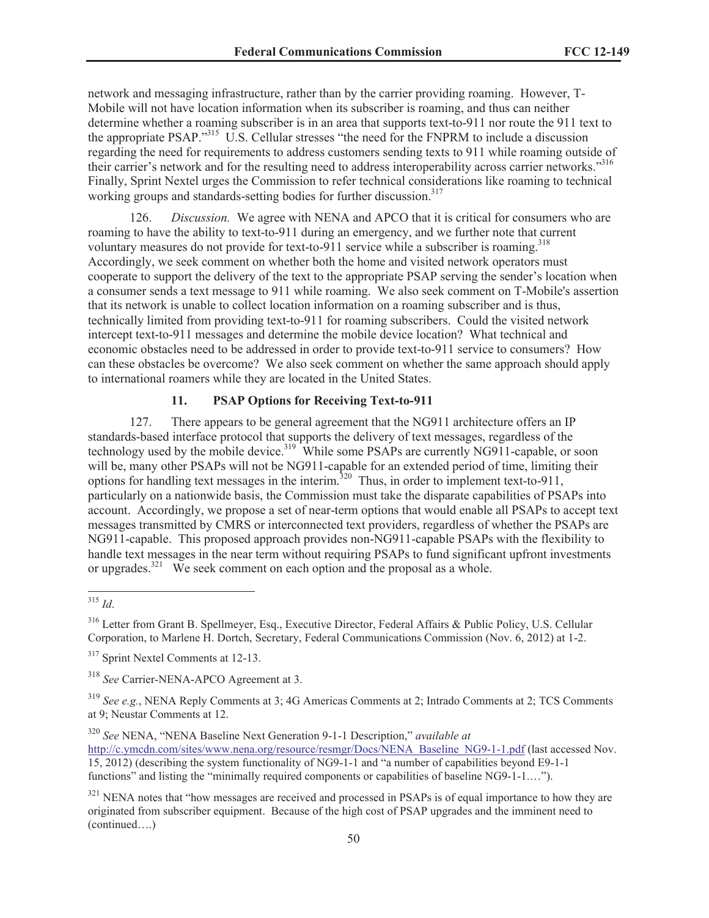network and messaging infrastructure, rather than by the carrier providing roaming. However, T-Mobile will not have location information when its subscriber is roaming, and thus can neither determine whether a roaming subscriber is in an area that supports text-to-911 nor route the 911 text to the appropriate PSAP."[315] U.S. Cellular stresses "the need for the FNPRM to include a discussion regarding the need for requirements to address customers sending texts to 911 while roaming outside of their carrier's network and for the resulting need to address interoperability across carrier networks."[316] Finally, Sprint Nextel urges the Commission to refer technical considerations like roaming to technical working groups and standards-setting bodies for further discussion.[317]

126. *Discussion.* We agree with NENA and APCO that it is critical for consumers who are roaming to have the ability to text-to-911 during an emergency, and we further note that current voluntary measures do not provide for text-to-911 service while a subscriber is roaming.[318] Accordingly, we seek comment on whether both the home and visited network operators must cooperate to support the delivery of the text to the appropriate PSAP serving the sender's location when a consumer sends a text message to 911 while roaming. We also seek comment on T-Mobile's assertion that its network is unable to collect location information on a roaming subscriber and is thus, technically limited from providing text-to-911 for roaming subscribers. Could the visited network intercept text-to-911 messages and determine the mobile device location? What technical and economic obstacles need to be addressed in order to provide text-to-911 service to consumers? How can these obstacles be overcome? We also seek comment on whether the same approach should apply to international roamers while they are located in the United States.

### 11. PSAP Options for Receiving Text-to-911

127. There appears to be general agreement that the NG911 architecture offers an IP standards-based interface protocol that supports the delivery of text messages, regardless of the technology used by the mobile device.[319] While some PSAPs are currently NG911-capable, or soon will be, many other PSAPs will not be NG911-capable for an extended period of time, limiting their options for handling text messages in the interim.[320] Thus, in order to implement text-to-911, particularly on a nationwide basis, the Commission must take the disparate capabilities of PSAPs into account. Accordingly, we propose a set of near-term options that would enable all PSAPs to accept text messages transmitted by CMRS or interconnected text providers, regardless of whether the PSAPs are NG911-capable. This proposed approach provides non-NG911-capable PSAPs with the flexibility to handle text messages in the near term without requiring PSAPs to fund significant upfront investments or upgrades.[321] We seek comment on each option and the proposal as a whole.

---

[315] *Id*.

[316] Letter from Grant B. Spellmeyer, Esq., Executive Director, Federal Affairs & Public Policy, U.S. Cellular Corporation, to Marlene H. Dortch, Secretary, Federal Communications Commission (Nov. 6, 2012) at 1-2.

[317] Sprint Nextel Comments at 12-13.

[318] *See* Carrier-NENA-APCO Agreement at 3.

[319] *See e.g.*, NENA Reply Comments at 3; 4G Americas Comments at 2; Intrado Comments at 2; TCS Comments at 9; Neustar Comments at 12.

[320] *See* NENA, "NENA Baseline Next Generation 9-1-1 Description," *available at* http://c.ymcdn.com/sites/www.nena.org/resource/resmgr/Docs/NENA_Baseline_NG9-1-1.pdf (last accessed Nov. 15, 2012) (describing the system functionality of NG9-1-1 and "a number of capabilities beyond E9-1-1 functions" and listing the "minimally required components or capabilities of baseline NG9-1-1.…").

[321] NENA notes that "how messages are received and processed in PSAPs is of equal importance to how they are originated from subscriber equipment. Because of the high cost of PSAP upgrades and the imminent need to (continued….)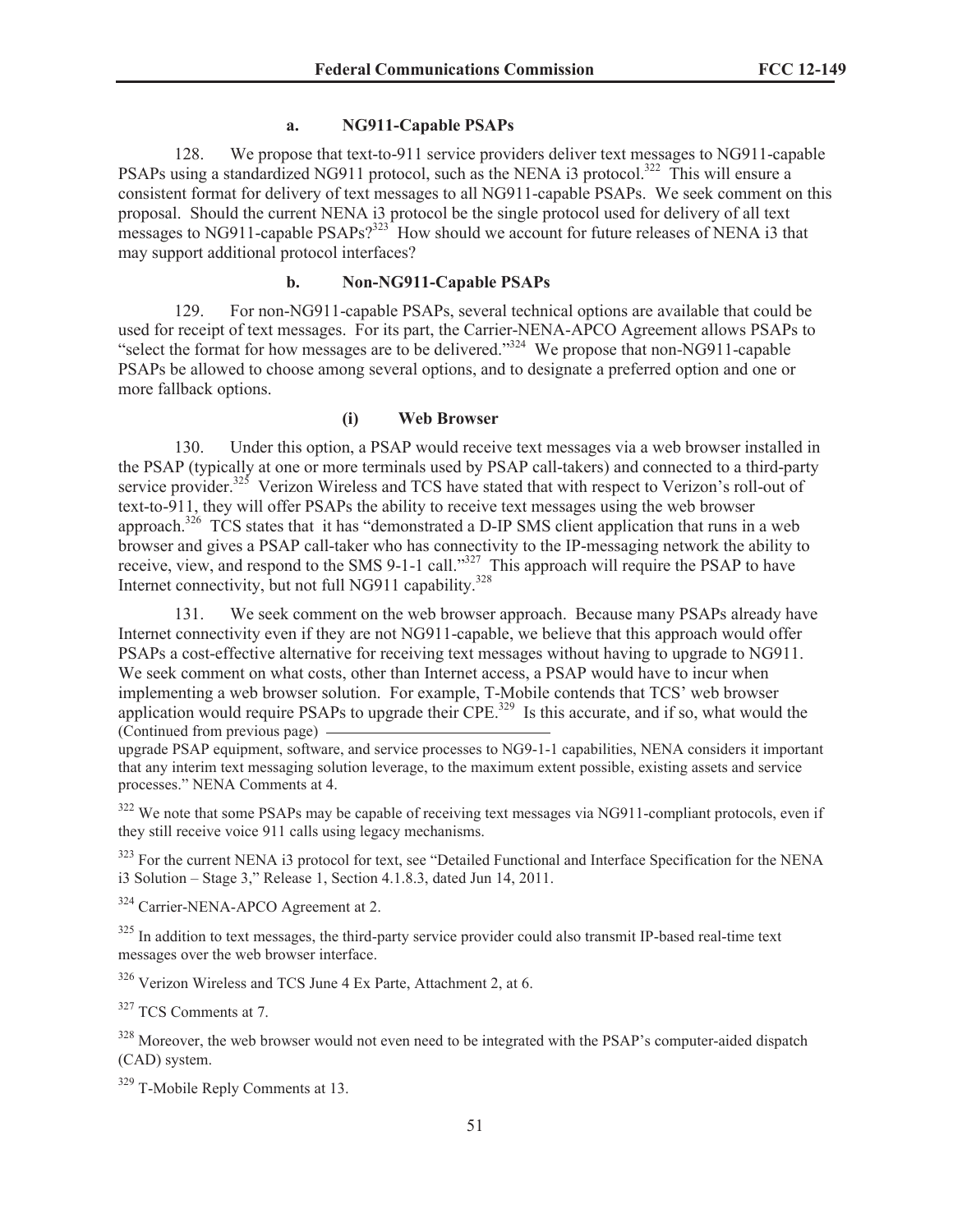#### a. NG911-Capable PSAPs

128. We propose that text-to-911 service providers deliver text messages to NG911-capable PSAPs using a standardized NG911 protocol, such as the NENA i3 protocol.[322] This will ensure a consistent format for delivery of text messages to all NG911-capable PSAPs. We seek comment on this proposal. Should the current NENA i3 protocol be the single protocol used for delivery of all text messages to NG911-capable PSAPs?[323] How should we account for future releases of NENA i3 that may support additional protocol interfaces?

#### b. Non-NG911-Capable PSAPs

129. For non-NG911-capable PSAPs, several technical options are available that could be used for receipt of text messages. For its part, the Carrier-NENA-APCO Agreement allows PSAPs to "select the format for how messages are to be delivered."[324] We propose that non-NG911-capable PSAPs be allowed to choose among several options, and to designate a preferred option and one or more fallback options.

##### (i) Web Browser

130. Under this option, a PSAP would receive text messages via a web browser installed in the PSAP (typically at one or more terminals used by PSAP call-takers) and connected to a third-party service provider.[325] Verizon Wireless and TCS have stated that with respect to Verizon's roll-out of text-to-911, they will offer PSAPs the ability to receive text messages using the web browser approach.[326] TCS states that it has "demonstrated a D-IP SMS client application that runs in a web browser and gives a PSAP call-taker who has connectivity to the IP-messaging network the ability to receive, view, and respond to the SMS 9-1-1 call."[327] This approach will require the PSAP to have Internet connectivity, but not full NG911 capability.[328]

131. We seek comment on the web browser approach. Because many PSAPs already have Internet connectivity even if they are not NG911-capable, we believe that this approach would offer PSAPs a cost-effective alternative for receiving text messages without having to upgrade to NG911. We seek comment on what costs, other than Internet access, a PSAP would have to incur when implementing a web browser solution. For example, T-Mobile contends that TCS' web browser application would require PSAPs to upgrade their CPE.[329] Is this accurate, and if so, what would the

---

(Continued from previous page)

upgrade PSAP equipment, software, and service processes to NG9-1-1 capabilities, NENA considers it important that any interim text messaging solution leverage, to the maximum extent possible, existing assets and service processes." NENA Comments at 4.

[322] We note that some PSAPs may be capable of receiving text messages via NG911-compliant protocols, even if they still receive voice 911 calls using legacy mechanisms.

[323] For the current NENA i3 protocol for text, see "Detailed Functional and Interface Specification for the NENA i3 Solution – Stage 3," Release 1, Section 4.1.8.3, dated Jun 14, 2011.

[324] Carrier-NENA-APCO Agreement at 2.

[325] In addition to text messages, the third-party service provider could also transmit IP-based real-time text messages over the web browser interface.

[326] Verizon Wireless and TCS June 4 Ex Parte, Attachment 2, at 6.

[327] TCS Comments at 7.

[328] Moreover, the web browser would not even need to be integrated with the PSAP's computer-aided dispatch (CAD) system.

[329] T-Mobile Reply Comments at 13.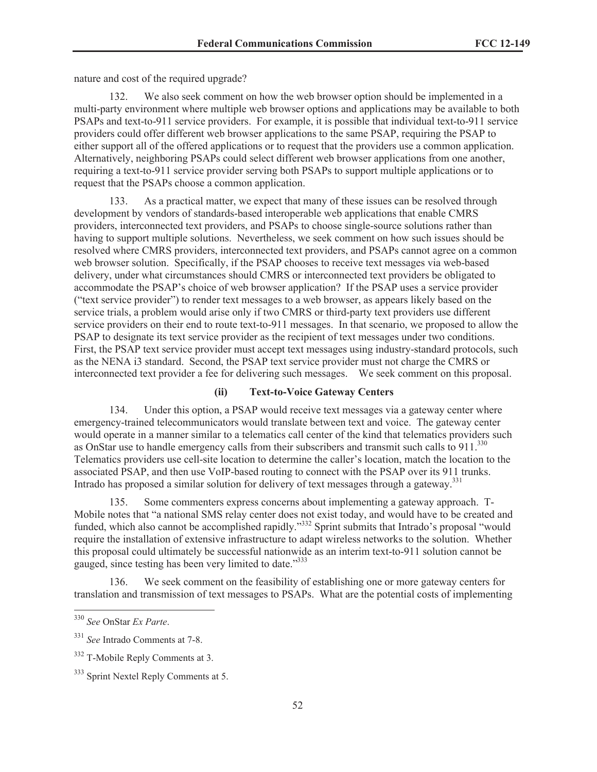nature and cost of the required upgrade?

132. We also seek comment on how the web browser option should be implemented in a multi-party environment where multiple web browser options and applications may be available to both PSAPs and text-to-911 service providers. For example, it is possible that individual text-to-911 service providers could offer different web browser applications to the same PSAP, requiring the PSAP to either support all of the offered applications or to request that the providers use a common application. Alternatively, neighboring PSAPs could select different web browser applications from one another, requiring a text-to-911 service provider serving both PSAPs to support multiple applications or to request that the PSAPs choose a common application.

133. As a practical matter, we expect that many of these issues can be resolved through development by vendors of standards-based interoperable web applications that enable CMRS providers, interconnected text providers, and PSAPs to choose single-source solutions rather than having to support multiple solutions. Nevertheless, we seek comment on how such issues should be resolved where CMRS providers, interconnected text providers, and PSAPs cannot agree on a common web browser solution. Specifically, if the PSAP chooses to receive text messages via web-based delivery, under what circumstances should CMRS or interconnected text providers be obligated to accommodate the PSAP's choice of web browser application? If the PSAP uses a service provider ("text service provider") to render text messages to a web browser, as appears likely based on the service trials, a problem would arise only if two CMRS or third-party text providers use different service providers on their end to route text-to-911 messages. In that scenario, we proposed to allow the PSAP to designate its text service provider as the recipient of text messages under two conditions. First, the PSAP text service provider must accept text messages using industry-standard protocols, such as the NENA i3 standard. Second, the PSAP text service provider must not charge the CMRS or interconnected text provider a fee for delivering such messages. We seek comment on this proposal.

### (ii) Text-to-Voice Gateway Centers

134. Under this option, a PSAP would receive text messages via a gateway center where emergency-trained telecommunicators would translate between text and voice. The gateway center would operate in a manner similar to a telematics call center of the kind that telematics providers such as OnStar use to handle emergency calls from their subscribers and transmit such calls to 911.[330] Telematics providers use cell-site location to determine the caller's location, match the location to the associated PSAP, and then use VoIP-based routing to connect with the PSAP over its 911 trunks. Intrado has proposed a similar solution for delivery of text messages through a gateway.[331]

135. Some commenters express concerns about implementing a gateway approach. T-Mobile notes that "a national SMS relay center does not exist today, and would have to be created and funded, which also cannot be accomplished rapidly."[332] Sprint submits that Intrado's proposal "would require the installation of extensive infrastructure to adapt wireless networks to the solution. Whether this proposal could ultimately be successful nationwide as an interim text-to-911 solution cannot be gauged, since testing has been very limited to date."[333]

136. We seek comment on the feasibility of establishing one or more gateway centers for translation and transmission of text messages to PSAPs. What are the potential costs of implementing

---

[330] *See* OnStar *Ex Parte*.

[331] *See* Intrado Comments at 7-8.

[332] T-Mobile Reply Comments at 3.

[333] Sprint Nextel Reply Comments at 5.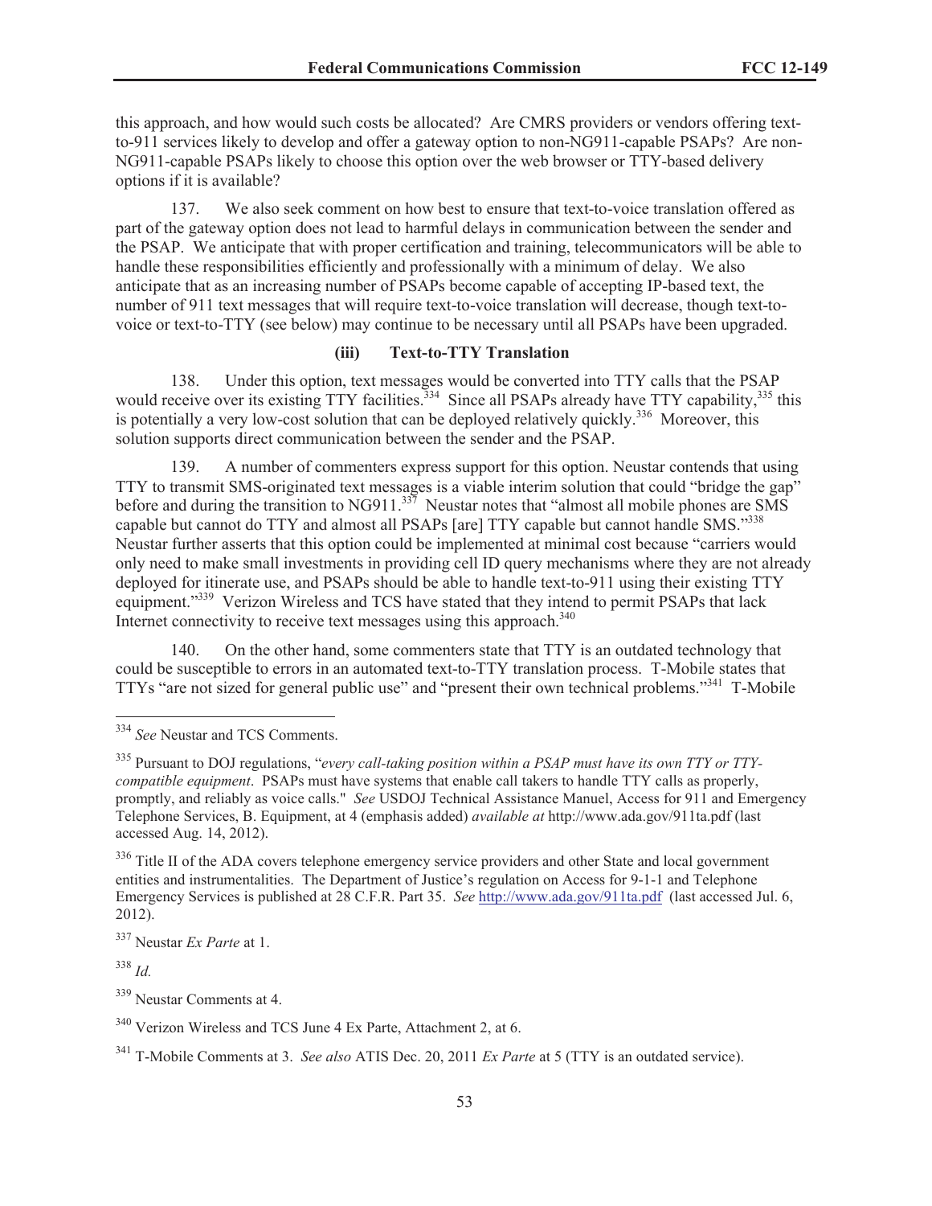this approach, and how would such costs be allocated? Are CMRS providers or vendors offering text-to-911 services likely to develop and offer a gateway option to non-NG911-capable PSAPs? Are non-NG911-capable PSAPs likely to choose this option over the web browser or TTY-based delivery options if it is available?

137. We also seek comment on how best to ensure that text-to-voice translation offered as part of the gateway option does not lead to harmful delays in communication between the sender and the PSAP. We anticipate that with proper certification and training, telecommunicators will be able to handle these responsibilities efficiently and professionally with a minimum of delay. We also anticipate that as an increasing number of PSAPs become capable of accepting IP-based text, the number of 911 text messages that will require text-to-voice translation will decrease, though text-to-voice or text-to-TTY (see below) may continue to be necessary until all PSAPs have been upgraded.

#### (iii) Text-to-TTY Translation

138. Under this option, text messages would be converted into TTY calls that the PSAP would receive over its existing TTY facilities.[334] Since all PSAPs already have TTY capability,[335] this is potentially a very low-cost solution that can be deployed relatively quickly.[336] Moreover, this solution supports direct communication between the sender and the PSAP.

139. A number of commenters express support for this option. Neustar contends that using TTY to transmit SMS-originated text messages is a viable interim solution that could "bridge the gap" before and during the transition to NG911.[337] Neustar notes that "almost all mobile phones are SMS capable but cannot do TTY and almost all PSAPs [are] TTY capable but cannot handle SMS."[338] Neustar further asserts that this option could be implemented at minimal cost because "carriers would only need to make small investments in providing cell ID query mechanisms where they are not already deployed for itinerate use, and PSAPs should be able to handle text-to-911 using their existing TTY equipment."[339] Verizon Wireless and TCS have stated that they intend to permit PSAPs that lack Internet connectivity to receive text messages using this approach.[340]

140. On the other hand, some commenters state that TTY is an outdated technology that could be susceptible to errors in an automated text-to-TTY translation process. T-Mobile states that TTYs "are not sized for general public use" and "present their own technical problems."[341] T-Mobile

---

[334] *See* Neustar and TCS Comments.

[335] Pursuant to DOJ regulations, "*every call-taking position within a PSAP must have its own TTY or TTY-compatible equipment*. PSAPs must have systems that enable call takers to handle TTY calls as properly, promptly, and reliably as voice calls." *See* USDOJ Technical Assistance Manuel, Access for 911 and Emergency Telephone Services, B. Equipment, at 4 (emphasis added) *available at* http://www.ada.gov/911ta.pdf (last accessed Aug. 14, 2012).

[336] Title II of the ADA covers telephone emergency service providers and other State and local government entities and instrumentalities. The Department of Justice's regulation on Access for 9-1-1 and Telephone Emergency Services is published at 28 C.F.R. Part 35. *See* http://www.ada.gov/911ta.pdf (last accessed Jul. 6, 2012).

[337] Neustar *Ex Parte* at 1.

[338] *Id.*

[339] Neustar Comments at 4.

[340] Verizon Wireless and TCS June 4 Ex Parte, Attachment 2, at 6.

[341] T-Mobile Comments at 3. *See also* ATIS Dec. 20, 2011 *Ex Parte* at 5 (TTY is an outdated service).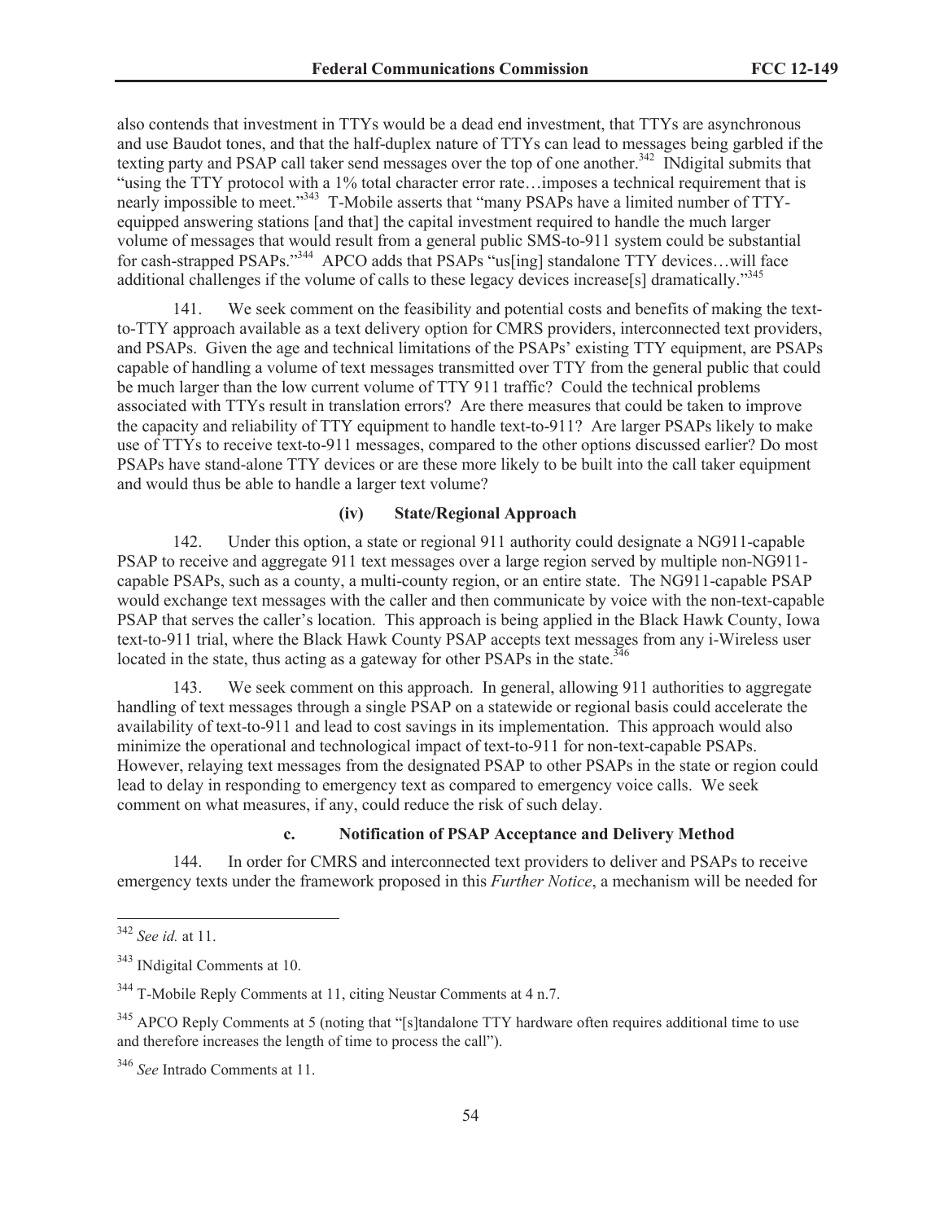also contends that investment in TTYs would be a dead end investment, that TTYs are asynchronous and use Baudot tones, and that the half-duplex nature of TTYs can lead to messages being garbled if the texting party and PSAP call taker send messages over the top of one another.[342] INdigital submits that "using the TTY protocol with a 1% total character error rate…imposes a technical requirement that is nearly impossible to meet."[343] T-Mobile asserts that "many PSAPs have a limited number of TTY-equipped answering stations [and that] the capital investment required to handle the much larger volume of messages that would result from a general public SMS-to-911 system could be substantial for cash-strapped PSAPs."[344] APCO adds that PSAPs "us[ing] standalone TTY devices…will face additional challenges if the volume of calls to these legacy devices increase[s] dramatically."[345]

141. We seek comment on the feasibility and potential costs and benefits of making the text-to-TTY approach available as a text delivery option for CMRS providers, interconnected text providers, and PSAPs. Given the age and technical limitations of the PSAPs' existing TTY equipment, are PSAPs capable of handling a volume of text messages transmitted over TTY from the general public that could be much larger than the low current volume of TTY 911 traffic? Could the technical problems associated with TTYs result in translation errors? Are there measures that could be taken to improve the capacity and reliability of TTY equipment to handle text-to-911? Are larger PSAPs likely to make use of TTYs to receive text-to-911 messages, compared to the other options discussed earlier? Do most PSAPs have stand-alone TTY devices or are these more likely to be built into the call taker equipment and would thus be able to handle a larger text volume?

#### (iv) State/Regional Approach

142. Under this option, a state or regional 911 authority could designate a NG911-capable PSAP to receive and aggregate 911 text messages over a large region served by multiple non-NG911-capable PSAPs, such as a county, a multi-county region, or an entire state. The NG911-capable PSAP would exchange text messages with the caller and then communicate by voice with the non-text-capable PSAP that serves the caller's location. This approach is being applied in the Black Hawk County, Iowa text-to-911 trial, where the Black Hawk County PSAP accepts text messages from any i-Wireless user located in the state, thus acting as a gateway for other PSAPs in the state.[346]

143. We seek comment on this approach. In general, allowing 911 authorities to aggregate handling of text messages through a single PSAP on a statewide or regional basis could accelerate the availability of text-to-911 and lead to cost savings in its implementation. This approach would also minimize the operational and technological impact of text-to-911 for non-text-capable PSAPs. However, relaying text messages from the designated PSAP to other PSAPs in the state or region could lead to delay in responding to emergency text as compared to emergency voice calls. We seek comment on what measures, if any, could reduce the risk of such delay.

### c. Notification of PSAP Acceptance and Delivery Method

144. In order for CMRS and interconnected text providers to deliver and PSAPs to receive emergency texts under the framework proposed in this *Further Notice*, a mechanism will be needed for

---

[342] *See id.* at 11.

[343] INdigital Comments at 10.

[344] T-Mobile Reply Comments at 11, citing Neustar Comments at 4 n.7.

[345] APCO Reply Comments at 5 (noting that "[s]tandalone TTY hardware often requires additional time to use and therefore increases the length of time to process the call").

[346] *See* Intrado Comments at 11.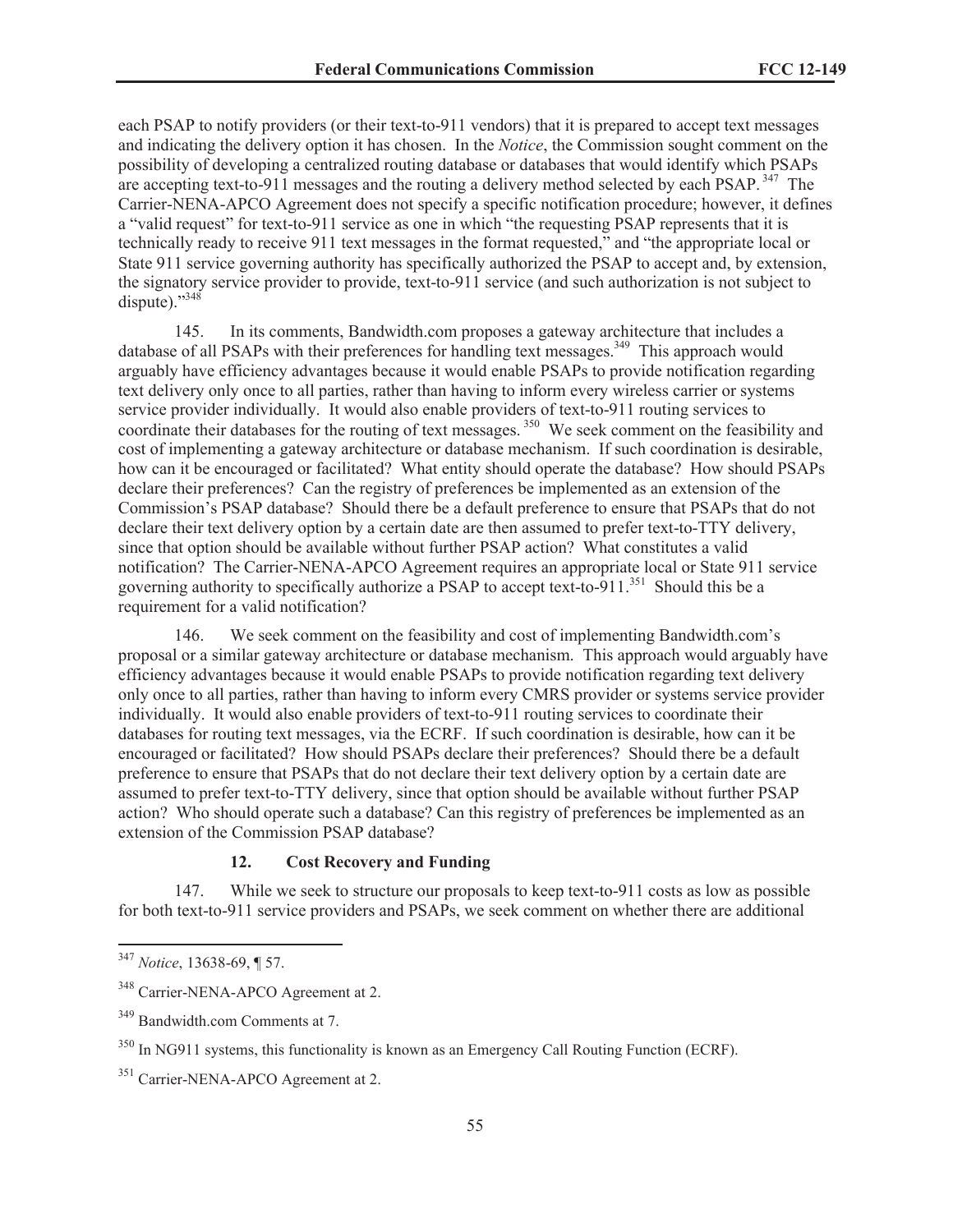each PSAP to notify providers (or their text-to-911 vendors) that it is prepared to accept text messages and indicating the delivery option it has chosen. In the *Notice*, the Commission sought comment on the possibility of developing a centralized routing database or databases that would identify which PSAPs are accepting text-to-911 messages and the routing a delivery method selected by each PSAP.[347] The Carrier-NENA-APCO Agreement does not specify a specific notification procedure; however, it defines a "valid request" for text-to-911 service as one in which "the requesting PSAP represents that it is technically ready to receive 911 text messages in the format requested," and "the appropriate local or State 911 service governing authority has specifically authorized the PSAP to accept and, by extension, the signatory service provider to provide, text-to-911 service (and such authorization is not subject to dispute)."[348]

145. In its comments, Bandwidth.com proposes a gateway architecture that includes a database of all PSAPs with their preferences for handling text messages.[349] This approach would arguably have efficiency advantages because it would enable PSAPs to provide notification regarding text delivery only once to all parties, rather than having to inform every wireless carrier or systems service provider individually. It would also enable providers of text-to-911 routing services to coordinate their databases for the routing of text messages.[350] We seek comment on the feasibility and cost of implementing a gateway architecture or database mechanism. If such coordination is desirable, how can it be encouraged or facilitated? What entity should operate the database? How should PSAPs declare their preferences? Can the registry of preferences be implemented as an extension of the Commission's PSAP database? Should there be a default preference to ensure that PSAPs that do not declare their text delivery option by a certain date are then assumed to prefer text-to-TTY delivery, since that option should be available without further PSAP action? What constitutes a valid notification? The Carrier-NENA-APCO Agreement requires an appropriate local or State 911 service governing authority to specifically authorize a PSAP to accept text-to-911.[351] Should this be a requirement for a valid notification?

146. We seek comment on the feasibility and cost of implementing Bandwidth.com's proposal or a similar gateway architecture or database mechanism. This approach would arguably have efficiency advantages because it would enable PSAPs to provide notification regarding text delivery only once to all parties, rather than having to inform every CMRS provider or systems service provider individually. It would also enable providers of text-to-911 routing services to coordinate their databases for routing text messages, via the ECRF. If such coordination is desirable, how can it be encouraged or facilitated? How should PSAPs declare their preferences? Should there be a default preference to ensure that PSAPs that do not declare their text delivery option by a certain date are assumed to prefer text-to-TTY delivery, since that option should be available without further PSAP action? Who should operate such a database? Can this registry of preferences be implemented as an extension of the Commission PSAP database?

#### 12. Cost Recovery and Funding

147. While we seek to structure our proposals to keep text-to-911 costs as low as possible for both text-to-911 service providers and PSAPs, we seek comment on whether there are additional

---

[347] *Notice*, 13638-69, ¶ 57.

[348] Carrier-NENA-APCO Agreement at 2.

[349] Bandwidth.com Comments at 7.

[350] In NG911 systems, this functionality is known as an Emergency Call Routing Function (ECRF).

[351] Carrier-NENA-APCO Agreement at 2.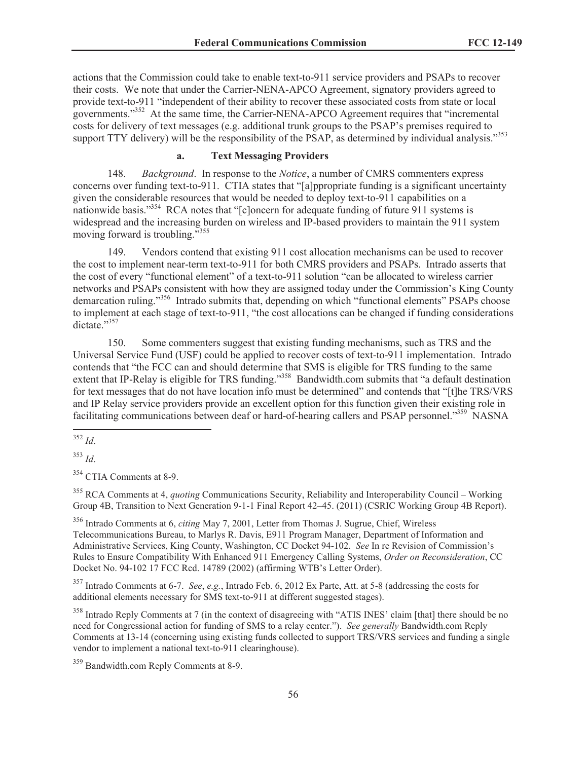actions that the Commission could take to enable text-to-911 service providers and PSAPs to recover their costs. We note that under the Carrier-NENA-APCO Agreement, signatory providers agreed to provide text-to-911 "independent of their ability to recover these associated costs from state or local governments."[352] At the same time, the Carrier-NENA-APCO Agreement requires that "incremental costs for delivery of text messages (e.g. additional trunk groups to the PSAP's premises required to support TTY delivery) will be the responsibility of the PSAP, as determined by individual analysis."[353]

### a. Text Messaging Providers

148. *Background*. In response to the *Notice*, a number of CMRS commenters express concerns over funding text-to-911. CTIA states that "[a]ppropriate funding is a significant uncertainty given the considerable resources that would be needed to deploy text-to-911 capabilities on a nationwide basis."[354] RCA notes that "[c]oncern for adequate funding of future 911 systems is widespread and the increasing burden on wireless and IP-based providers to maintain the 911 system moving forward is troubling."[355]

149. Vendors contend that existing 911 cost allocation mechanisms can be used to recover the cost to implement near-term text-to-911 for both CMRS providers and PSAPs. Intrado asserts that the cost of every "functional element" of a text-to-911 solution "can be allocated to wireless carrier networks and PSAPs consistent with how they are assigned today under the Commission's King County demarcation ruling."[356] Intrado submits that, depending on which "functional elements" PSAPs choose to implement at each stage of text-to-911, "the cost allocations can be changed if funding considerations dictate."[357]

150. Some commenters suggest that existing funding mechanisms, such as TRS and the Universal Service Fund (USF) could be applied to recover costs of text-to-911 implementation. Intrado contends that "the FCC can and should determine that SMS is eligible for TRS funding to the same extent that IP-Relay is eligible for TRS funding."[358] Bandwidth.com submits that "a default destination for text messages that do not have location info must be determined" and contends that "[t]he TRS/VRS and IP Relay service providers provide an excellent option for this function given their existing role in facilitating communications between deaf or hard-of-hearing callers and PSAP personnel."[359] NASNA

---

[352] *Id*.

[353] *Id*.

[354] CTIA Comments at 8-9.

[355] RCA Comments at 4, *quoting* Communications Security, Reliability and Interoperability Council – Working Group 4B, Transition to Next Generation 9-1-1 Final Report 42–45. (2011) (CSRIC Working Group 4B Report).

[356] Intrado Comments at 6, *citing* May 7, 2001, Letter from Thomas J. Sugrue, Chief, Wireless Telecommunications Bureau, to Marlys R. Davis, E911 Program Manager, Department of Information and Administrative Services, King County, Washington, CC Docket 94-102. *See* In re Revision of Commission's Rules to Ensure Compatibility With Enhanced 911 Emergency Calling Systems, *Order on Reconsideration*, CC Docket No. 94-102 17 FCC Rcd. 14789 (2002) (affirming WTB's Letter Order).

[357] Intrado Comments at 6-7. *See*, *e.g.*, Intrado Feb. 6, 2012 Ex Parte, Att. at 5-8 (addressing the costs for additional elements necessary for SMS text-to-911 at different suggested stages).

[358] Intrado Reply Comments at 7 (in the context of disagreeing with "ATIS INES' claim [that] there should be no need for Congressional action for funding of SMS to a relay center."). *See generally* Bandwidth.com Reply Comments at 13-14 (concerning using existing funds collected to support TRS/VRS services and funding a single vendor to implement a national text-to-911 clearinghouse).

[359] Bandwidth.com Reply Comments at 8-9.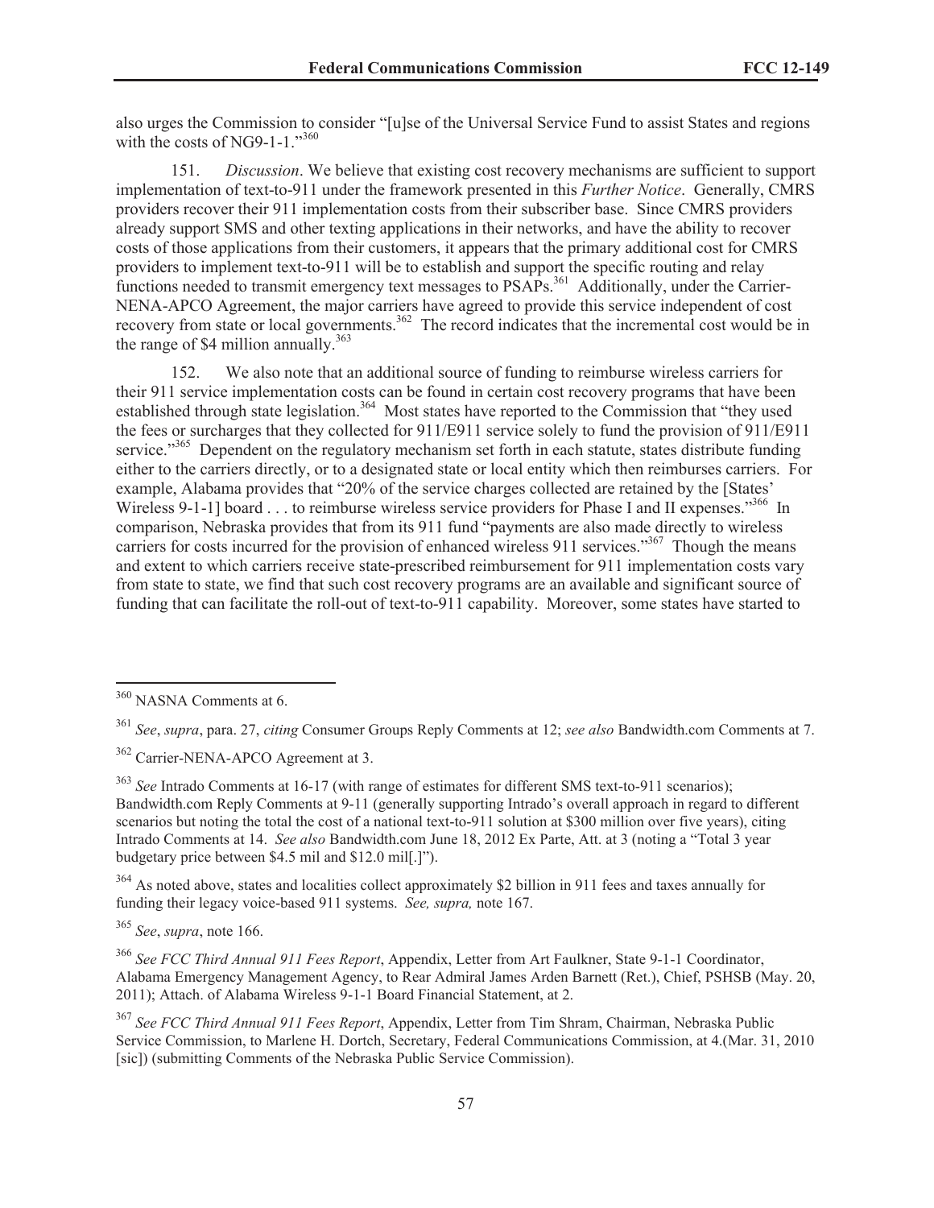also urges the Commission to consider "[u]se of the Universal Service Fund to assist States and regions with the costs of NG9-1-1."[360]

151. *Discussion*. We believe that existing cost recovery mechanisms are sufficient to support implementation of text-to-911 under the framework presented in this *Further Notice*. Generally, CMRS providers recover their 911 implementation costs from their subscriber base. Since CMRS providers already support SMS and other texting applications in their networks, and have the ability to recover costs of those applications from their customers, it appears that the primary additional cost for CMRS providers to implement text-to-911 will be to establish and support the specific routing and relay functions needed to transmit emergency text messages to PSAPs.[361] Additionally, under the Carrier-NENA-APCO Agreement, the major carriers have agreed to provide this service independent of cost recovery from state or local governments.[362] The record indicates that the incremental cost would be in the range of $4 million annually.[363]

152. We also note that an additional source of funding to reimburse wireless carriers for their 911 service implementation costs can be found in certain cost recovery programs that have been established through state legislation.[364] Most states have reported to the Commission that "they used the fees or surcharges that they collected for 911/E911 service solely to fund the provision of 911/E911 service."[365] Dependent on the regulatory mechanism set forth in each statute, states distribute funding either to the carriers directly, or to a designated state or local entity which then reimburses carriers. For example, Alabama provides that "20% of the service charges collected are retained by the [States' Wireless 9-1-1] board . . . to reimburse wireless service providers for Phase I and II expenses."[366] In comparison, Nebraska provides that from its 911 fund "payments are also made directly to wireless carriers for costs incurred for the provision of enhanced wireless 911 services."[367] Though the means and extent to which carriers receive state-prescribed reimbursement for 911 implementation costs vary from state to state, we find that such cost recovery programs are an available and significant source of funding that can facilitate the roll-out of text-to-911 capability. Moreover, some states have started to

---

[360] NASNA Comments at 6.

[361] *See*, *supra*, para. 27, *citing* Consumer Groups Reply Comments at 12; *see also* Bandwidth.com Comments at 7.

[362] Carrier-NENA-APCO Agreement at 3.

[363] *See* Intrado Comments at 16-17 (with range of estimates for different SMS text-to-911 scenarios); Bandwidth.com Reply Comments at 9-11 (generally supporting Intrado's overall approach in regard to different scenarios but noting the total the cost of a national text-to-911 solution at $300 million over five years), citing Intrado Comments at 14. *See also* Bandwidth.com June 18, 2012 Ex Parte, Att. at 3 (noting a "Total 3 year budgetary price between $4.5 mil and $12.0 mil[.]").

[364] As noted above, states and localities collect approximately $2 billion in 911 fees and taxes annually for funding their legacy voice-based 911 systems. *See, supra,* note 167.

[365] *See*, *supra*, note 166.

[366] *See FCC Third Annual 911 Fees Report*, Appendix, Letter from Art Faulkner, State 9-1-1 Coordinator, Alabama Emergency Management Agency, to Rear Admiral James Arden Barnett (Ret.), Chief, PSHSB (May. 20, 2011); Attach. of Alabama Wireless 9-1-1 Board Financial Statement, at 2.

[367] *See FCC Third Annual 911 Fees Report*, Appendix, Letter from Tim Shram, Chairman, Nebraska Public Service Commission, to Marlene H. Dortch, Secretary, Federal Communications Commission, at 4.(Mar. 31, 2010 [sic]) (submitting Comments of the Nebraska Public Service Commission).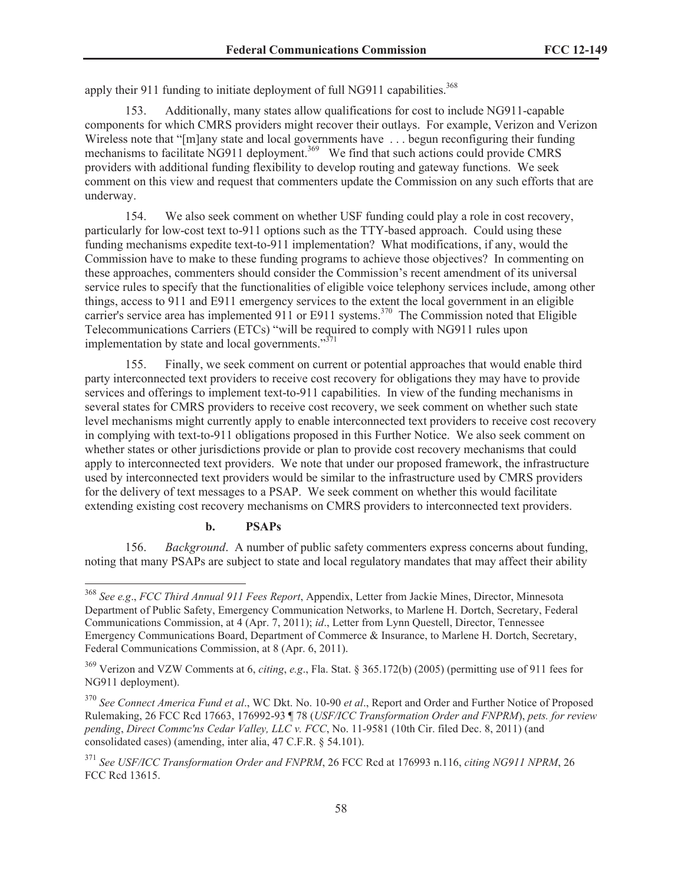apply their 911 funding to initiate deployment of full NG911 capabilities.[368]

153. Additionally, many states allow qualifications for cost to include NG911-capable components for which CMRS providers might recover their outlays. For example, Verizon and Verizon Wireless note that "[m]any state and local governments have . . . begun reconfiguring their funding mechanisms to facilitate NG911 deployment.[369] We find that such actions could provide CMRS providers with additional funding flexibility to develop routing and gateway functions. We seek comment on this view and request that commenters update the Commission on any such efforts that are underway.

154. We also seek comment on whether USF funding could play a role in cost recovery, particularly for low-cost text to-911 options such as the TTY-based approach. Could using these funding mechanisms expedite text-to-911 implementation? What modifications, if any, would the Commission have to make to these funding programs to achieve those objectives? In commenting on these approaches, commenters should consider the Commission's recent amendment of its universal service rules to specify that the functionalities of eligible voice telephony services include, among other things, access to 911 and E911 emergency services to the extent the local government in an eligible carrier's service area has implemented 911 or E911 systems.[370] The Commission noted that Eligible Telecommunications Carriers (ETCs) "will be required to comply with NG911 rules upon implementation by state and local governments."[371]

155. Finally, we seek comment on current or potential approaches that would enable third party interconnected text providers to receive cost recovery for obligations they may have to provide services and offerings to implement text-to-911 capabilities. In view of the funding mechanisms in several states for CMRS providers to receive cost recovery, we seek comment on whether such state level mechanisms might currently apply to enable interconnected text providers to receive cost recovery in complying with text-to-911 obligations proposed in this Further Notice. We also seek comment on whether states or other jurisdictions provide or plan to provide cost recovery mechanisms that could apply to interconnected text providers. We note that under our proposed framework, the infrastructure used by interconnected text providers would be similar to the infrastructure used by CMRS providers for the delivery of text messages to a PSAP. We seek comment on whether this would facilitate extending existing cost recovery mechanisms on CMRS providers to interconnected text providers.

#### b. PSAPs

156. *Background*. A number of public safety commenters express concerns about funding, noting that many PSAPs are subject to state and local regulatory mandates that may affect their ability

---

[368] *See e.g*., *FCC Third Annual 911 Fees Report*, Appendix, Letter from Jackie Mines, Director, Minnesota Department of Public Safety, Emergency Communication Networks, to Marlene H. Dortch, Secretary, Federal Communications Commission, at 4 (Apr. 7, 2011); *id*., Letter from Lynn Questell, Director, Tennessee Emergency Communications Board, Department of Commerce & Insurance, to Marlene H. Dortch, Secretary, Federal Communications Commission, at 8 (Apr. 6, 2011).

[369] Verizon and VZW Comments at 6, *citing*, *e.g*., Fla. Stat. § 365.172(b) (2005) (permitting use of 911 fees for NG911 deployment).

[370] *See Connect America Fund et al*., WC Dkt. No. 10-90 *et al*., Report and Order and Further Notice of Proposed Rulemaking, 26 FCC Rcd 17663, 176992-93 ¶ 78 (*USF/ICC Transformation Order and FNPRM*), *pets. for review pending*, *Direct Commc'ns Cedar Valley, LLC v. FCC*, No. 11-9581 (10th Cir. filed Dec. 8, 2011) (and consolidated cases) (amending, inter alia, 47 C.F.R. § 54.101).

[371] *See USF/ICC Transformation Order and FNPRM*, 26 FCC Rcd at 176993 n.116, *citing NG911 NPRM*, 26 FCC Rcd 13615.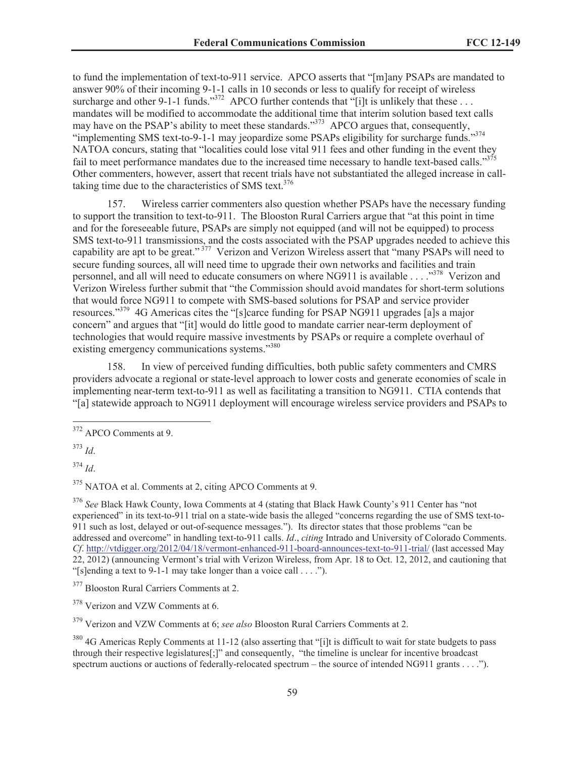to fund the implementation of text-to-911 service. APCO asserts that "[m]any PSAPs are mandated to answer 90% of their incoming 9-1-1 calls in 10 seconds or less to qualify for receipt of wireless surcharge and other 9-1-1 funds."[372] APCO further contends that "[i]t is unlikely that these . . . mandates will be modified to accommodate the additional time that interim solution based text calls may have on the PSAP's ability to meet these standards."[373] APCO argues that, consequently, "implementing SMS text-to-9-1-1 may jeopardize some PSAPs eligibility for surcharge funds."[374] NATOA concurs, stating that "localities could lose vital 911 fees and other funding in the event they fail to meet performance mandates due to the increased time necessary to handle text-based calls."[375] Other commenters, however, assert that recent trials have not substantiated the alleged increase in call-taking time due to the characteristics of SMS text.[376]

157. Wireless carrier commenters also question whether PSAPs have the necessary funding to support the transition to text-to-911. The Blooston Rural Carriers argue that "at this point in time and for the foreseeable future, PSAPs are simply not equipped (and will not be equipped) to process SMS text-to-911 transmissions, and the costs associated with the PSAP upgrades needed to achieve this capability are apt to be great."[377] Verizon and Verizon Wireless assert that "many PSAPs will need to secure funding sources, all will need time to upgrade their own networks and facilities and train personnel, and all will need to educate consumers on where NG911 is available . . . ."[378] Verizon and Verizon Wireless further submit that "the Commission should avoid mandates for short-term solutions that would force NG911 to compete with SMS-based solutions for PSAP and service provider resources."[379] 4G Americas cites the "[s]carce funding for PSAP NG911 upgrades [a]s a major concern" and argues that "[it] would do little good to mandate carrier near-term deployment of technologies that would require massive investments by PSAPs or require a complete overhaul of existing emergency communications systems."[380]

158. In view of perceived funding difficulties, both public safety commenters and CMRS providers advocate a regional or state-level approach to lower costs and generate economies of scale in implementing near-term text-to-911 as well as facilitating a transition to NG911. CTIA contends that "[a] statewide approach to NG911 deployment will encourage wireless service providers and PSAPs to

---

[372] APCO Comments at 9.

[373] *Id*.

[374] *Id*.

[375] NATOA et al. Comments at 2, citing APCO Comments at 9.

[376] *See* Black Hawk County, Iowa Comments at 4 (stating that Black Hawk County's 911 Center has "not experienced" in its text-to-911 trial on a state-wide basis the alleged "concerns regarding the use of SMS text-to-911 such as lost, delayed or out-of-sequence messages."). Its director states that those problems "can be addressed and overcome" in handling text-to-911 calls. *Id*., *citing* Intrado and University of Colorado Comments. *Cf*. http://vtdigger.org/2012/04/18/vermont-enhanced-911-board-announces-text-to-911-trial/ (last accessed May 22, 2012) (announcing Vermont's trial with Verizon Wireless, from Apr. 18 to Oct. 12, 2012, and cautioning that "[s]ending a text to 9-1-1 may take longer than a voice call . . . .").

[377] Blooston Rural Carriers Comments at 2.

[378] Verizon and VZW Comments at 6.

[379] Verizon and VZW Comments at 6; *see also* Blooston Rural Carriers Comments at 2.

[380] 4G Americas Reply Comments at 11-12 (also asserting that "[i]t is difficult to wait for state budgets to pass through their respective legislatures[;]" and consequently, "the timeline is unclear for incentive broadcast spectrum auctions or auctions of federally-relocated spectrum – the source of intended NG911 grants . . . .").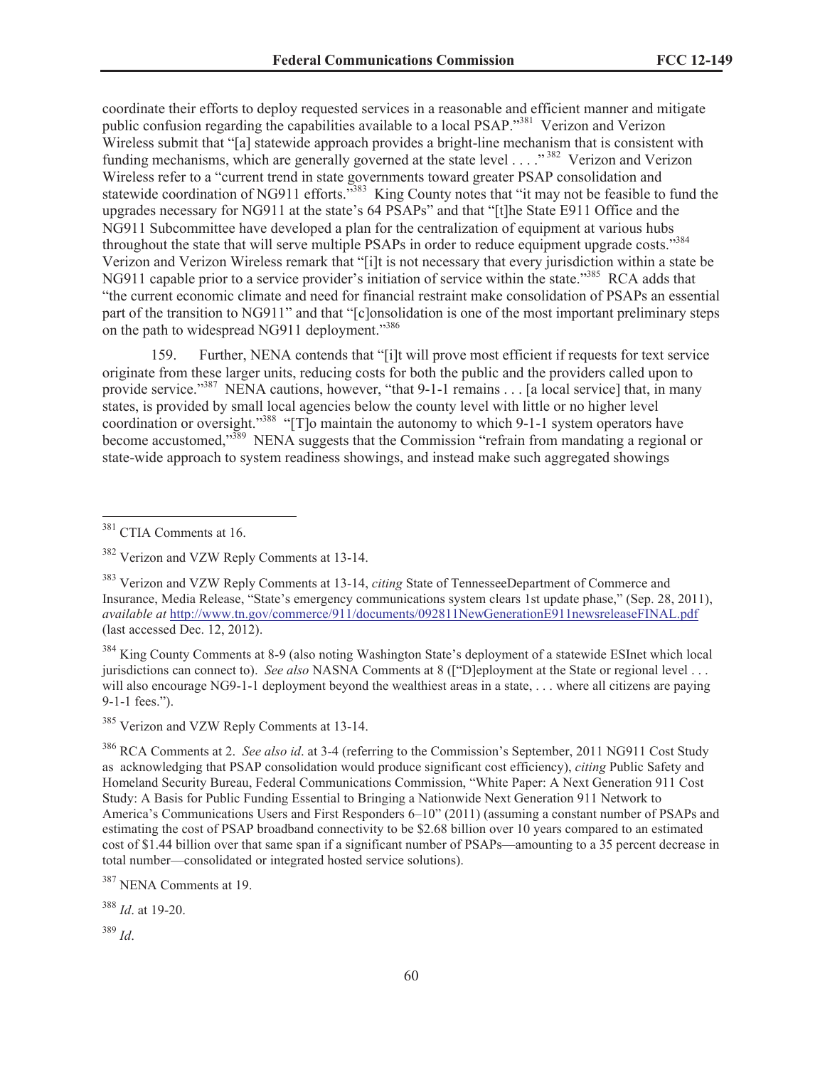coordinate their efforts to deploy requested services in a reasonable and efficient manner and mitigate public confusion regarding the capabilities available to a local PSAP."[381] Verizon and Verizon Wireless submit that "[a] statewide approach provides a bright-line mechanism that is consistent with funding mechanisms, which are generally governed at the state level . . . ."[382] Verizon and Verizon Wireless refer to a "current trend in state governments toward greater PSAP consolidation and statewide coordination of NG911 efforts."[383] King County notes that "it may not be feasible to fund the upgrades necessary for NG911 at the state's 64 PSAPs" and that "[t]he State E911 Office and the NG911 Subcommittee have developed a plan for the centralization of equipment at various hubs throughout the state that will serve multiple PSAPs in order to reduce equipment upgrade costs."[384] Verizon and Verizon Wireless remark that "[i]t is not necessary that every jurisdiction within a state be NG911 capable prior to a service provider's initiation of service within the state."[385] RCA adds that "the current economic climate and need for financial restraint make consolidation of PSAPs an essential part of the transition to NG911" and that "[c]onsolidation is one of the most important preliminary steps on the path to widespread NG911 deployment."[386]

159. Further, NENA contends that "[i]t will prove most efficient if requests for text service originate from these larger units, reducing costs for both the public and the providers called upon to provide service."[387] NENA cautions, however, "that 9-1-1 remains . . . [a local service] that, in many states, is provided by small local agencies below the county level with little or no higher level coordination or oversight."[388] "[T]o maintain the autonomy to which 9-1-1 system operators have become accustomed,"[389] NENA suggests that the Commission "refrain from mandating a regional or state-wide approach to system readiness showings, and instead make such aggregated showings

---

[381] CTIA Comments at 16.

[382] Verizon and VZW Reply Comments at 13-14.

[383] Verizon and VZW Reply Comments at 13-14, *citing* State of TennesseeDepartment of Commerce and Insurance, Media Release, "State's emergency communications system clears 1st update phase," (Sep. 28, 2011), *available at* http://www.tn.gov/commerce/911/documents/092811NewGenerationE911newsreleaseFINAL.pdf (last accessed Dec. 12, 2012).

[384] King County Comments at 8-9 (also noting Washington State's deployment of a statewide ESInet which local jurisdictions can connect to). *See also* NASNA Comments at 8 (["D]eployment at the State or regional level . . . will also encourage NG9-1-1 deployment beyond the wealthiest areas in a state, . . . where all citizens are paying 9-1-1 fees.").

[385] Verizon and VZW Reply Comments at 13-14.

[386] RCA Comments at 2. *See also id*. at 3-4 (referring to the Commission's September, 2011 NG911 Cost Study as acknowledging that PSAP consolidation would produce significant cost efficiency), *citing* Public Safety and Homeland Security Bureau, Federal Communications Commission, "White Paper: A Next Generation 911 Cost Study: A Basis for Public Funding Essential to Bringing a Nationwide Next Generation 911 Network to America's Communications Users and First Responders 6–10" (2011) (assuming a constant number of PSAPs and estimating the cost of PSAP broadband connectivity to be $2.68 billion over 10 years compared to an estimated cost of $1.44 billion over that same span if a significant number of PSAPs—amounting to a 35 percent decrease in total number—consolidated or integrated hosted service solutions).

[387] NENA Comments at 19.

[388] *Id*. at 19-20.

[389] *Id*.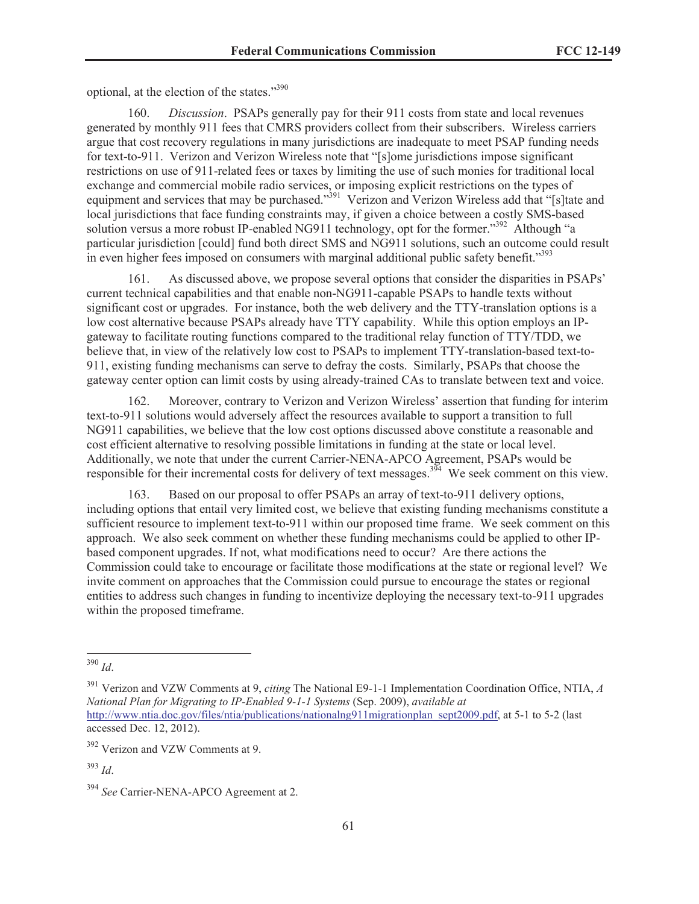optional, at the election of the states."[390]

160. *Discussion*. PSAPs generally pay for their 911 costs from state and local revenues generated by monthly 911 fees that CMRS providers collect from their subscribers. Wireless carriers argue that cost recovery regulations in many jurisdictions are inadequate to meet PSAP funding needs for text-to-911. Verizon and Verizon Wireless note that "[s]ome jurisdictions impose significant restrictions on use of 911-related fees or taxes by limiting the use of such monies for traditional local exchange and commercial mobile radio services, or imposing explicit restrictions on the types of equipment and services that may be purchased."[391] Verizon and Verizon Wireless add that "[s]tate and local jurisdictions that face funding constraints may, if given a choice between a costly SMS-based solution versus a more robust IP-enabled NG911 technology, opt for the former."[392] Although "a particular jurisdiction [could] fund both direct SMS and NG911 solutions, such an outcome could result in even higher fees imposed on consumers with marginal additional public safety benefit."[393]

161. As discussed above, we propose several options that consider the disparities in PSAPs' current technical capabilities and that enable non-NG911-capable PSAPs to handle texts without significant cost or upgrades. For instance, both the web delivery and the TTY-translation options is a low cost alternative because PSAPs already have TTY capability. While this option employs an IP-gateway to facilitate routing functions compared to the traditional relay function of TTY/TDD, we believe that, in view of the relatively low cost to PSAPs to implement TTY-translation-based text-to-911, existing funding mechanisms can serve to defray the costs. Similarly, PSAPs that choose the gateway center option can limit costs by using already-trained CAs to translate between text and voice.

162. Moreover, contrary to Verizon and Verizon Wireless' assertion that funding for interim text-to-911 solutions would adversely affect the resources available to support a transition to full NG911 capabilities, we believe that the low cost options discussed above constitute a reasonable and cost efficient alternative to resolving possible limitations in funding at the state or local level. Additionally, we note that under the current Carrier-NENA-APCO Agreement, PSAPs would be responsible for their incremental costs for delivery of text messages.[394] We seek comment on this view.

163. Based on our proposal to offer PSAPs an array of text-to-911 delivery options, including options that entail very limited cost, we believe that existing funding mechanisms constitute a sufficient resource to implement text-to-911 within our proposed time frame. We seek comment on this approach. We also seek comment on whether these funding mechanisms could be applied to other IP-based component upgrades. If not, what modifications need to occur? Are there actions the Commission could take to encourage or facilitate those modifications at the state or regional level? We invite comment on approaches that the Commission could pursue to encourage the states or regional entities to address such changes in funding to incentivize deploying the necessary text-to-911 upgrades within the proposed timeframe.

---

[390] *Id*.

[391] Verizon and VZW Comments at 9, *citing* The National E9-1-1 Implementation Coordination Office, NTIA, *A National Plan for Migrating to IP-Enabled 9-1-1 Systems* (Sep. 2009), *available at* http://www.ntia.doc.gov/files/ntia/publications/nationalng911migrationplan_sept2009.pdf, at 5-1 to 5-2 (last accessed Dec. 12, 2012).

[392] Verizon and VZW Comments at 9.

[393] *Id*.

[394] *See* Carrier-NENA-APCO Agreement at 2.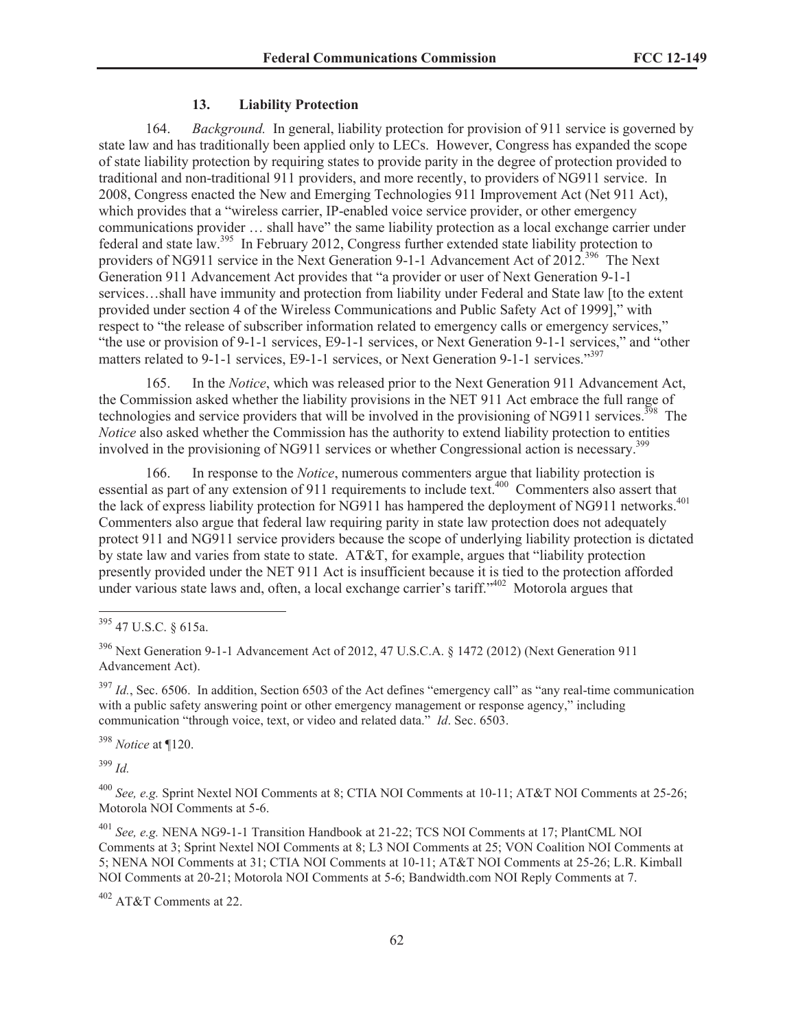### 13. Liability Protection

164. *Background.* In general, liability protection for provision of 911 service is governed by state law and has traditionally been applied only to LECs. However, Congress has expanded the scope of state liability protection by requiring states to provide parity in the degree of protection provided to traditional and non-traditional 911 providers, and more recently, to providers of NG911 service. In 2008, Congress enacted the New and Emerging Technologies 911 Improvement Act (Net 911 Act), which provides that a "wireless carrier, IP-enabled voice service provider, or other emergency communications provider … shall have" the same liability protection as a local exchange carrier under federal and state law.[395] In February 2012, Congress further extended state liability protection to providers of NG911 service in the Next Generation 9-1-1 Advancement Act of 2012.[396] The Next Generation 911 Advancement Act provides that "a provider or user of Next Generation 9-1-1 services…shall have immunity and protection from liability under Federal and State law [to the extent provided under section 4 of the Wireless Communications and Public Safety Act of 1999]," with respect to "the release of subscriber information related to emergency calls or emergency services," "the use or provision of 9-1-1 services, E9-1-1 services, or Next Generation 9-1-1 services," and "other matters related to 9-1-1 services, E9-1-1 services, or Next Generation 9-1-1 services."[397]

165. In the *Notice*, which was released prior to the Next Generation 911 Advancement Act, the Commission asked whether the liability provisions in the NET 911 Act embrace the full range of technologies and service providers that will be involved in the provisioning of NG911 services.[398] The *Notice* also asked whether the Commission has the authority to extend liability protection to entities involved in the provisioning of NG911 services or whether Congressional action is necessary.[399]

166. In response to the *Notice*, numerous commenters argue that liability protection is essential as part of any extension of 911 requirements to include text.[400] Commenters also assert that the lack of express liability protection for NG911 has hampered the deployment of NG911 networks.[401] Commenters also argue that federal law requiring parity in state law protection does not adequately protect 911 and NG911 service providers because the scope of underlying liability protection is dictated by state law and varies from state to state. AT&T, for example, argues that "liability protection presently provided under the NET 911 Act is insufficient because it is tied to the protection afforded under various state laws and, often, a local exchange carrier's tariff."[402] Motorola argues that

---

[395] 47 U.S.C. § 615a.

[396] Next Generation 9-1-1 Advancement Act of 2012, 47 U.S.C.A. § 1472 (2012) (Next Generation 911 Advancement Act).

[397] *Id.*, Sec. 6506. In addition, Section 6503 of the Act defines "emergency call" as "any real-time communication with a public safety answering point or other emergency management or response agency," including communication "through voice, text, or video and related data." *Id*. Sec. 6503.

[398] *Notice* at ¶120.

[399] *Id.*

[400] *See, e.g.* Sprint Nextel NOI Comments at 8; CTIA NOI Comments at 10-11; AT&T NOI Comments at 25-26; Motorola NOI Comments at 5-6.

[401] *See, e.g.* NENA NG9-1-1 Transition Handbook at 21-22; TCS NOI Comments at 17; PlantCML NOI Comments at 3; Sprint Nextel NOI Comments at 8; L3 NOI Comments at 25; VON Coalition NOI Comments at 5; NENA NOI Comments at 31; CTIA NOI Comments at 10-11; AT&T NOI Comments at 25-26; L.R. Kimball NOI Comments at 20-21; Motorola NOI Comments at 5-6; Bandwidth.com NOI Reply Comments at 7.

[402] AT&T Comments at 22.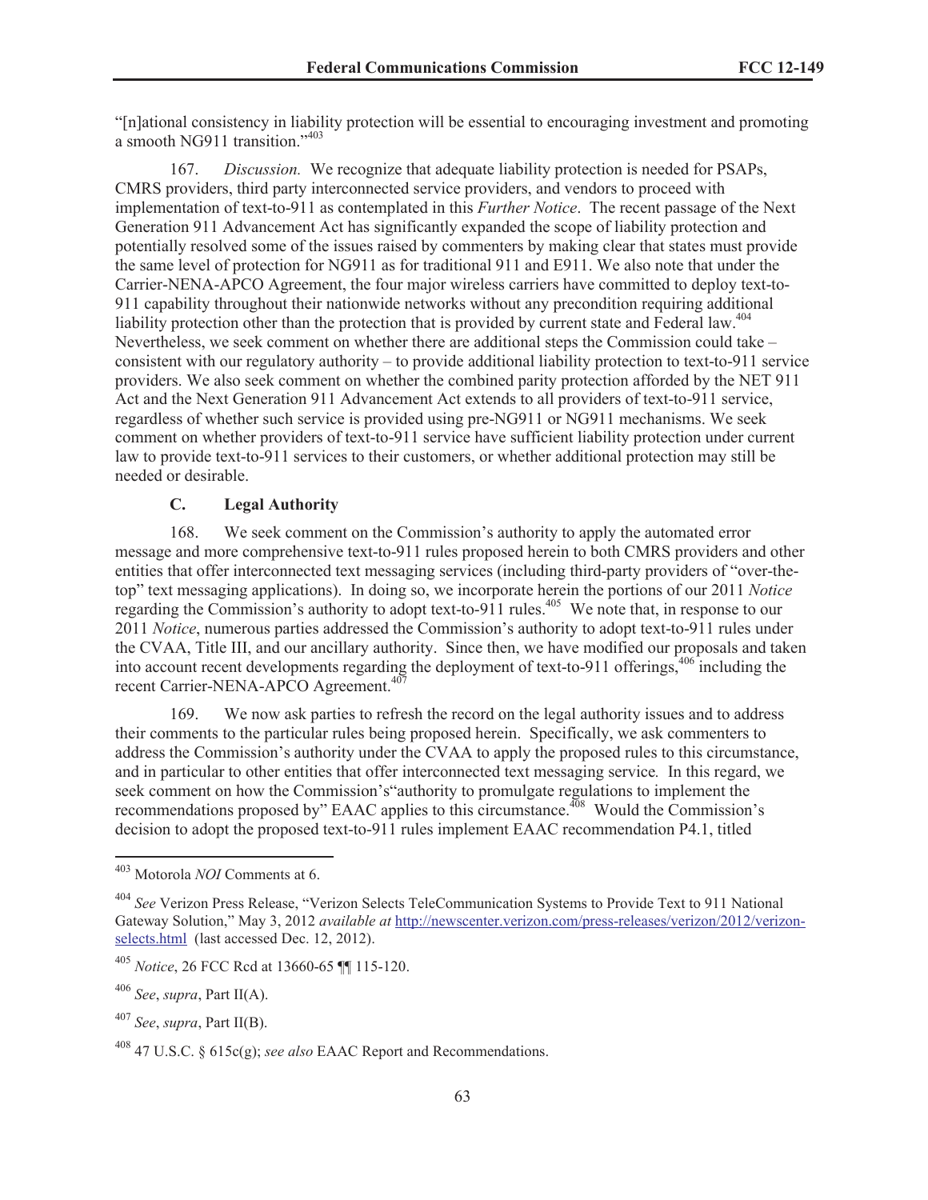"[n]ational consistency in liability protection will be essential to encouraging investment and promoting a smooth NG911 transition."[403]

167. *Discussion.* We recognize that adequate liability protection is needed for PSAPs, CMRS providers, third party interconnected service providers, and vendors to proceed with implementation of text-to-911 as contemplated in this *Further Notice*. The recent passage of the Next Generation 911 Advancement Act has significantly expanded the scope of liability protection and potentially resolved some of the issues raised by commenters by making clear that states must provide the same level of protection for NG911 as for traditional 911 and E911. We also note that under the Carrier-NENA-APCO Agreement, the four major wireless carriers have committed to deploy text-to-911 capability throughout their nationwide networks without any precondition requiring additional liability protection other than the protection that is provided by current state and Federal law.[404] Nevertheless, we seek comment on whether there are additional steps the Commission could take – consistent with our regulatory authority – to provide additional liability protection to text-to-911 service providers. We also seek comment on whether the combined parity protection afforded by the NET 911 Act and the Next Generation 911 Advancement Act extends to all providers of text-to-911 service, regardless of whether such service is provided using pre-NG911 or NG911 mechanisms. We seek comment on whether providers of text-to-911 service have sufficient liability protection under current law to provide text-to-911 services to their customers, or whether additional protection may still be needed or desirable.

### C. Legal Authority

168. We seek comment on the Commission's authority to apply the automated error message and more comprehensive text-to-911 rules proposed herein to both CMRS providers and other entities that offer interconnected text messaging services (including third-party providers of "over-the-top" text messaging applications). In doing so, we incorporate herein the portions of our 2011 *Notice* regarding the Commission's authority to adopt text-to-911 rules.[405] We note that, in response to our 2011 *Notice*, numerous parties addressed the Commission's authority to adopt text-to-911 rules under the CVAA, Title III, and our ancillary authority. Since then, we have modified our proposals and taken into account recent developments regarding the deployment of text-to-911 offerings,[406] including the recent Carrier-NENA-APCO Agreement.[407]

169. We now ask parties to refresh the record on the legal authority issues and to address their comments to the particular rules being proposed herein. Specifically, we ask commenters to address the Commission's authority under the CVAA to apply the proposed rules to this circumstance, and in particular to other entities that offer interconnected text messaging service*.* In this regard, we seek comment on how the Commission's"authority to promulgate regulations to implement the recommendations proposed by" EAAC applies to this circumstance.[408] Would the Commission's decision to adopt the proposed text-to-911 rules implement EAAC recommendation P4.1, titled

---

[403] Motorola *NOI* Comments at 6.

[404] *See* Verizon Press Release, "Verizon Selects TeleCommunication Systems to Provide Text to 911 National Gateway Solution," May 3, 2012 *available at* http://newscenter.verizon.com/press-releases/verizon/2012/verizon-selects.html (last accessed Dec. 12, 2012).

[405] *Notice*, 26 FCC Rcd at 13660-65 ¶¶ 115-120.

[406] *See*, *supra*, Part II(A).

[407] *See*, *supra*, Part II(B).

[408] 47 U.S.C. § 615c(g); *see also* EAAC Report and Recommendations.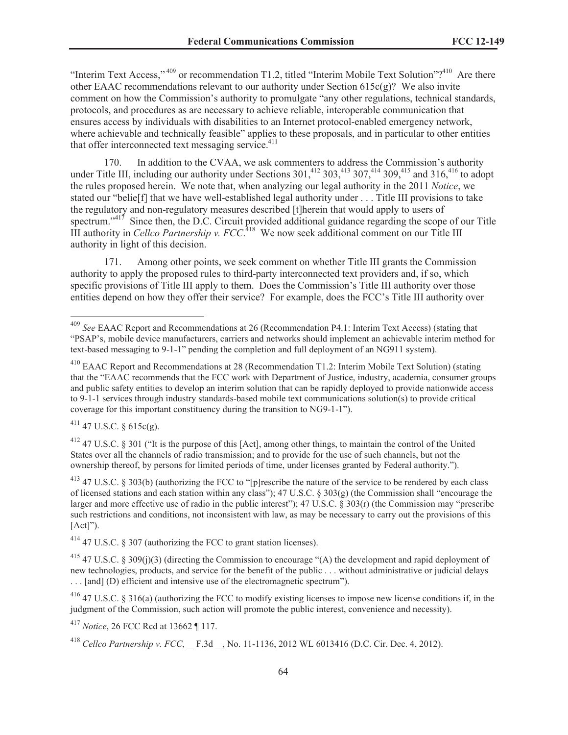"Interim Text Access,"[409] or recommendation T1.2, titled "Interim Mobile Text Solution"?[410] Are there other EAAC recommendations relevant to our authority under Section 615c(g)? We also invite comment on how the Commission's authority to promulgate "any other regulations, technical standards, protocols, and procedures as are necessary to achieve reliable, interoperable communication that ensures access by individuals with disabilities to an Internet protocol-enabled emergency network, where achievable and technically feasible" applies to these proposals, and in particular to other entities that offer interconnected text messaging service.[411]

170. In addition to the CVAA, we ask commenters to address the Commission's authority under Title III, including our authority under Sections 301,[412] 303,[413] 307,[414] 309,[415] and 316,[416] to adopt the rules proposed herein. We note that, when analyzing our legal authority in the 2011 *Notice*, we stated our "belie[f] that we have well-established legal authority under . . . Title III provisions to take the regulatory and non-regulatory measures described [t]herein that would apply to users of spectrum."[417] Since then, the D.C. Circuit provided additional guidance regarding the scope of our Title III authority in *Cellco Partnership v. FCC*.[418] We now seek additional comment on our Title III authority in light of this decision.

171. Among other points, we seek comment on whether Title III grants the Commission authority to apply the proposed rules to third-party interconnected text providers and, if so, which specific provisions of Title III apply to them. Does the Commission's Title III authority over those entities depend on how they offer their service? For example, does the FCC's Title III authority over

---

[409] *See* EAAC Report and Recommendations at 26 (Recommendation P4.1: Interim Text Access) (stating that "PSAP's, mobile device manufacturers, carriers and networks should implement an achievable interim method for text-based messaging to 9-1-1" pending the completion and full deployment of an NG911 system).

[410] EAAC Report and Recommendations at 28 (Recommendation T1.2: Interim Mobile Text Solution) (stating that the "EAAC recommends that the FCC work with Department of Justice, industry, academia, consumer groups and public safety entities to develop an interim solution that can be rapidly deployed to provide nationwide access to 9-1-1 services through industry standards-based mobile text communications solution(s) to provide critical coverage for this important constituency during the transition to NG9-1-1").

[411] 47 U.S.C. § 615c(g).

[412] 47 U.S.C. § 301 ("It is the purpose of this [Act], among other things, to maintain the control of the United States over all the channels of radio transmission; and to provide for the use of such channels, but not the ownership thereof, by persons for limited periods of time, under licenses granted by Federal authority.").

[413] 47 U.S.C. § 303(b) (authorizing the FCC to "[p]rescribe the nature of the service to be rendered by each class of licensed stations and each station within any class"); 47 U.S.C. § 303(g) (the Commission shall "encourage the larger and more effective use of radio in the public interest"); 47 U.S.C. § 303(r) (the Commission may "prescribe such restrictions and conditions, not inconsistent with law, as may be necessary to carry out the provisions of this [Act]").

[414] 47 U.S.C. § 307 (authorizing the FCC to grant station licenses).

[415] 47 U.S.C. § 309(j)(3) (directing the Commission to encourage "(A) the development and rapid deployment of new technologies, products, and service for the benefit of the public . . . without administrative or judicial delays . . . [and] (D) efficient and intensive use of the electromagnetic spectrum").

[416] 47 U.S.C. § 316(a) (authorizing the FCC to modify existing licenses to impose new license conditions if, in the judgment of the Commission, such action will promote the public interest, convenience and necessity).

[417] *Notice*, 26 FCC Rcd at 13662 ¶ 117.

[418] *Cellco Partnership v. FCC*, __ F.3d __, No. 11-1136, 2012 WL 6013416 (D.C. Cir. Dec. 4, 2012).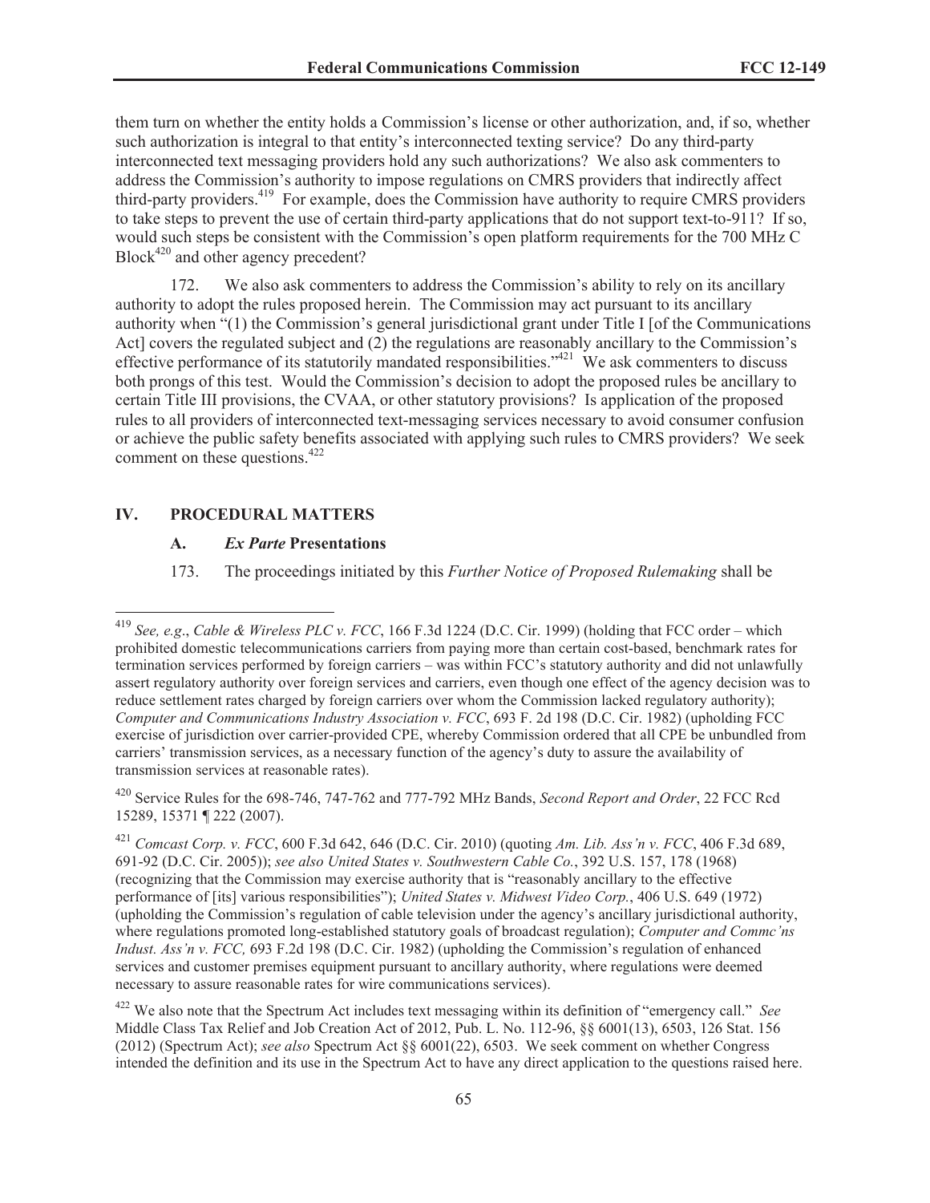them turn on whether the entity holds a Commission's license or other authorization, and, if so, whether such authorization is integral to that entity's interconnected texting service? Do any third-party interconnected text messaging providers hold any such authorizations? We also ask commenters to address the Commission's authority to impose regulations on CMRS providers that indirectly affect third-party providers.[419] For example, does the Commission have authority to require CMRS providers to take steps to prevent the use of certain third-party applications that do not support text-to-911? If so, would such steps be consistent with the Commission's open platform requirements for the 700 MHz C Block[420] and other agency precedent?

172. We also ask commenters to address the Commission's ability to rely on its ancillary authority to adopt the rules proposed herein. The Commission may act pursuant to its ancillary authority when "(1) the Commission's general jurisdictional grant under Title I [of the Communications Act] covers the regulated subject and (2) the regulations are reasonably ancillary to the Commission's effective performance of its statutorily mandated responsibilities."[421] We ask commenters to discuss both prongs of this test. Would the Commission's decision to adopt the proposed rules be ancillary to certain Title III provisions, the CVAA, or other statutory provisions? Is application of the proposed rules to all providers of interconnected text-messaging services necessary to avoid consumer confusion or achieve the public safety benefits associated with applying such rules to CMRS providers? We seek comment on these questions.[422]

## IV. PROCEDURAL MATTERS

### A. *Ex Parte* Presentations

173. The proceedings initiated by this *Further Notice of Proposed Rulemaking* shall be

---

[419] *See, e.g*., *Cable & Wireless PLC v. FCC*, 166 F.3d 1224 (D.C. Cir. 1999) (holding that FCC order – which prohibited domestic telecommunications carriers from paying more than certain cost-based, benchmark rates for termination services performed by foreign carriers – was within FCC's statutory authority and did not unlawfully assert regulatory authority over foreign services and carriers, even though one effect of the agency decision was to reduce settlement rates charged by foreign carriers over whom the Commission lacked regulatory authority); *Computer and Communications Industry Association v. FCC*, 693 F. 2d 198 (D.C. Cir. 1982) (upholding FCC exercise of jurisdiction over carrier-provided CPE, whereby Commission ordered that all CPE be unbundled from carriers' transmission services, as a necessary function of the agency's duty to assure the availability of transmission services at reasonable rates).

[420] Service Rules for the 698-746, 747-762 and 777-792 MHz Bands, *Second Report and Order*, 22 FCC Rcd 15289, 15371 ¶ 222 (2007).

[421] *Comcast Corp. v. FCC*, 600 F.3d 642, 646 (D.C. Cir. 2010) (quoting *Am. Lib. Ass'n v. FCC*, 406 F.3d 689, 691-92 (D.C. Cir. 2005)); *see also United States v. Southwestern Cable Co.*, 392 U.S. 157, 178 (1968) (recognizing that the Commission may exercise authority that is "reasonably ancillary to the effective performance of [its] various responsibilities"); *United States v. Midwest Video Corp.*, 406 U.S. 649 (1972) (upholding the Commission's regulation of cable television under the agency's ancillary jurisdictional authority, where regulations promoted long-established statutory goals of broadcast regulation); *Computer and Commc'ns Indust. Ass'n v. FCC,* 693 F.2d 198 (D.C. Cir. 1982) (upholding the Commission's regulation of enhanced services and customer premises equipment pursuant to ancillary authority, where regulations were deemed necessary to assure reasonable rates for wire communications services).

[422] We also note that the Spectrum Act includes text messaging within its definition of "emergency call." *See* Middle Class Tax Relief and Job Creation Act of 2012, Pub. L. No. 112-96, §§ 6001(13), 6503, 126 Stat. 156 (2012) (Spectrum Act); *see also* Spectrum Act §§ 6001(22), 6503. We seek comment on whether Congress intended the definition and its use in the Spectrum Act to have any direct application to the questions raised here.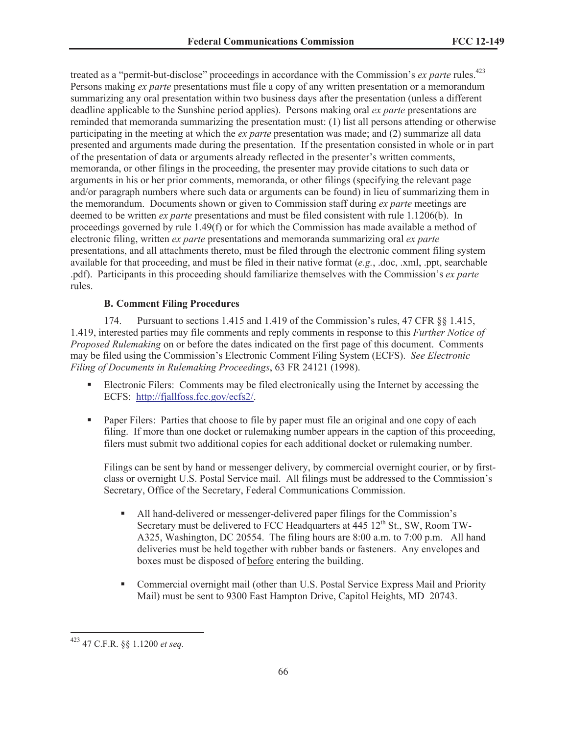treated as a "permit-but-disclose" proceedings in accordance with the Commission's *ex parte* rules.[423] Persons making *ex parte* presentations must file a copy of any written presentation or a memorandum summarizing any oral presentation within two business days after the presentation (unless a different deadline applicable to the Sunshine period applies). Persons making oral *ex parte* presentations are reminded that memoranda summarizing the presentation must: (1) list all persons attending or otherwise participating in the meeting at which the *ex parte* presentation was made; and (2) summarize all data presented and arguments made during the presentation. If the presentation consisted in whole or in part of the presentation of data or arguments already reflected in the presenter's written comments, memoranda, or other filings in the proceeding, the presenter may provide citations to such data or arguments in his or her prior comments, memoranda, or other filings (specifying the relevant page and/or paragraph numbers where such data or arguments can be found) in lieu of summarizing them in the memorandum. Documents shown or given to Commission staff during *ex parte* meetings are deemed to be written *ex parte* presentations and must be filed consistent with rule 1.1206(b). In proceedings governed by rule 1.49(f) or for which the Commission has made available a method of electronic filing, written *ex parte* presentations and memoranda summarizing oral *ex parte* presentations, and all attachments thereto, must be filed through the electronic comment filing system available for that proceeding, and must be filed in their native format (*e.g.*, .doc, .xml, .ppt, searchable .pdf). Participants in this proceeding should familiarize themselves with the Commission's *ex parte* rules.

**B. Comment Filing Procedures**

174. Pursuant to sections 1.415 and 1.419 of the Commission's rules, 47 CFR §§ 1.415, 1.419, interested parties may file comments and reply comments in response to this *Further Notice of Proposed Rulemaking* on or before the dates indicated on the first page of this document. Comments may be filed using the Commission's Electronic Comment Filing System (ECFS). *See Electronic Filing of Documents in Rulemaking Proceedings*, 63 FR 24121 (1998).

- Electronic Filers: Comments may be filed electronically using the Internet by accessing the ECFS: http://fjallfoss.fcc.gov/ecfs2/.

- Paper Filers: Parties that choose to file by paper must file an original and one copy of each filing. If more than one docket or rulemaking number appears in the caption of this proceeding, filers must submit two additional copies for each additional docket or rulemaking number.

  Filings can be sent by hand or messenger delivery, by commercial overnight courier, or by first-class or overnight U.S. Postal Service mail. All filings must be addressed to the Commission's Secretary, Office of the Secretary, Federal Communications Commission.

  - All hand-delivered or messenger-delivered paper filings for the Commission's Secretary must be delivered to FCC Headquarters at 445 12th St., SW, Room TW-A325, Washington, DC 20554. The filing hours are 8:00 a.m. to 7:00 p.m. All hand deliveries must be held together with rubber bands or fasteners. Any envelopes and boxes must be disposed of before entering the building.

  - Commercial overnight mail (other than U.S. Postal Service Express Mail and Priority Mail) must be sent to 9300 East Hampton Drive, Capitol Heights, MD 20743.

---

[423] 47 C.F.R. §§ 1.1200 *et seq.*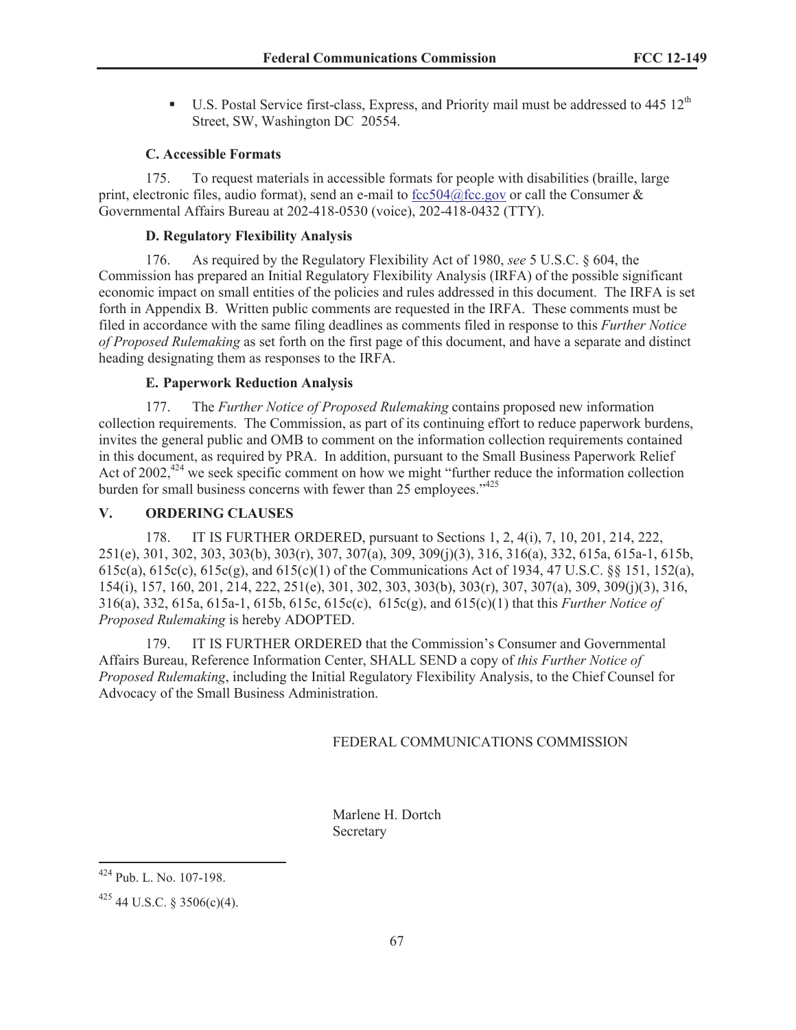- U.S. Postal Service first-class, Express, and Priority mail must be addressed to 445 12th Street, SW, Washington DC 20554.

### C. Accessible Formats

175. To request materials in accessible formats for people with disabilities (braille, large print, electronic files, audio format), send an e-mail to fcc504@fcc.gov or call the Consumer & Governmental Affairs Bureau at 202-418-0530 (voice), 202-418-0432 (TTY).

### D. Regulatory Flexibility Analysis

176. As required by the Regulatory Flexibility Act of 1980, *see* 5 U.S.C. § 604, the Commission has prepared an Initial Regulatory Flexibility Analysis (IRFA) of the possible significant economic impact on small entities of the policies and rules addressed in this document. The IRFA is set forth in Appendix B. Written public comments are requested in the IRFA. These comments must be filed in accordance with the same filing deadlines as comments filed in response to this *Further Notice of Proposed Rulemaking* as set forth on the first page of this document, and have a separate and distinct heading designating them as responses to the IRFA.

### E. Paperwork Reduction Analysis

177. The *Further Notice of Proposed Rulemaking* contains proposed new information collection requirements. The Commission, as part of its continuing effort to reduce paperwork burdens, invites the general public and OMB to comment on the information collection requirements contained in this document, as required by PRA. In addition, pursuant to the Small Business Paperwork Relief Act of 2002,[424] we seek specific comment on how we might "further reduce the information collection burden for small business concerns with fewer than 25 employees."[425]

## V. ORDERING CLAUSES

178. IT IS FURTHER ORDERED, pursuant to Sections 1, 2, 4(i), 7, 10, 201, 214, 222, 251(e), 301, 302, 303, 303(b), 303(r), 307, 307(a), 309, 309(j)(3), 316, 316(a), 332, 615a, 615a-1, 615b, 615c(a), 615c(c), 615c(g), and 615(c)(1) of the Communications Act of 1934, 47 U.S.C. §§ 151, 152(a), 154(i), 157, 160, 201, 214, 222, 251(e), 301, 302, 303, 303(b), 303(r), 307, 307(a), 309, 309(j)(3), 316, 316(a), 332, 615a, 615a-1, 615b, 615c, 615c(c), 615c(g), and 615(c)(1) that this *Further Notice of Proposed Rulemaking* is hereby ADOPTED.

179. IT IS FURTHER ORDERED that the Commission's Consumer and Governmental Affairs Bureau, Reference Information Center, SHALL SEND a copy of *this Further Notice of Proposed Rulemaking*, including the Initial Regulatory Flexibility Analysis, to the Chief Counsel for Advocacy of the Small Business Administration.

FEDERAL COMMUNICATIONS COMMISSION

Marlene H. Dortch
Secretary

---

[424] Pub. L. No. 107-198.

[425] 44 U.S.C. § 3506(c)(4).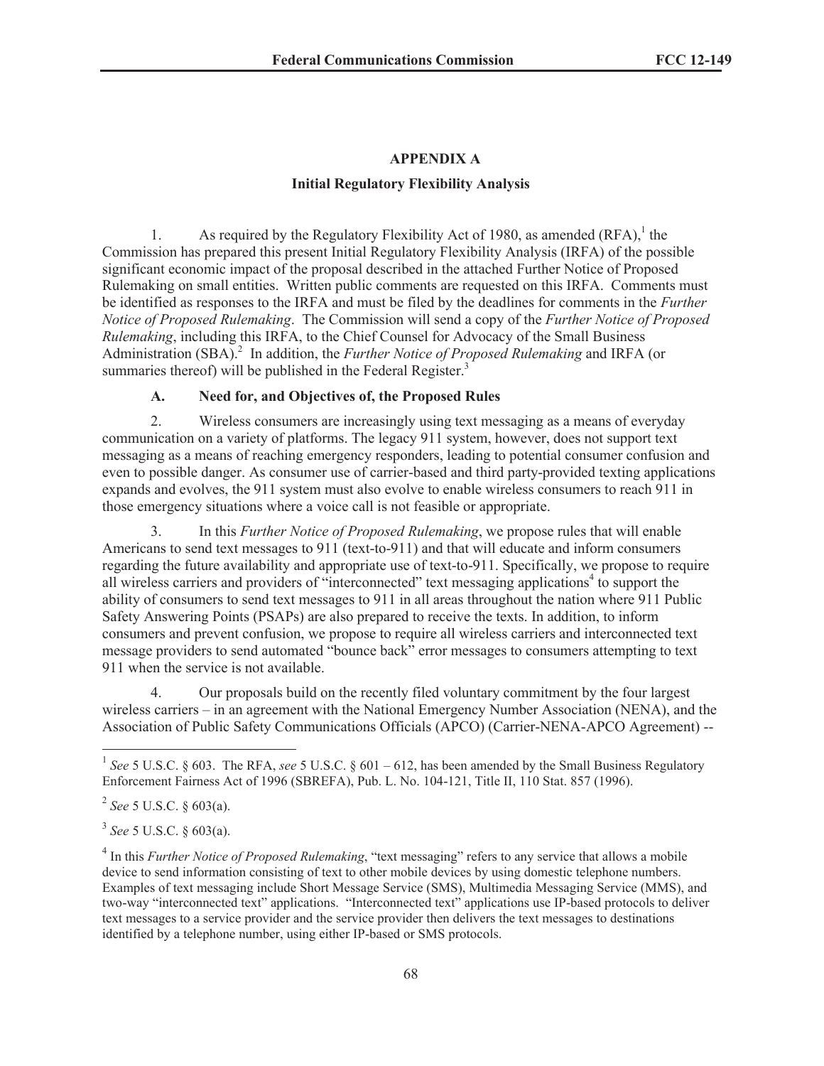## APPENDIX A

### Initial Regulatory Flexibility Analysis

1. As required by the Regulatory Flexibility Act of 1980, as amended (RFA),[1] the Commission has prepared this present Initial Regulatory Flexibility Analysis (IRFA) of the possible significant economic impact of the proposal described in the attached Further Notice of Proposed Rulemaking on small entities. Written public comments are requested on this IRFA. Comments must be identified as responses to the IRFA and must be filed by the deadlines for comments in the *Further Notice of Proposed Rulemaking*. The Commission will send a copy of the *Further Notice of Proposed Rulemaking*, including this IRFA, to the Chief Counsel for Advocacy of the Small Business Administration (SBA).[2] In addition, the *Further Notice of Proposed Rulemaking* and IRFA (or summaries thereof) will be published in the Federal Register.[3]

#### A. Need for, and Objectives of, the Proposed Rules

2. Wireless consumers are increasingly using text messaging as a means of everyday communication on a variety of platforms. The legacy 911 system, however, does not support text messaging as a means of reaching emergency responders, leading to potential consumer confusion and even to possible danger. As consumer use of carrier-based and third party-provided texting applications expands and evolves, the 911 system must also evolve to enable wireless consumers to reach 911 in those emergency situations where a voice call is not feasible or appropriate.

3. In this *Further Notice of Proposed Rulemaking*, we propose rules that will enable Americans to send text messages to 911 (text-to-911) and that will educate and inform consumers regarding the future availability and appropriate use of text-to-911. Specifically, we propose to require all wireless carriers and providers of "interconnected" text messaging applications[4] to support the ability of consumers to send text messages to 911 in all areas throughout the nation where 911 Public Safety Answering Points (PSAPs) are also prepared to receive the texts. In addition, to inform consumers and prevent confusion, we propose to require all wireless carriers and interconnected text message providers to send automated "bounce back" error messages to consumers attempting to text 911 when the service is not available.

4. Our proposals build on the recently filed voluntary commitment by the four largest wireless carriers – in an agreement with the National Emergency Number Association (NENA), and the Association of Public Safety Communications Officials (APCO) (Carrier-NENA-APCO Agreement) --

---

[1] *See* 5 U.S.C. § 603. The RFA, *see* 5 U.S.C. § 601 – 612, has been amended by the Small Business Regulatory Enforcement Fairness Act of 1996 (SBREFA), Pub. L. No. 104-121, Title II, 110 Stat. 857 (1996).

[2] *See* 5 U.S.C. § 603(a).

[3] *See* 5 U.S.C. § 603(a).

[4] In this *Further Notice of Proposed Rulemaking*, "text messaging" refers to any service that allows a mobile device to send information consisting of text to other mobile devices by using domestic telephone numbers. Examples of text messaging include Short Message Service (SMS), Multimedia Messaging Service (MMS), and two-way "interconnected text" applications. "Interconnected text" applications use IP-based protocols to deliver text messages to a service provider and the service provider then delivers the text messages to destinations identified by a telephone number, using either IP-based or SMS protocols.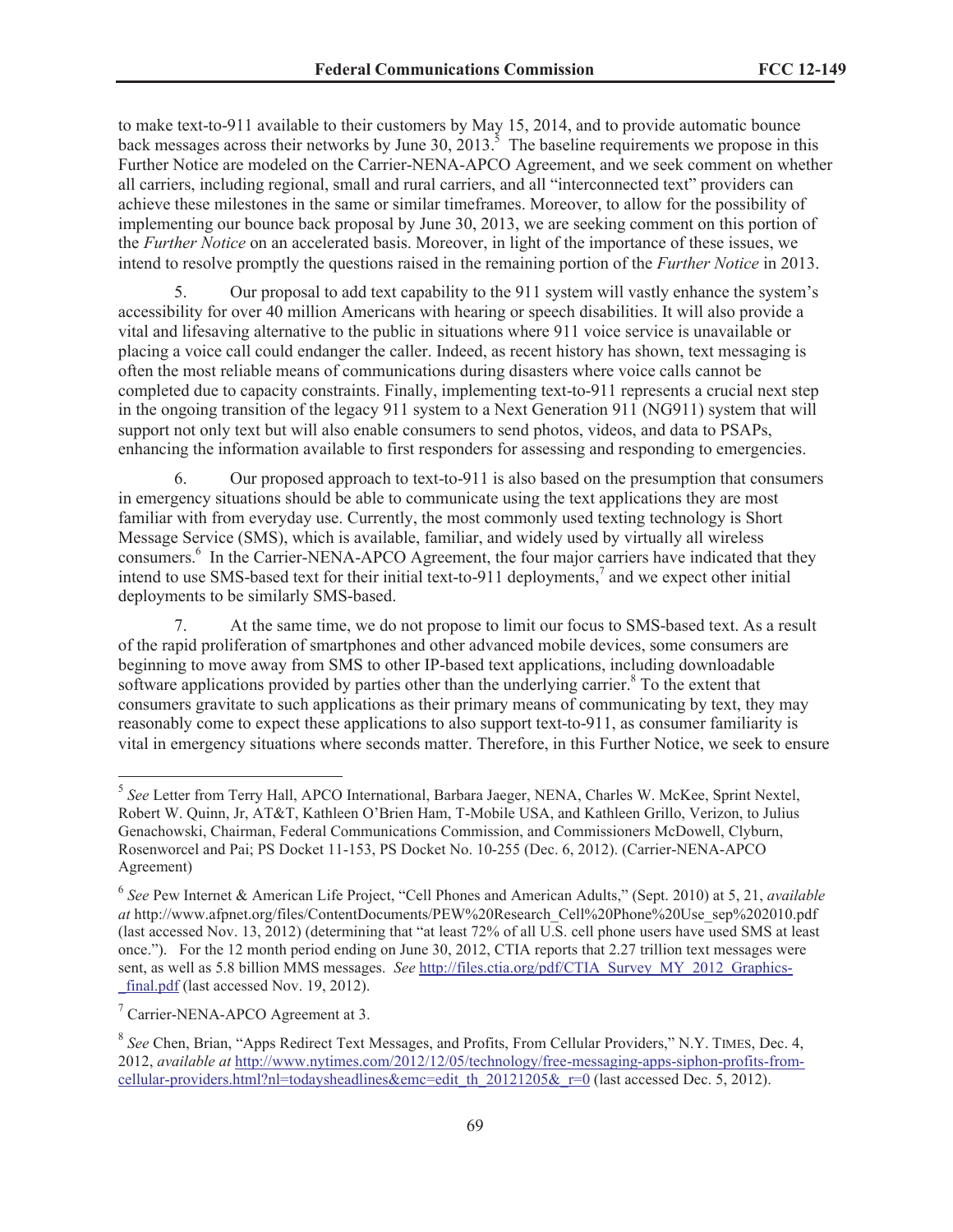to make text-to-911 available to their customers by May 15, 2014, and to provide automatic bounce back messages across their networks by June 30, 2013.[5] The baseline requirements we propose in this Further Notice are modeled on the Carrier-NENA-APCO Agreement, and we seek comment on whether all carriers, including regional, small and rural carriers, and all "interconnected text" providers can achieve these milestones in the same or similar timeframes. Moreover, to allow for the possibility of implementing our bounce back proposal by June 30, 2013, we are seeking comment on this portion of the *Further Notice* on an accelerated basis. Moreover, in light of the importance of these issues, we intend to resolve promptly the questions raised in the remaining portion of the *Further Notice* in 2013.

5. Our proposal to add text capability to the 911 system will vastly enhance the system's accessibility for over 40 million Americans with hearing or speech disabilities. It will also provide a vital and lifesaving alternative to the public in situations where 911 voice service is unavailable or placing a voice call could endanger the caller. Indeed, as recent history has shown, text messaging is often the most reliable means of communications during disasters where voice calls cannot be completed due to capacity constraints. Finally, implementing text-to-911 represents a crucial next step in the ongoing transition of the legacy 911 system to a Next Generation 911 (NG911) system that will support not only text but will also enable consumers to send photos, videos, and data to PSAPs, enhancing the information available to first responders for assessing and responding to emergencies.

6. Our proposed approach to text-to-911 is also based on the presumption that consumers in emergency situations should be able to communicate using the text applications they are most familiar with from everyday use. Currently, the most commonly used texting technology is Short Message Service (SMS), which is available, familiar, and widely used by virtually all wireless consumers.[6] In the Carrier-NENA-APCO Agreement, the four major carriers have indicated that they intend to use SMS-based text for their initial text-to-911 deployments,[7] and we expect other initial deployments to be similarly SMS-based.

7. At the same time, we do not propose to limit our focus to SMS-based text. As a result of the rapid proliferation of smartphones and other advanced mobile devices, some consumers are beginning to move away from SMS to other IP-based text applications, including downloadable software applications provided by parties other than the underlying carrier.[8] To the extent that consumers gravitate to such applications as their primary means of communicating by text, they may reasonably come to expect these applications to also support text-to-911, as consumer familiarity is vital in emergency situations where seconds matter. Therefore, in this Further Notice, we seek to ensure

---

[5] *See* Letter from Terry Hall, APCO International, Barbara Jaeger, NENA, Charles W. McKee, Sprint Nextel, Robert W. Quinn, Jr, AT&T, Kathleen O'Brien Ham, T-Mobile USA, and Kathleen Grillo, Verizon, to Julius Genachowski, Chairman, Federal Communications Commission, and Commissioners McDowell, Clyburn, Rosenworcel and Pai; PS Docket 11-153, PS Docket No. 10-255 (Dec. 6, 2012). (Carrier-NENA-APCO Agreement)

[6] *See* Pew Internet & American Life Project, "Cell Phones and American Adults," (Sept. 2010) at 5, 21, *available at* http://www.afpnet.org/files/ContentDocuments/PEW%20Research_Cell%20Phone%20Use_sep%202010.pdf (last accessed Nov. 13, 2012) (determining that "at least 72% of all U.S. cell phone users have used SMS at least once."). For the 12 month period ending on June 30, 2012, CTIA reports that 2.27 trillion text messages were sent, as well as 5.8 billion MMS messages. *See* http://files.ctia.org/pdf/CTIA_Survey_MY_2012_Graphics-_final.pdf (last accessed Nov. 19, 2012).

[7] Carrier-NENA-APCO Agreement at 3.

[8] *See* Chen, Brian, "Apps Redirect Text Messages, and Profits, From Cellular Providers," N.Y. TIMES, Dec. 4, 2012, *available at* http://www.nytimes.com/2012/12/05/technology/free-messaging-apps-siphon-profits-from-cellular-providers.html?nl=todaysheadlines&emc=edit_th_20121205&_r=0 (last accessed Dec. 5, 2012).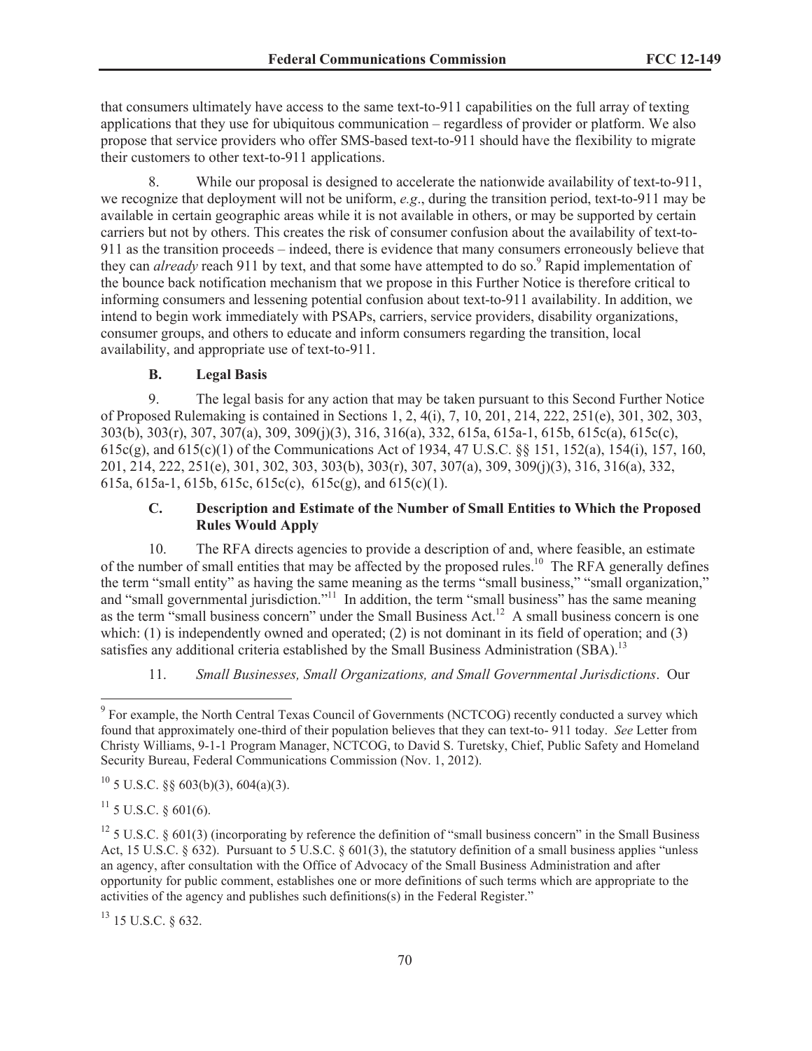that consumers ultimately have access to the same text-to-911 capabilities on the full array of texting applications that they use for ubiquitous communication – regardless of provider or platform. We also propose that service providers who offer SMS-based text-to-911 should have the flexibility to migrate their customers to other text-to-911 applications.

8. While our proposal is designed to accelerate the nationwide availability of text-to-911, we recognize that deployment will not be uniform, *e.g*., during the transition period, text-to-911 may be available in certain geographic areas while it is not available in others, or may be supported by certain carriers but not by others. This creates the risk of consumer confusion about the availability of text-to-911 as the transition proceeds – indeed, there is evidence that many consumers erroneously believe that they can *already* reach 911 by text, and that some have attempted to do so.[9] Rapid implementation of the bounce back notification mechanism that we propose in this Further Notice is therefore critical to informing consumers and lessening potential confusion about text-to-911 availability. In addition, we intend to begin work immediately with PSAPs, carriers, service providers, disability organizations, consumer groups, and others to educate and inform consumers regarding the transition, local availability, and appropriate use of text-to-911.

### B. Legal Basis

9. The legal basis for any action that may be taken pursuant to this Second Further Notice of Proposed Rulemaking is contained in Sections 1, 2, 4(i), 7, 10, 201, 214, 222, 251(e), 301, 302, 303, 303(b), 303(r), 307, 307(a), 309, 309(j)(3), 316, 316(a), 332, 615a, 615a-1, 615b, 615c(a), 615c(c), 615c(g), and 615(c)(1) of the Communications Act of 1934, 47 U.S.C. §§ 151, 152(a), 154(i), 157, 160, 201, 214, 222, 251(e), 301, 302, 303, 303(b), 303(r), 307, 307(a), 309, 309(j)(3), 316, 316(a), 332, 615a, 615a-1, 615b, 615c, 615c(c), 615c(g), and 615(c)(1).

### C. Description and Estimate of the Number of Small Entities to Which the Proposed Rules Would Apply

10. The RFA directs agencies to provide a description of and, where feasible, an estimate of the number of small entities that may be affected by the proposed rules.[10] The RFA generally defines the term "small entity" as having the same meaning as the terms "small business," "small organization," and "small governmental jurisdiction."[11] In addition, the term "small business" has the same meaning as the term "small business concern" under the Small Business Act.[12] A small business concern is one which: (1) is independently owned and operated; (2) is not dominant in its field of operation; and (3) satisfies any additional criteria established by the Small Business Administration (SBA).[13]

11. *Small Businesses, Small Organizations, and Small Governmental Jurisdictions*. Our

---

[9] For example, the North Central Texas Council of Governments (NCTCOG) recently conducted a survey which found that approximately one-third of their population believes that they can text-to- 911 today. *See* Letter from Christy Williams, 9-1-1 Program Manager, NCTCOG, to David S. Turetsky, Chief, Public Safety and Homeland Security Bureau, Federal Communications Commission (Nov. 1, 2012).

[10] 5 U.S.C. §§ 603(b)(3), 604(a)(3).

[11] 5 U.S.C. § 601(6).

[12] 5 U.S.C. § 601(3) (incorporating by reference the definition of "small business concern" in the Small Business Act, 15 U.S.C. § 632). Pursuant to 5 U.S.C. § 601(3), the statutory definition of a small business applies "unless an agency, after consultation with the Office of Advocacy of the Small Business Administration and after opportunity for public comment, establishes one or more definitions of such terms which are appropriate to the activities of the agency and publishes such definitions(s) in the Federal Register."

[13] 15 U.S.C. § 632.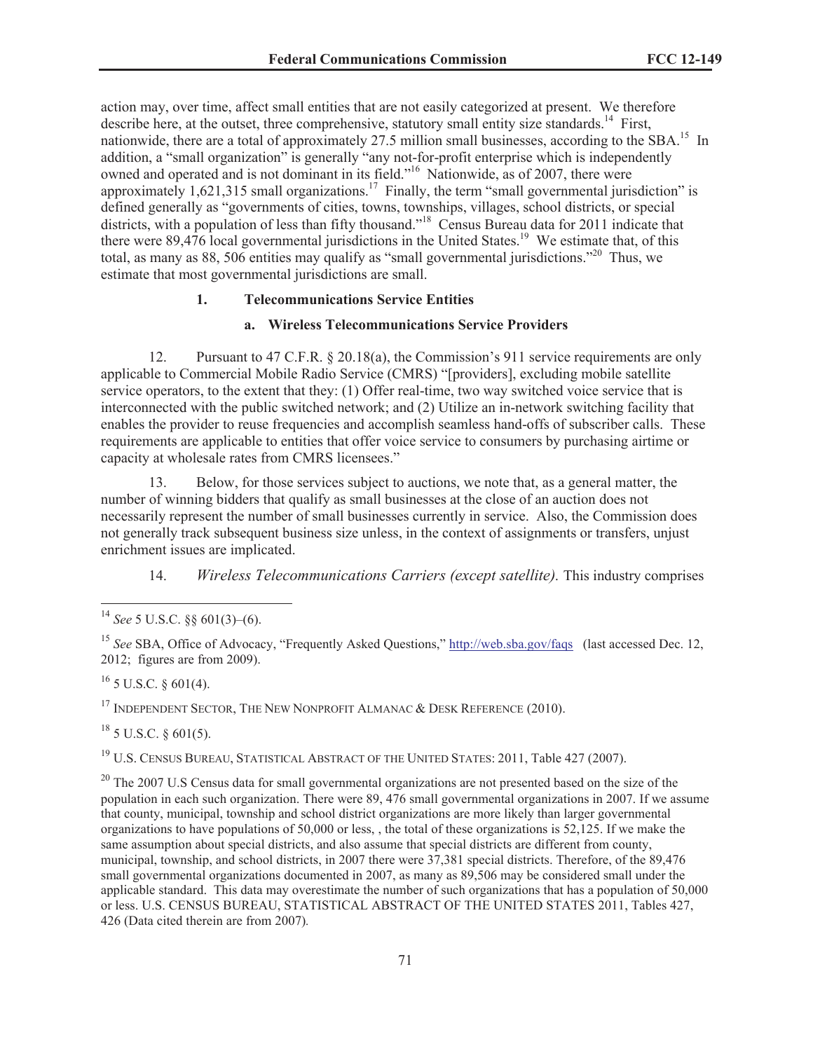action may, over time, affect small entities that are not easily categorized at present. We therefore describe here, at the outset, three comprehensive, statutory small entity size standards.[14] First, nationwide, there are a total of approximately 27.5 million small businesses, according to the SBA.[15] In addition, a "small organization" is generally "any not-for-profit enterprise which is independently owned and operated and is not dominant in its field."[16] Nationwide, as of 2007, there were approximately 1,621,315 small organizations.[17] Finally, the term "small governmental jurisdiction" is defined generally as "governments of cities, towns, townships, villages, school districts, or special districts, with a population of less than fifty thousand."[18] Census Bureau data for 2011 indicate that there were 89,476 local governmental jurisdictions in the United States.[19] We estimate that, of this total, as many as 88, 506 entities may qualify as "small governmental jurisdictions."[20] Thus, we estimate that most governmental jurisdictions are small.

### 1. Telecommunications Service Entities

#### a. Wireless Telecommunications Service Providers

12. Pursuant to 47 C.F.R. § 20.18(a), the Commission's 911 service requirements are only applicable to Commercial Mobile Radio Service (CMRS) "[providers], excluding mobile satellite service operators, to the extent that they: (1) Offer real-time, two way switched voice service that is interconnected with the public switched network; and (2) Utilize an in-network switching facility that enables the provider to reuse frequencies and accomplish seamless hand-offs of subscriber calls. These requirements are applicable to entities that offer voice service to consumers by purchasing airtime or capacity at wholesale rates from CMRS licensees."

13. Below, for those services subject to auctions, we note that, as a general matter, the number of winning bidders that qualify as small businesses at the close of an auction does not necessarily represent the number of small businesses currently in service. Also, the Commission does not generally track subsequent business size unless, in the context of assignments or transfers, unjust enrichment issues are implicated.

14. *Wireless Telecommunications Carriers (except satellite).* This industry comprises

---

[14] *See* 5 U.S.C. §§ 601(3)–(6).

[15] *See* SBA, Office of Advocacy, "Frequently Asked Questions," http://web.sba.gov/faqs (last accessed Dec. 12, 2012; figures are from 2009).

[16] 5 U.S.C. § 601(4).

[17] INDEPENDENT SECTOR, THE NEW NONPROFIT ALMANAC & DESK REFERENCE (2010).

[18] 5 U.S.C. § 601(5).

[19] U.S. CENSUS BUREAU, STATISTICAL ABSTRACT OF THE UNITED STATES: 2011, Table 427 (2007).

[20] The 2007 U.S Census data for small governmental organizations are not presented based on the size of the population in each such organization. There were 89, 476 small governmental organizations in 2007. If we assume that county, municipal, township and school district organizations are more likely than larger governmental organizations to have populations of 50,000 or less, , the total of these organizations is 52,125. If we make the same assumption about special districts, and also assume that special districts are different from county, municipal, township, and school districts, in 2007 there were 37,381 special districts. Therefore, of the 89,476 small governmental organizations documented in 2007, as many as 89,506 may be considered small under the applicable standard. This data may overestimate the number of such organizations that has a population of 50,000 or less. U.S. CENSUS BUREAU, STATISTICAL ABSTRACT OF THE UNITED STATES 2011, Tables 427, 426 (Data cited therein are from 2007).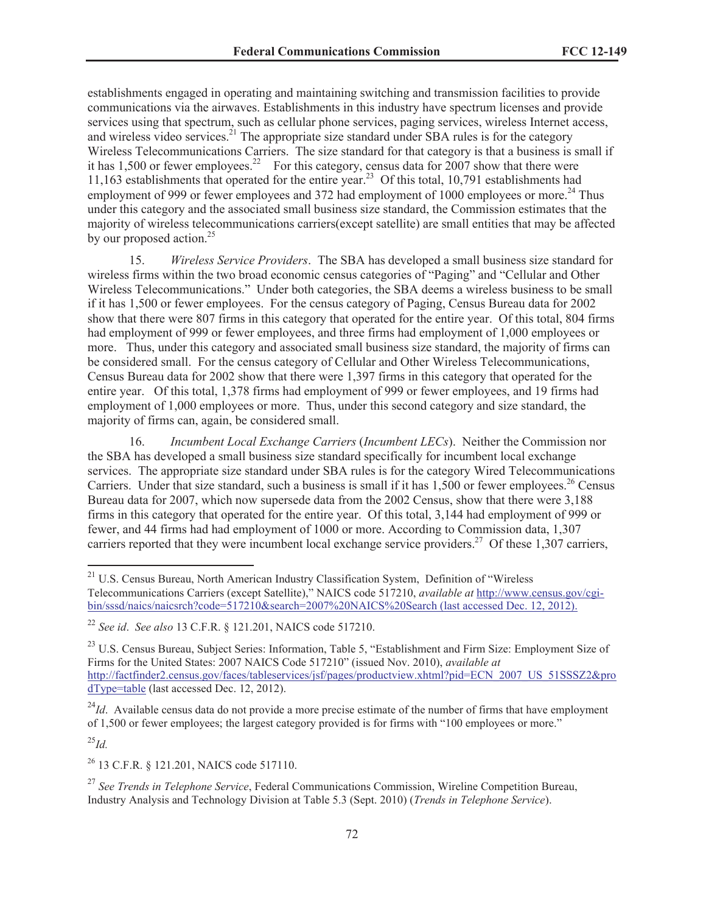establishments engaged in operating and maintaining switching and transmission facilities to provide communications via the airwaves. Establishments in this industry have spectrum licenses and provide services using that spectrum, such as cellular phone services, paging services, wireless Internet access, and wireless video services.[21] The appropriate size standard under SBA rules is for the category Wireless Telecommunications Carriers. The size standard for that category is that a business is small if it has 1,500 or fewer employees.[22] For this category, census data for 2007 show that there were 11,163 establishments that operated for the entire year.[23] Of this total, 10,791 establishments had employment of 999 or fewer employees and 372 had employment of 1000 employees or more.[24] Thus under this category and the associated small business size standard, the Commission estimates that the majority of wireless telecommunications carriers(except satellite) are small entities that may be affected by our proposed action.[25]

15. *Wireless Service Providers*. The SBA has developed a small business size standard for wireless firms within the two broad economic census categories of "Paging" and "Cellular and Other Wireless Telecommunications." Under both categories, the SBA deems a wireless business to be small if it has 1,500 or fewer employees. For the census category of Paging, Census Bureau data for 2002 show that there were 807 firms in this category that operated for the entire year. Of this total, 804 firms had employment of 999 or fewer employees, and three firms had employment of 1,000 employees or more. Thus, under this category and associated small business size standard, the majority of firms can be considered small. For the census category of Cellular and Other Wireless Telecommunications, Census Bureau data for 2002 show that there were 1,397 firms in this category that operated for the entire year. Of this total, 1,378 firms had employment of 999 or fewer employees, and 19 firms had employment of 1,000 employees or more. Thus, under this second category and size standard, the majority of firms can, again, be considered small.

16. *Incumbent Local Exchange Carriers* (*Incumbent LECs*). Neither the Commission nor the SBA has developed a small business size standard specifically for incumbent local exchange services. The appropriate size standard under SBA rules is for the category Wired Telecommunications Carriers. Under that size standard, such a business is small if it has 1,500 or fewer employees.[26] Census Bureau data for 2007, which now supersede data from the 2002 Census, show that there were 3,188 firms in this category that operated for the entire year. Of this total, 3,144 had employment of 999 or fewer, and 44 firms had had employment of 1000 or more. According to Commission data, 1,307 carriers reported that they were incumbent local exchange service providers.[27] Of these 1,307 carriers,

---

[21] U.S. Census Bureau, North American Industry Classification System, Definition of "Wireless Telecommunications Carriers (except Satellite)," NAICS code 517210, *available at* http://www.census.gov/cgi-bin/sssd/naics/naicsrch?code=517210&search=2007%20NAICS%20Search (last accessed Dec. 12, 2012).

[22] *See id*. *See also* 13 C.F.R. § 121.201, NAICS code 517210.

[23] U.S. Census Bureau, Subject Series: Information, Table 5, "Establishment and Firm Size: Employment Size of Firms for the United States: 2007 NAICS Code 517210" (issued Nov. 2010), *available at* http://factfinder2.census.gov/faces/tableservices/jsf/pages/productview.xhtml?pid=ECN_2007_US_51SSSZ2&prodType=table (last accessed Dec. 12, 2012).

[24] *Id*. Available census data do not provide a more precise estimate of the number of firms that have employment of 1,500 or fewer employees; the largest category provided is for firms with "100 employees or more."

[25] *Id.*

[26] 13 C.F.R. § 121.201, NAICS code 517110.

[27] *See Trends in Telephone Service*, Federal Communications Commission, Wireline Competition Bureau, Industry Analysis and Technology Division at Table 5.3 (Sept. 2010) (*Trends in Telephone Service*).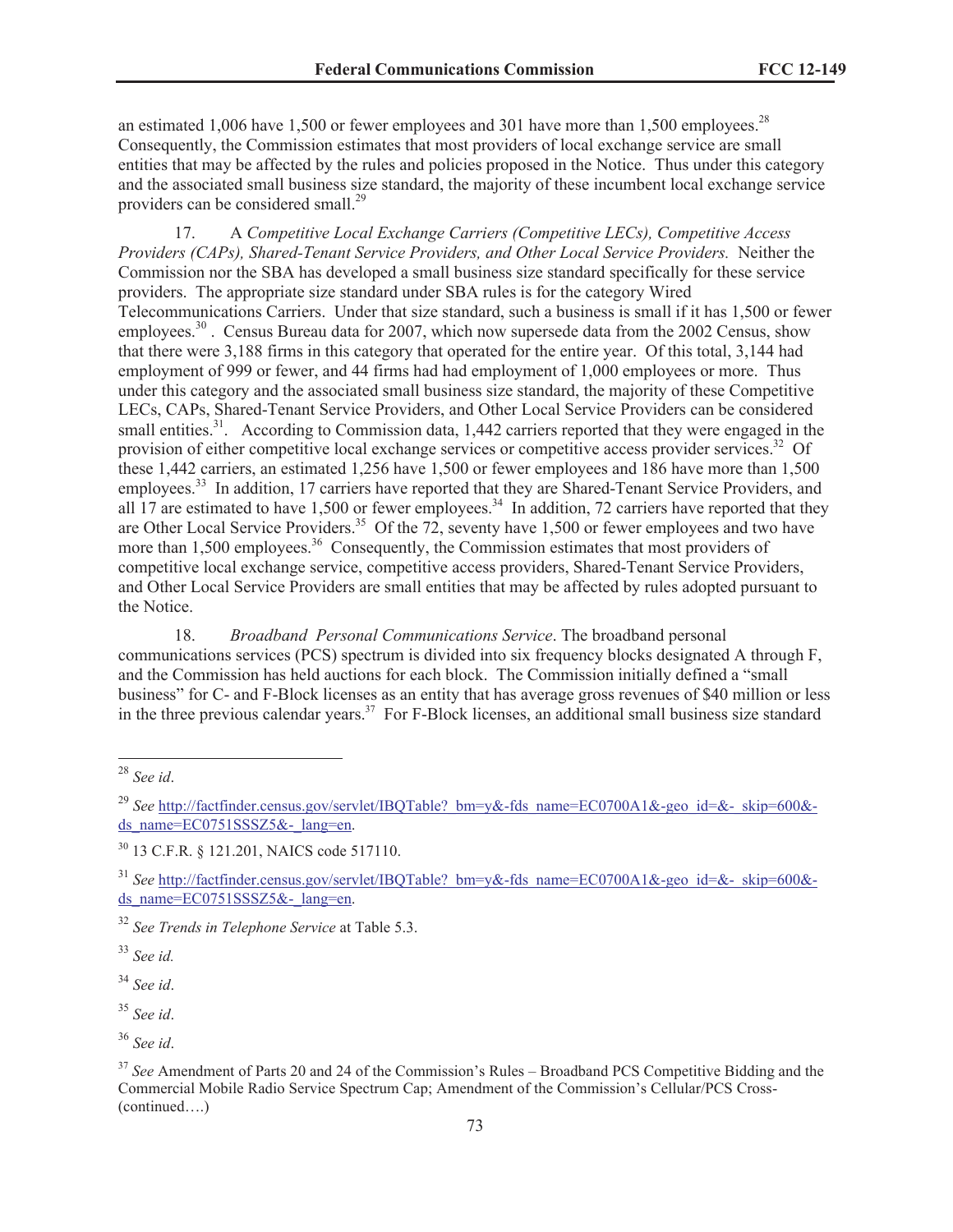an estimated 1,006 have 1,500 or fewer employees and 301 have more than 1,500 employees.[28] Consequently, the Commission estimates that most providers of local exchange service are small entities that may be affected by the rules and policies proposed in the Notice. Thus under this category and the associated small business size standard, the majority of these incumbent local exchange service providers can be considered small.[29]

17. A *Competitive Local Exchange Carriers (Competitive LECs), Competitive Access Providers (CAPs), Shared-Tenant Service Providers, and Other Local Service Providers.* Neither the Commission nor the SBA has developed a small business size standard specifically for these service providers. The appropriate size standard under SBA rules is for the category Wired Telecommunications Carriers. Under that size standard, such a business is small if it has 1,500 or fewer employees.[30] . Census Bureau data for 2007, which now supersede data from the 2002 Census, show that there were 3,188 firms in this category that operated for the entire year. Of this total, 3,144 had employment of 999 or fewer, and 44 firms had had employment of 1,000 employees or more. Thus under this category and the associated small business size standard, the majority of these Competitive LECs, CAPs, Shared-Tenant Service Providers, and Other Local Service Providers can be considered small entities.[31]. According to Commission data, 1,442 carriers reported that they were engaged in the provision of either competitive local exchange services or competitive access provider services.[32] Of these 1,442 carriers, an estimated 1,256 have 1,500 or fewer employees and 186 have more than 1,500 employees.[33] In addition, 17 carriers have reported that they are Shared-Tenant Service Providers, and all 17 are estimated to have 1,500 or fewer employees.[34] In addition, 72 carriers have reported that they are Other Local Service Providers.[35] Of the 72, seventy have 1,500 or fewer employees and two have more than 1,500 employees.[36] Consequently, the Commission estimates that most providers of competitive local exchange service, competitive access providers, Shared-Tenant Service Providers, and Other Local Service Providers are small entities that may be affected by rules adopted pursuant to the Notice.

18. *Broadband Personal Communications Service*. The broadband personal communications services (PCS) spectrum is divided into six frequency blocks designated A through F, and the Commission has held auctions for each block. The Commission initially defined a "small business" for C- and F-Block licenses as an entity that has average gross revenues of $40 million or less in the three previous calendar years.[37] For F-Block licenses, an additional small business size standard

---

[28] *See id*.

[29] *See* http://factfinder.census.gov/servlet/IBQTable?_bm=y&-fds_name=EC0700A1&-geo_id=&-_skip=600&-ds_name=EC0751SSSZ5&-_lang=en.

[30] 13 C.F.R. § 121.201, NAICS code 517110.

[31] *See* http://factfinder.census.gov/servlet/IBQTable?_bm=y&-fds_name=EC0700A1&-geo_id=&-_skip=600&-ds_name=EC0751SSSZ5&-_lang=en.

[32] *See Trends in Telephone Service* at Table 5.3.

[33] *See id.*

[34] *See id*.

[35] *See id*.

[36] *See id*.

[37] *See* Amendment of Parts 20 and 24 of the Commission's Rules – Broadband PCS Competitive Bidding and the Commercial Mobile Radio Service Spectrum Cap; Amendment of the Commission's Cellular/PCS Cross-(continued….)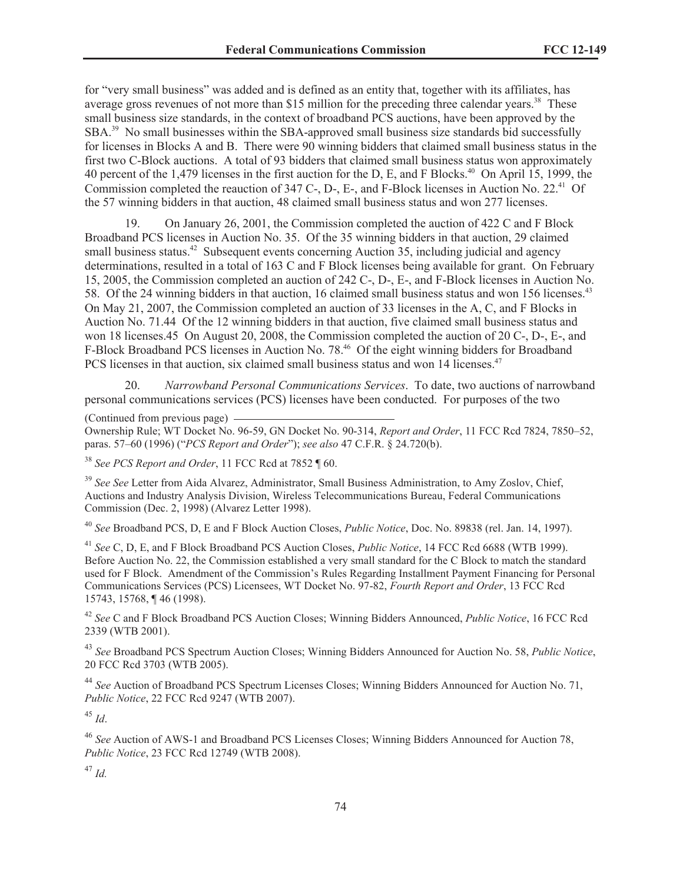for "very small business" was added and is defined as an entity that, together with its affiliates, has average gross revenues of not more than $15 million for the preceding three calendar years.[38] These small business size standards, in the context of broadband PCS auctions, have been approved by the SBA.[39] No small businesses within the SBA-approved small business size standards bid successfully for licenses in Blocks A and B. There were 90 winning bidders that claimed small business status in the first two C-Block auctions. A total of 93 bidders that claimed small business status won approximately 40 percent of the 1,479 licenses in the first auction for the D, E, and F Blocks.[40] On April 15, 1999, the Commission completed the reauction of 347 C-, D-, E-, and F-Block licenses in Auction No. 22.[41] Of the 57 winning bidders in that auction, 48 claimed small business status and won 277 licenses.

19. On January 26, 2001, the Commission completed the auction of 422 C and F Block Broadband PCS licenses in Auction No. 35. Of the 35 winning bidders in that auction, 29 claimed small business status.[42] Subsequent events concerning Auction 35, including judicial and agency determinations, resulted in a total of 163 C and F Block licenses being available for grant. On February 15, 2005, the Commission completed an auction of 242 C-, D-, E-, and F-Block licenses in Auction No. 58. Of the 24 winning bidders in that auction, 16 claimed small business status and won 156 licenses.[43] On May 21, 2007, the Commission completed an auction of 33 licenses in the A, C, and F Blocks in Auction No. 71.44 Of the 12 winning bidders in that auction, five claimed small business status and won 18 licenses.45 On August 20, 2008, the Commission completed the auction of 20 C-, D-, E-, and F-Block Broadband PCS licenses in Auction No. 78.[46] Of the eight winning bidders for Broadband PCS licenses in that auction, six claimed small business status and won 14 licenses.[47]

20. *Narrowband Personal Communications Services*. To date, two auctions of narrowband personal communications services (PCS) licenses have been conducted. For purposes of the two

(Continued from previous page)
Ownership Rule; WT Docket No. 96-59, GN Docket No. 90-314, *Report and Order*, 11 FCC Rcd 7824, 7850–52, paras. 57–60 (1996) ("*PCS Report and Order*"); *see also* 47 C.F.R. § 24.720(b).

[38] *See PCS Report and Order*, 11 FCC Rcd at 7852 ¶ 60.

[39] *See See* Letter from Aida Alvarez, Administrator, Small Business Administration, to Amy Zoslov, Chief, Auctions and Industry Analysis Division, Wireless Telecommunications Bureau, Federal Communications Commission (Dec. 2, 1998) (Alvarez Letter 1998).

[40] *See* Broadband PCS, D, E and F Block Auction Closes, *Public Notice*, Doc. No. 89838 (rel. Jan. 14, 1997).

[41] *See* C, D, E, and F Block Broadband PCS Auction Closes, *Public Notice*, 14 FCC Rcd 6688 (WTB 1999). Before Auction No. 22, the Commission established a very small standard for the C Block to match the standard used for F Block. Amendment of the Commission's Rules Regarding Installment Payment Financing for Personal Communications Services (PCS) Licensees, WT Docket No. 97-82, *Fourth Report and Order*, 13 FCC Rcd 15743, 15768, ¶ 46 (1998).

[42] *See* C and F Block Broadband PCS Auction Closes; Winning Bidders Announced, *Public Notice*, 16 FCC Rcd 2339 (WTB 2001).

[43] *See* Broadband PCS Spectrum Auction Closes; Winning Bidders Announced for Auction No. 58, *Public Notice*, 20 FCC Rcd 3703 (WTB 2005).

[44] *See* Auction of Broadband PCS Spectrum Licenses Closes; Winning Bidders Announced for Auction No. 71, *Public Notice*, 22 FCC Rcd 9247 (WTB 2007).

[45] *Id*.

[46] *See* Auction of AWS-1 and Broadband PCS Licenses Closes; Winning Bidders Announced for Auction 78, *Public Notice*, 23 FCC Rcd 12749 (WTB 2008).

[47] *Id.*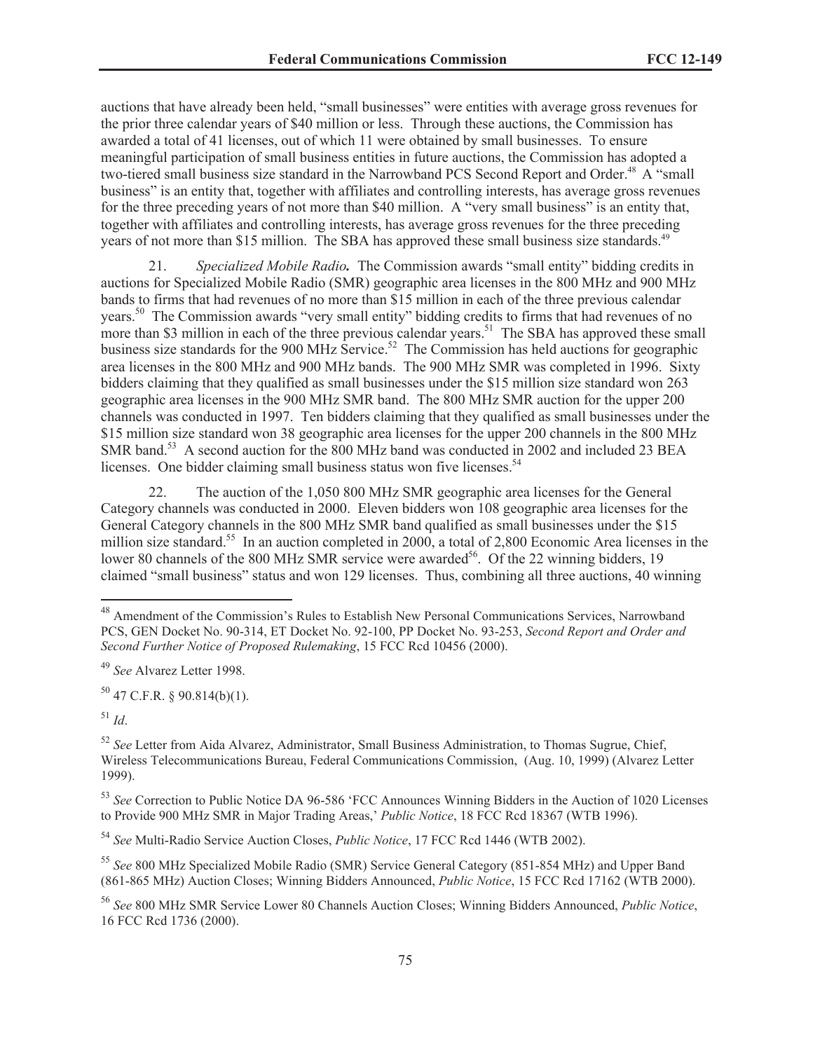auctions that have already been held, "small businesses" were entities with average gross revenues for the prior three calendar years of $40 million or less. Through these auctions, the Commission has awarded a total of 41 licenses, out of which 11 were obtained by small businesses. To ensure meaningful participation of small business entities in future auctions, the Commission has adopted a two-tiered small business size standard in the Narrowband PCS Second Report and Order.[48] A "small business" is an entity that, together with affiliates and controlling interests, has average gross revenues for the three preceding years of not more than $40 million. A "very small business" is an entity that, together with affiliates and controlling interests, has average gross revenues for the three preceding years of not more than $15 million. The SBA has approved these small business size standards.[49]

21. *Specialized Mobile Radio***.** The Commission awards "small entity" bidding credits in auctions for Specialized Mobile Radio (SMR) geographic area licenses in the 800 MHz and 900 MHz bands to firms that had revenues of no more than $15 million in each of the three previous calendar years.[50] The Commission awards "very small entity" bidding credits to firms that had revenues of no more than $3 million in each of the three previous calendar years.[51] The SBA has approved these small business size standards for the 900 MHz Service.[52] The Commission has held auctions for geographic area licenses in the 800 MHz and 900 MHz bands. The 900 MHz SMR was completed in 1996. Sixty bidders claiming that they qualified as small businesses under the $15 million size standard won 263 geographic area licenses in the 900 MHz SMR band. The 800 MHz SMR auction for the upper 200 channels was conducted in 1997. Ten bidders claiming that they qualified as small businesses under the $15 million size standard won 38 geographic area licenses for the upper 200 channels in the 800 MHz SMR band.[53] A second auction for the 800 MHz band was conducted in 2002 and included 23 BEA licenses. One bidder claiming small business status won five licenses.[54]

22. The auction of the 1,050 800 MHz SMR geographic area licenses for the General Category channels was conducted in 2000. Eleven bidders won 108 geographic area licenses for the General Category channels in the 800 MHz SMR band qualified as small businesses under the $15 million size standard.[55] In an auction completed in 2000, a total of 2,800 Economic Area licenses in the lower 80 channels of the 800 MHz SMR service were awarded[56]. Of the 22 winning bidders, 19 claimed "small business" status and won 129 licenses. Thus, combining all three auctions, 40 winning

---

[48] Amendment of the Commission's Rules to Establish New Personal Communications Services, Narrowband PCS, GEN Docket No. 90-314, ET Docket No. 92-100, PP Docket No. 93-253, *Second Report and Order and Second Further Notice of Proposed Rulemaking*, 15 FCC Rcd 10456 (2000).

[49] *See* Alvarez Letter 1998.

[50] 47 C.F.R. § 90.814(b)(1).

[51] *Id*.

[52] *See* Letter from Aida Alvarez, Administrator, Small Business Administration, to Thomas Sugrue, Chief, Wireless Telecommunications Bureau, Federal Communications Commission, (Aug. 10, 1999) (Alvarez Letter 1999).

[53] *See* Correction to Public Notice DA 96-586 'FCC Announces Winning Bidders in the Auction of 1020 Licenses to Provide 900 MHz SMR in Major Trading Areas,' *Public Notice*, 18 FCC Rcd 18367 (WTB 1996).

[54] *See* Multi-Radio Service Auction Closes, *Public Notice*, 17 FCC Rcd 1446 (WTB 2002).

[55] *See* 800 MHz Specialized Mobile Radio (SMR) Service General Category (851-854 MHz) and Upper Band (861-865 MHz) Auction Closes; Winning Bidders Announced, *Public Notice*, 15 FCC Rcd 17162 (WTB 2000).

[56] *See* 800 MHz SMR Service Lower 80 Channels Auction Closes; Winning Bidders Announced, *Public Notice*, 16 FCC Rcd 1736 (2000).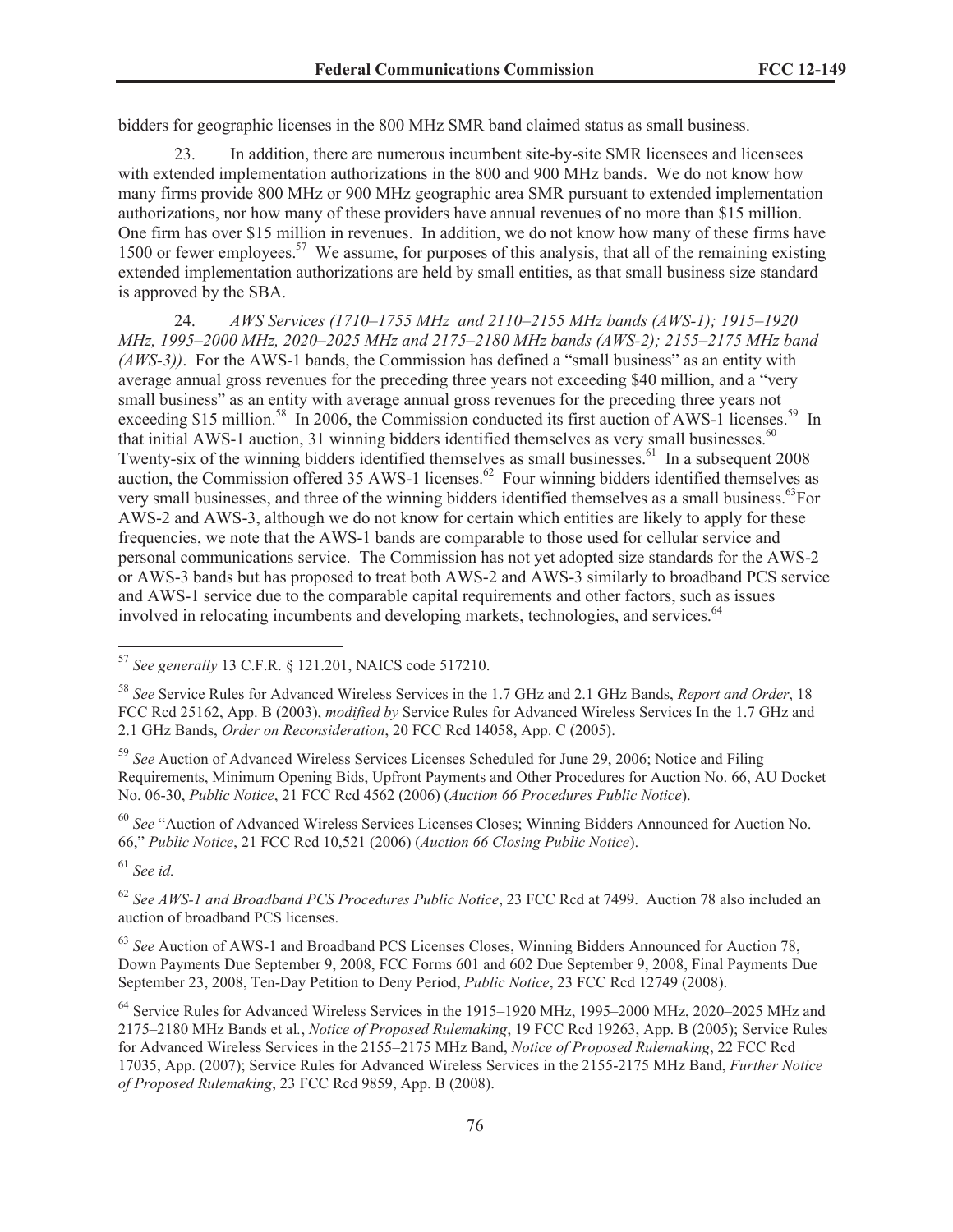bidders for geographic licenses in the 800 MHz SMR band claimed status as small business.

23. In addition, there are numerous incumbent site-by-site SMR licensees and licensees with extended implementation authorizations in the 800 and 900 MHz bands. We do not know how many firms provide 800 MHz or 900 MHz geographic area SMR pursuant to extended implementation authorizations, nor how many of these providers have annual revenues of no more than $15 million. One firm has over $15 million in revenues. In addition, we do not know how many of these firms have 1500 or fewer employees.[57] We assume, for purposes of this analysis, that all of the remaining existing extended implementation authorizations are held by small entities, as that small business size standard is approved by the SBA.

24. *AWS Services (1710–1755 MHz and 2110–2155 MHz bands (AWS-1); 1915–1920 MHz, 1995–2000 MHz, 2020–2025 MHz and 2175–2180 MHz bands (AWS-2); 2155–2175 MHz band (AWS-3))*. For the AWS-1 bands, the Commission has defined a "small business" as an entity with average annual gross revenues for the preceding three years not exceeding $40 million, and a "very small business" as an entity with average annual gross revenues for the preceding three years not exceeding $15 million.[58] In 2006, the Commission conducted its first auction of AWS-1 licenses.[59] In that initial AWS-1 auction, 31 winning bidders identified themselves as very small businesses.[60] Twenty-six of the winning bidders identified themselves as small businesses.[61] In a subsequent 2008 auction, the Commission offered 35 AWS-1 licenses.[62] Four winning bidders identified themselves as very small businesses, and three of the winning bidders identified themselves as a small business.[63] For AWS-2 and AWS-3, although we do not know for certain which entities are likely to apply for these frequencies, we note that the AWS-1 bands are comparable to those used for cellular service and personal communications service. The Commission has not yet adopted size standards for the AWS-2 or AWS-3 bands but has proposed to treat both AWS-2 and AWS-3 similarly to broadband PCS service and AWS-1 service due to the comparable capital requirements and other factors, such as issues involved in relocating incumbents and developing markets, technologies, and services.[64]

---

[57] *See generally* 13 C.F.R. § 121.201, NAICS code 517210.

[58] *See* Service Rules for Advanced Wireless Services in the 1.7 GHz and 2.1 GHz Bands, *Report and Order*, 18 FCC Rcd 25162, App. B (2003), *modified by* Service Rules for Advanced Wireless Services In the 1.7 GHz and 2.1 GHz Bands, *Order on Reconsideration*, 20 FCC Rcd 14058, App. C (2005).

[59] *See* Auction of Advanced Wireless Services Licenses Scheduled for June 29, 2006; Notice and Filing Requirements, Minimum Opening Bids, Upfront Payments and Other Procedures for Auction No. 66, AU Docket No. 06-30, *Public Notice*, 21 FCC Rcd 4562 (2006) (*Auction 66 Procedures Public Notice*).

[60] *See* "Auction of Advanced Wireless Services Licenses Closes; Winning Bidders Announced for Auction No. 66," *Public Notice*, 21 FCC Rcd 10,521 (2006) (*Auction 66 Closing Public Notice*).

[61] *See id.*

[62] *See AWS-1 and Broadband PCS Procedures Public Notice*, 23 FCC Rcd at 7499. Auction 78 also included an auction of broadband PCS licenses.

[63] *See* Auction of AWS-1 and Broadband PCS Licenses Closes, Winning Bidders Announced for Auction 78, Down Payments Due September 9, 2008, FCC Forms 601 and 602 Due September 9, 2008, Final Payments Due September 23, 2008, Ten-Day Petition to Deny Period, *Public Notice*, 23 FCC Rcd 12749 (2008).

[64] Service Rules for Advanced Wireless Services in the 1915–1920 MHz, 1995–2000 MHz, 2020–2025 MHz and 2175–2180 MHz Bands et al., *Notice of Proposed Rulemaking*, 19 FCC Rcd 19263, App. B (2005); Service Rules for Advanced Wireless Services in the 2155–2175 MHz Band, *Notice of Proposed Rulemaking*, 22 FCC Rcd 17035, App. (2007); Service Rules for Advanced Wireless Services in the 2155-2175 MHz Band, *Further Notice of Proposed Rulemaking*, 23 FCC Rcd 9859, App. B (2008).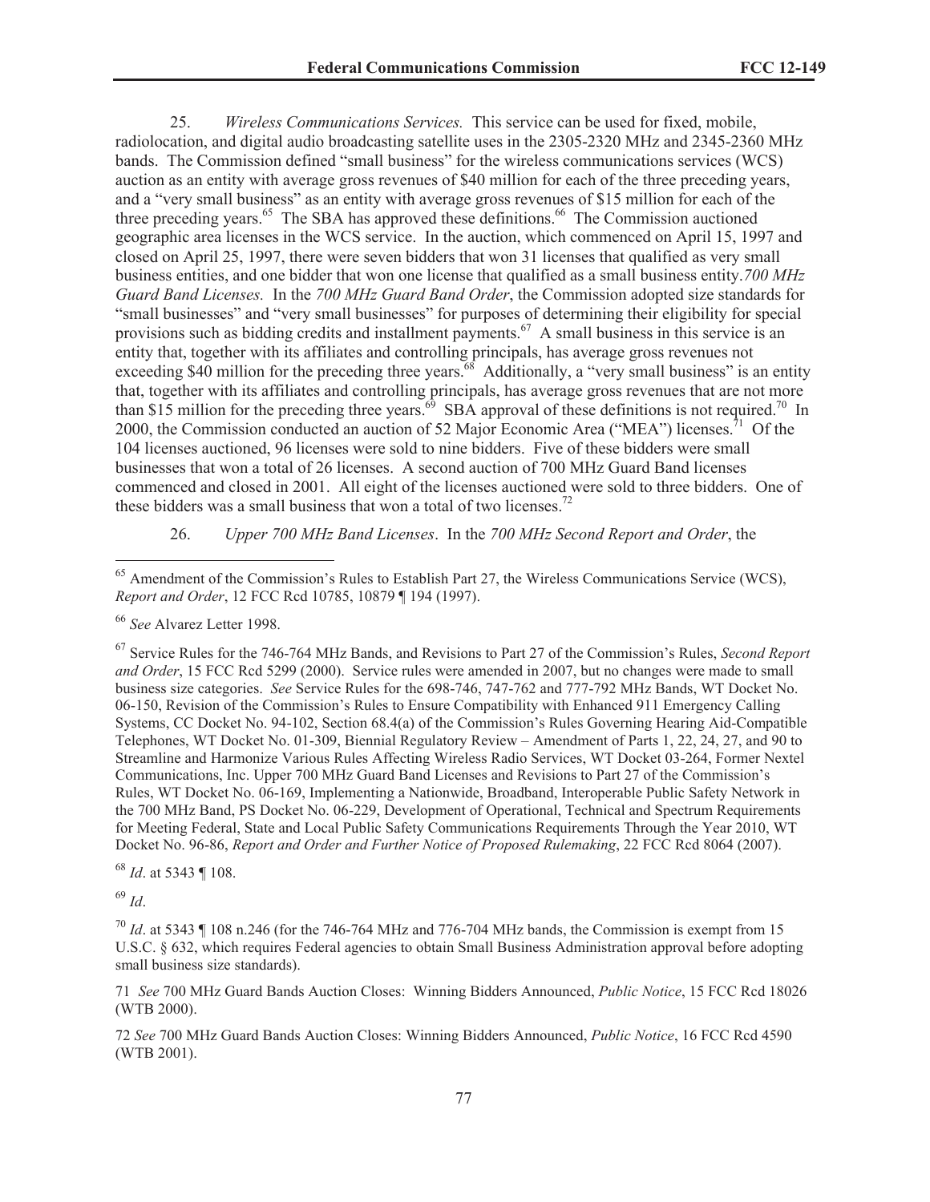25. *Wireless Communications Services.* This service can be used for fixed, mobile, radiolocation, and digital audio broadcasting satellite uses in the 2305-2320 MHz and 2345-2360 MHz bands. The Commission defined "small business" for the wireless communications services (WCS) auction as an entity with average gross revenues of $40 million for each of the three preceding years, and a "very small business" as an entity with average gross revenues of $15 million for each of the three preceding years.[65] The SBA has approved these definitions.[66] The Commission auctioned geographic area licenses in the WCS service. In the auction, which commenced on April 15, 1997 and closed on April 25, 1997, there were seven bidders that won 31 licenses that qualified as very small business entities, and one bidder that won one license that qualified as a small business entity. *700 MHz Guard Band Licenses.* In the *700 MHz Guard Band Order*, the Commission adopted size standards for "small businesses" and "very small businesses" for purposes of determining their eligibility for special provisions such as bidding credits and installment payments.[67] A small business in this service is an entity that, together with its affiliates and controlling principals, has average gross revenues not exceeding $40 million for the preceding three years.[68] Additionally, a "very small business" is an entity that, together with its affiliates and controlling principals, has average gross revenues that are not more than $15 million for the preceding three years.[69] SBA approval of these definitions is not required.[70] In 2000, the Commission conducted an auction of 52 Major Economic Area ("MEA") licenses.[71] Of the 104 licenses auctioned, 96 licenses were sold to nine bidders. Five of these bidders were small businesses that won a total of 26 licenses. A second auction of 700 MHz Guard Band licenses commenced and closed in 2001. All eight of the licenses auctioned were sold to three bidders. One of these bidders was a small business that won a total of two licenses.[72]

26. *Upper 700 MHz Band Licenses*. In the *700 MHz Second Report and Order*, the

---

[65] Amendment of the Commission's Rules to Establish Part 27, the Wireless Communications Service (WCS), *Report and Order*, 12 FCC Rcd 10785, 10879 ¶ 194 (1997).

[66] *See* Alvarez Letter 1998.

[67] Service Rules for the 746-764 MHz Bands, and Revisions to Part 27 of the Commission's Rules, *Second Report and Order*, 15 FCC Rcd 5299 (2000). Service rules were amended in 2007, but no changes were made to small business size categories. *See* Service Rules for the 698-746, 747-762 and 777-792 MHz Bands, WT Docket No. 06-150, Revision of the Commission's Rules to Ensure Compatibility with Enhanced 911 Emergency Calling Systems, CC Docket No. 94-102, Section 68.4(a) of the Commission's Rules Governing Hearing Aid-Compatible Telephones, WT Docket No. 01-309, Biennial Regulatory Review – Amendment of Parts 1, 22, 24, 27, and 90 to Streamline and Harmonize Various Rules Affecting Wireless Radio Services, WT Docket 03-264, Former Nextel Communications, Inc. Upper 700 MHz Guard Band Licenses and Revisions to Part 27 of the Commission's Rules, WT Docket No. 06-169, Implementing a Nationwide, Broadband, Interoperable Public Safety Network in the 700 MHz Band, PS Docket No. 06-229, Development of Operational, Technical and Spectrum Requirements for Meeting Federal, State and Local Public Safety Communications Requirements Through the Year 2010, WT Docket No. 96-86, *Report and Order and Further Notice of Proposed Rulemaking*, 22 FCC Rcd 8064 (2007).

[68] *Id*. at 5343 ¶ 108.

[69] *Id*.

[70] *Id*. at 5343 ¶ 108 n.246 (for the 746-764 MHz and 776-704 MHz bands, the Commission is exempt from 15 U.S.C. § 632, which requires Federal agencies to obtain Small Business Administration approval before adopting small business size standards).

[71] *See* 700 MHz Guard Bands Auction Closes: Winning Bidders Announced, *Public Notice*, 15 FCC Rcd 18026 (WTB 2000).

[72] *See* 700 MHz Guard Bands Auction Closes: Winning Bidders Announced, *Public Notice*, 16 FCC Rcd 4590 (WTB 2001).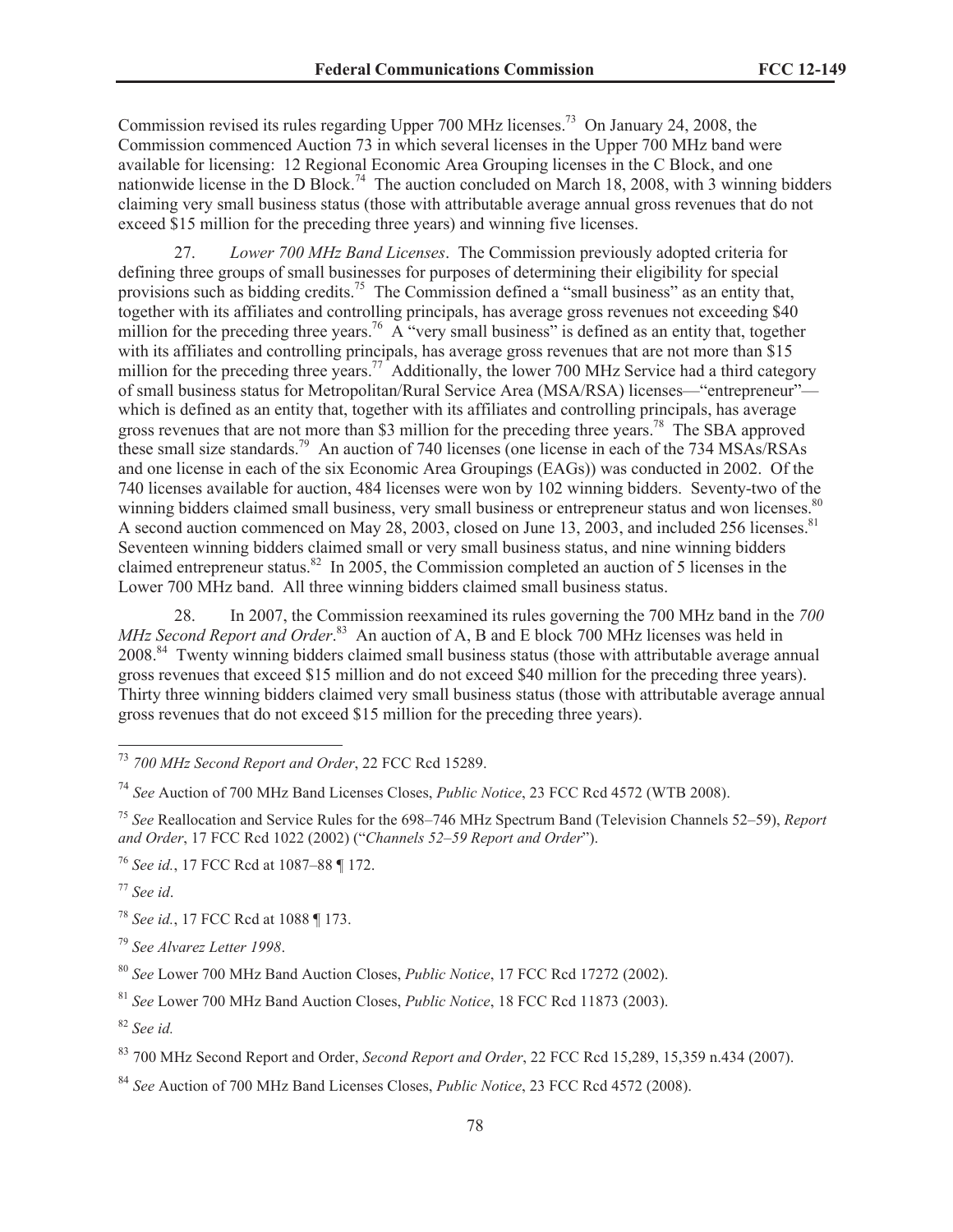Commission revised its rules regarding Upper 700 MHz licenses.[73] On January 24, 2008, the Commission commenced Auction 73 in which several licenses in the Upper 700 MHz band were available for licensing: 12 Regional Economic Area Grouping licenses in the C Block, and one nationwide license in the D Block.[74] The auction concluded on March 18, 2008, with 3 winning bidders claiming very small business status (those with attributable average annual gross revenues that do not exceed $15 million for the preceding three years) and winning five licenses.

27. *Lower 700 MHz Band Licenses*. The Commission previously adopted criteria for defining three groups of small businesses for purposes of determining their eligibility for special provisions such as bidding credits.[75] The Commission defined a "small business" as an entity that, together with its affiliates and controlling principals, has average gross revenues not exceeding $40 million for the preceding three years.[76] A "very small business" is defined as an entity that, together with its affiliates and controlling principals, has average gross revenues that are not more than $15 million for the preceding three years.[77] Additionally, the lower 700 MHz Service had a third category of small business status for Metropolitan/Rural Service Area (MSA/RSA) licenses—"entrepreneur"—which is defined as an entity that, together with its affiliates and controlling principals, has average gross revenues that are not more than $3 million for the preceding three years.[78] The SBA approved these small size standards.[79] An auction of 740 licenses (one license in each of the 734 MSAs/RSAs and one license in each of the six Economic Area Groupings (EAGs)) was conducted in 2002. Of the 740 licenses available for auction, 484 licenses were won by 102 winning bidders. Seventy-two of the winning bidders claimed small business, very small business or entrepreneur status and won licenses.[80] A second auction commenced on May 28, 2003, closed on June 13, 2003, and included 256 licenses.[81] Seventeen winning bidders claimed small or very small business status, and nine winning bidders claimed entrepreneur status.[82] In 2005, the Commission completed an auction of 5 licenses in the Lower 700 MHz band. All three winning bidders claimed small business status.

28. In 2007, the Commission reexamined its rules governing the 700 MHz band in the *700 MHz Second Report and Order*.[83] An auction of A, B and E block 700 MHz licenses was held in 2008.[84] Twenty winning bidders claimed small business status (those with attributable average annual gross revenues that exceed $15 million and do not exceed $40 million for the preceding three years). Thirty three winning bidders claimed very small business status (those with attributable average annual gross revenues that do not exceed $15 million for the preceding three years).

---

[73] *700 MHz Second Report and Order*, 22 FCC Rcd 15289.

[74] *See* Auction of 700 MHz Band Licenses Closes, *Public Notice*, 23 FCC Rcd 4572 (WTB 2008).

[75] *See* Reallocation and Service Rules for the 698–746 MHz Spectrum Band (Television Channels 52–59), *Report and Order*, 17 FCC Rcd 1022 (2002) ("*Channels 52–59 Report and Order*").

[76] *See id.*, 17 FCC Rcd at 1087–88 ¶ 172.

[77] *See id*.

[78] *See id.*, 17 FCC Rcd at 1088 ¶ 173.

[79] *See Alvarez Letter 1998*.

[80] *See* Lower 700 MHz Band Auction Closes, *Public Notice*, 17 FCC Rcd 17272 (2002).

[81] *See* Lower 700 MHz Band Auction Closes, *Public Notice*, 18 FCC Rcd 11873 (2003).

[82] *See id.*

[83] 700 MHz Second Report and Order, *Second Report and Order*, 22 FCC Rcd 15,289, 15,359 n.434 (2007).

[84] *See* Auction of 700 MHz Band Licenses Closes, *Public Notice*, 23 FCC Rcd 4572 (2008).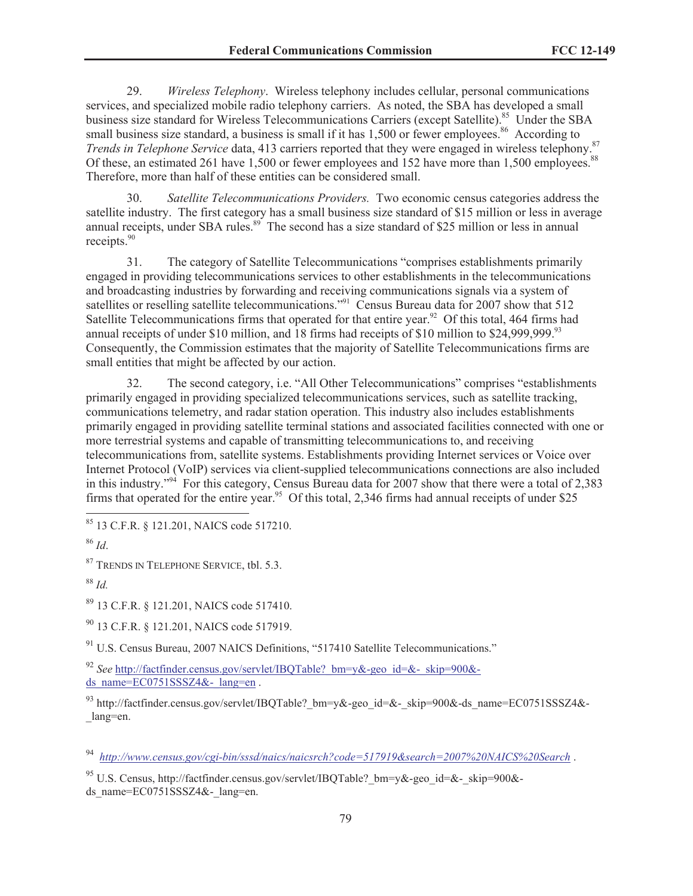29. *Wireless Telephony*. Wireless telephony includes cellular, personal communications services, and specialized mobile radio telephony carriers. As noted, the SBA has developed a small business size standard for Wireless Telecommunications Carriers (except Satellite).[85] Under the SBA small business size standard, a business is small if it has 1,500 or fewer employees.[86] According to *Trends in Telephone Service* data, 413 carriers reported that they were engaged in wireless telephony.[87] Of these, an estimated 261 have 1,500 or fewer employees and 152 have more than 1,500 employees.[88] Therefore, more than half of these entities can be considered small.

30. *Satellite Telecommunications Providers.* Two economic census categories address the satellite industry. The first category has a small business size standard of $15 million or less in average annual receipts, under SBA rules.[89] The second has a size standard of $25 million or less in annual receipts.[90]

31. The category of Satellite Telecommunications "comprises establishments primarily engaged in providing telecommunications services to other establishments in the telecommunications and broadcasting industries by forwarding and receiving communications signals via a system of satellites or reselling satellite telecommunications."[91] Census Bureau data for 2007 show that 512 Satellite Telecommunications firms that operated for that entire year.[92] Of this total, 464 firms had annual receipts of under $10 million, and 18 firms had receipts of $10 million to $24,999,999.[93] Consequently, the Commission estimates that the majority of Satellite Telecommunications firms are small entities that might be affected by our action.

32. The second category, i.e. "All Other Telecommunications" comprises "establishments primarily engaged in providing specialized telecommunications services, such as satellite tracking, communications telemetry, and radar station operation. This industry also includes establishments primarily engaged in providing satellite terminal stations and associated facilities connected with one or more terrestrial systems and capable of transmitting telecommunications to, and receiving telecommunications from, satellite systems. Establishments providing Internet services or Voice over Internet Protocol (VoIP) services via client-supplied telecommunications connections are also included in this industry."[94] For this category, Census Bureau data for 2007 show that there were a total of 2,383 firms that operated for the entire year.[95] Of this total, 2,346 firms had annual receipts of under $25

---

[85] 13 C.F.R. § 121.201, NAICS code 517210.

[86] *Id*.

[87] Trends in Telephone Service, tbl. 5.3.

[88] *Id.*

[89] 13 C.F.R. § 121.201, NAICS code 517410.

[90] 13 C.F.R. § 121.201, NAICS code 517919.

[91] U.S. Census Bureau, 2007 NAICS Definitions, "517410 Satellite Telecommunications."

[92] *See* http://factfinder.census.gov/servlet/IBQTable?_bm=y&-geo_id=&-_skip=900&-ds_name=EC0751SSSZ4&-_lang=en .

[93] http://factfinder.census.gov/servlet/IBQTable?_bm=y&-geo_id=&-_skip=900&-ds_name=EC0751SSSZ4&-_lang=en.

[94] *http://www.census.gov/cgi-bin/sssd/naics/naicsrch?code=517919&search=2007%20NAICS%20Search* .

[95] U.S. Census, http://factfinder.census.gov/servlet/IBQTable?_bm=y&-geo_id=&-_skip=900&-ds_name=EC0751SSSZ4&-_lang=en.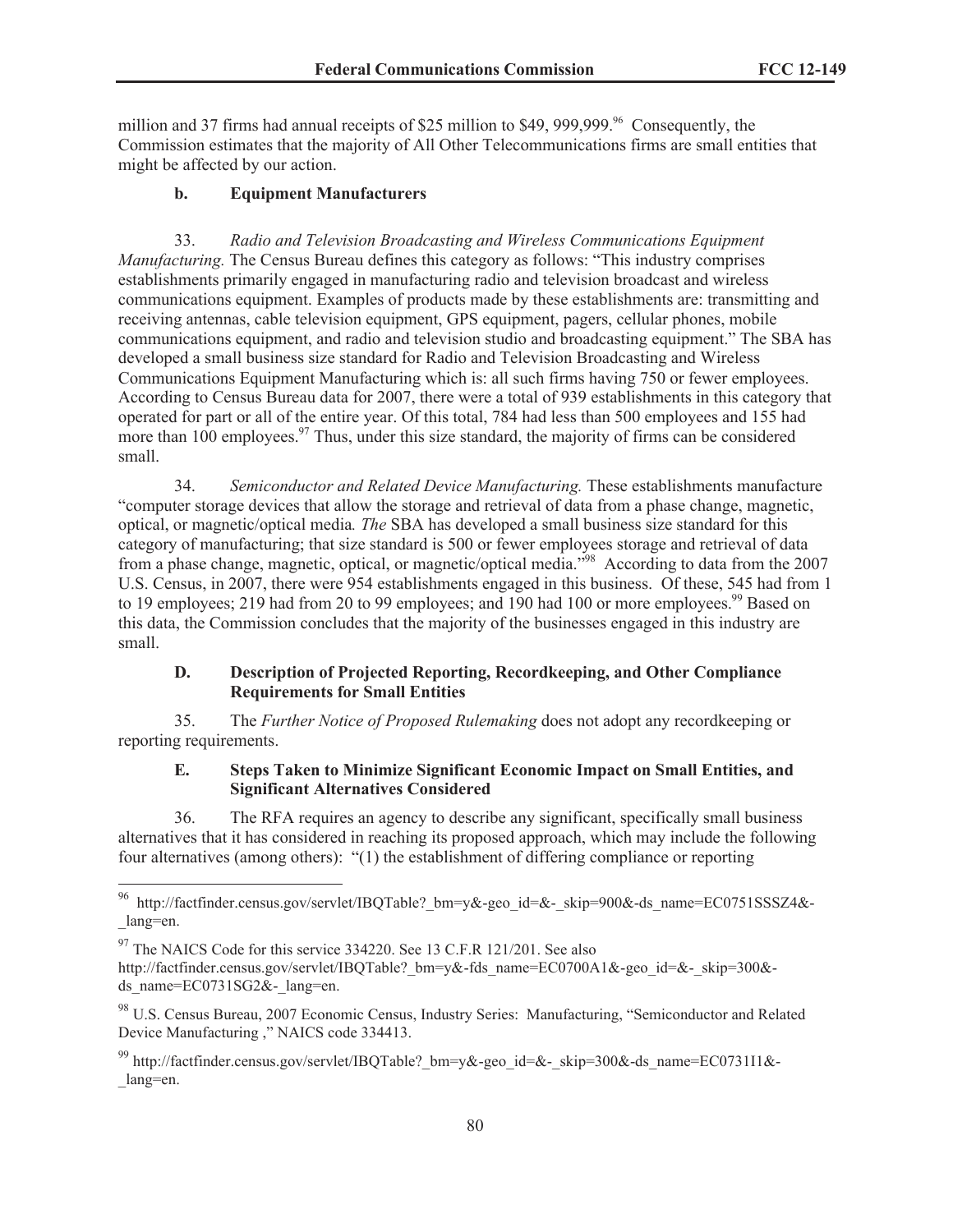million and 37 firms had annual receipts of $25 million to $49, 999,999.[96] Consequently, the Commission estimates that the majority of All Other Telecommunications firms are small entities that might be affected by our action.

### b. Equipment Manufacturers

33. *Radio and Television Broadcasting and Wireless Communications Equipment Manufacturing.* The Census Bureau defines this category as follows: "This industry comprises establishments primarily engaged in manufacturing radio and television broadcast and wireless communications equipment. Examples of products made by these establishments are: transmitting and receiving antennas, cable television equipment, GPS equipment, pagers, cellular phones, mobile communications equipment, and radio and television studio and broadcasting equipment." The SBA has developed a small business size standard for Radio and Television Broadcasting and Wireless Communications Equipment Manufacturing which is: all such firms having 750 or fewer employees. According to Census Bureau data for 2007, there were a total of 939 establishments in this category that operated for part or all of the entire year. Of this total, 784 had less than 500 employees and 155 had more than 100 employees.[97] Thus, under this size standard, the majority of firms can be considered small.

34. *Semiconductor and Related Device Manufacturing.* These establishments manufacture "computer storage devices that allow the storage and retrieval of data from a phase change, magnetic, optical, or magnetic/optical media*. The* SBA has developed a small business size standard for this category of manufacturing; that size standard is 500 or fewer employees storage and retrieval of data from a phase change, magnetic, optical, or magnetic/optical media."[98] According to data from the 2007 U.S. Census, in 2007, there were 954 establishments engaged in this business. Of these, 545 had from 1 to 19 employees; 219 had from 20 to 99 employees; and 190 had 100 or more employees.[99] Based on this data, the Commission concludes that the majority of the businesses engaged in this industry are small.

## D. Description of Projected Reporting, Recordkeeping, and Other Compliance Requirements for Small Entities

35. The *Further Notice of Proposed Rulemaking* does not adopt any recordkeeping or reporting requirements.

## E. Steps Taken to Minimize Significant Economic Impact on Small Entities, and Significant Alternatives Considered

36. The RFA requires an agency to describe any significant, specifically small business alternatives that it has considered in reaching its proposed approach, which may include the following four alternatives (among others): "(1) the establishment of differing compliance or reporting

---

[96] http://factfinder.census.gov/servlet/IBQTable?_bm=y&-geo_id=&-_skip=900&-ds_name=EC0751SSSZ4&-_lang=en.

[97] The NAICS Code for this service 334220. See 13 C.F.R 121/201. See also http://factfinder.census.gov/servlet/IBQTable?_bm=y&-fds_name=EC0700A1&-geo_id=&-_skip=300&-ds_name=EC0731SG2&-_lang=en.

[98] U.S. Census Bureau, 2007 Economic Census, Industry Series: Manufacturing, "Semiconductor and Related Device Manufacturing ," NAICS code 334413.

[99] http://factfinder.census.gov/servlet/IBQTable?_bm=y&-geo_id=&-_skip=300&-ds_name=EC0731I1&-_lang=en.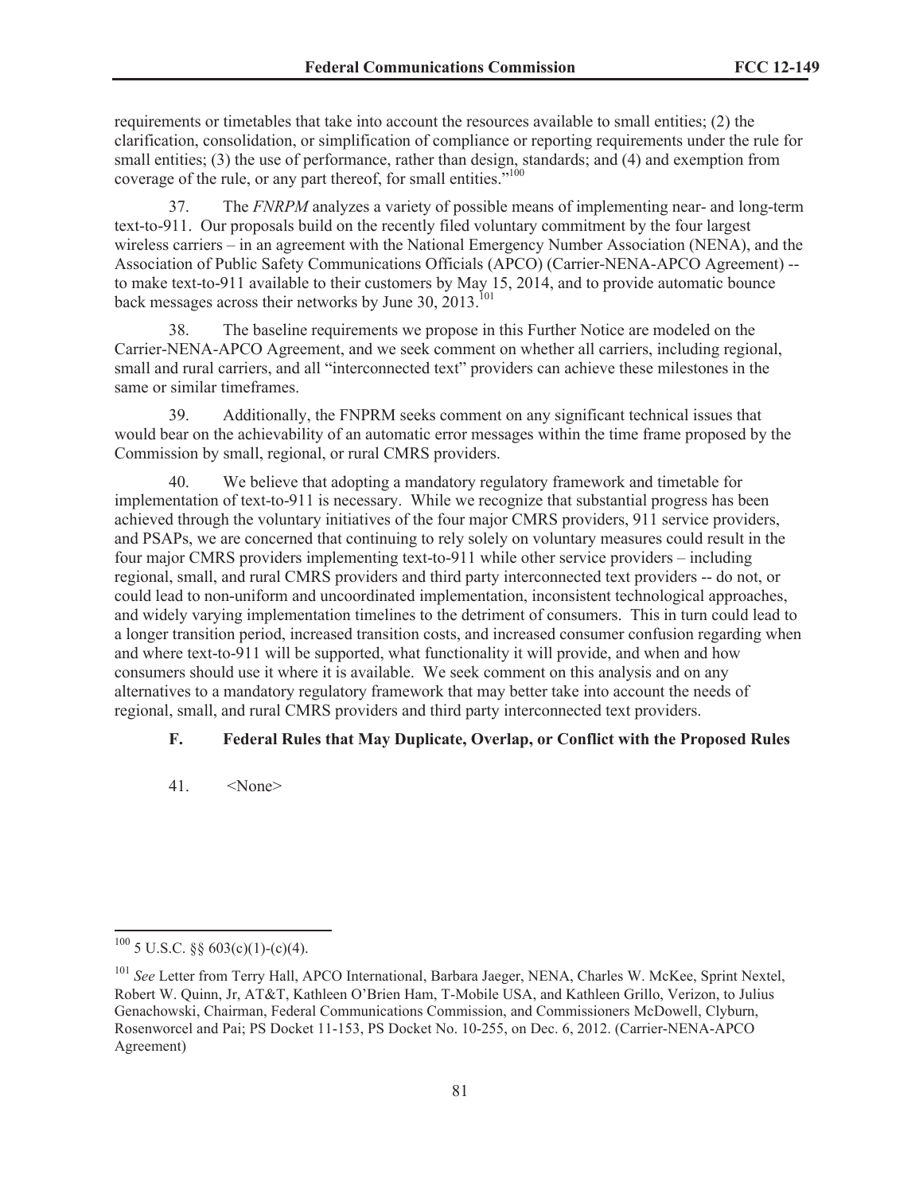requirements or timetables that take into account the resources available to small entities; (2) the clarification, consolidation, or simplification of compliance or reporting requirements under the rule for small entities; (3) the use of performance, rather than design, standards; and (4) and exemption from coverage of the rule, or any part thereof, for small entities."[100]

37. The *FNRPM* analyzes a variety of possible means of implementing near- and long-term text-to-911. Our proposals build on the recently filed voluntary commitment by the four largest wireless carriers – in an agreement with the National Emergency Number Association (NENA), and the Association of Public Safety Communications Officials (APCO) (Carrier-NENA-APCO Agreement) -- to make text-to-911 available to their customers by May 15, 2014, and to provide automatic bounce back messages across their networks by June 30, 2013.[101]

38. The baseline requirements we propose in this Further Notice are modeled on the Carrier-NENA-APCO Agreement, and we seek comment on whether all carriers, including regional, small and rural carriers, and all "interconnected text" providers can achieve these milestones in the same or similar timeframes.

39. Additionally, the FNPRM seeks comment on any significant technical issues that would bear on the achievability of an automatic error messages within the time frame proposed by the Commission by small, regional, or rural CMRS providers.

40. We believe that adopting a mandatory regulatory framework and timetable for implementation of text-to-911 is necessary. While we recognize that substantial progress has been achieved through the voluntary initiatives of the four major CMRS providers, 911 service providers, and PSAPs, we are concerned that continuing to rely solely on voluntary measures could result in the four major CMRS providers implementing text-to-911 while other service providers – including regional, small, and rural CMRS providers and third party interconnected text providers -- do not, or could lead to non-uniform and uncoordinated implementation, inconsistent technological approaches, and widely varying implementation timelines to the detriment of consumers. This in turn could lead to a longer transition period, increased transition costs, and increased consumer confusion regarding when and where text-to-911 will be supported, what functionality it will provide, and when and how consumers should use it where it is available. We seek comment on this analysis and on any alternatives to a mandatory regulatory framework that may better take into account the needs of regional, small, and rural CMRS providers and third party interconnected text providers.

### F. Federal Rules that May Duplicate, Overlap, or Conflict with the Proposed Rules

41. <None>

---

[100] 5 U.S.C. §§ 603(c)(1)-(c)(4).

[101] *See* Letter from Terry Hall, APCO International, Barbara Jaeger, NENA, Charles W. McKee, Sprint Nextel, Robert W. Quinn, Jr, AT&T, Kathleen O'Brien Ham, T-Mobile USA, and Kathleen Grillo, Verizon, to Julius Genachowski, Chairman, Federal Communications Commission, and Commissioners McDowell, Clyburn, Rosenworcel and Pai; PS Docket 11-153, PS Docket No. 10-255, on Dec. 6, 2012. (Carrier-NENA-APCO Agreement)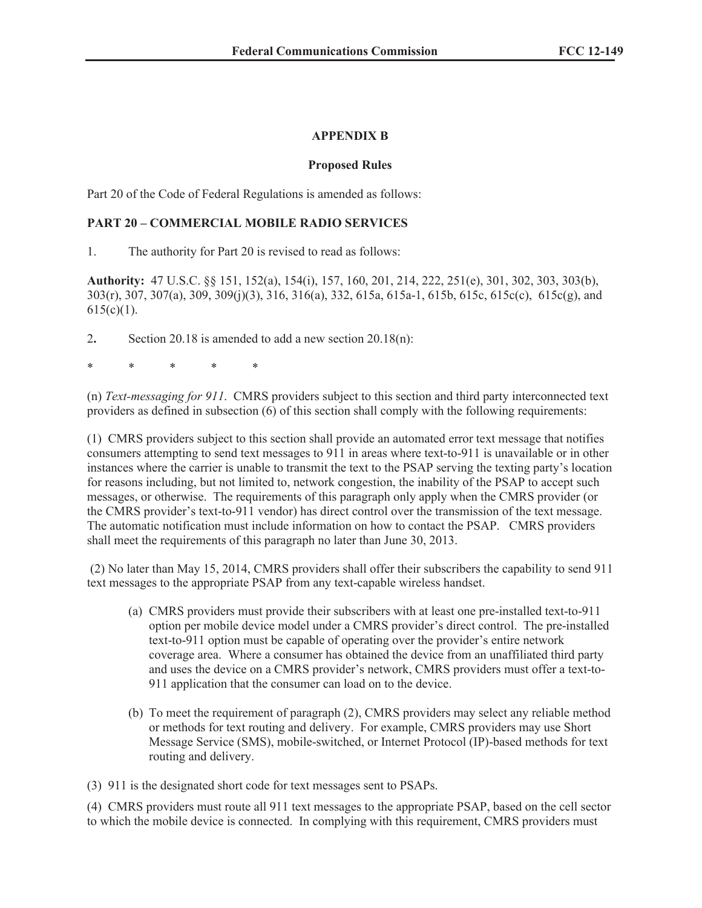## APPENDIX B

### Proposed Rules

Part 20 of the Code of Federal Regulations is amended as follows:

**PART 20 – COMMERCIAL MOBILE RADIO SERVICES**

1. The authority for Part 20 is revised to read as follows:

**Authority:** 47 U.S.C. §§ 151, 152(a), 154(i), 157, 160, 201, 214, 222, 251(e), 301, 302, 303, 303(b), 303(r), 307, 307(a), 309, 309(j)(3), 316, 316(a), 332, 615a, 615a-1, 615b, 615c, 615c(c), 615c(g), and 615(c)(1).

2**.** Section 20.18 is amended to add a new section 20.18(n):

\* \* \* \* \*

(n) *Text-messaging for 911*. CMRS providers subject to this section and third party interconnected text providers as defined in subsection (6) of this section shall comply with the following requirements:

(1) CMRS providers subject to this section shall provide an automated error text message that notifies consumers attempting to send text messages to 911 in areas where text-to-911 is unavailable or in other instances where the carrier is unable to transmit the text to the PSAP serving the texting party's location for reasons including, but not limited to, network congestion, the inability of the PSAP to accept such messages, or otherwise. The requirements of this paragraph only apply when the CMRS provider (or the CMRS provider's text-to-911 vendor) has direct control over the transmission of the text message. The automatic notification must include information on how to contact the PSAP. CMRS providers shall meet the requirements of this paragraph no later than June 30, 2013.

(2) No later than May 15, 2014, CMRS providers shall offer their subscribers the capability to send 911 text messages to the appropriate PSAP from any text-capable wireless handset.

- (a) CMRS providers must provide their subscribers with at least one pre-installed text-to-911 option per mobile device model under a CMRS provider's direct control. The pre-installed text-to-911 option must be capable of operating over the provider's entire network coverage area. Where a consumer has obtained the device from an unaffiliated third party and uses the device on a CMRS provider's network, CMRS providers must offer a text-to-911 application that the consumer can load on to the device.
- (b) To meet the requirement of paragraph (2), CMRS providers may select any reliable method or methods for text routing and delivery. For example, CMRS providers may use Short Message Service (SMS), mobile-switched, or Internet Protocol (IP)-based methods for text routing and delivery.

(3) 911 is the designated short code for text messages sent to PSAPs.

(4) CMRS providers must route all 911 text messages to the appropriate PSAP, based on the cell sector to which the mobile device is connected. In complying with this requirement, CMRS providers must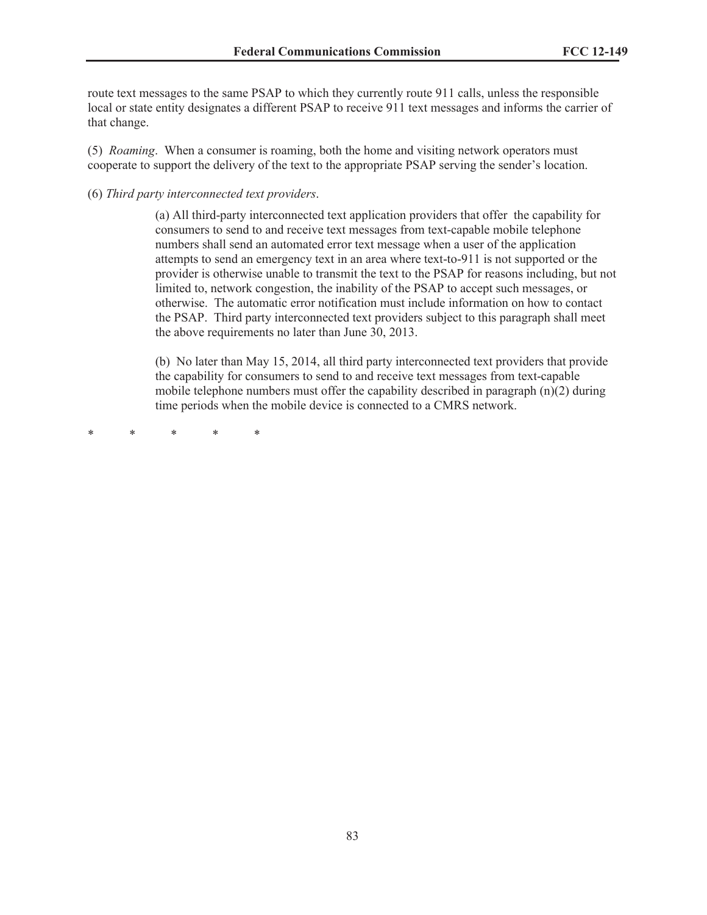route text messages to the same PSAP to which they currently route 911 calls, unless the responsible local or state entity designates a different PSAP to receive 911 text messages and informs the carrier of that change.

(5) *Roaming*. When a consumer is roaming, both the home and visiting network operators must cooperate to support the delivery of the text to the appropriate PSAP serving the sender's location.

(6) *Third party interconnected text providers*.

> (a) All third-party interconnected text application providers that offer the capability for consumers to send to and receive text messages from text-capable mobile telephone numbers shall send an automated error text message when a user of the application attempts to send an emergency text in an area where text-to-911 is not supported or the provider is otherwise unable to transmit the text to the PSAP for reasons including, but not limited to, network congestion, the inability of the PSAP to accept such messages, or otherwise. The automatic error notification must include information on how to contact the PSAP. Third party interconnected text providers subject to this paragraph shall meet the above requirements no later than June 30, 2013.
>
> (b) No later than May 15, 2014, all third party interconnected text providers that provide the capability for consumers to send to and receive text messages from text-capable mobile telephone numbers must offer the capability described in paragraph (n)(2) during time periods when the mobile device is connected to a CMRS network.

\* \* \* \* \*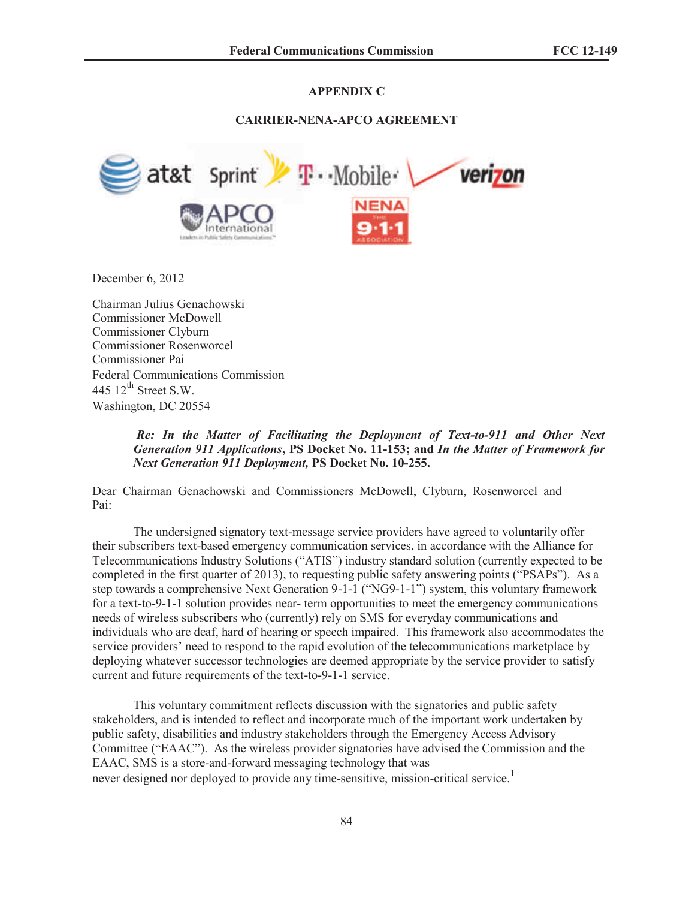# APPENDIX C

## CARRIER-NENA-APCO AGREEMENT

December 6, 2012

Chairman Julius Genachowski
Commissioner McDowell
Commissioner Clyburn
Commissioner Rosenworcel
Commissioner Pai
Federal Communications Commission
445 12th Street S.W.
Washington, DC 20554

> ***Re: In the Matter of Facilitating the Deployment of Text-to-911 and Other Next Generation 911 Applications*, PS Docket No. 11-153; and *In the Matter of Framework for Next Generation 911 Deployment*, PS Docket No. 10-255.**

Dear Chairman Genachowski and Commissioners McDowell, Clyburn, Rosenworcel and Pai:

The undersigned signatory text-message service providers have agreed to voluntarily offer their subscribers text-based emergency communication services, in accordance with the Alliance for Telecommunications Industry Solutions ("ATIS") industry standard solution (currently expected to be completed in the first quarter of 2013), to requesting public safety answering points ("PSAPs"). As a step towards a comprehensive Next Generation 9-1-1 ("NG9-1-1") system, this voluntary framework for a text-to-9-1-1 solution provides near- term opportunities to meet the emergency communications needs of wireless subscribers who (currently) rely on SMS for everyday communications and individuals who are deaf, hard of hearing or speech impaired. This framework also accommodates the service providers' need to respond to the rapid evolution of the telecommunications marketplace by deploying whatever successor technologies are deemed appropriate by the service provider to satisfy current and future requirements of the text-to-9-1-1 service.

This voluntary commitment reflects discussion with the signatories and public safety stakeholders, and is intended to reflect and incorporate much of the important work undertaken by public safety, disabilities and industry stakeholders through the Emergency Access Advisory Committee ("EAAC"). As the wireless provider signatories have advised the Commission and the EAAC, SMS is a store-and-forward messaging technology that was never designed nor deployed to provide any time-sensitive, mission-critical service.[1]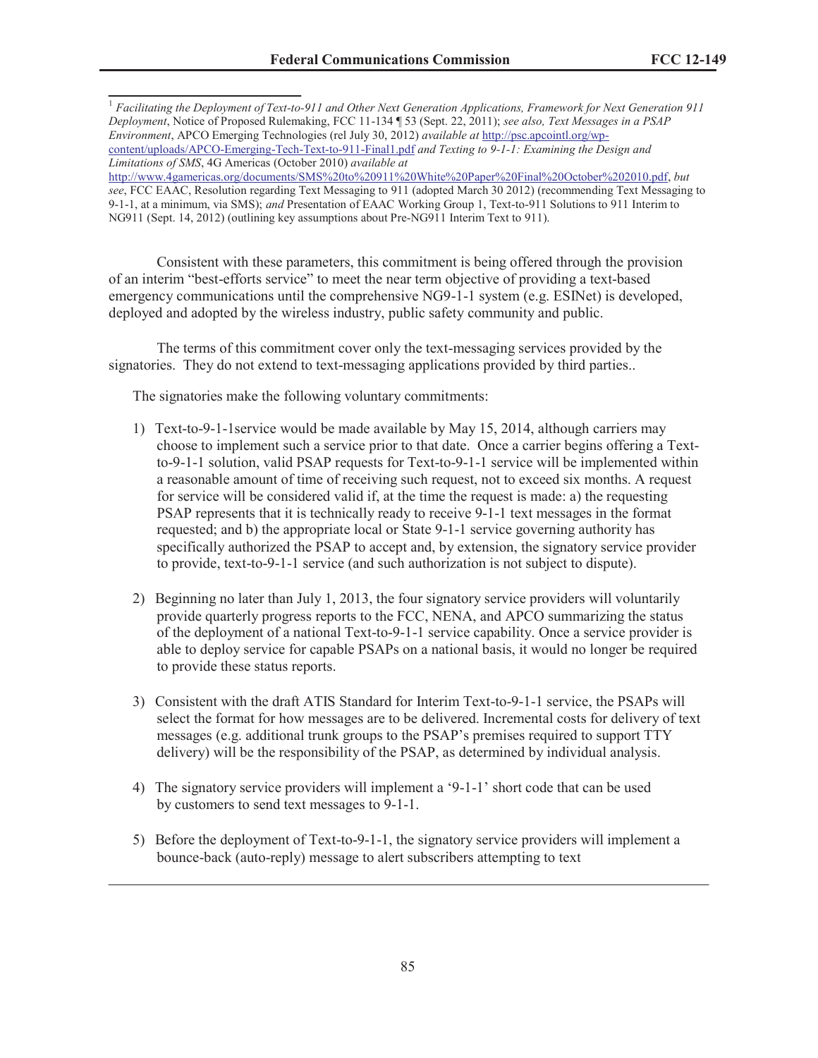[1] *Facilitating the Deployment of Text-to-911 and Other Next Generation Applications, Framework for Next Generation 911 Deployment*, Notice of Proposed Rulemaking, FCC 11-134 ¶ 53 (Sept. 22, 2011); *see also, Text Messages in a PSAP Environment*, APCO Emerging Technologies (rel July 30, 2012) *available at* http://psc.apcointl.org/wp-content/uploads/APCO-Emerging-Tech-Text-to-911-Final1.pdf *and Texting to 9-1-1: Examining the Design and Limitations of SMS*, 4G Americas (October 2010) *available at* http://www.4gamericas.org/documents/SMS%20to%20911%20White%20Paper%20Final%20October%202010.pdf, *but see*, FCC EAAC, Resolution regarding Text Messaging to 911 (adopted March 30 2012) (recommending Text Messaging to 9-1-1, at a minimum, via SMS); *and* Presentation of EAAC Working Group 1, Text-to-911 Solutions to 911 Interim to NG911 (Sept. 14, 2012) (outlining key assumptions about Pre-NG911 Interim Text to 911).

Consistent with these parameters, this commitment is being offered through the provision of an interim "best-efforts service" to meet the near term objective of providing a text-based emergency communications until the comprehensive NG9-1-1 system (e.g. ESINet) is developed, deployed and adopted by the wireless industry, public safety community and public.

The terms of this commitment cover only the text-messaging services provided by the signatories. They do not extend to text-messaging applications provided by third parties..

The signatories make the following voluntary commitments:

1) Text-to-9-1-1service would be made available by May 15, 2014, although carriers may choose to implement such a service prior to that date. Once a carrier begins offering a Text-to-9-1-1 solution, valid PSAP requests for Text-to-9-1-1 service will be implemented within a reasonable amount of time of receiving such request, not to exceed six months. A request for service will be considered valid if, at the time the request is made: a) the requesting PSAP represents that it is technically ready to receive 9-1-1 text messages in the format requested; and b) the appropriate local or State 9-1-1 service governing authority has specifically authorized the PSAP to accept and, by extension, the signatory service provider to provide, text-to-9-1-1 service (and such authorization is not subject to dispute).

2) Beginning no later than July 1, 2013, the four signatory service providers will voluntarily provide quarterly progress reports to the FCC, NENA, and APCO summarizing the status of the deployment of a national Text-to-9-1-1 service capability. Once a service provider is able to deploy service for capable PSAPs on a national basis, it would no longer be required to provide these status reports.

3) Consistent with the draft ATIS Standard for Interim Text-to-9-1-1 service, the PSAPs will select the format for how messages are to be delivered. Incremental costs for delivery of text messages (e.g. additional trunk groups to the PSAP's premises required to support TTY delivery) will be the responsibility of the PSAP, as determined by individual analysis.

4) The signatory service providers will implement a '9-1-1' short code that can be used by customers to send text messages to 9-1-1.

5) Before the deployment of Text-to-9-1-1, the signatory service providers will implement a bounce-back (auto-reply) message to alert subscribers attempting to text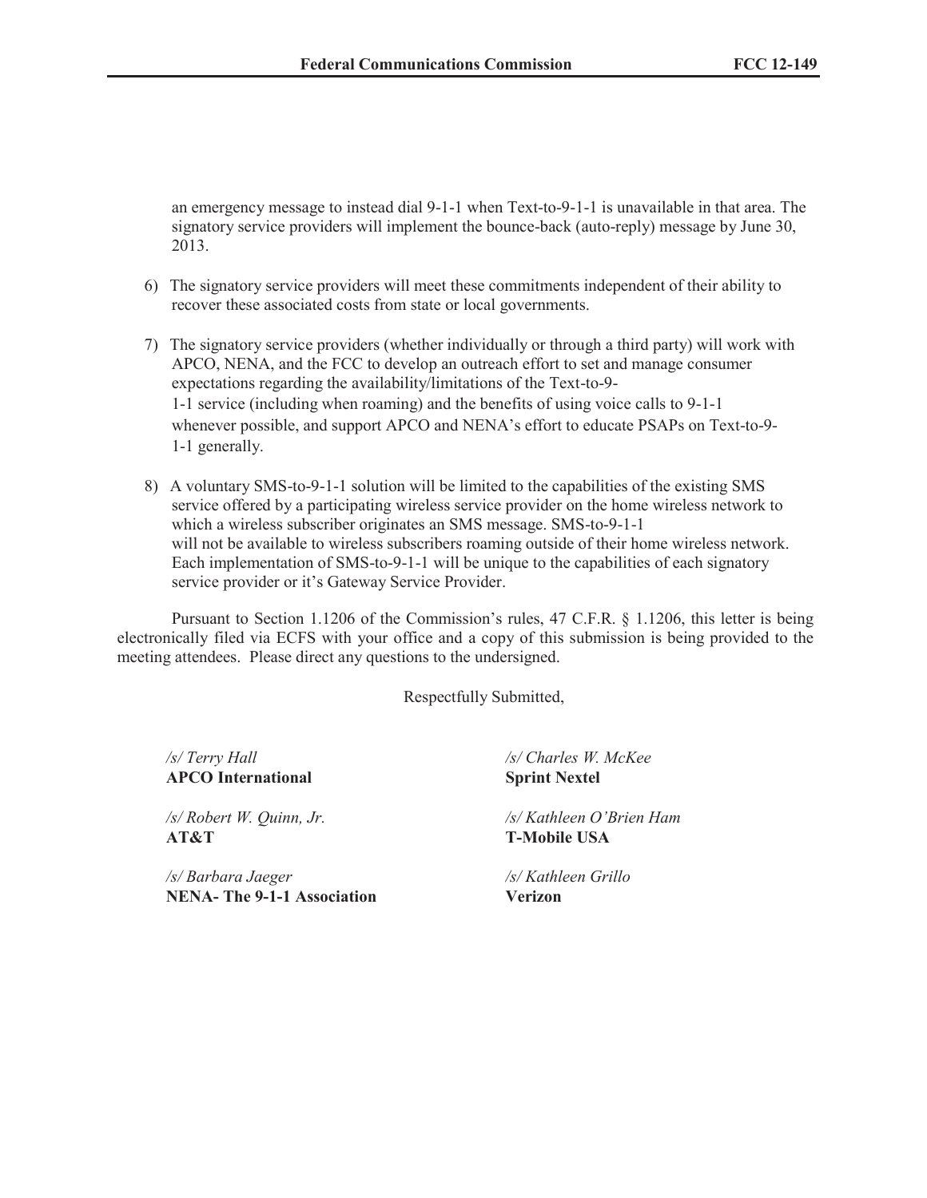an emergency message to instead dial 9-1-1 when Text-to-9-1-1 is unavailable in that area. The signatory service providers will implement the bounce-back (auto-reply) message by June 30, 2013.

6) The signatory service providers will meet these commitments independent of their ability to recover these associated costs from state or local governments.

7) The signatory service providers (whether individually or through a third party) will work with APCO, NENA, and the FCC to develop an outreach effort to set and manage consumer expectations regarding the availability/limitations of the Text-to-9-1-1 service (including when roaming) and the benefits of using voice calls to 9-1-1 whenever possible, and support APCO and NENA's effort to educate PSAPs on Text-to-9-1-1 generally.

8) A voluntary SMS-to-9-1-1 solution will be limited to the capabilities of the existing SMS service offered by a participating wireless service provider on the home wireless network to which a wireless subscriber originates an SMS message. SMS-to-9-1-1 will not be available to wireless subscribers roaming outside of their home wireless network. Each implementation of SMS-to-9-1-1 will be unique to the capabilities of each signatory service provider or it's Gateway Service Provider.

Pursuant to Section 1.1206 of the Commission's rules, 47 C.F.R. § 1.1206, this letter is being electronically filed via ECFS with your office and a copy of this submission is being provided to the meeting attendees. Please direct any questions to the undersigned.

Respectfully Submitted,

*/s/ Terry Hall*
**APCO International**

*/s/ Robert W. Quinn, Jr.*
**AT&T**

*/s/ Barbara Jaeger*
**NENA- The 9-1-1 Association**

*/s/ Charles W. McKee*
**Sprint Nextel**

*/s/ Kathleen O'Brien Ham*
**T-Mobile USA**

*/s/ Kathleen Grillo*
**Verizon**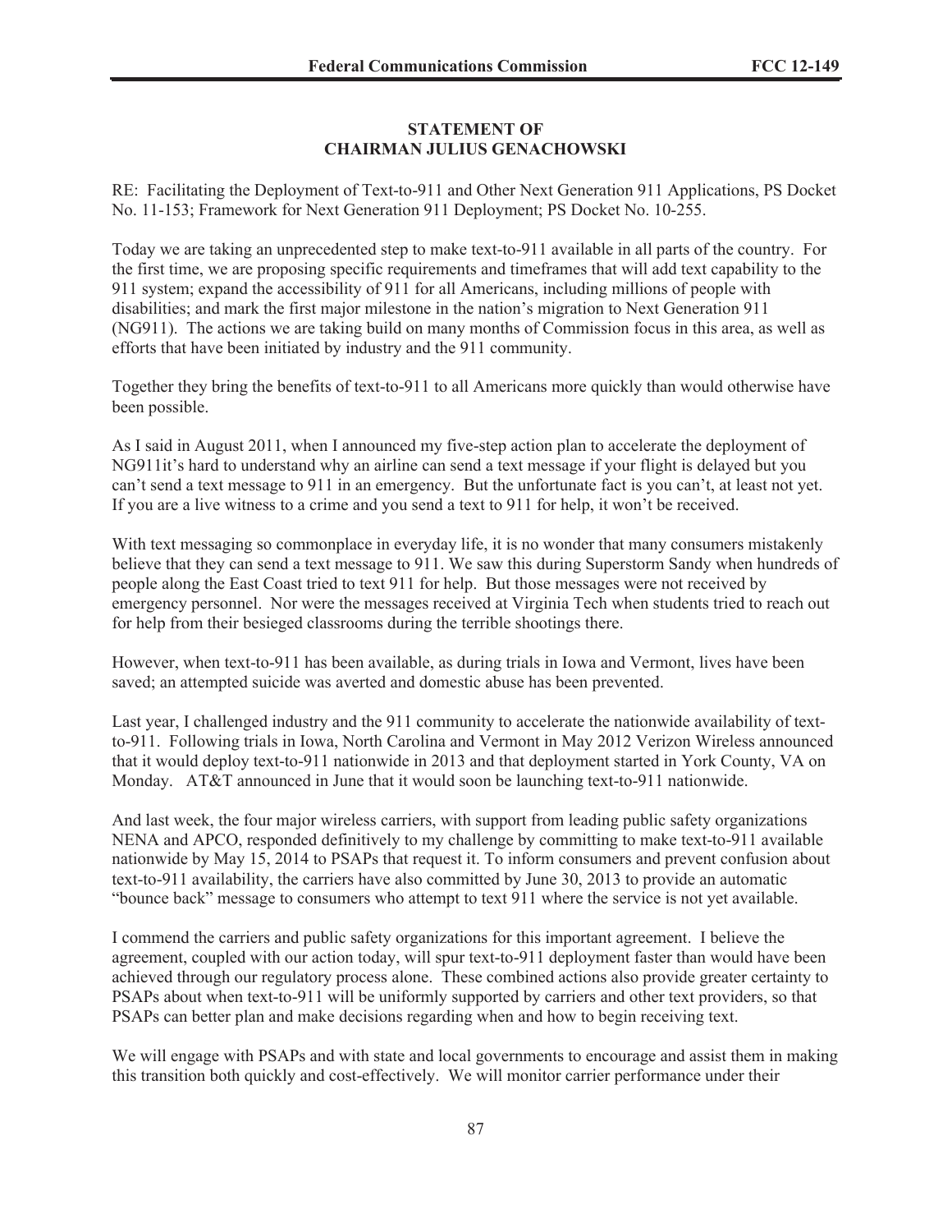**STATEMENT OF**
**CHAIRMAN JULIUS GENACHOWSKI**

RE: Facilitating the Deployment of Text-to-911 and Other Next Generation 911 Applications, PS Docket No. 11-153; Framework for Next Generation 911 Deployment; PS Docket No. 10-255.

Today we are taking an unprecedented step to make text-to-911 available in all parts of the country. For the first time, we are proposing specific requirements and timeframes that will add text capability to the 911 system; expand the accessibility of 911 for all Americans, including millions of people with disabilities; and mark the first major milestone in the nation's migration to Next Generation 911 (NG911). The actions we are taking build on many months of Commission focus in this area, as well as efforts that have been initiated by industry and the 911 community.

Together they bring the benefits of text-to-911 to all Americans more quickly than would otherwise have been possible.

As I said in August 2011, when I announced my five-step action plan to accelerate the deployment of NG911it's hard to understand why an airline can send a text message if your flight is delayed but you can't send a text message to 911 in an emergency. But the unfortunate fact is you can't, at least not yet. If you are a live witness to a crime and you send a text to 911 for help, it won't be received.

With text messaging so commonplace in everyday life, it is no wonder that many consumers mistakenly believe that they can send a text message to 911. We saw this during Superstorm Sandy when hundreds of people along the East Coast tried to text 911 for help. But those messages were not received by emergency personnel. Nor were the messages received at Virginia Tech when students tried to reach out for help from their besieged classrooms during the terrible shootings there.

However, when text-to-911 has been available, as during trials in Iowa and Vermont, lives have been saved; an attempted suicide was averted and domestic abuse has been prevented.

Last year, I challenged industry and the 911 community to accelerate the nationwide availability of text-to-911. Following trials in Iowa, North Carolina and Vermont in May 2012 Verizon Wireless announced that it would deploy text-to-911 nationwide in 2013 and that deployment started in York County, VA on Monday. AT&T announced in June that it would soon be launching text-to-911 nationwide.

And last week, the four major wireless carriers, with support from leading public safety organizations NENA and APCO, responded definitively to my challenge by committing to make text-to-911 available nationwide by May 15, 2014 to PSAPs that request it. To inform consumers and prevent confusion about text-to-911 availability, the carriers have also committed by June 30, 2013 to provide an automatic "bounce back" message to consumers who attempt to text 911 where the service is not yet available.

I commend the carriers and public safety organizations for this important agreement. I believe the agreement, coupled with our action today, will spur text-to-911 deployment faster than would have been achieved through our regulatory process alone. These combined actions also provide greater certainty to PSAPs about when text-to-911 will be uniformly supported by carriers and other text providers, so that PSAPs can better plan and make decisions regarding when and how to begin receiving text.

We will engage with PSAPs and with state and local governments to encourage and assist them in making this transition both quickly and cost-effectively. We will monitor carrier performance under their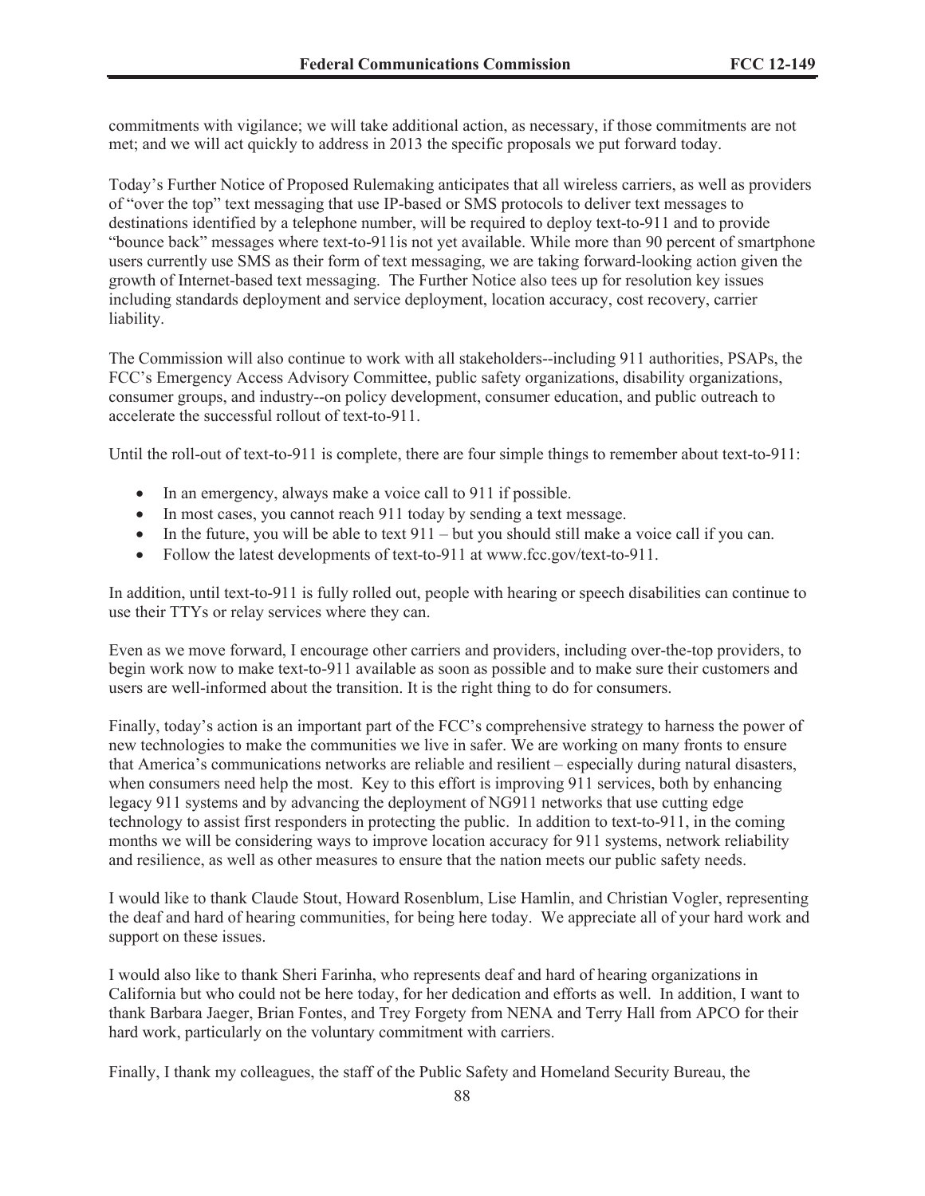commitments with vigilance; we will take additional action, as necessary, if those commitments are not met; and we will act quickly to address in 2013 the specific proposals we put forward today.

Today's Further Notice of Proposed Rulemaking anticipates that all wireless carriers, as well as providers of "over the top" text messaging that use IP-based or SMS protocols to deliver text messages to destinations identified by a telephone number, will be required to deploy text-to-911 and to provide "bounce back" messages where text-to-911is not yet available. While more than 90 percent of smartphone users currently use SMS as their form of text messaging, we are taking forward-looking action given the growth of Internet-based text messaging. The Further Notice also tees up for resolution key issues including standards deployment and service deployment, location accuracy, cost recovery, carrier liability.

The Commission will also continue to work with all stakeholders--including 911 authorities, PSAPs, the FCC's Emergency Access Advisory Committee, public safety organizations, disability organizations, consumer groups, and industry--on policy development, consumer education, and public outreach to accelerate the successful rollout of text-to-911.

Until the roll-out of text-to-911 is complete, there are four simple things to remember about text-to-911:

- In an emergency, always make a voice call to 911 if possible.
- In most cases, you cannot reach 911 today by sending a text message.
- In the future, you will be able to text 911 – but you should still make a voice call if you can.
- Follow the latest developments of text-to-911 at www.fcc.gov/text-to-911.

In addition, until text-to-911 is fully rolled out, people with hearing or speech disabilities can continue to use their TTYs or relay services where they can.

Even as we move forward, I encourage other carriers and providers, including over-the-top providers, to begin work now to make text-to-911 available as soon as possible and to make sure their customers and users are well-informed about the transition. It is the right thing to do for consumers.

Finally, today's action is an important part of the FCC's comprehensive strategy to harness the power of new technologies to make the communities we live in safer. We are working on many fronts to ensure that America's communications networks are reliable and resilient – especially during natural disasters, when consumers need help the most. Key to this effort is improving 911 services, both by enhancing legacy 911 systems and by advancing the deployment of NG911 networks that use cutting edge technology to assist first responders in protecting the public. In addition to text-to-911, in the coming months we will be considering ways to improve location accuracy for 911 systems, network reliability and resilience, as well as other measures to ensure that the nation meets our public safety needs.

I would like to thank Claude Stout, Howard Rosenblum, Lise Hamlin, and Christian Vogler, representing the deaf and hard of hearing communities, for being here today. We appreciate all of your hard work and support on these issues.

I would also like to thank Sheri Farinha, who represents deaf and hard of hearing organizations in California but who could not be here today, for her dedication and efforts as well. In addition, I want to thank Barbara Jaeger, Brian Fontes, and Trey Forgety from NENA and Terry Hall from APCO for their hard work, particularly on the voluntary commitment with carriers.

Finally, I thank my colleagues, the staff of the Public Safety and Homeland Security Bureau, the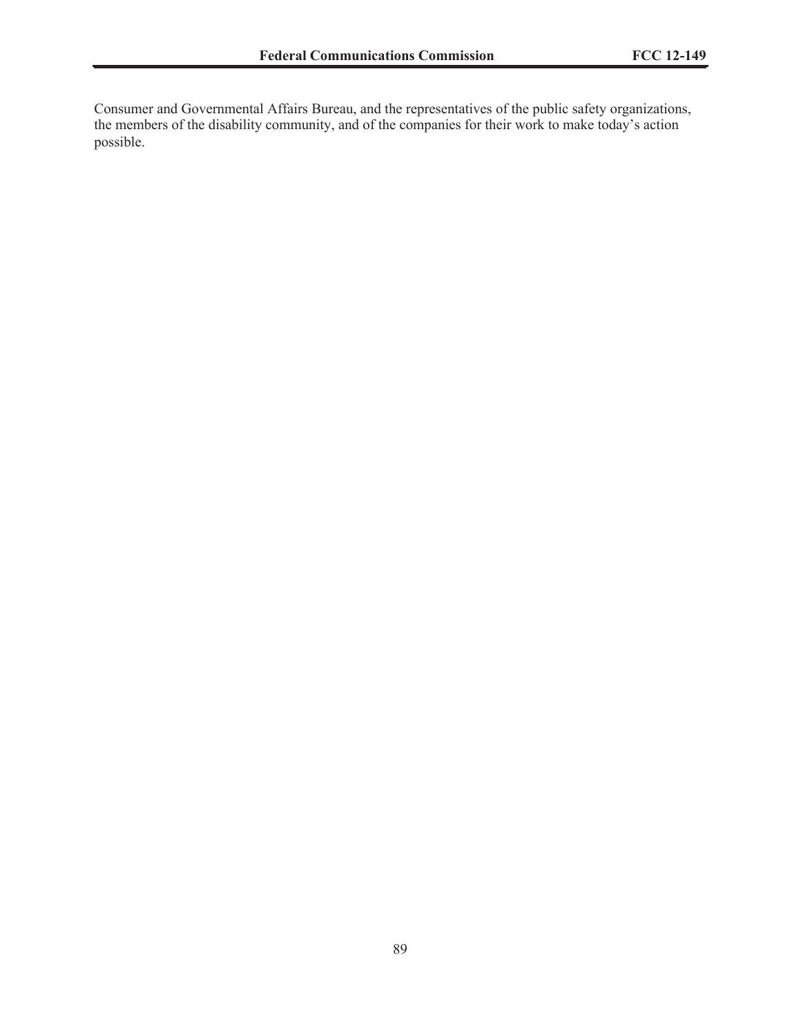Consumer and Governmental Affairs Bureau, and the representatives of the public safety organizations, the members of the disability community, and of the companies for their work to make today's action possible.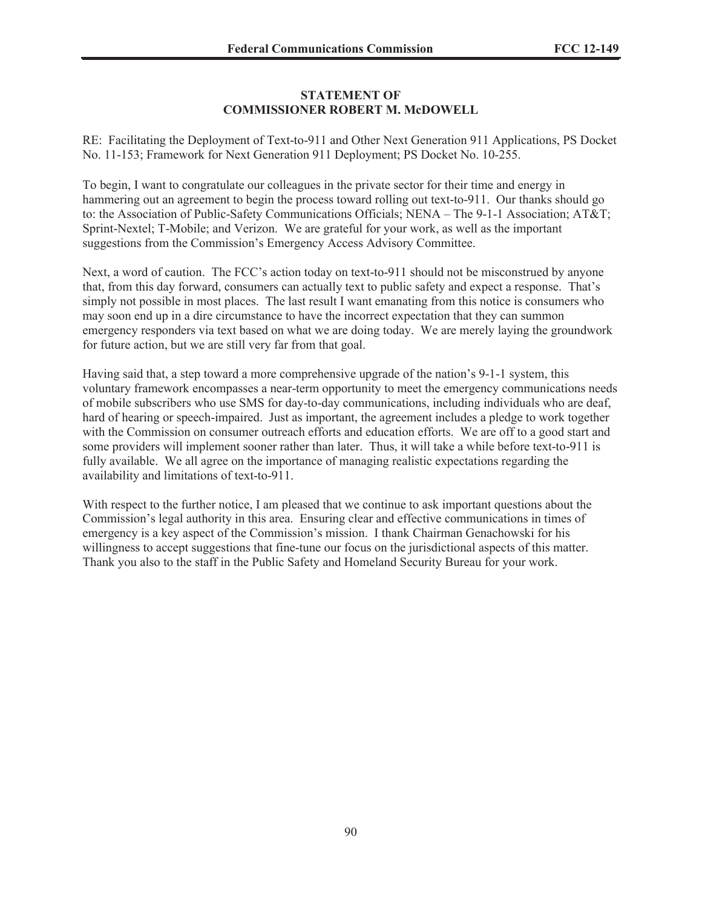**STATEMENT OF**
**COMMISSIONER ROBERT M. McDOWELL**

RE: Facilitating the Deployment of Text-to-911 and Other Next Generation 911 Applications, PS Docket No. 11-153; Framework for Next Generation 911 Deployment; PS Docket No. 10-255.

To begin, I want to congratulate our colleagues in the private sector for their time and energy in hammering out an agreement to begin the process toward rolling out text-to-911. Our thanks should go to: the Association of Public-Safety Communications Officials; NENA – The 9-1-1 Association; AT&T; Sprint-Nextel; T-Mobile; and Verizon. We are grateful for your work, as well as the important suggestions from the Commission's Emergency Access Advisory Committee.

Next, a word of caution. The FCC's action today on text-to-911 should not be misconstrued by anyone that, from this day forward, consumers can actually text to public safety and expect a response. That's simply not possible in most places. The last result I want emanating from this notice is consumers who may soon end up in a dire circumstance to have the incorrect expectation that they can summon emergency responders via text based on what we are doing today. We are merely laying the groundwork for future action, but we are still very far from that goal.

Having said that, a step toward a more comprehensive upgrade of the nation's 9-1-1 system, this voluntary framework encompasses a near-term opportunity to meet the emergency communications needs of mobile subscribers who use SMS for day-to-day communications, including individuals who are deaf, hard of hearing or speech-impaired. Just as important, the agreement includes a pledge to work together with the Commission on consumer outreach efforts and education efforts. We are off to a good start and some providers will implement sooner rather than later. Thus, it will take a while before text-to-911 is fully available. We all agree on the importance of managing realistic expectations regarding the availability and limitations of text-to-911.

With respect to the further notice, I am pleased that we continue to ask important questions about the Commission's legal authority in this area. Ensuring clear and effective communications in times of emergency is a key aspect of the Commission's mission. I thank Chairman Genachowski for his willingness to accept suggestions that fine-tune our focus on the jurisdictional aspects of this matter. Thank you also to the staff in the Public Safety and Homeland Security Bureau for your work.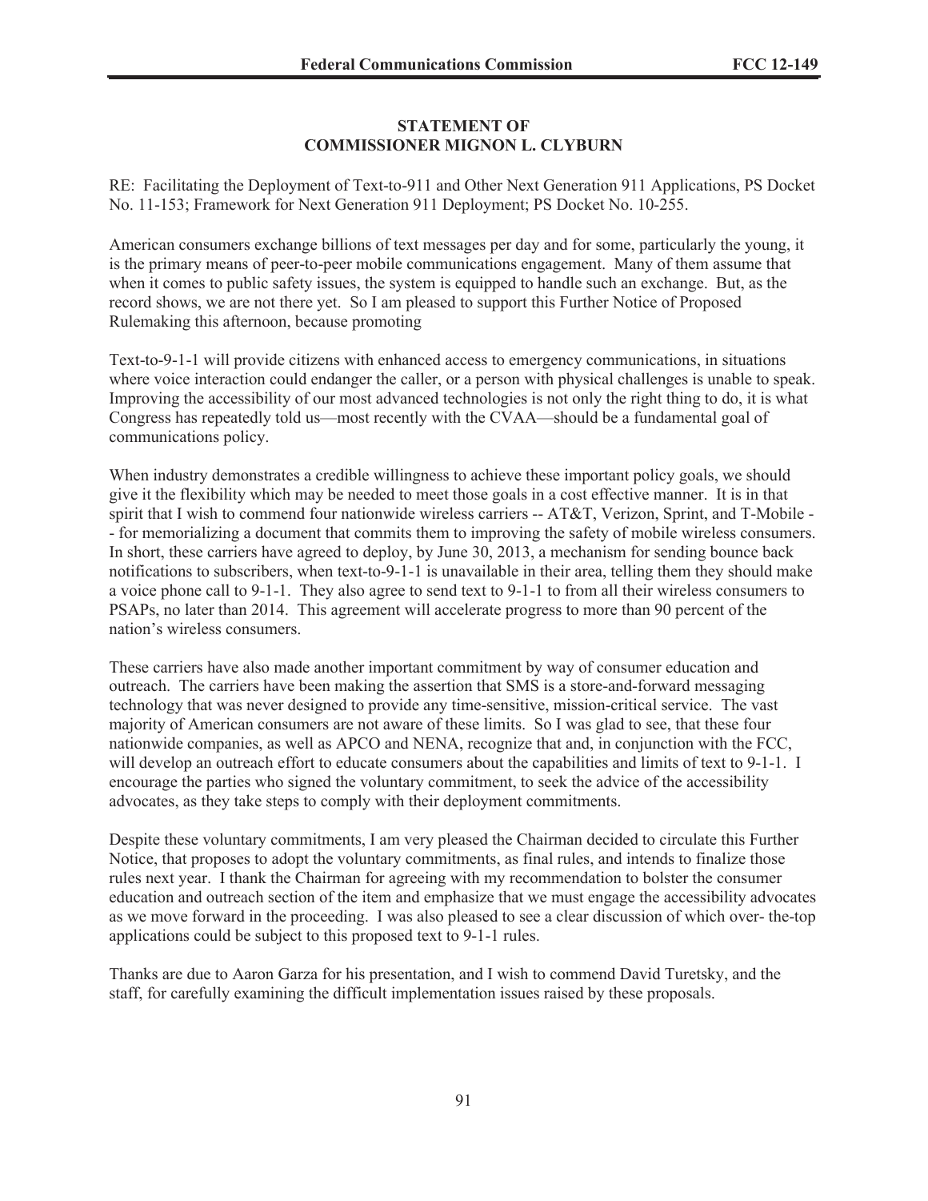**STATEMENT OF**
**COMMISSIONER MIGNON L. CLYBURN**

RE: Facilitating the Deployment of Text-to-911 and Other Next Generation 911 Applications, PS Docket No. 11-153; Framework for Next Generation 911 Deployment; PS Docket No. 10-255.

American consumers exchange billions of text messages per day and for some, particularly the young, it is the primary means of peer-to-peer mobile communications engagement. Many of them assume that when it comes to public safety issues, the system is equipped to handle such an exchange. But, as the record shows, we are not there yet. So I am pleased to support this Further Notice of Proposed Rulemaking this afternoon, because promoting

Text-to-9-1-1 will provide citizens with enhanced access to emergency communications, in situations where voice interaction could endanger the caller, or a person with physical challenges is unable to speak. Improving the accessibility of our most advanced technologies is not only the right thing to do, it is what Congress has repeatedly told us—most recently with the CVAA—should be a fundamental goal of communications policy.

When industry demonstrates a credible willingness to achieve these important policy goals, we should give it the flexibility which may be needed to meet those goals in a cost effective manner. It is in that spirit that I wish to commend four nationwide wireless carriers -- AT&T, Verizon, Sprint, and T-Mobile -- for memorializing a document that commits them to improving the safety of mobile wireless consumers. In short, these carriers have agreed to deploy, by June 30, 2013, a mechanism for sending bounce back notifications to subscribers, when text-to-9-1-1 is unavailable in their area, telling them they should make a voice phone call to 9-1-1. They also agree to send text to 9-1-1 to from all their wireless consumers to PSAPs, no later than 2014. This agreement will accelerate progress to more than 90 percent of the nation's wireless consumers.

These carriers have also made another important commitment by way of consumer education and outreach. The carriers have been making the assertion that SMS is a store-and-forward messaging technology that was never designed to provide any time-sensitive, mission-critical service. The vast majority of American consumers are not aware of these limits. So I was glad to see, that these four nationwide companies, as well as APCO and NENA, recognize that and, in conjunction with the FCC, will develop an outreach effort to educate consumers about the capabilities and limits of text to 9-1-1. I encourage the parties who signed the voluntary commitment, to seek the advice of the accessibility advocates, as they take steps to comply with their deployment commitments.

Despite these voluntary commitments, I am very pleased the Chairman decided to circulate this Further Notice, that proposes to adopt the voluntary commitments, as final rules, and intends to finalize those rules next year. I thank the Chairman for agreeing with my recommendation to bolster the consumer education and outreach section of the item and emphasize that we must engage the accessibility advocates as we move forward in the proceeding. I was also pleased to see a clear discussion of which over- the-top applications could be subject to this proposed text to 9-1-1 rules.

Thanks are due to Aaron Garza for his presentation, and I wish to commend David Turetsky, and the staff, for carefully examining the difficult implementation issues raised by these proposals.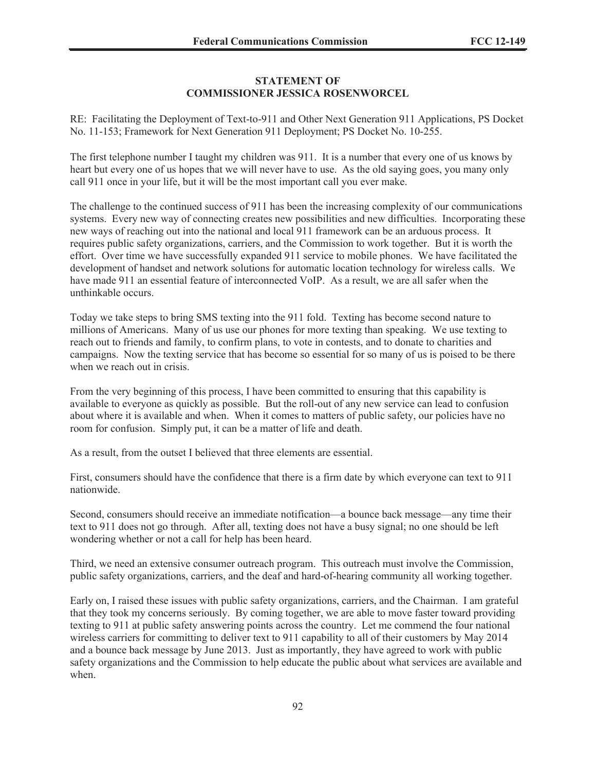**STATEMENT OF**
**COMMISSIONER JESSICA ROSENWORCEL**

RE: Facilitating the Deployment of Text-to-911 and Other Next Generation 911 Applications, PS Docket No. 11-153; Framework for Next Generation 911 Deployment; PS Docket No. 10-255.

The first telephone number I taught my children was 911. It is a number that every one of us knows by heart but every one of us hopes that we will never have to use. As the old saying goes, you many only call 911 once in your life, but it will be the most important call you ever make.

The challenge to the continued success of 911 has been the increasing complexity of our communications systems. Every new way of connecting creates new possibilities and new difficulties. Incorporating these new ways of reaching out into the national and local 911 framework can be an arduous process. It requires public safety organizations, carriers, and the Commission to work together. But it is worth the effort. Over time we have successfully expanded 911 service to mobile phones. We have facilitated the development of handset and network solutions for automatic location technology for wireless calls. We have made 911 an essential feature of interconnected VoIP. As a result, we are all safer when the unthinkable occurs.

Today we take steps to bring SMS texting into the 911 fold. Texting has become second nature to millions of Americans. Many of us use our phones for more texting than speaking. We use texting to reach out to friends and family, to confirm plans, to vote in contests, and to donate to charities and campaigns. Now the texting service that has become so essential for so many of us is poised to be there when we reach out in crisis.

From the very beginning of this process, I have been committed to ensuring that this capability is available to everyone as quickly as possible. But the roll-out of any new service can lead to confusion about where it is available and when. When it comes to matters of public safety, our policies have no room for confusion. Simply put, it can be a matter of life and death.

As a result, from the outset I believed that three elements are essential.

First, consumers should have the confidence that there is a firm date by which everyone can text to 911 nationwide.

Second, consumers should receive an immediate notification—a bounce back message—any time their text to 911 does not go through. After all, texting does not have a busy signal; no one should be left wondering whether or not a call for help has been heard.

Third, we need an extensive consumer outreach program. This outreach must involve the Commission, public safety organizations, carriers, and the deaf and hard-of-hearing community all working together.

Early on, I raised these issues with public safety organizations, carriers, and the Chairman. I am grateful that they took my concerns seriously. By coming together, we are able to move faster toward providing texting to 911 at public safety answering points across the country. Let me commend the four national wireless carriers for committing to deliver text to 911 capability to all of their customers by May 2014 and a bounce back message by June 2013. Just as importantly, they have agreed to work with public safety organizations and the Commission to help educate the public about what services are available and when.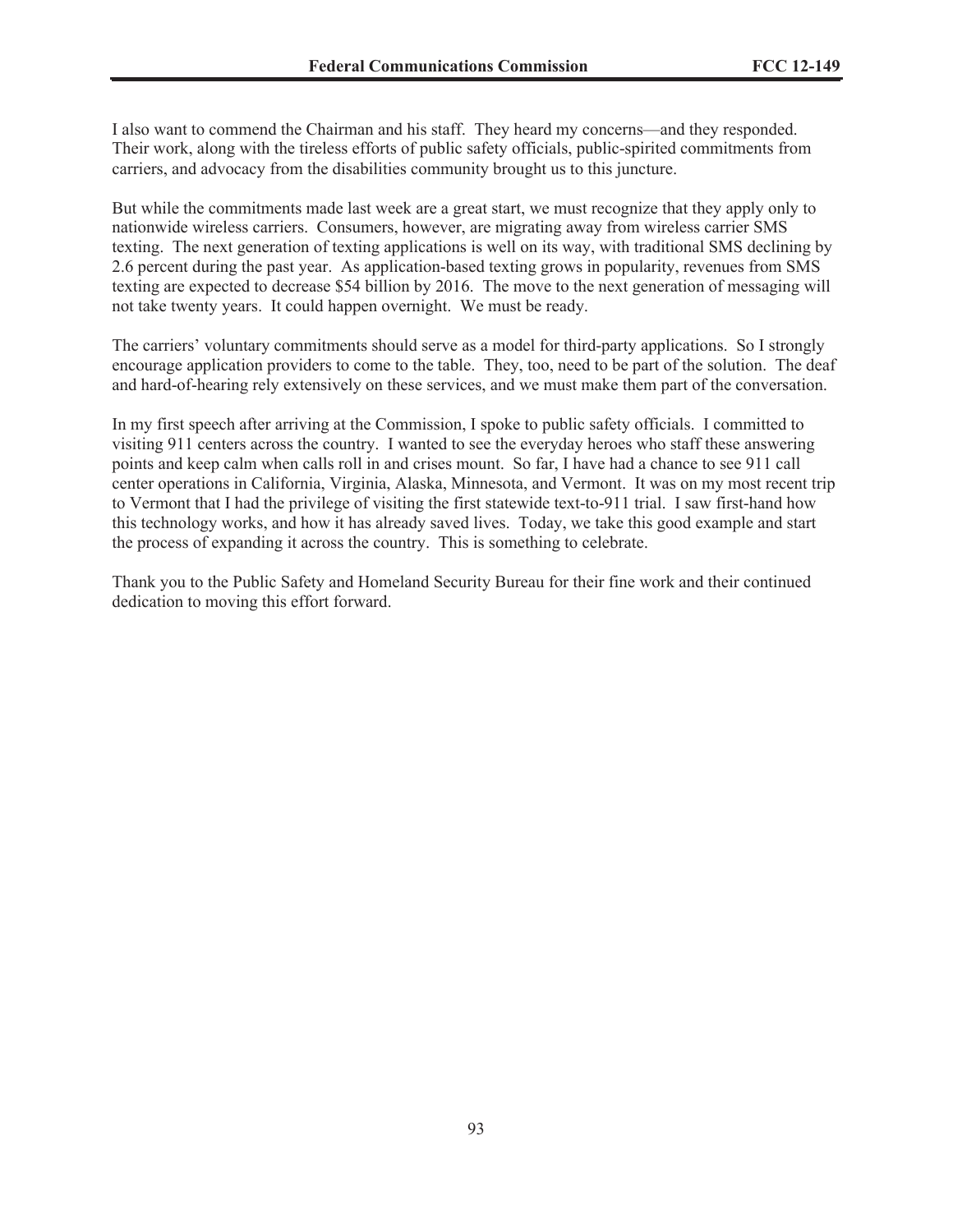I also want to commend the Chairman and his staff. They heard my concerns—and they responded. Their work, along with the tireless efforts of public safety officials, public-spirited commitments from carriers, and advocacy from the disabilities community brought us to this juncture.

But while the commitments made last week are a great start, we must recognize that they apply only to nationwide wireless carriers. Consumers, however, are migrating away from wireless carrier SMS texting. The next generation of texting applications is well on its way, with traditional SMS declining by 2.6 percent during the past year. As application-based texting grows in popularity, revenues from SMS texting are expected to decrease $54 billion by 2016. The move to the next generation of messaging will not take twenty years. It could happen overnight. We must be ready.

The carriers' voluntary commitments should serve as a model for third-party applications. So I strongly encourage application providers to come to the table. They, too, need to be part of the solution. The deaf and hard-of-hearing rely extensively on these services, and we must make them part of the conversation.

In my first speech after arriving at the Commission, I spoke to public safety officials. I committed to visiting 911 centers across the country. I wanted to see the everyday heroes who staff these answering points and keep calm when calls roll in and crises mount. So far, I have had a chance to see 911 call center operations in California, Virginia, Alaska, Minnesota, and Vermont. It was on my most recent trip to Vermont that I had the privilege of visiting the first statewide text-to-911 trial. I saw first-hand how this technology works, and how it has already saved lives. Today, we take this good example and start the process of expanding it across the country. This is something to celebrate.

Thank you to the Public Safety and Homeland Security Bureau for their fine work and their continued dedication to moving this effort forward.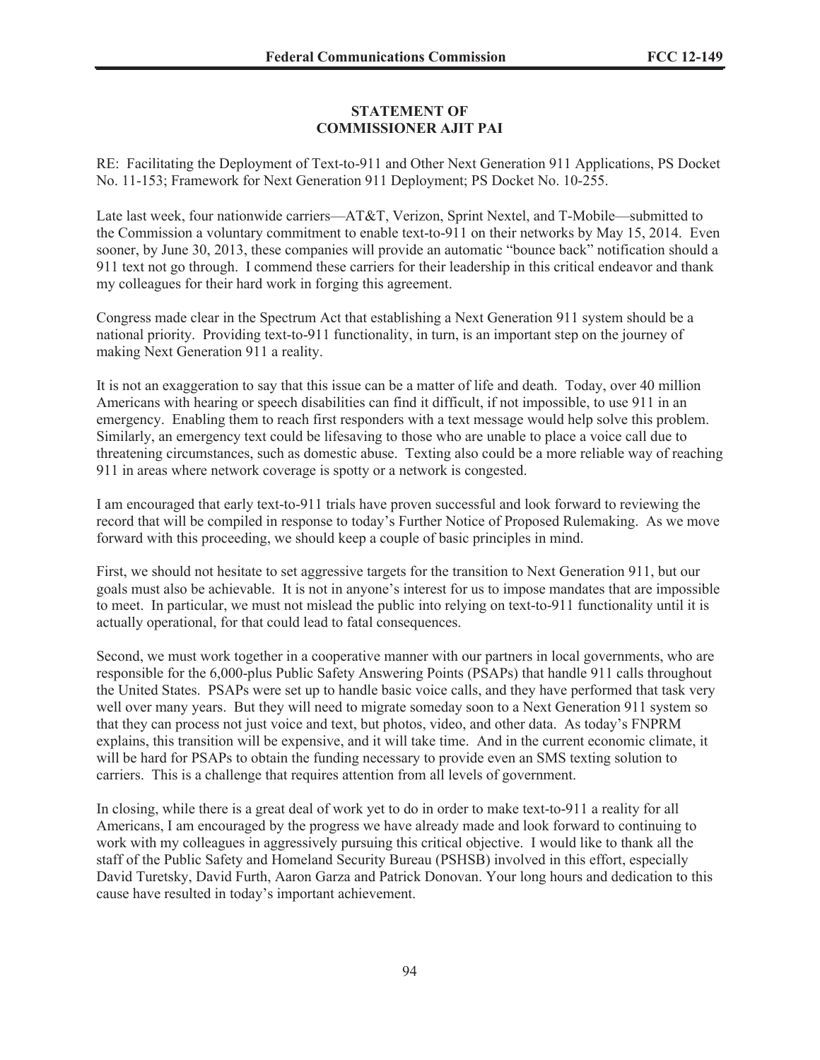## STATEMENT OF
## COMMISSIONER AJIT PAI

RE: Facilitating the Deployment of Text-to-911 and Other Next Generation 911 Applications, PS Docket No. 11-153; Framework for Next Generation 911 Deployment; PS Docket No. 10-255.

Late last week, four nationwide carriers—AT&T, Verizon, Sprint Nextel, and T-Mobile—submitted to the Commission a voluntary commitment to enable text-to-911 on their networks by May 15, 2014. Even sooner, by June 30, 2013, these companies will provide an automatic "bounce back" notification should a 911 text not go through. I commend these carriers for their leadership in this critical endeavor and thank my colleagues for their hard work in forging this agreement.

Congress made clear in the Spectrum Act that establishing a Next Generation 911 system should be a national priority. Providing text-to-911 functionality, in turn, is an important step on the journey of making Next Generation 911 a reality.

It is not an exaggeration to say that this issue can be a matter of life and death. Today, over 40 million Americans with hearing or speech disabilities can find it difficult, if not impossible, to use 911 in an emergency. Enabling them to reach first responders with a text message would help solve this problem. Similarly, an emergency text could be lifesaving to those who are unable to place a voice call due to threatening circumstances, such as domestic abuse. Texting also could be a more reliable way of reaching 911 in areas where network coverage is spotty or a network is congested.

I am encouraged that early text-to-911 trials have proven successful and look forward to reviewing the record that will be compiled in response to today's Further Notice of Proposed Rulemaking. As we move forward with this proceeding, we should keep a couple of basic principles in mind.

First, we should not hesitate to set aggressive targets for the transition to Next Generation 911, but our goals must also be achievable. It is not in anyone's interest for us to impose mandates that are impossible to meet. In particular, we must not mislead the public into relying on text-to-911 functionality until it is actually operational, for that could lead to fatal consequences.

Second, we must work together in a cooperative manner with our partners in local governments, who are responsible for the 6,000-plus Public Safety Answering Points (PSAPs) that handle 911 calls throughout the United States. PSAPs were set up to handle basic voice calls, and they have performed that task very well over many years. But they will need to migrate someday soon to a Next Generation 911 system so that they can process not just voice and text, but photos, video, and other data. As today's FNPRM explains, this transition will be expensive, and it will take time. And in the current economic climate, it will be hard for PSAPs to obtain the funding necessary to provide even an SMS texting solution to carriers. This is a challenge that requires attention from all levels of government.

In closing, while there is a great deal of work yet to do in order to make text-to-911 a reality for all Americans, I am encouraged by the progress we have already made and look forward to continuing to work with my colleagues in aggressively pursuing this critical objective. I would like to thank all the staff of the Public Safety and Homeland Security Bureau (PSHSB) involved in this effort, especially David Turetsky, David Furth, Aaron Garza and Patrick Donovan. Your long hours and dedication to this cause have resulted in today's important achievement.